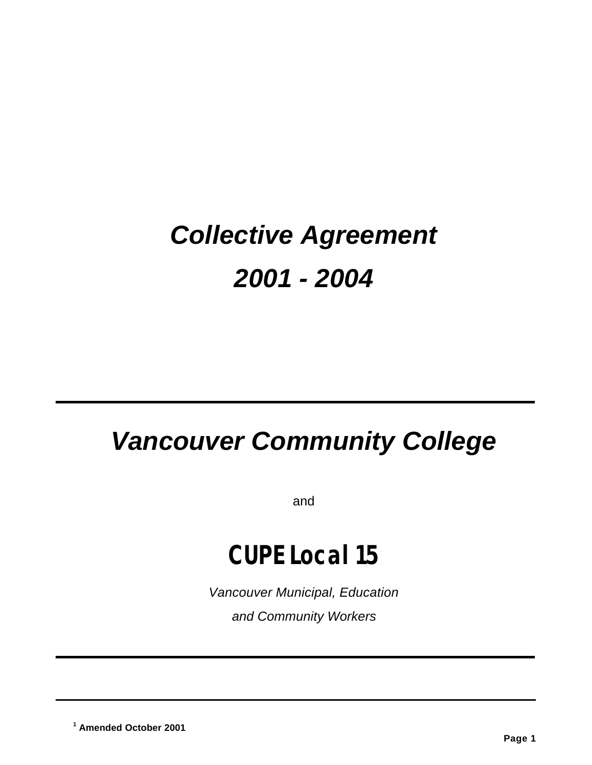# *Collective Agreement*

# *2001 - 2004*

---

# *Vancouver Community College*

and

# CUPE Local 15

*Vancouver Municipal, Education*

*and Community Workers*

---

---

[1] **Amended October 2001**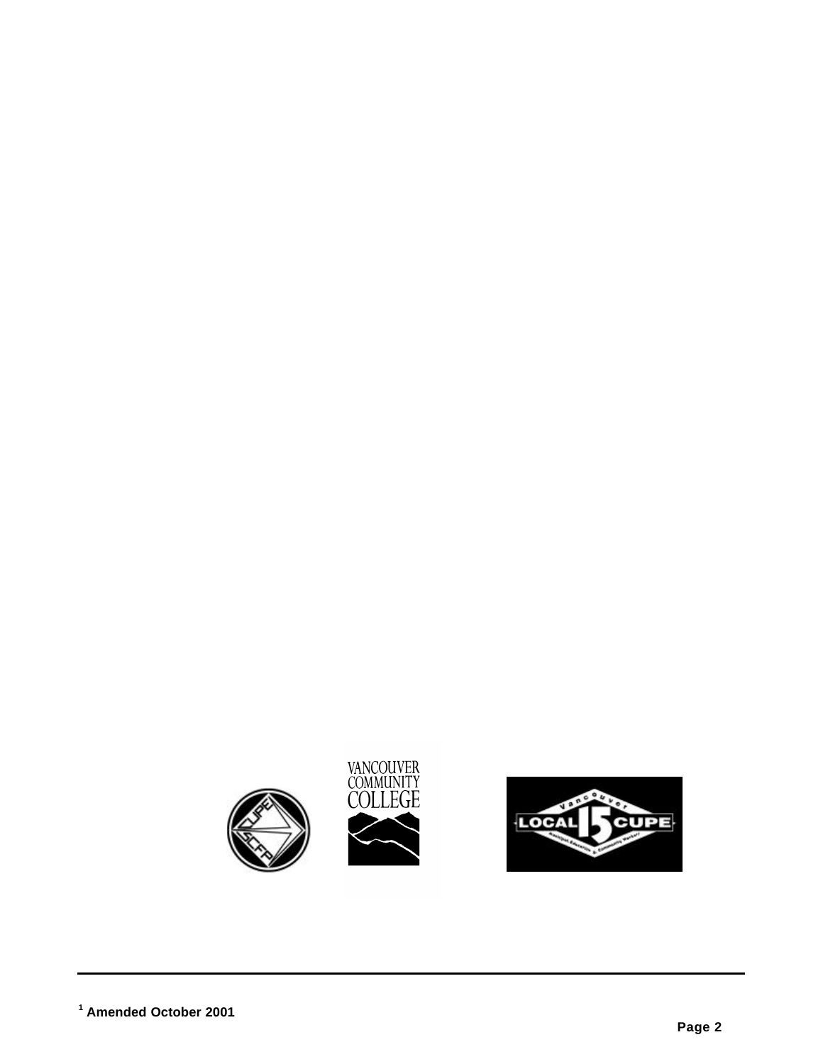[1] Amended October 2001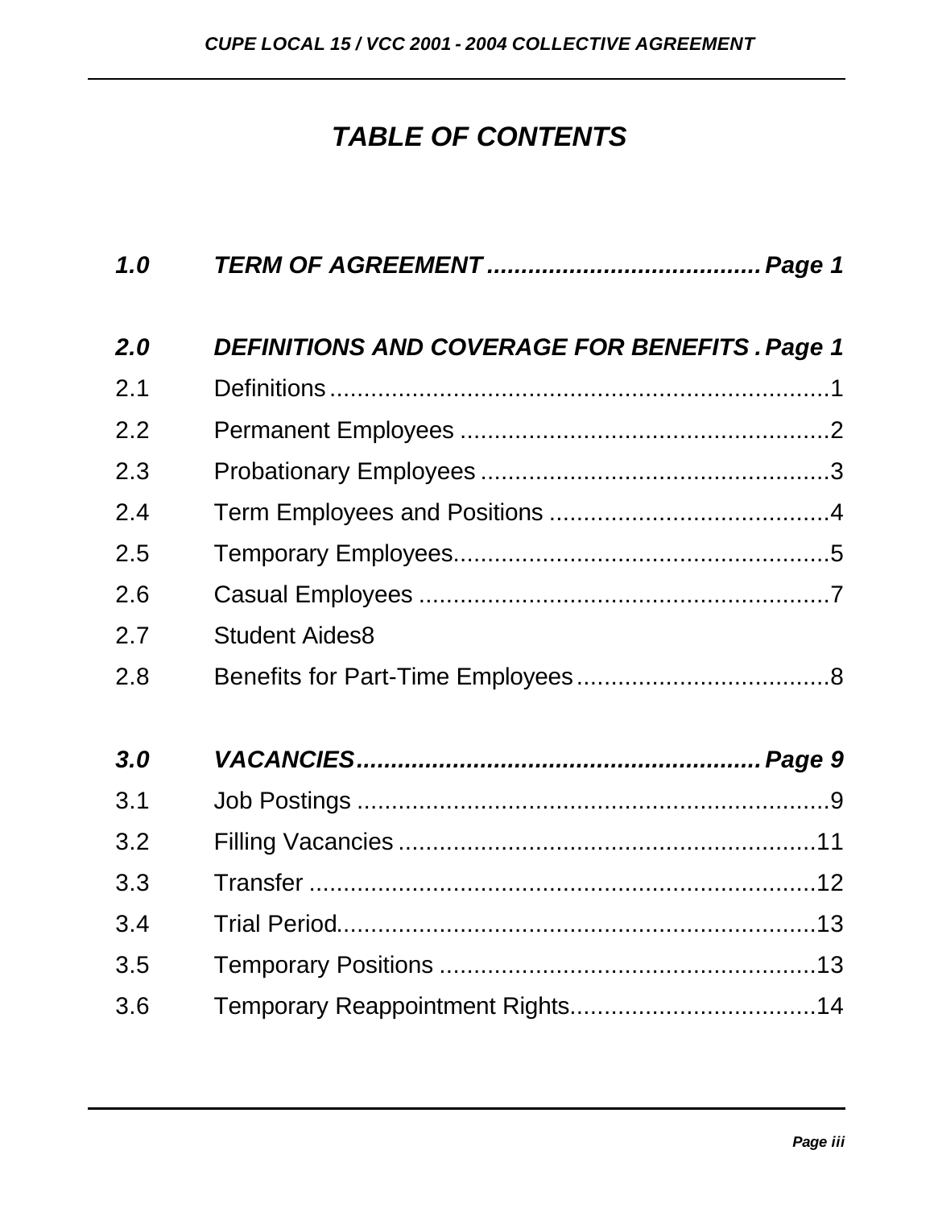# *TABLE OF CONTENTS*

***1.0 TERM OF AGREEMENT ....................................... Page 1***

***2.0 DEFINITIONS AND COVERAGE FOR BENEFITS . Page 1***

2.1 Definitions..........................................................................1

2.2 Permanent Employees ......................................................2

2.3 Probationary Employees ....................................................3

2.4 Term Employees and Positions ..........................................4

2.5 Temporary Employees.......................................................5

2.6 Casual Employees .............................................................7

2.7 Student Aides8

2.8 Benefits for Part-Time Employees.....................................8

***3.0 VACANCIES.......................................................... Page 9***

3.1 Job Postings ......................................................................9

3.2 Filling Vacancies ..............................................................11

3.3 Transfer ...........................................................................12

3.4 Trial Period.......................................................................13

3.5 Temporary Positions ........................................................13

3.6 Temporary Reappointment Rights....................................14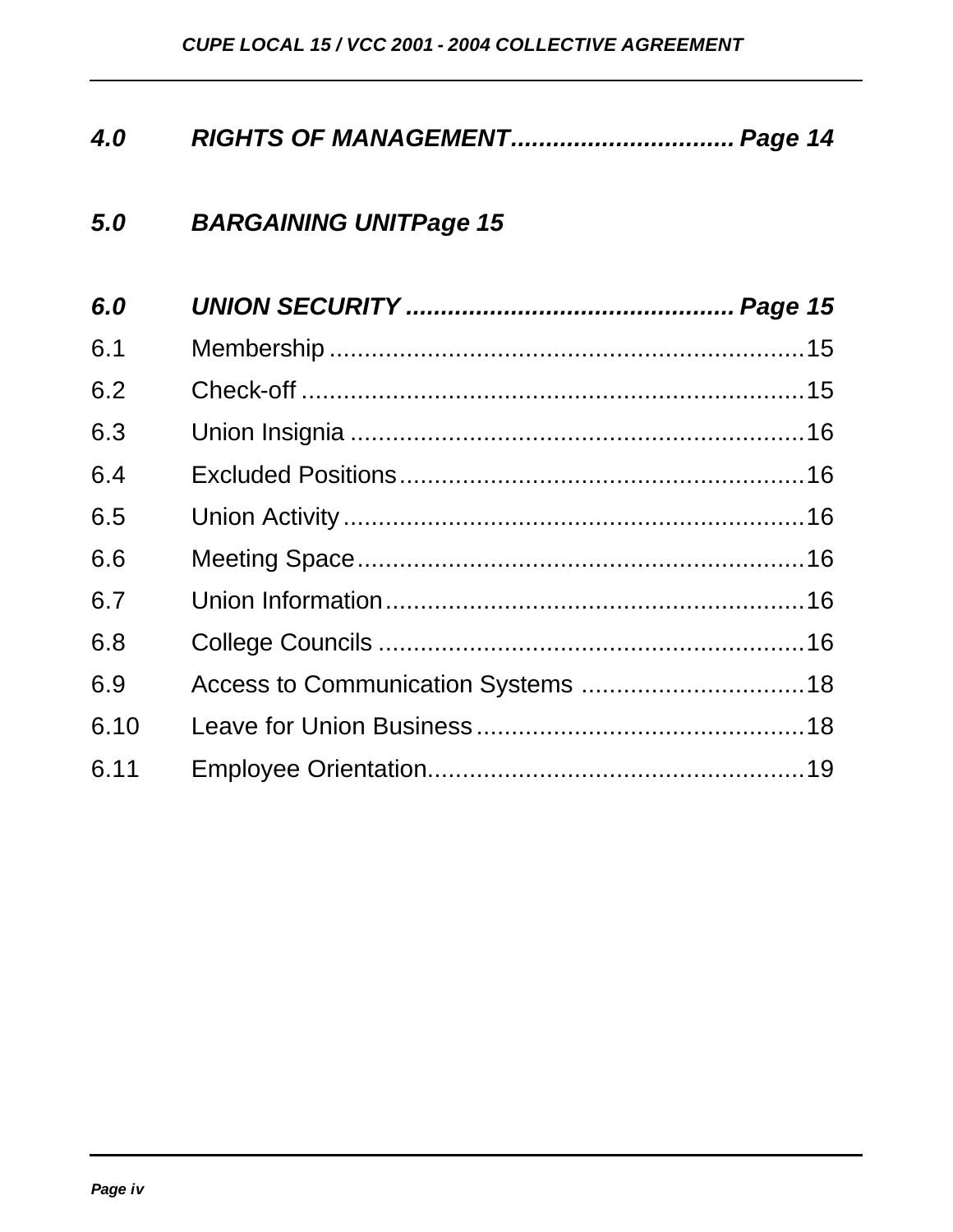***4.0 RIGHTS OF MANAGEMENT................................ Page 14***

***5.0 BARGAINING UNITPage 15***

***6.0 UNION SECURITY .............................................. Page 15***

6.1 Membership ....................................................................15

6.2 Check-off ........................................................................15

6.3 Union Insignia .................................................................16

6.4 Excluded Positions..........................................................16

6.5 Union Activity ..................................................................16

6.6 Meeting Space................................................................16

6.7 Union Information............................................................16

6.8 College Councils .............................................................16

6.9 Access to Communication Systems ................................18

6.10 Leave for Union Business ...............................................18

6.11 Employee Orientation......................................................19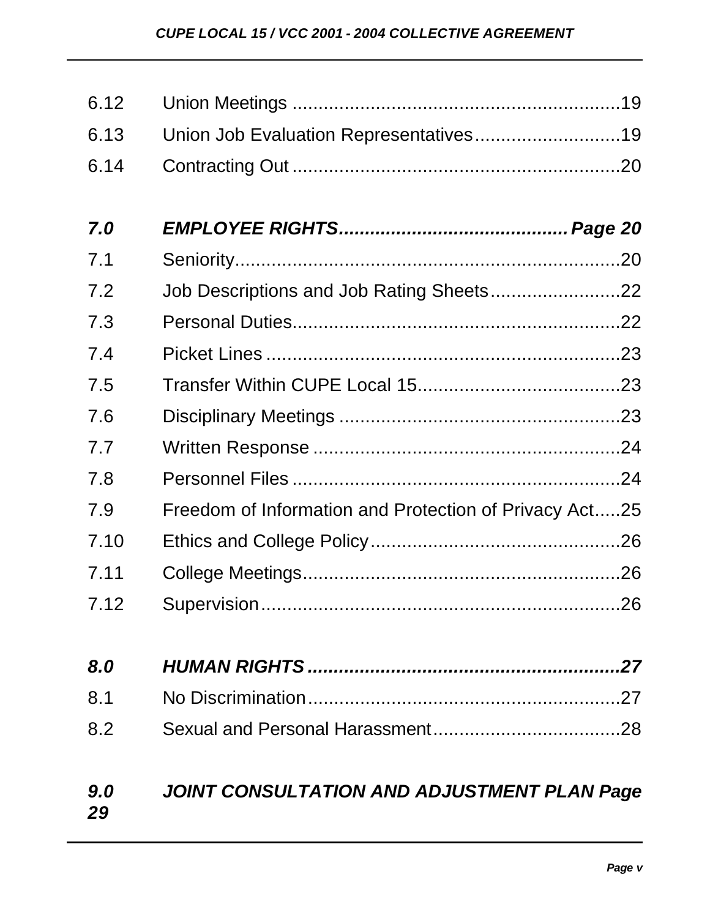6.12 Union Meetings ....................................................................19

6.13 Union Job Evaluation Representatives...............................19

6.14 Contracting Out ....................................................................20

***7.0 EMPLOYEE RIGHTS............................................Page 20***

7.1 Seniority...................................................................................20

7.2 Job Descriptions and Job Rating Sheets.........................22

7.3 Personal Duties.....................................................................22

7.4 Picket Lines ...........................................................................23

7.5 Transfer Within CUPE Local 15.........................................23

7.6 Disciplinary Meetings .........................................................23

7.7 Written Response ................................................................24

7.8 Personnel Files ....................................................................24

7.9 Freedom of Information and Protection of Privacy Act.....25

7.10 Ethics and College Policy..................................................26

7.11 College Meetings..................................................................26

7.12 Supervision............................................................................26

***8.0 HUMAN RIGHTS ...................................................................27***

8.1 No Discrimination..................................................................27

8.2 Sexual and Personal Harassment.....................................28

***9.0 JOINT CONSULTATION AND ADJUSTMENT PLAN Page 29***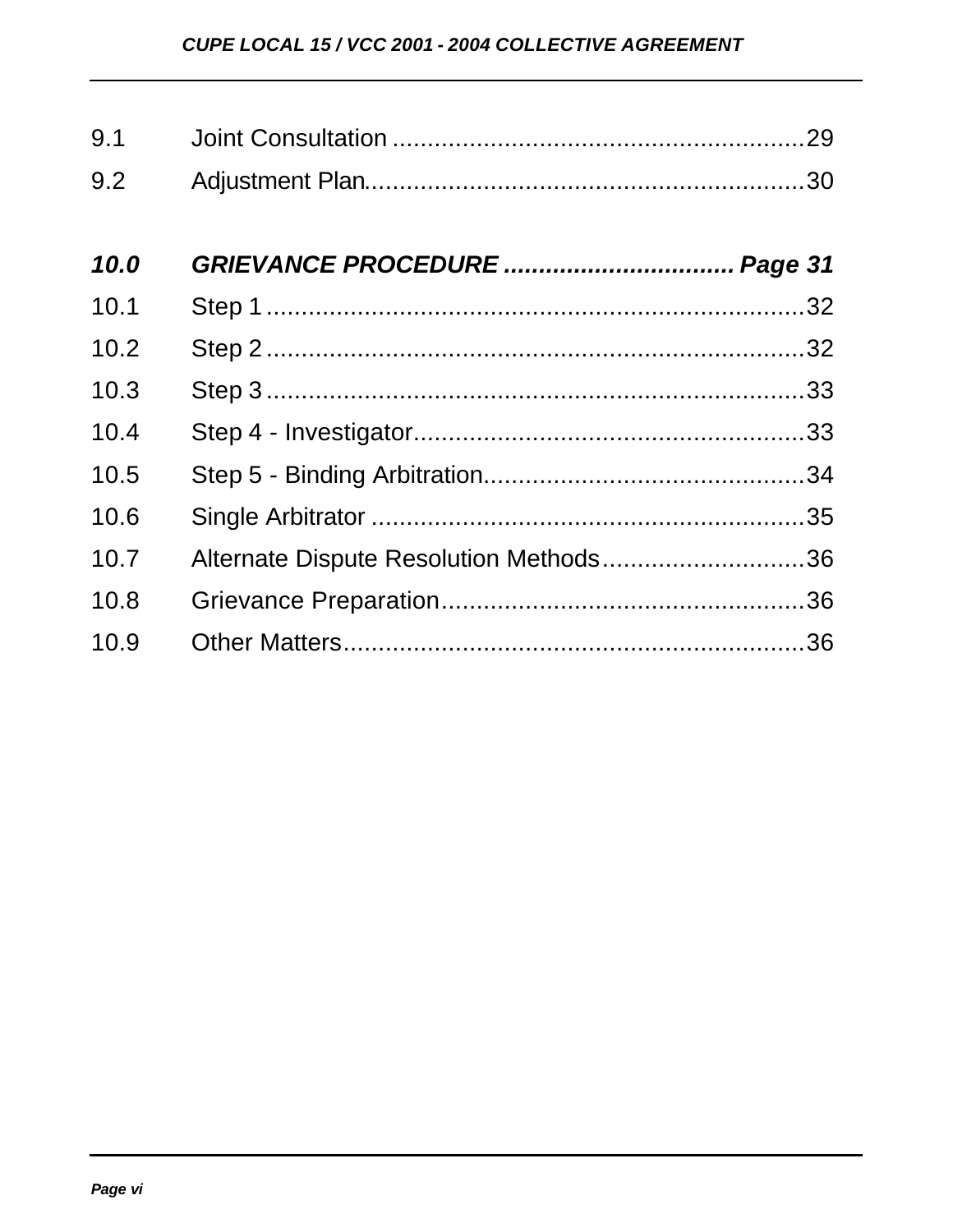| | | |
|---|---|---|
| 9.1 | Joint Consultation | 29 |
| 9.2 | Adjustment Plan | 30 |
| ***10.0*** | ***GRIEVANCE PROCEDURE*** | ***Page 31*** |
| 10.1 | Step 1 | 32 |
| 10.2 | Step 2 | 32 |
| 10.3 | Step 3 | 33 |
| 10.4 | Step 4 - Investigator | 33 |
| 10.5 | Step 5 - Binding Arbitration | 34 |
| 10.6 | Single Arbitrator | 35 |
| 10.7 | Alternate Dispute Resolution Methods | 36 |
| 10.8 | Grievance Preparation | 36 |
| 10.9 | Other Matters | 36 |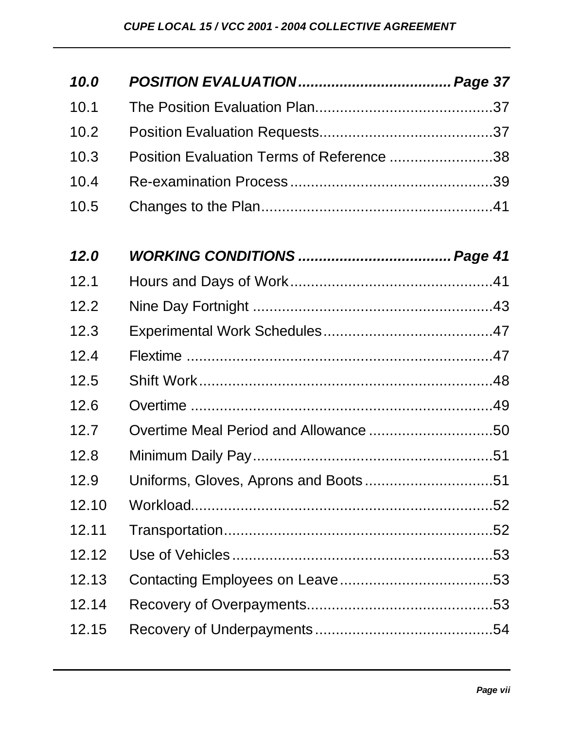| | | |
|---|---|---|
| ***10.0*** | ***POSITION EVALUATION*** | ***Page 37*** |
| 10.1 | The Position Evaluation Plan | 37 |
| 10.2 | Position Evaluation Requests | 37 |
| 10.3 | Position Evaluation Terms of Reference | 38 |
| 10.4 | Re-examination Process | 39 |
| 10.5 | Changes to the Plan | 41 |
| ***12.0*** | ***WORKING CONDITIONS*** | ***Page 41*** |
| 12.1 | Hours and Days of Work | 41 |
| 12.2 | Nine Day Fortnight | 43 |
| 12.3 | Experimental Work Schedules | 47 |
| 12.4 | Flextime | 47 |
| 12.5 | Shift Work | 48 |
| 12.6 | Overtime | 49 |
| 12.7 | Overtime Meal Period and Allowance | 50 |
| 12.8 | Minimum Daily Pay | 51 |
| 12.9 | Uniforms, Gloves, Aprons and Boots | 51 |
| 12.10 | Workload | 52 |
| 12.11 | Transportation | 52 |
| 12.12 | Use of Vehicles | 53 |
| 12.13 | Contacting Employees on Leave | 53 |
| 12.14 | Recovery of Overpayments | 53 |
| 12.15 | Recovery of Underpayments | 54 |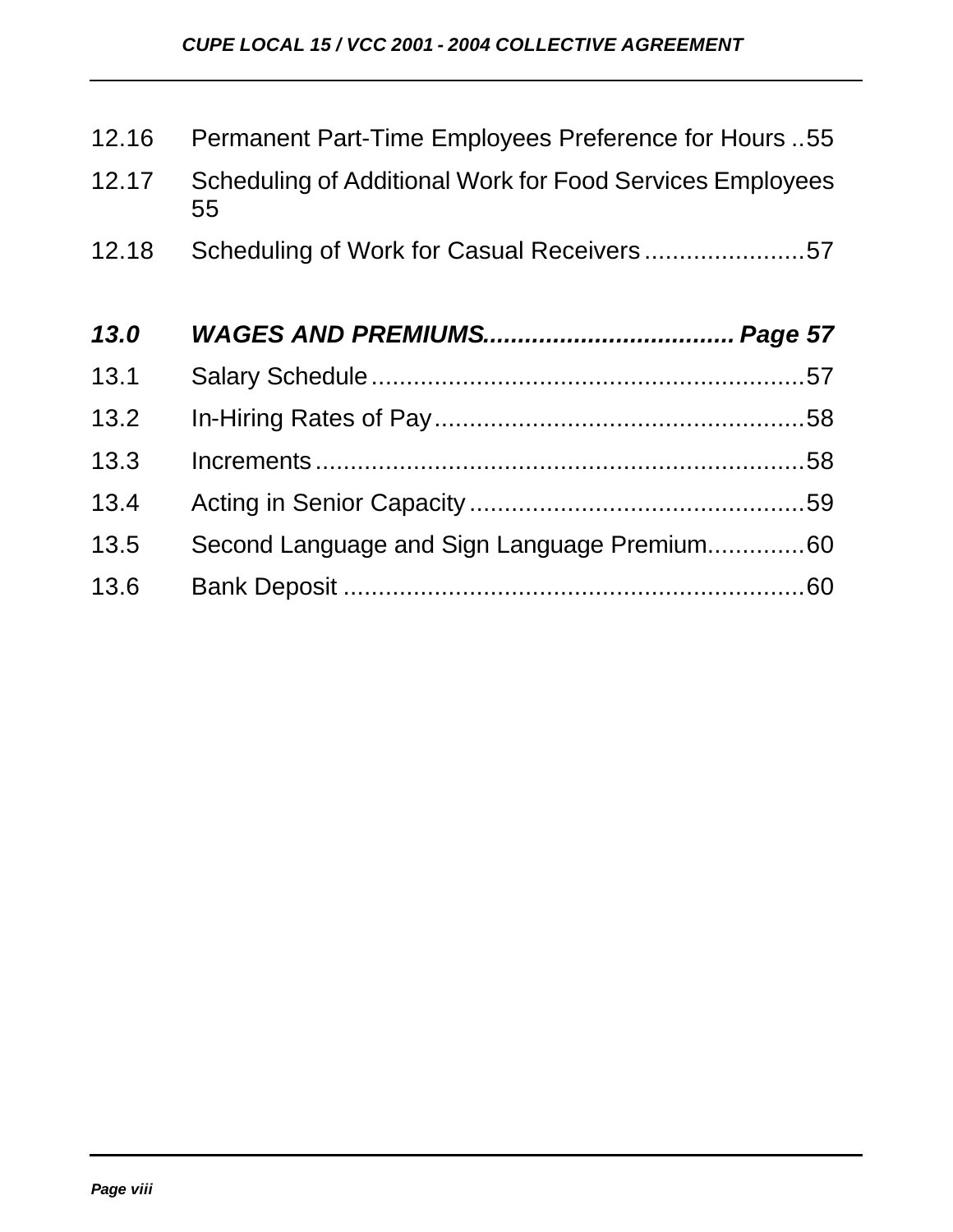| | | |
|---|---|---|
| 12.16 | Permanent Part-Time Employees Preference for Hours | 55 |
| 12.17 | Scheduling of Additional Work for Food Services Employees | 55 |
| 12.18 | Scheduling of Work for Casual Receivers | 57 |
| ***13.0*** | ***WAGES AND PREMIUMS*** | ***Page 57*** |
| 13.1 | Salary Schedule | 57 |
| 13.2 | In-Hiring Rates of Pay | 58 |
| 13.3 | Increments | 58 |
| 13.4 | Acting in Senior Capacity | 59 |
| 13.5 | Second Language and Sign Language Premium | 60 |
| 13.6 | Bank Deposit | 60 |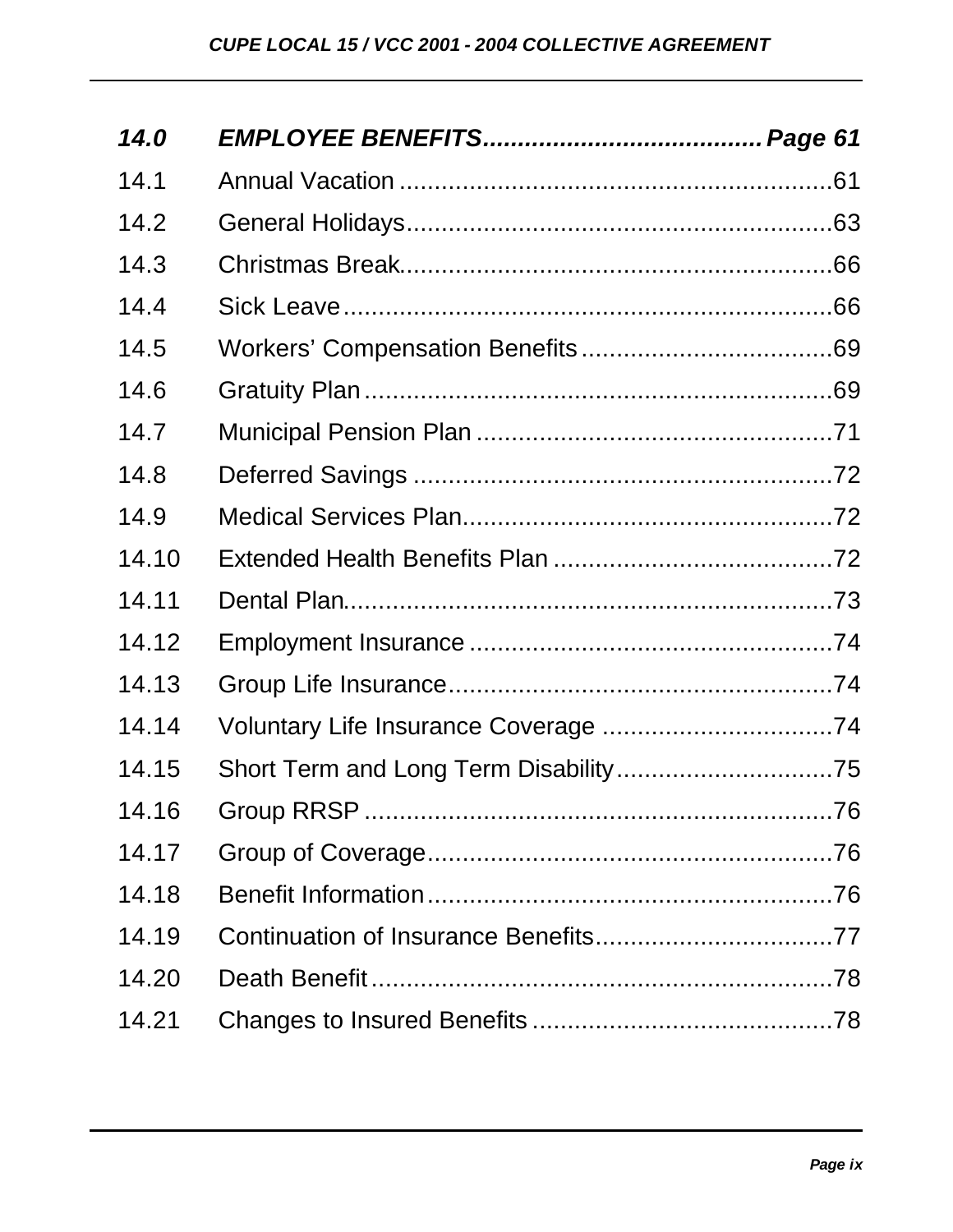| | | |
|---|---|---|
| ***14.0*** | ***EMPLOYEE BENEFITS*** | ***Page 61*** |
| 14.1 | Annual Vacation | 61 |
| 14.2 | General Holidays | 63 |
| 14.3 | Christmas Break | 66 |
| 14.4 | Sick Leave | 66 |
| 14.5 | Workers' Compensation Benefits | 69 |
| 14.6 | Gratuity Plan | 69 |
| 14.7 | Municipal Pension Plan | 71 |
| 14.8 | Deferred Savings | 72 |
| 14.9 | Medical Services Plan | 72 |
| 14.10 | Extended Health Benefits Plan | 72 |
| 14.11 | Dental Plan | 73 |
| 14.12 | Employment Insurance | 74 |
| 14.13 | Group Life Insurance | 74 |
| 14.14 | Voluntary Life Insurance Coverage | 74 |
| 14.15 | Short Term and Long Term Disability | 75 |
| 14.16 | Group RRSP | 76 |
| 14.17 | Group of Coverage | 76 |
| 14.18 | Benefit Information | 76 |
| 14.19 | Continuation of Insurance Benefits | 77 |
| 14.20 | Death Benefit | 78 |
| 14.21 | Changes to Insured Benefits | 78 |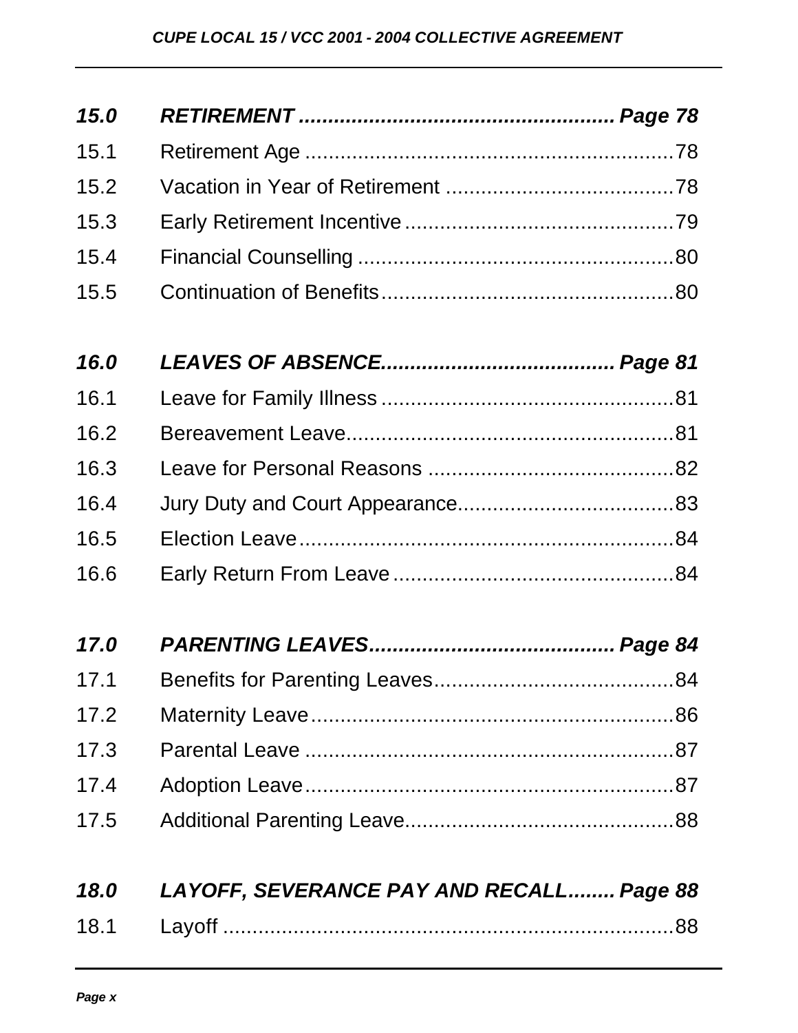| | | |
|---|---|---|
| ***15.0*** | ***RETIREMENT*** | ***Page 78*** |
| 15.1 | Retirement Age | 78 |
| 15.2 | Vacation in Year of Retirement | 78 |
| 15.3 | Early Retirement Incentive | 79 |
| 15.4 | Financial Counselling | 80 |
| 15.5 | Continuation of Benefits | 80 |
| ***16.0*** | ***LEAVES OF ABSENCE*** | ***Page 81*** |
| 16.1 | Leave for Family Illness | 81 |
| 16.2 | Bereavement Leave | 81 |
| 16.3 | Leave for Personal Reasons | 82 |
| 16.4 | Jury Duty and Court Appearance | 83 |
| 16.5 | Election Leave | 84 |
| 16.6 | Early Return From Leave | 84 |
| ***17.0*** | ***PARENTING LEAVES*** | ***Page 84*** |
| 17.1 | Benefits for Parenting Leaves | 84 |
| 17.2 | Maternity Leave | 86 |
| 17.3 | Parental Leave | 87 |
| 17.4 | Adoption Leave | 87 |
| 17.5 | Additional Parenting Leave | 88 |
| ***18.0*** | ***LAYOFF, SEVERANCE PAY AND RECALL*** | ***Page 88*** |
| 18.1 | Layoff | 88 |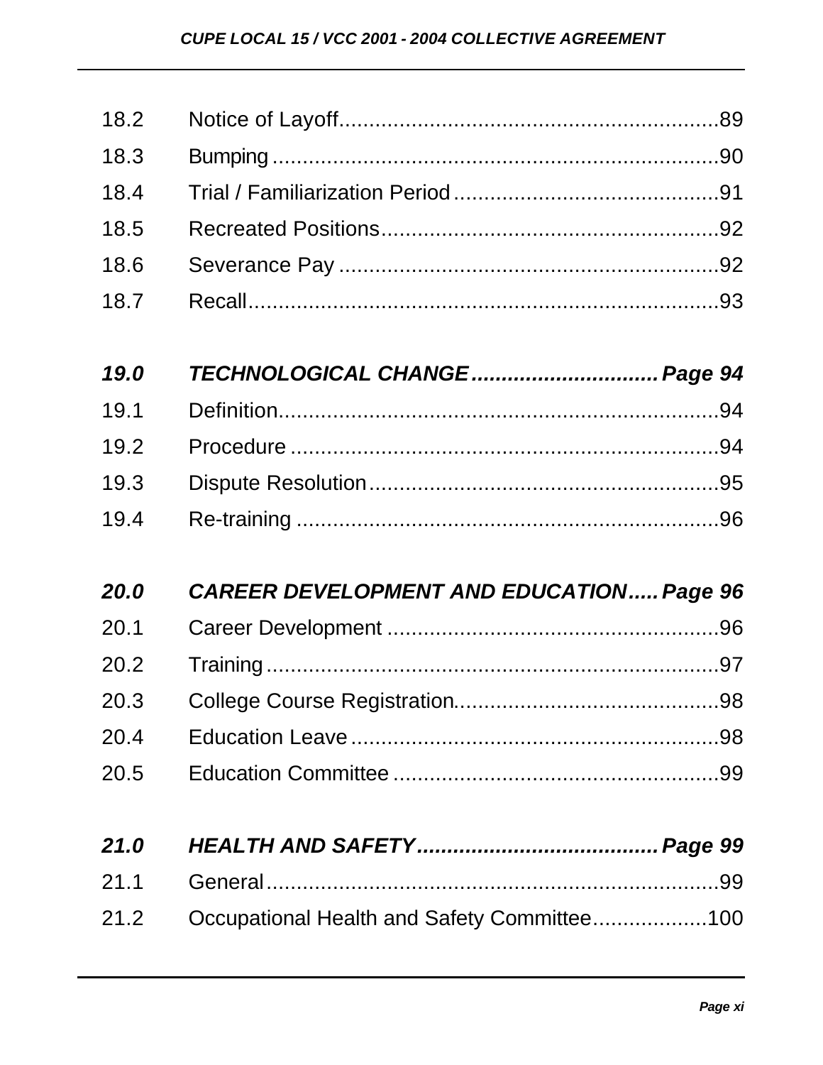18.2 Notice of Layoff............................................................89

18.3 Bumping........................................................................90

18.4 Trial / Familiarization Period...........................................91

18.5 Recreated Positions.......................................................92

18.6 Severance Pay..............................................................92

18.7 Recall...........................................................................93

***19.0 TECHNOLOGICAL CHANGE.............................Page 94***

19.1 Definition.......................................................................94

19.2 Procedure.....................................................................94

19.3 Dispute Resolution.........................................................95

19.4 Re-training....................................................................96

***20.0 CAREER DEVELOPMENT AND EDUCATION.....Page 96***

20.1 Career Development.......................................................96

20.2 Training........................................................................97

20.3 College Course Registration...........................................98

20.4 Education Leave............................................................98

20.5 Education Committee.....................................................99

***21.0 HEALTH AND SAFETY......................................Page 99***

21.1 General........................................................................99

21.2 Occupational Health and Safety Committee..................100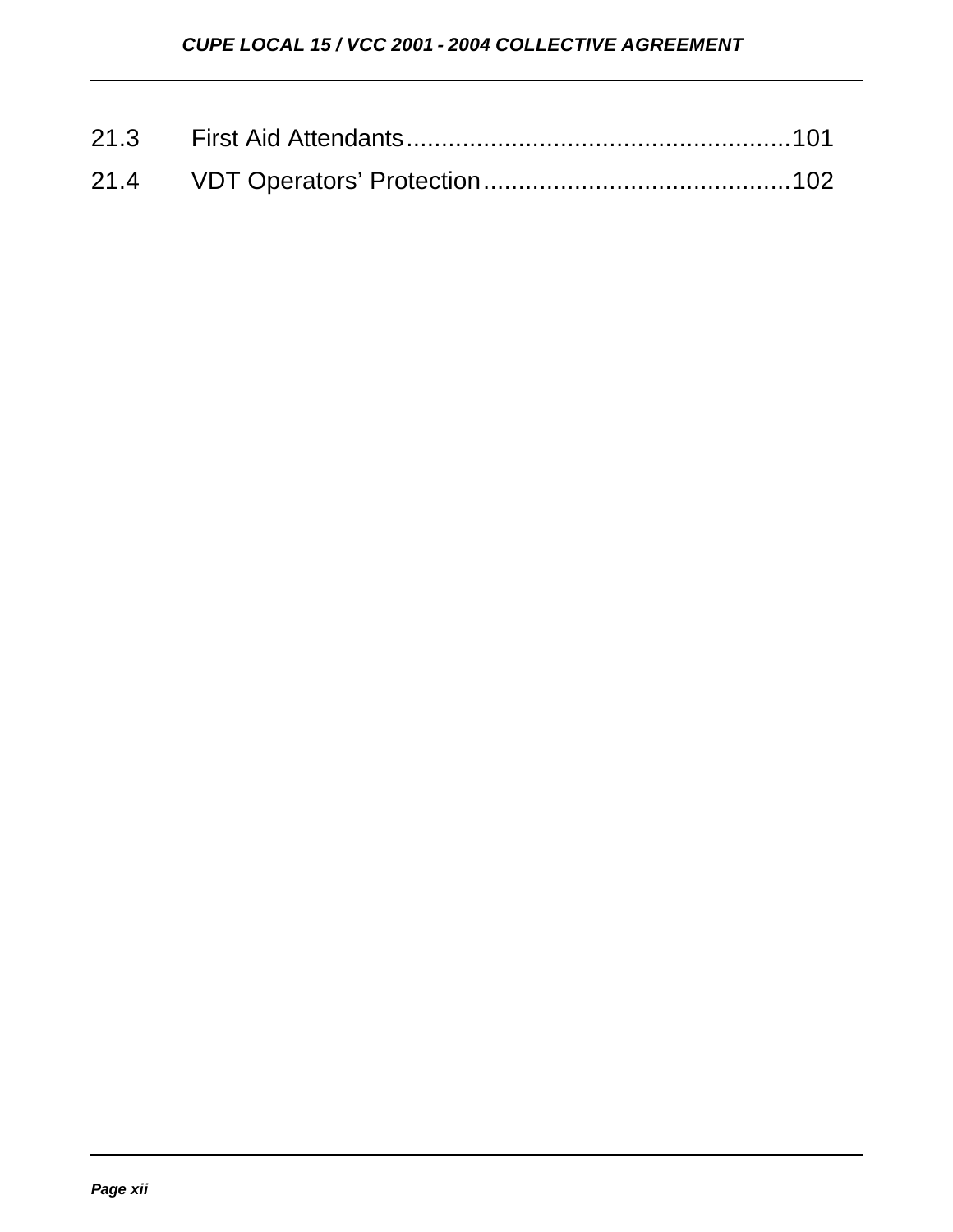21.3 First Aid Attendants......................................................101

21.4 VDT Operators' Protection............................................102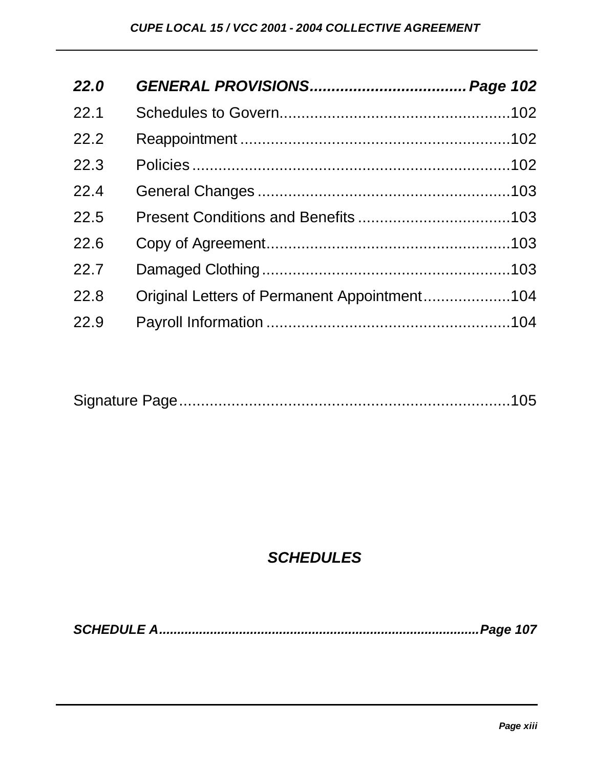| | | |
|---|---|---|
| ***22.0*** | ***GENERAL PROVISIONS*** | ***Page 102*** |
| 22.1 | Schedules to Govern | 102 |
| 22.2 | Reappointment | 102 |
| 22.3 | Policies | 102 |
| 22.4 | General Changes | 103 |
| 22.5 | Present Conditions and Benefits | 103 |
| 22.6 | Copy of Agreement | 103 |
| 22.7 | Damaged Clothing | 103 |
| 22.8 | Original Letters of Permanent Appointment | 104 |
| 22.9 | Payroll Information | 104 |

Signature Page ............................................................ 105

## *SCHEDULES*

***SCHEDULE A ....................................................... Page 107***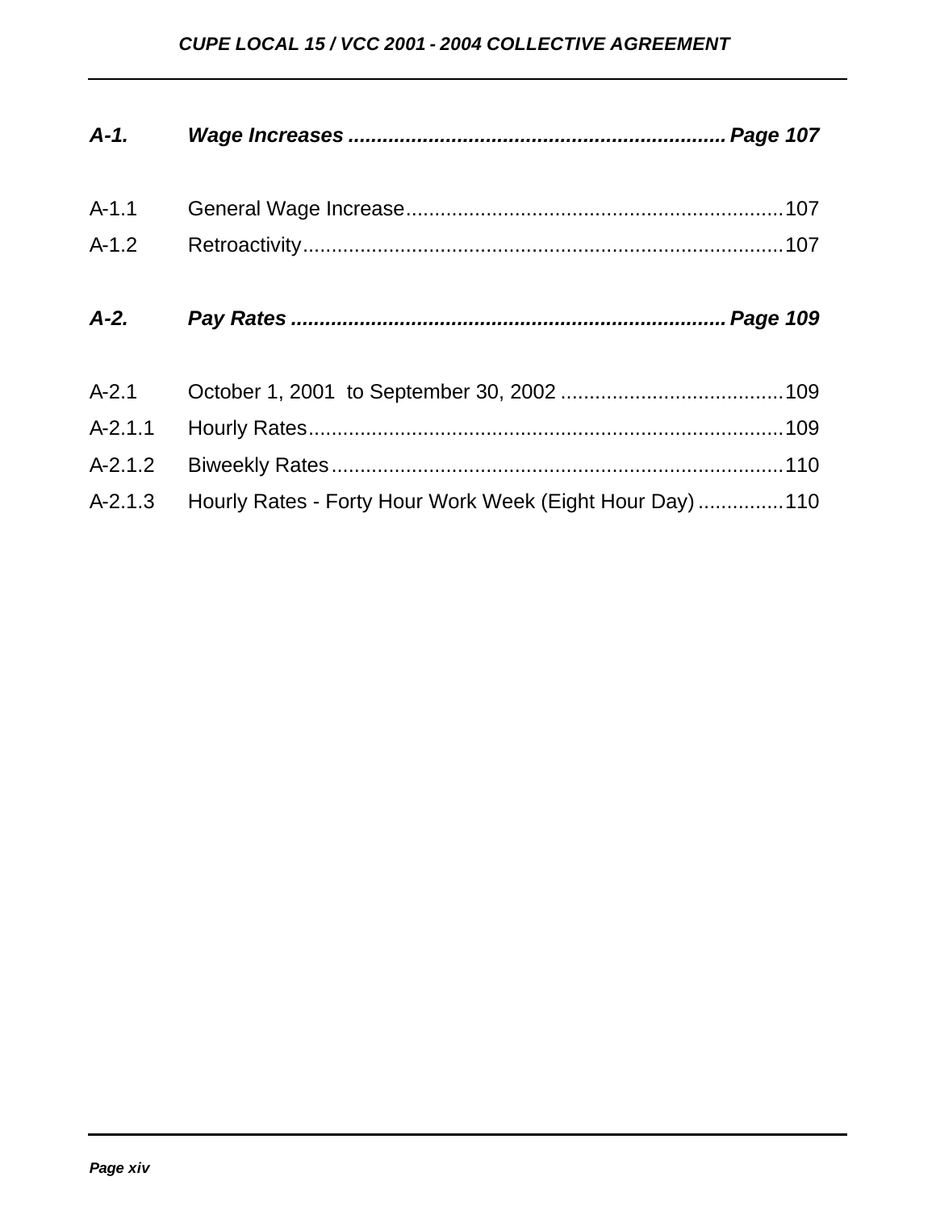***A-1. Wage Increases ................................................................ Page 107***

A-1.1 General Wage Increase..................................................................107

A-1.2 Retroactivity.....................................................................................107

***A-2. Pay Rates ........................................................................ Page 109***

A-2.1 October 1, 2001 to September 30, 2002 .......................................109

A-2.1.1 Hourly Rates...................................................................................109

A-2.1.2 Biweekly Rates................................................................................110

A-2.1.3 Hourly Rates - Forty Hour Work Week (Eight Hour Day) ...............110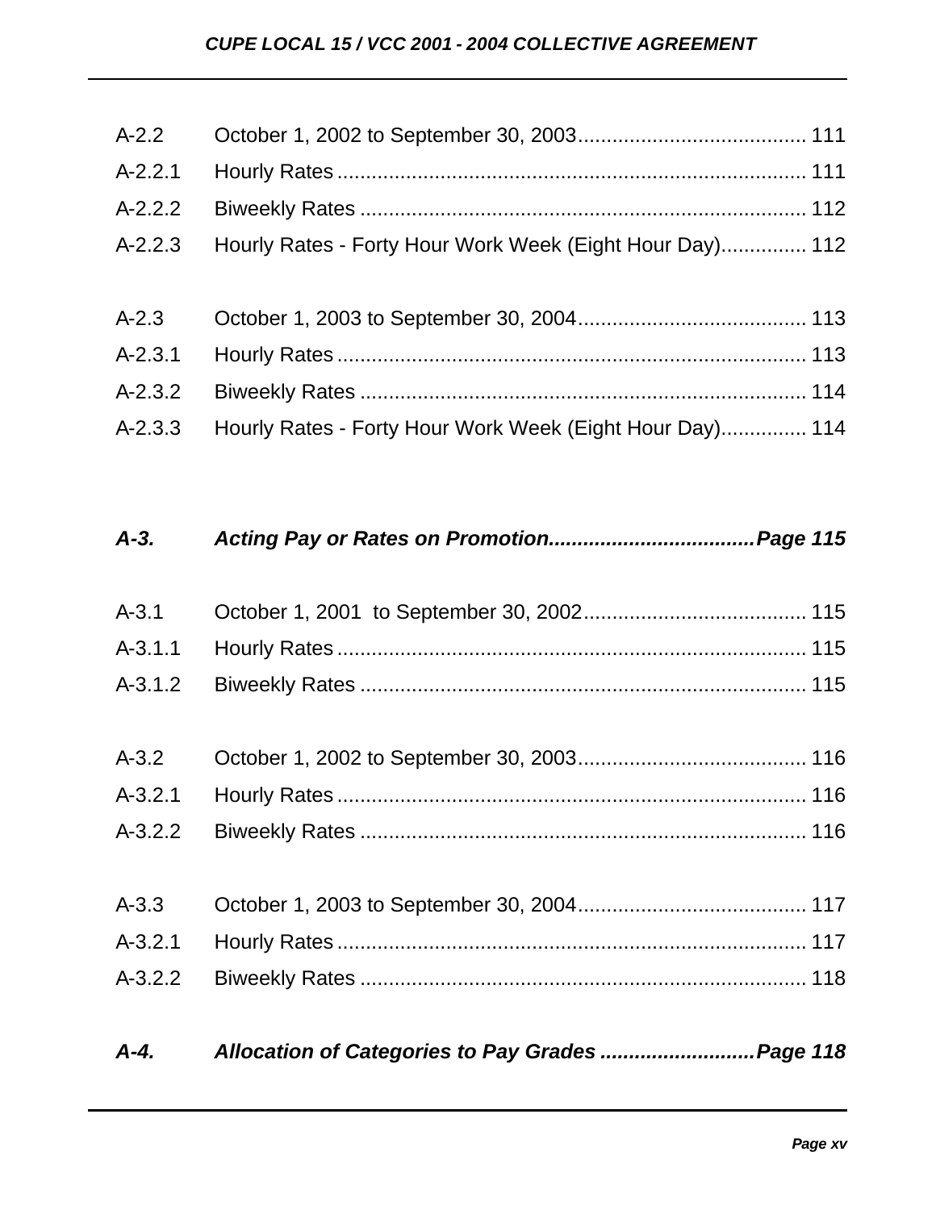A-2.2 October 1, 2002 to September 30, 2003 ........................................ 111

A-2.2.1 Hourly Rates ................................................................................ 111

A-2.2.2 Biweekly Rates ............................................................................. 112

A-2.2.3 Hourly Rates - Forty Hour Work Week (Eight Hour Day)............... 112

A-2.3 October 1, 2003 to September 30, 2004 ........................................ 113

A-2.3.1 Hourly Rates ................................................................................ 113

A-2.3.2 Biweekly Rates ............................................................................. 114

A-2.3.3 Hourly Rates - Forty Hour Work Week (Eight Hour Day)............... 114

***A-3. Acting Pay or Rates on Promotion...................................Page 115***

A-3.1 October 1, 2001 to September 30, 2002 ....................................... 115

A-3.1.1 Hourly Rates ................................................................................ 115

A-3.1.2 Biweekly Rates ............................................................................. 115

A-3.2 October 1, 2002 to September 30, 2003 ........................................ 116

A-3.2.1 Hourly Rates ................................................................................ 116

A-3.2.2 Biweekly Rates ............................................................................. 116

A-3.3 October 1, 2003 to September 30, 2004 ........................................ 117

A-3.2.1 Hourly Rates ................................................................................ 117

A-3.2.2 Biweekly Rates ............................................................................. 118

***A-4. Allocation of Categories to Pay Grades ..........................Page 118***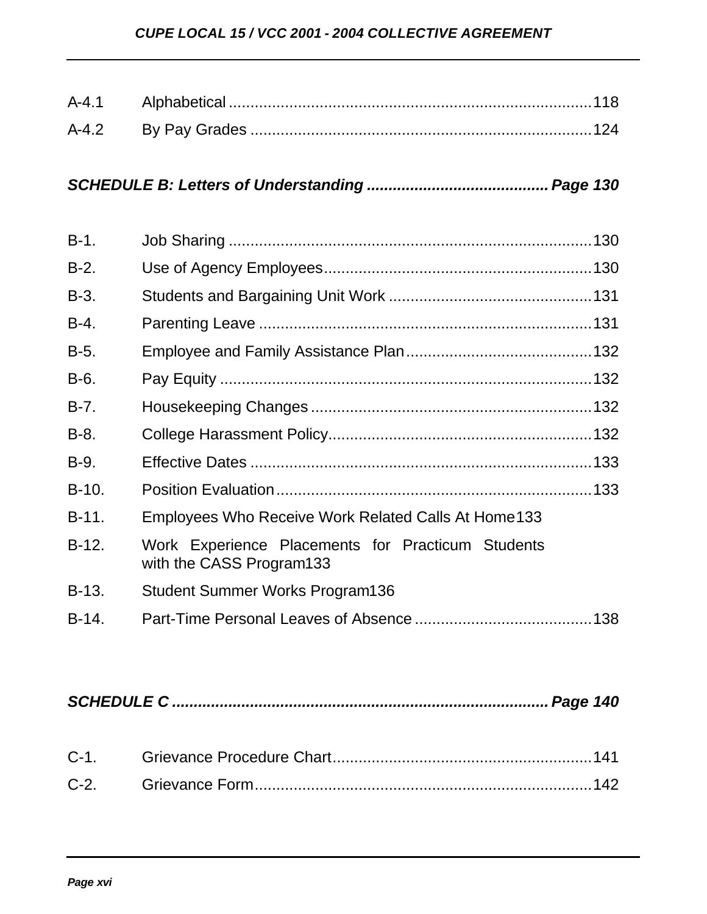A-4.1 Alphabetical .................................................................................... 118

A-4.2 By Pay Grades ............................................................................... 124

***SCHEDULE B: Letters of Understanding ......................................... Page 130***

B-1. Job Sharing .................................................................................... 130

B-2. Use of Agency Employees.............................................................. 130

B-3. Students and Bargaining Unit Work ............................................... 131

B-4. Parenting Leave ............................................................................. 131

B-5. Employee and Family Assistance Plan........................................... 132

B-6. Pay Equity ...................................................................................... 132

B-7. Housekeeping Changes ................................................................. 132

B-8. College Harassment Policy............................................................. 132

B-9. Effective Dates ............................................................................... 133

B-10. Position Evaluation ......................................................................... 133

B-11. Employees Who Receive Work Related Calls At Home133

B-12. Work Experience Placements for Practicum Students with the CASS Program133

B-13. Student Summer Works Program136

B-14. Part-Time Personal Leaves of Absence ......................................... 138

***SCHEDULE C ..................................................................................... Page 140***

C-1. Grievance Procedure Chart............................................................ 141

C-2. Grievance Form.............................................................................. 142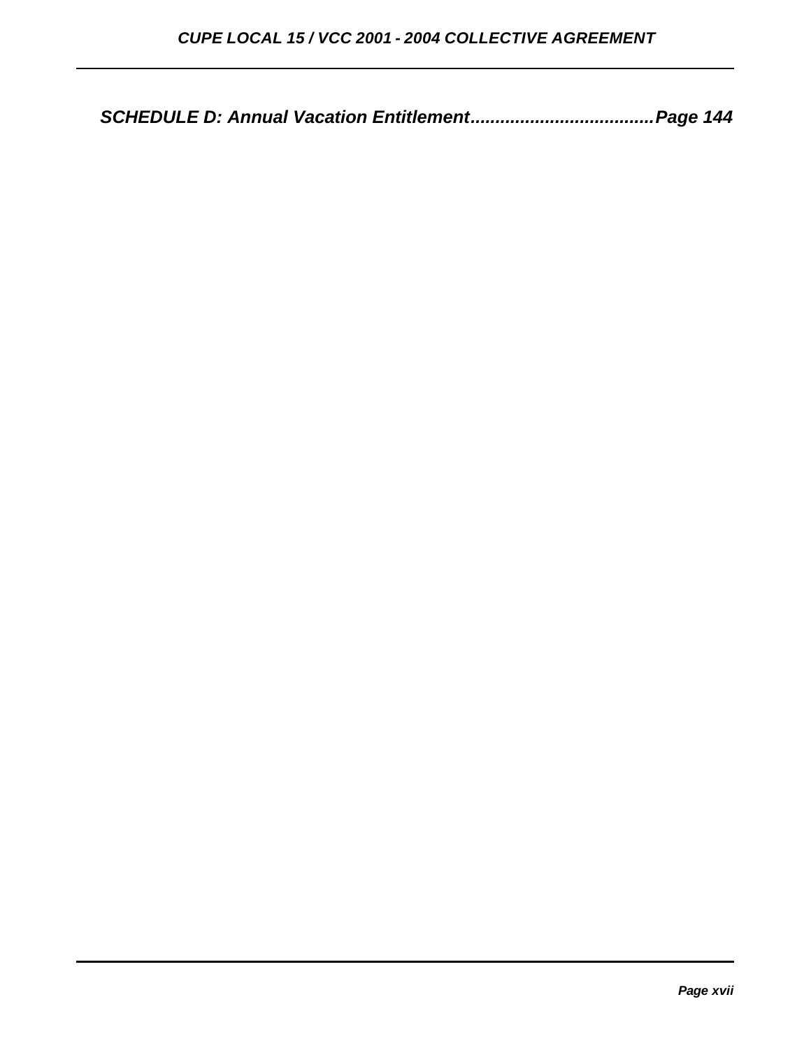***SCHEDULE D: Annual Vacation Entitlement.....................................Page 144***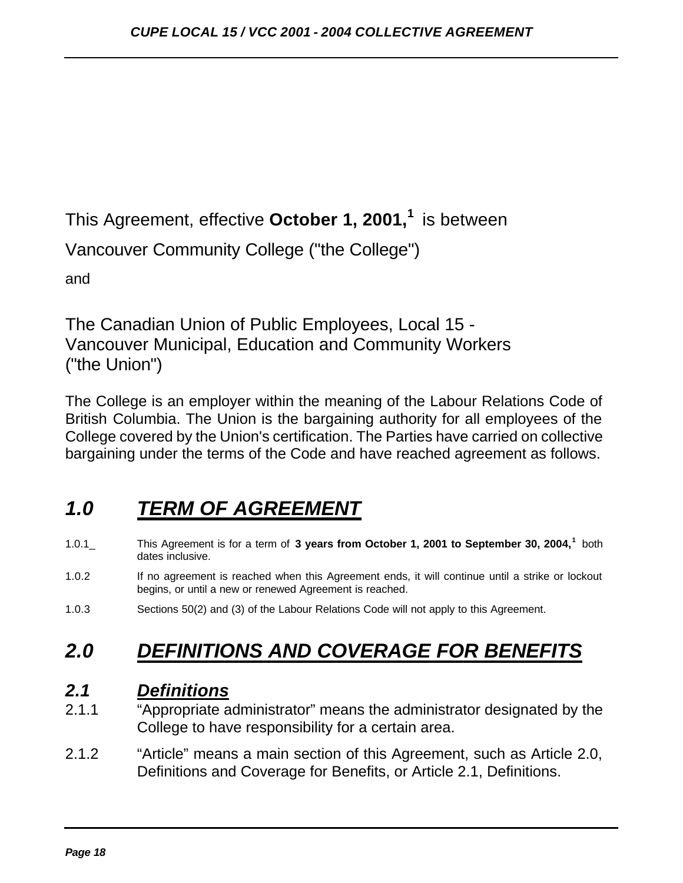This Agreement, effective **October 1, 2001,**[1] is between

Vancouver Community College ("the College")

and

The Canadian Union of Public Employees, Local 15 -
Vancouver Municipal, Education and Community Workers
("the Union")

The College is an employer within the meaning of the Labour Relations Code of British Columbia. The Union is the bargaining authority for all employees of the College covered by the Union's certification. The Parties have carried on collective bargaining under the terms of the Code and have reached agreement as follows.

# *1.0 TERM OF AGREEMENT*

1.0.1_ This Agreement is for a term of **3 years from October 1, 2001 to September 30, 2004,**[1] both dates inclusive.

1.0.2 If no agreement is reached when this Agreement ends, it will continue until a strike or lockout begins, or until a new or renewed Agreement is reached.

1.0.3 Sections 50(2) and (3) of the Labour Relations Code will not apply to this Agreement.

# *2.0 DEFINITIONS AND COVERAGE FOR BENEFITS*

## *2.1 Definitions*

2.1.1 “Appropriate administrator” means the administrator designated by the College to have responsibility for a certain area.

2.1.2 “Article” means a main section of this Agreement, such as Article 2.0, Definitions and Coverage for Benefits, or Article 2.1, Definitions.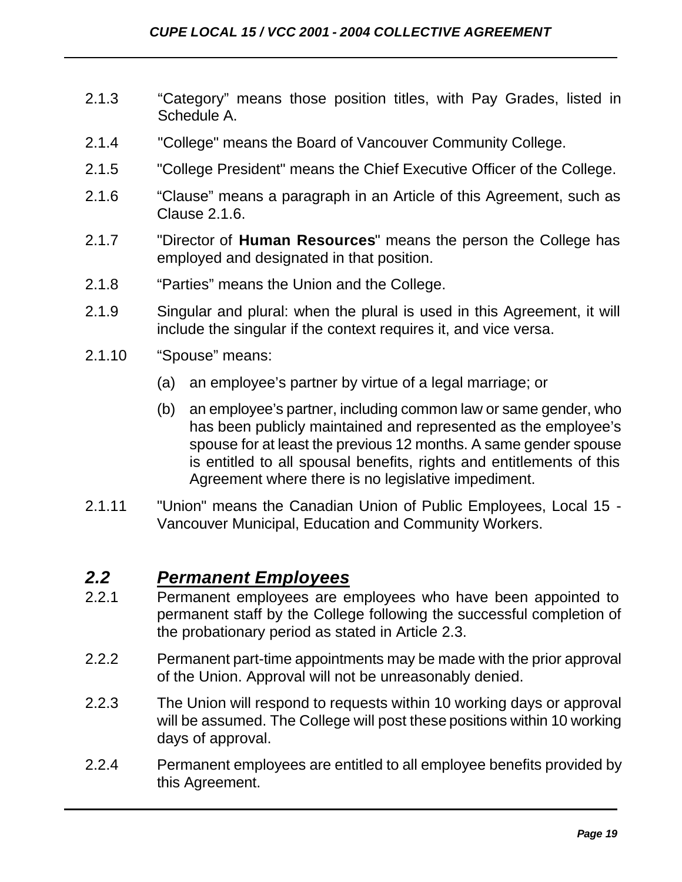2.1.3 “Category” means those position titles, with Pay Grades, listed in Schedule A.

2.1.4 "College" means the Board of Vancouver Community College.

2.1.5 "College President" means the Chief Executive Officer of the College.

2.1.6 “Clause” means a paragraph in an Article of this Agreement, such as Clause 2.1.6.

2.1.7 "Director of **Human Resources**" means the person the College has employed and designated in that position.

2.1.8 “Parties” means the Union and the College.

2.1.9 Singular and plural: when the plural is used in this Agreement, it will include the singular if the context requires it, and vice versa.

2.1.10 “Spouse” means:

(a) an employee’s partner by virtue of a legal marriage; or

(b) an employee’s partner, including common law or same gender, who has been publicly maintained and represented as the employee’s spouse for at least the previous 12 months. A same gender spouse is entitled to all spousal benefits, rights and entitlements of this Agreement where there is no legislative impediment.

2.1.11 "Union" means the Canadian Union of Public Employees, Local 15 - Vancouver Municipal, Education and Community Workers.

## *2.2 Permanent Employees*

2.2.1 Permanent employees are employees who have been appointed to permanent staff by the College following the successful completion of the probationary period as stated in Article 2.3.

2.2.2 Permanent part-time appointments may be made with the prior approval of the Union. Approval will not be unreasonably denied.

2.2.3 The Union will respond to requests within 10 working days or approval will be assumed. The College will post these positions within 10 working days of approval.

2.2.4 Permanent employees are entitled to all employee benefits provided by this Agreement.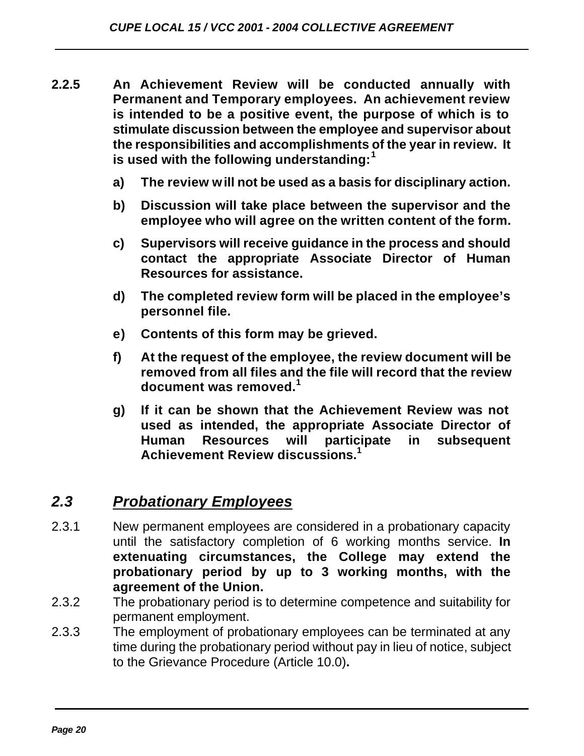**2.2.5 An Achievement Review will be conducted annually with Permanent and Temporary employees. An achievement review is intended to be a positive event, the purpose of which is to stimulate discussion between the employee and supervisor about the responsibilities and accomplishments of the year in review. It is used with the following understanding:[1]**

**a) The review will not be used as a basis for disciplinary action.**

**b) Discussion will take place between the supervisor and the employee who will agree on the written content of the form.**

**c) Supervisors will receive guidance in the process and should contact the appropriate Associate Director of Human Resources for assistance.**

**d) The completed review form will be placed in the employee's personnel file.**

**e) Contents of this form may be grieved.**

**f) At the request of the employee, the review document will be removed from all files and the file will record that the review document was removed.[1]**

**g) If it can be shown that the Achievement Review was not used as intended, the appropriate Associate Director of Human Resources will participate in subsequent Achievement Review discussions.[1]**

## *2.3 Probationary Employees*

2.3.1 New permanent employees are considered in a probationary capacity until the satisfactory completion of 6 working months service. **In extenuating circumstances, the College may extend the probationary period by up to 3 working months, with the agreement of the Union.**

2.3.2 The probationary period is to determine competence and suitability for permanent employment.

2.3.3 The employment of probationary employees can be terminated at any time during the probationary period without pay in lieu of notice, subject to the Grievance Procedure (Article 10.0)**.**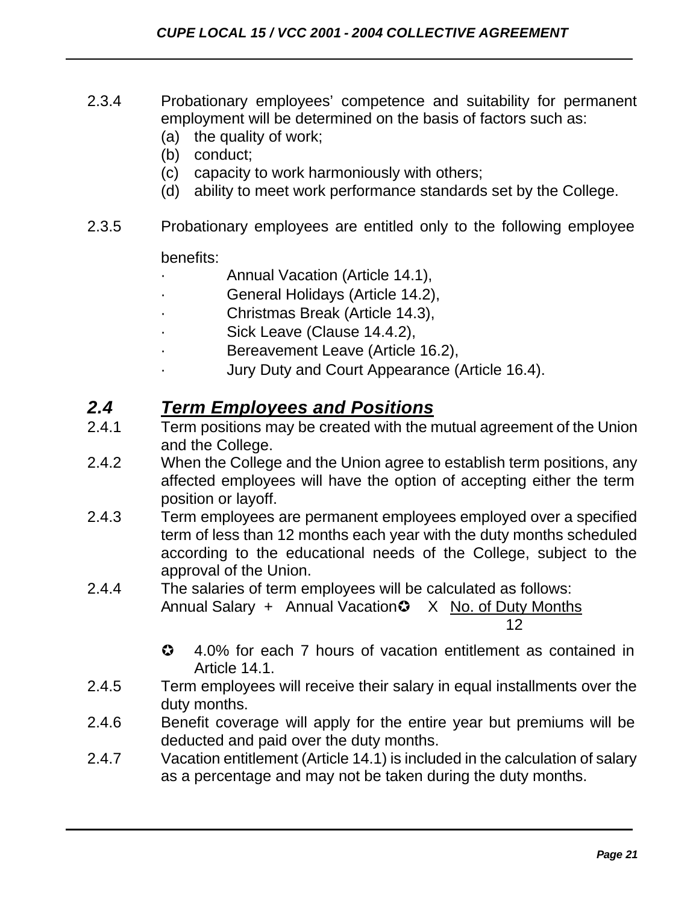2.3.4 Probationary employees' competence and suitability for permanent employment will be determined on the basis of factors such as:

(a) the quality of work;
(b) conduct;
(c) capacity to work harmoniously with others;
(d) ability to meet work performance standards set by the College.

2.3.5 Probationary employees are entitled only to the following employee benefits:

- Annual Vacation (Article 14.1),
- General Holidays (Article 14.2),
- Christmas Break (Article 14.3),
- Sick Leave (Clause 14.4.2),
- Bereavement Leave (Article 16.2),
- Jury Duty and Court Appearance (Article 16.4).

## *2.4 Term Employees and Positions*

2.4.1 Term positions may be created with the mutual agreement of the Union and the College.

2.4.2 When the College and the Union agree to establish term positions, any affected employees will have the option of accepting either the term position or layoff.

2.4.3 Term employees are permanent employees employed over a specified term of less than 12 months each year with the duty months scheduled according to the educational needs of the College, subject to the approval of the Union.

2.4.4 The salaries of term employees will be calculated as follows:

$$\text{Annual Salary} + \text{Annual Vacation}^{✪} \times \frac{\text{No. of Duty Months}}{12}$$

✪ 4.0% for each 7 hours of vacation entitlement as contained in Article 14.1.

2.4.5 Term employees will receive their salary in equal installments over the duty months.

2.4.6 Benefit coverage will apply for the entire year but premiums will be deducted and paid over the duty months.

2.4.7 Vacation entitlement (Article 14.1) is included in the calculation of salary as a percentage and may not be taken during the duty months.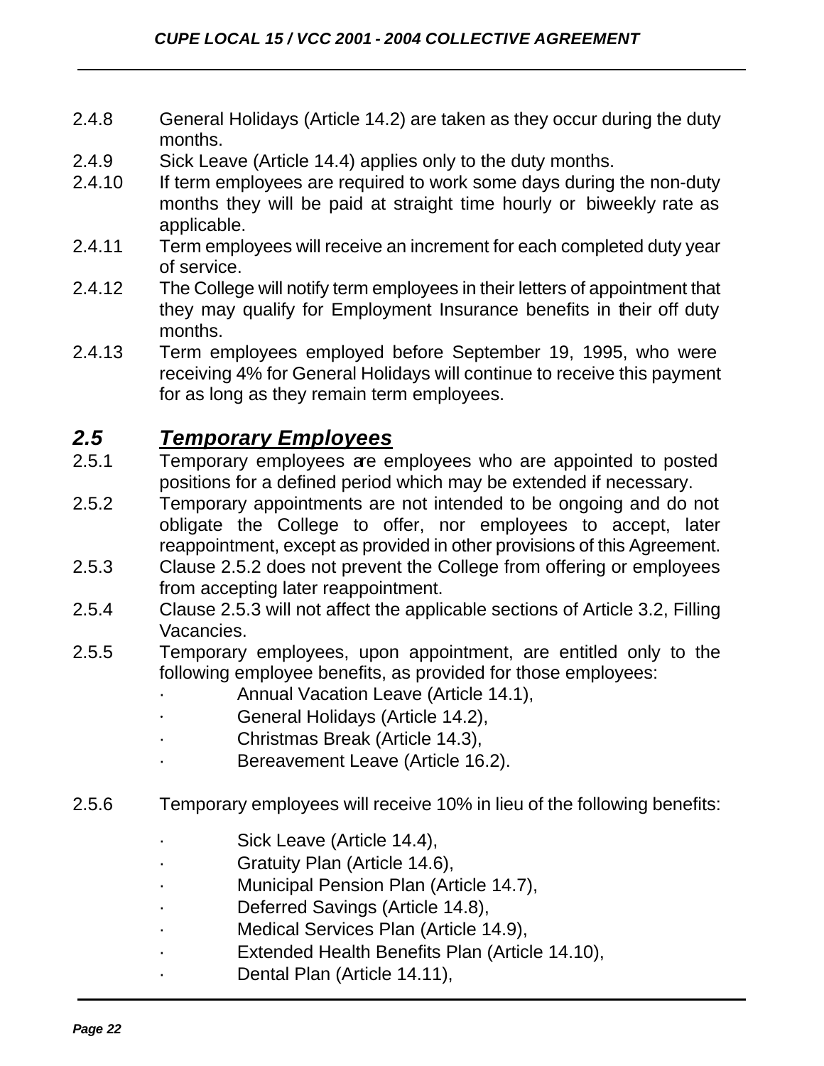2.4.8 General Holidays (Article 14.2) are taken as they occur during the duty months.

2.4.9 Sick Leave (Article 14.4) applies only to the duty months.

2.4.10 If term employees are required to work some days during the non-duty months they will be paid at straight time hourly or biweekly rate as applicable.

2.4.11 Term employees will receive an increment for each completed duty year of service.

2.4.12 The College will notify term employees in their letters of appointment that they may qualify for Employment Insurance benefits in their off duty months.

2.4.13 Term employees employed before September 19, 1995, who were receiving 4% for General Holidays will continue to receive this payment for as long as they remain term employees.

## *2.5 Temporary Employees*

2.5.1 Temporary employees are employees who are appointed to posted positions for a defined period which may be extended if necessary.

2.5.2 Temporary appointments are not intended to be ongoing and do not obligate the College to offer, nor employees to accept, later reappointment, except as provided in other provisions of this Agreement.

2.5.3 Clause 2.5.2 does not prevent the College from offering or employees from accepting later reappointment.

2.5.4 Clause 2.5.3 will not affect the applicable sections of Article 3.2, Filling Vacancies.

2.5.5 Temporary employees, upon appointment, are entitled only to the following employee benefits, as provided for those employees:

- Annual Vacation Leave (Article 14.1),
- General Holidays (Article 14.2),
- Christmas Break (Article 14.3),
- Bereavement Leave (Article 16.2).

2.5.6 Temporary employees will receive 10% in lieu of the following benefits:

- Sick Leave (Article 14.4),
- Gratuity Plan (Article 14.6),
- Municipal Pension Plan (Article 14.7),
- Deferred Savings (Article 14.8),
- Medical Services Plan (Article 14.9),
- Extended Health Benefits Plan (Article 14.10),
- Dental Plan (Article 14.11),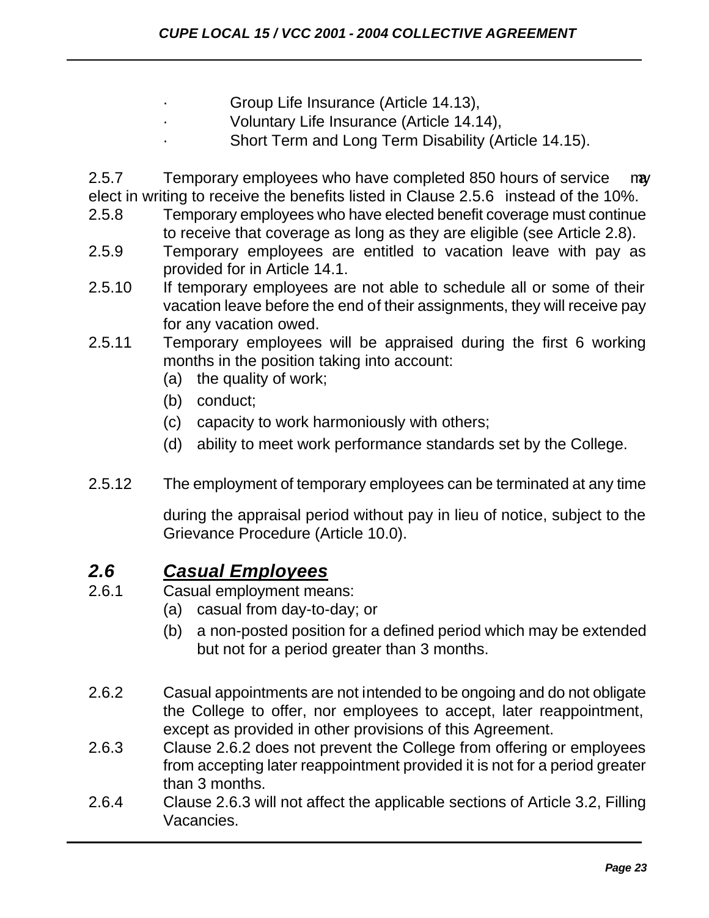- Group Life Insurance (Article 14.13),
- Voluntary Life Insurance (Article 14.14),
- Short Term and Long Term Disability (Article 14.15).

2.5.7 Temporary employees who have completed 850 hours of service may elect in writing to receive the benefits listed in Clause 2.5.6 instead of the 10%.

2.5.8 Temporary employees who have elected benefit coverage must continue to receive that coverage as long as they are eligible (see Article 2.8).

2.5.9 Temporary employees are entitled to vacation leave with pay as provided for in Article 14.1.

2.5.10 If temporary employees are not able to schedule all or some of their vacation leave before the end of their assignments, they will receive pay for any vacation owed.

2.5.11 Temporary employees will be appraised during the first 6 working months in the position taking into account:

(a) the quality of work;

(b) conduct;

(c) capacity to work harmoniously with others;

(d) ability to meet work performance standards set by the College.

2.5.12 The employment of temporary employees can be terminated at any time during the appraisal period without pay in lieu of notice, subject to the Grievance Procedure (Article 10.0).

## *2.6 Casual Employees*

2.6.1 Casual employment means:

(a) casual from day-to-day; or

(b) a non-posted position for a defined period which may be extended but not for a period greater than 3 months.

2.6.2 Casual appointments are not intended to be ongoing and do not obligate the College to offer, nor employees to accept, later reappointment, except as provided in other provisions of this Agreement.

2.6.3 Clause 2.6.2 does not prevent the College from offering or employees from accepting later reappointment provided it is not for a period greater than 3 months.

2.6.4 Clause 2.6.3 will not affect the applicable sections of Article 3.2, Filling Vacancies.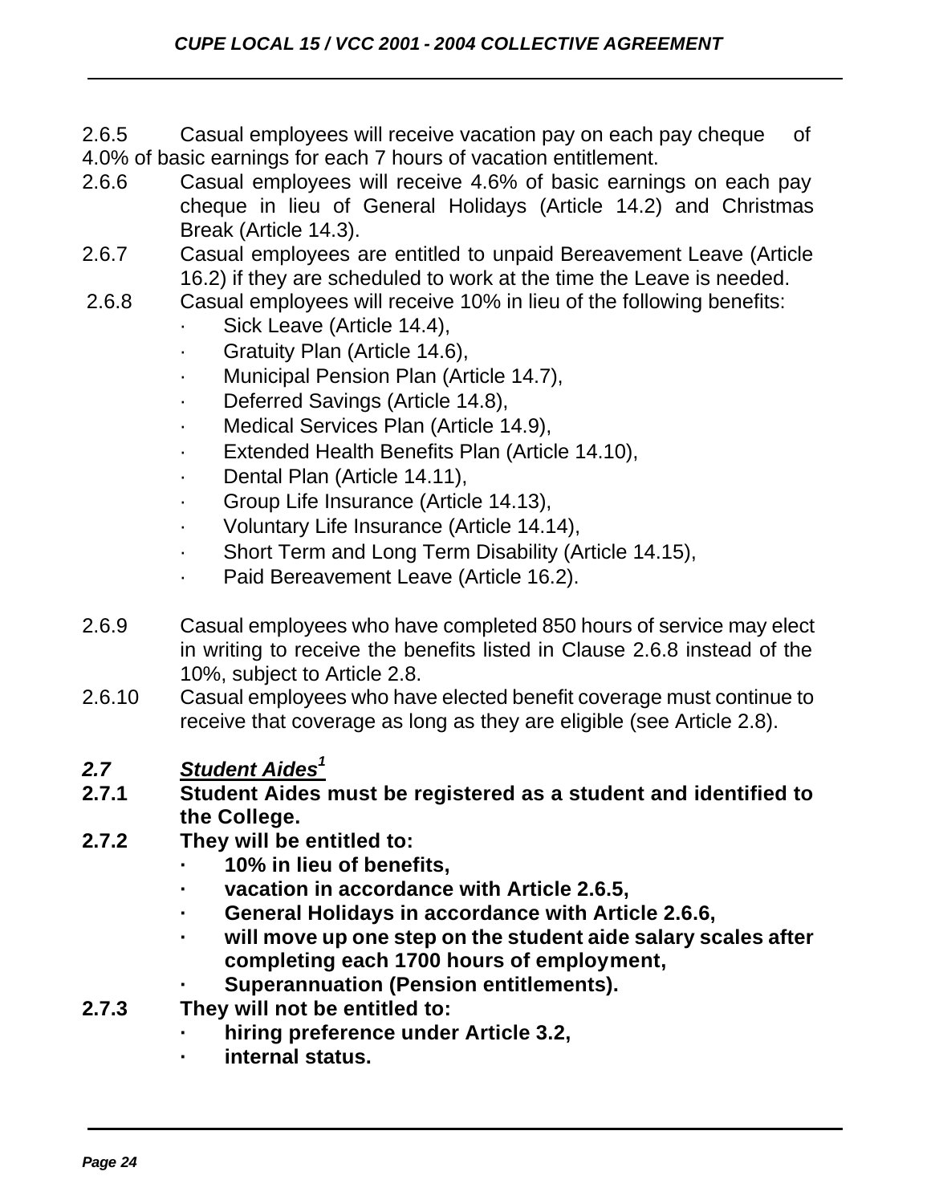2.6.5 Casual employees will receive vacation pay on each pay cheque of 4.0% of basic earnings for each 7 hours of vacation entitlement.

2.6.6 Casual employees will receive 4.6% of basic earnings on each pay cheque in lieu of General Holidays (Article 14.2) and Christmas Break (Article 14.3).

2.6.7 Casual employees are entitled to unpaid Bereavement Leave (Article 16.2) if they are scheduled to work at the time the Leave is needed.

2.6.8 Casual employees will receive 10% in lieu of the following benefits:

- Sick Leave (Article 14.4),
- Gratuity Plan (Article 14.6),
- Municipal Pension Plan (Article 14.7),
- Deferred Savings (Article 14.8),
- Medical Services Plan (Article 14.9),
- Extended Health Benefits Plan (Article 14.10),
- Dental Plan (Article 14.11),
- Group Life Insurance (Article 14.13),
- Voluntary Life Insurance (Article 14.14),
- Short Term and Long Term Disability (Article 14.15),
- Paid Bereavement Leave (Article 16.2).

2.6.9 Casual employees who have completed 850 hours of service may elect in writing to receive the benefits listed in Clause 2.6.8 instead of the 10%, subject to Article 2.8.

2.6.10 Casual employees who have elected benefit coverage must continue to receive that coverage as long as they are eligible (see Article 2.8).

### *2.7 Student Aides*[1]

**2.7.1 Student Aides must be registered as a student and identified to the College.**

**2.7.2 They will be entitled to:**

- **10% in lieu of benefits,**
- **vacation in accordance with Article 2.6.5,**
- **General Holidays in accordance with Article 2.6.6,**
- **will move up one step on the student aide salary scales after completing each 1700 hours of employment,**
- **Superannuation (Pension entitlements).**

**2.7.3 They will not be entitled to:**

- **hiring preference under Article 3.2,**
- **internal status.**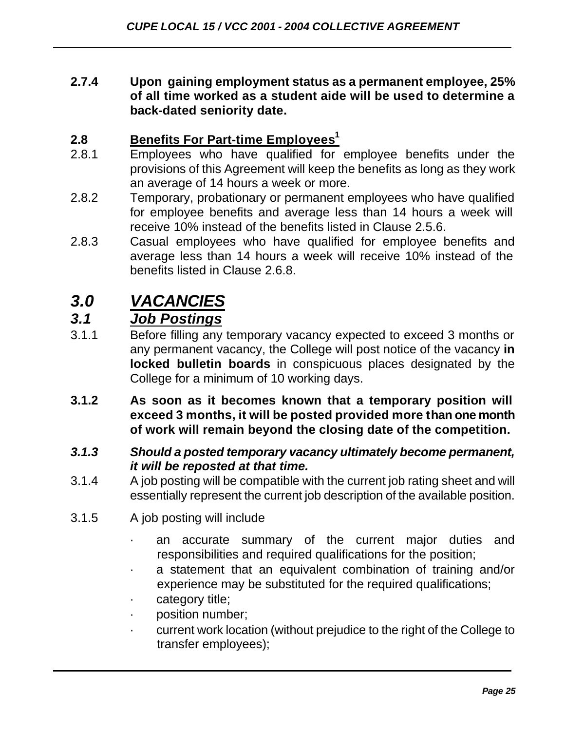**2.7.4 Upon gaining employment status as a permanent employee, 25% of all time worked as a student aide will be used to determine a back-dated seniority date.**

## 2.8 Benefits For Part-time Employees[1]

2.8.1 Employees who have qualified for employee benefits under the provisions of this Agreement will keep the benefits as long as they work an average of 14 hours a week or more.

2.8.2 Temporary, probationary or permanent employees who have qualified for employee benefits and average less than 14 hours a week will receive 10% instead of the benefits listed in Clause 2.5.6.

2.8.3 Casual employees who have qualified for employee benefits and average less than 14 hours a week will receive 10% instead of the benefits listed in Clause 2.6.8.

# *3.0 VACANCIES*

## *3.1 Job Postings*

3.1.1 Before filling any temporary vacancy expected to exceed 3 months or any permanent vacancy, the College will post notice of the vacancy **in locked bulletin boards** in conspicuous places designated by the College for a minimum of 10 working days.

**3.1.2 As soon as it becomes known that a temporary position will exceed 3 months, it will be posted provided more than one month of work will remain beyond the closing date of the competition.**

***3.1.3 Should a posted temporary vacancy ultimately become permanent, it will be reposted at that time.***

3.1.4 A job posting will be compatible with the current job rating sheet and will essentially represent the current job description of the available position.

3.1.5 A job posting will include

- an accurate summary of the current major duties and responsibilities and required qualifications for the position;
- a statement that an equivalent combination of training and/or experience may be substituted for the required qualifications;
- category title;
- position number;
- current work location (without prejudice to the right of the College to transfer employees);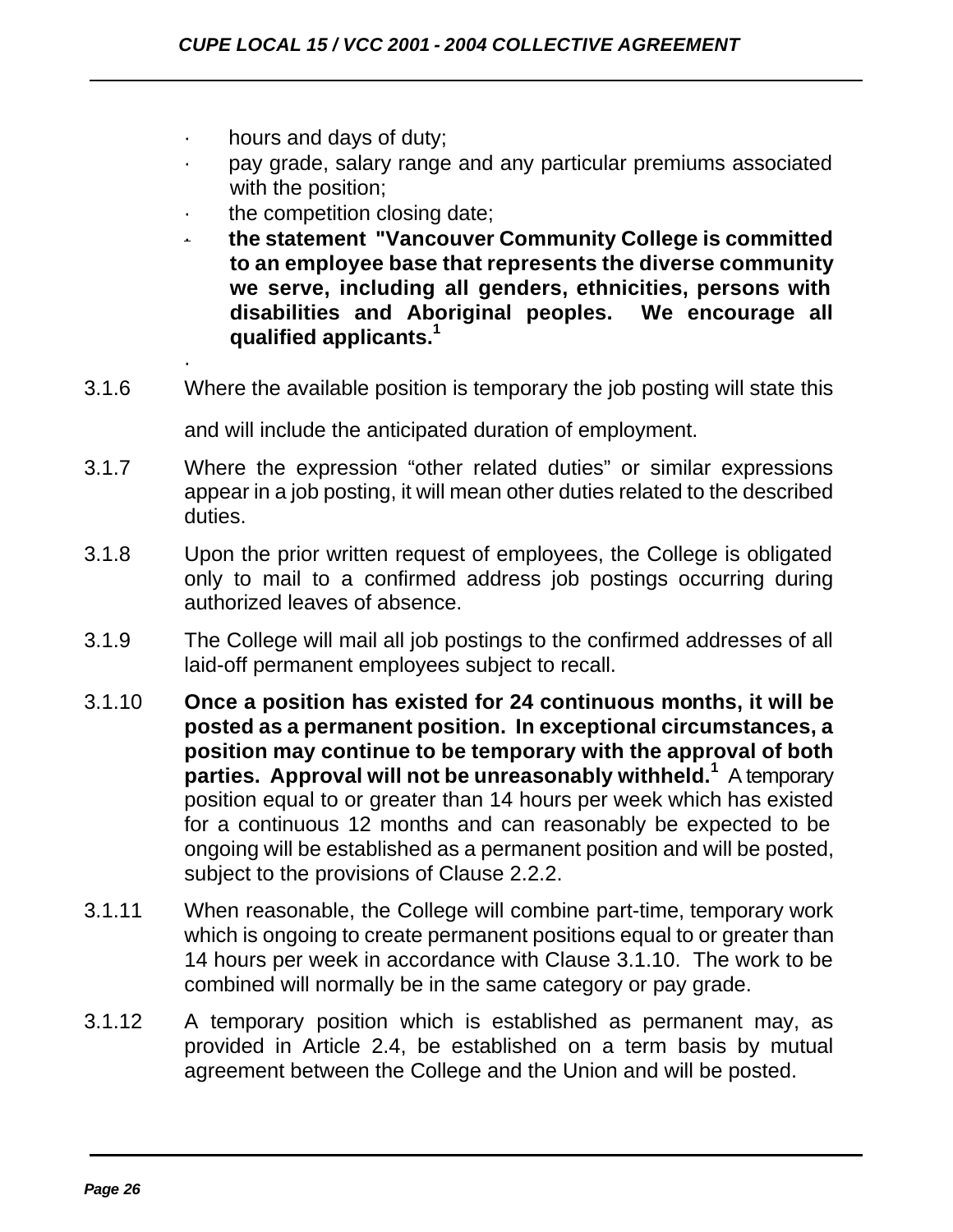- hours and days of duty;
- pay grade, salary range and any particular premiums associated with the position;
- the competition closing date;
- **the statement "Vancouver Community College is committed to an employee base that represents the diverse community we serve, including all genders, ethnicities, persons with disabilities and Aboriginal peoples. We encourage all qualified applicants.[1]**

3.1.6 Where the available position is temporary the job posting will state this and will include the anticipated duration of employment.

3.1.7 Where the expression "other related duties" or similar expressions appear in a job posting, it will mean other duties related to the described duties.

3.1.8 Upon the prior written request of employees, the College is obligated only to mail to a confirmed address job postings occurring during authorized leaves of absence.

3.1.9 The College will mail all job postings to the confirmed addresses of all laid-off permanent employees subject to recall.

3.1.10 **Once a position has existed for 24 continuous months, it will be posted as a permanent position. In exceptional circumstances, a position may continue to be temporary with the approval of both parties. Approval will not be unreasonably withheld.[1]** A temporary position equal to or greater than 14 hours per week which has existed for a continuous 12 months and can reasonably be expected to be ongoing will be established as a permanent position and will be posted, subject to the provisions of Clause 2.2.2.

3.1.11 When reasonable, the College will combine part-time, temporary work which is ongoing to create permanent positions equal to or greater than 14 hours per week in accordance with Clause 3.1.10. The work to be combined will normally be in the same category or pay grade.

3.1.12 A temporary position which is established as permanent may, as provided in Article 2.4, be established on a term basis by mutual agreement between the College and the Union and will be posted.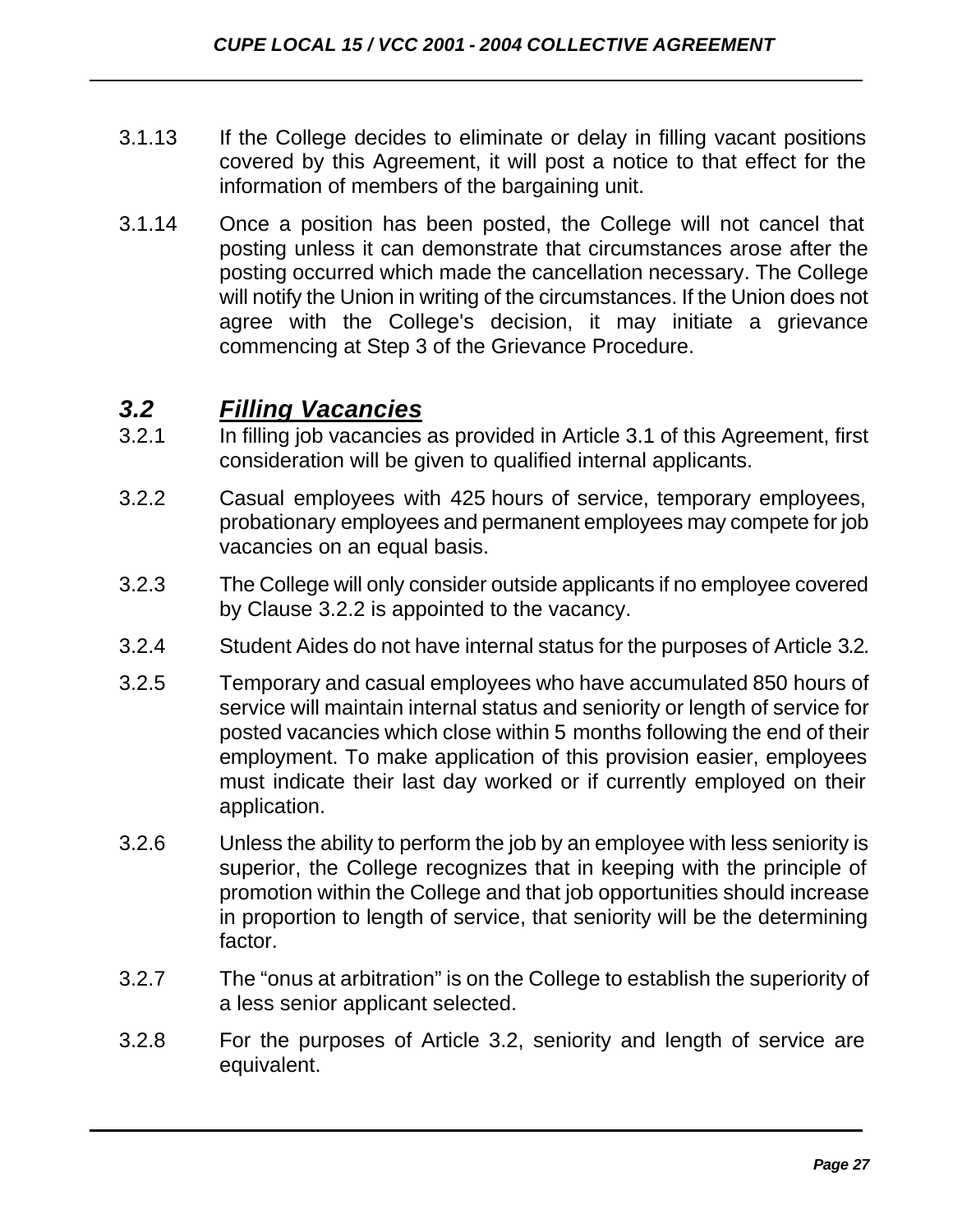3.1.13 If the College decides to eliminate or delay in filling vacant positions covered by this Agreement, it will post a notice to that effect for the information of members of the bargaining unit.

3.1.14 Once a position has been posted, the College will not cancel that posting unless it can demonstrate that circumstances arose after the posting occurred which made the cancellation necessary. The College will notify the Union in writing of the circumstances. If the Union does not agree with the College's decision, it may initiate a grievance commencing at Step 3 of the Grievance Procedure.

## *3.2 Filling Vacancies*

3.2.1 In filling job vacancies as provided in Article 3.1 of this Agreement, first consideration will be given to qualified internal applicants.

3.2.2 Casual employees with 425 hours of service, temporary employees, probationary employees and permanent employees may compete for job vacancies on an equal basis.

3.2.3 The College will only consider outside applicants if no employee covered by Clause 3.2.2 is appointed to the vacancy.

3.2.4 Student Aides do not have internal status for the purposes of Article 3.2.

3.2.5 Temporary and casual employees who have accumulated 850 hours of service will maintain internal status and seniority or length of service for posted vacancies which close within 5 months following the end of their employment. To make application of this provision easier, employees must indicate their last day worked or if currently employed on their application.

3.2.6 Unless the ability to perform the job by an employee with less seniority is superior, the College recognizes that in keeping with the principle of promotion within the College and that job opportunities should increase in proportion to length of service, that seniority will be the determining factor.

3.2.7 The "onus at arbitration" is on the College to establish the superiority of a less senior applicant selected.

3.2.8 For the purposes of Article 3.2, seniority and length of service are equivalent.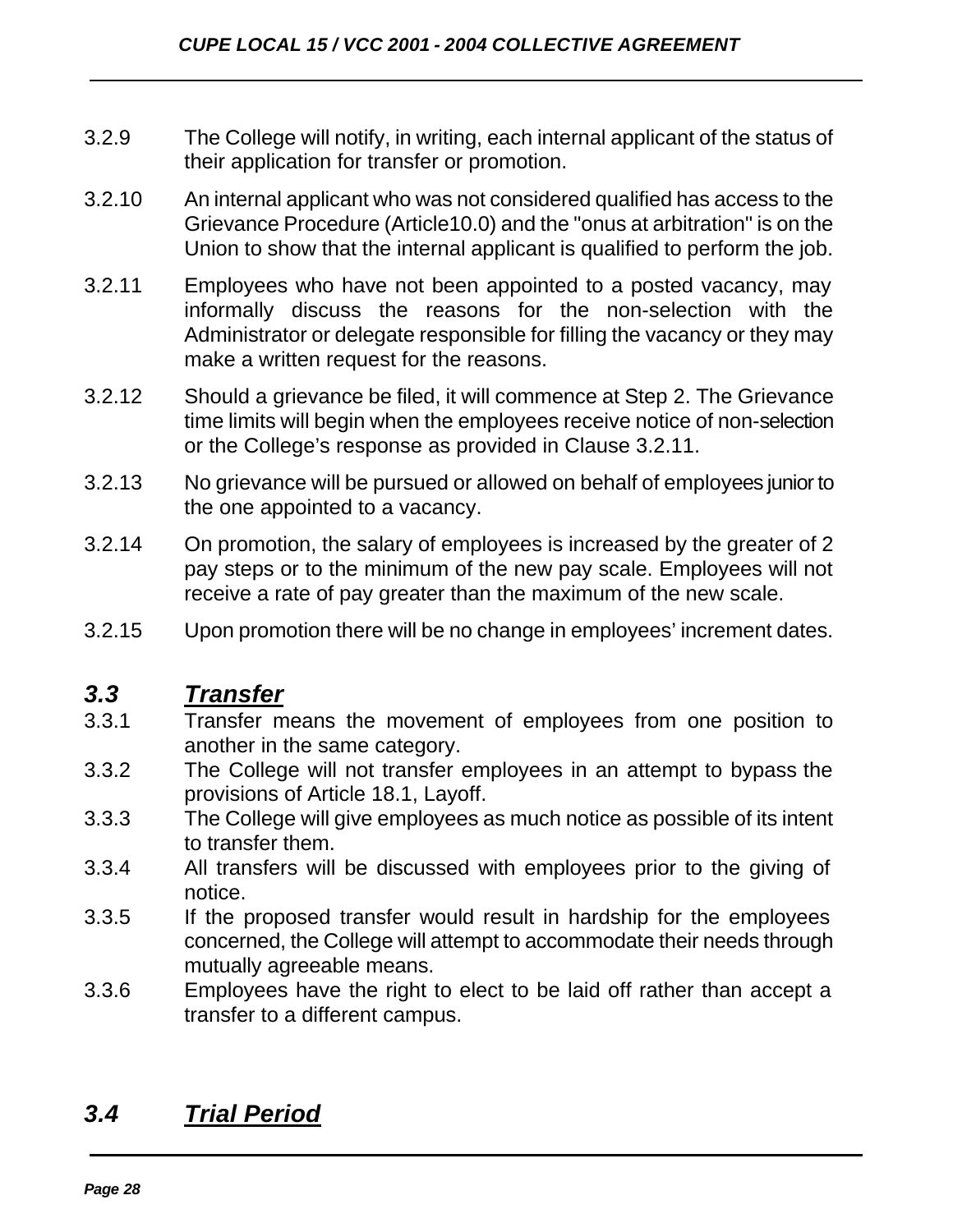3.2.9 The College will notify, in writing, each internal applicant of the status of their application for transfer or promotion.

3.2.10 An internal applicant who was not considered qualified has access to the Grievance Procedure (Article10.0) and the "onus at arbitration" is on the Union to show that the internal applicant is qualified to perform the job.

3.2.11 Employees who have not been appointed to a posted vacancy, may informally discuss the reasons for the non-selection with the Administrator or delegate responsible for filling the vacancy or they may make a written request for the reasons.

3.2.12 Should a grievance be filed, it will commence at Step 2. The Grievance time limits will begin when the employees receive notice of non-selection or the College's response as provided in Clause 3.2.11.

3.2.13 No grievance will be pursued or allowed on behalf of employees junior to the one appointed to a vacancy.

3.2.14 On promotion, the salary of employees is increased by the greater of 2 pay steps or to the minimum of the new pay scale. Employees will not receive a rate of pay greater than the maximum of the new scale.

3.2.15 Upon promotion there will be no change in employees' increment dates.

## ***3.3 Transfer***

3.3.1 Transfer means the movement of employees from one position to another in the same category.

3.3.2 The College will not transfer employees in an attempt to bypass the provisions of Article 18.1, Layoff.

3.3.3 The College will give employees as much notice as possible of its intent to transfer them.

3.3.4 All transfers will be discussed with employees prior to the giving of notice.

3.3.5 If the proposed transfer would result in hardship for the employees concerned, the College will attempt to accommodate their needs through mutually agreeable means.

3.3.6 Employees have the right to elect to be laid off rather than accept a transfer to a different campus.

## ***3.4 Trial Period***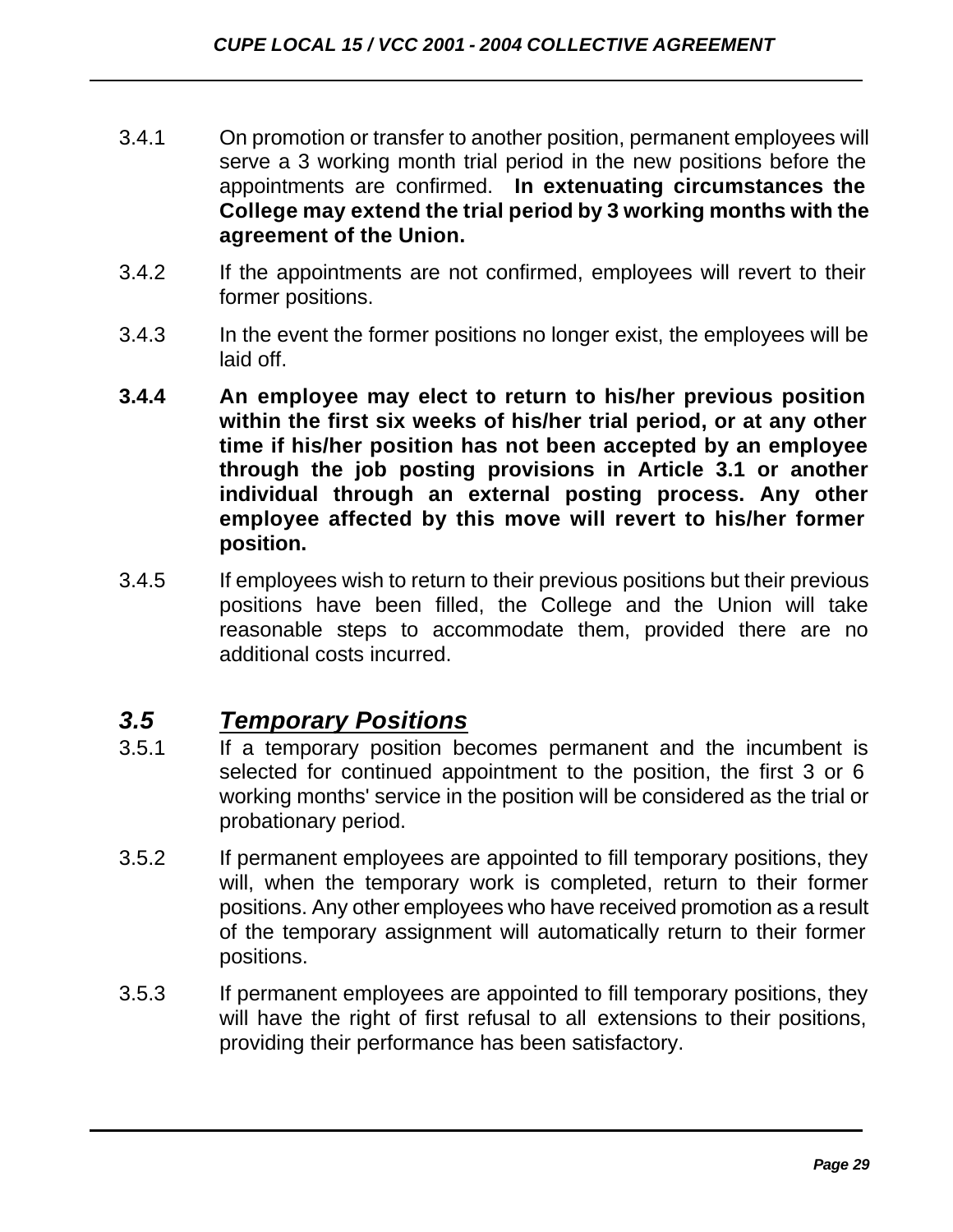3.4.1 On promotion or transfer to another position, permanent employees will serve a 3 working month trial period in the new positions before the appointments are confirmed. **In extenuating circumstances the College may extend the trial period by 3 working months with the agreement of the Union.**

3.4.2 If the appointments are not confirmed, employees will revert to their former positions.

3.4.3 In the event the former positions no longer exist, the employees will be laid off.

**3.4.4 An employee may elect to return to his/her previous position within the first six weeks of his/her trial period, or at any other time if his/her position has not been accepted by an employee through the job posting provisions in Article 3.1 or another individual through an external posting process. Any other employee affected by this move will revert to his/her former position.**

3.4.5 If employees wish to return to their previous positions but their previous positions have been filled, the College and the Union will take reasonable steps to accommodate them, provided there are no additional costs incurred.

## *3.5 Temporary Positions*

3.5.1 If a temporary position becomes permanent and the incumbent is selected for continued appointment to the position, the first 3 or 6 working months' service in the position will be considered as the trial or probationary period.

3.5.2 If permanent employees are appointed to fill temporary positions, they will, when the temporary work is completed, return to their former positions. Any other employees who have received promotion as a result of the temporary assignment will automatically return to their former positions.

3.5.3 If permanent employees are appointed to fill temporary positions, they will have the right of first refusal to all extensions to their positions, providing their performance has been satisfactory.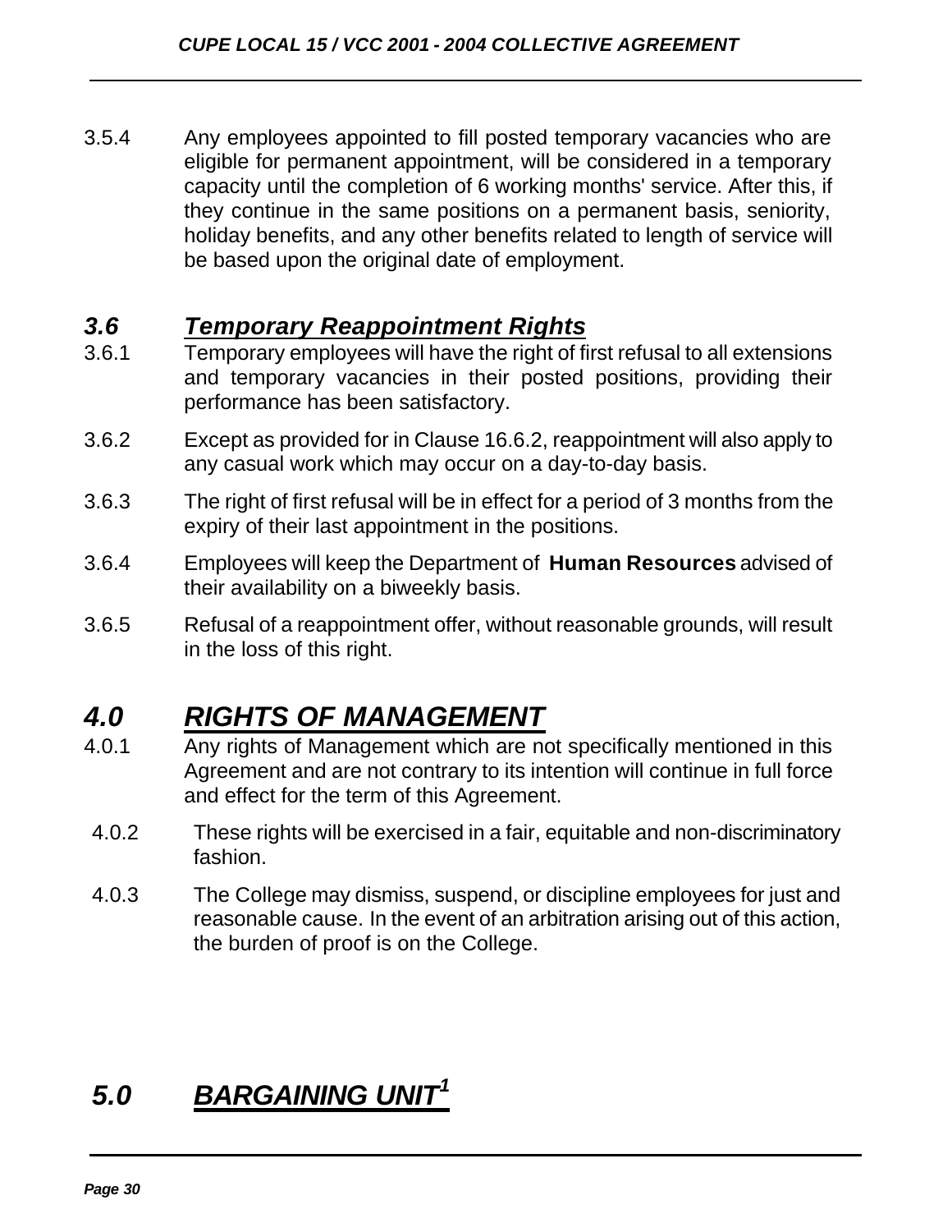3.5.4 Any employees appointed to fill posted temporary vacancies who are eligible for permanent appointment, will be considered in a temporary capacity until the completion of 6 working months' service. After this, if they continue in the same positions on a permanent basis, seniority, holiday benefits, and any other benefits related to length of service will be based upon the original date of employment.

### *3.6 Temporary Reappointment Rights*

3.6.1 Temporary employees will have the right of first refusal to all extensions and temporary vacancies in their posted positions, providing their performance has been satisfactory.

3.6.2 Except as provided for in Clause 16.6.2, reappointment will also apply to any casual work which may occur on a day-to-day basis.

3.6.3 The right of first refusal will be in effect for a period of 3 months from the expiry of their last appointment in the positions.

3.6.4 Employees will keep the Department of **Human Resources** advised of their availability on a biweekly basis.

3.6.5 Refusal of a reappointment offer, without reasonable grounds, will result in the loss of this right.

## *4.0 RIGHTS OF MANAGEMENT*

4.0.1 Any rights of Management which are not specifically mentioned in this Agreement and are not contrary to its intention will continue in full force and effect for the term of this Agreement.

4.0.2 These rights will be exercised in a fair, equitable and non-discriminatory fashion.

4.0.3 The College may dismiss, suspend, or discipline employees for just and reasonable cause. In the event of an arbitration arising out of this action, the burden of proof is on the College.

## *5.0 BARGAINING UNIT[1]*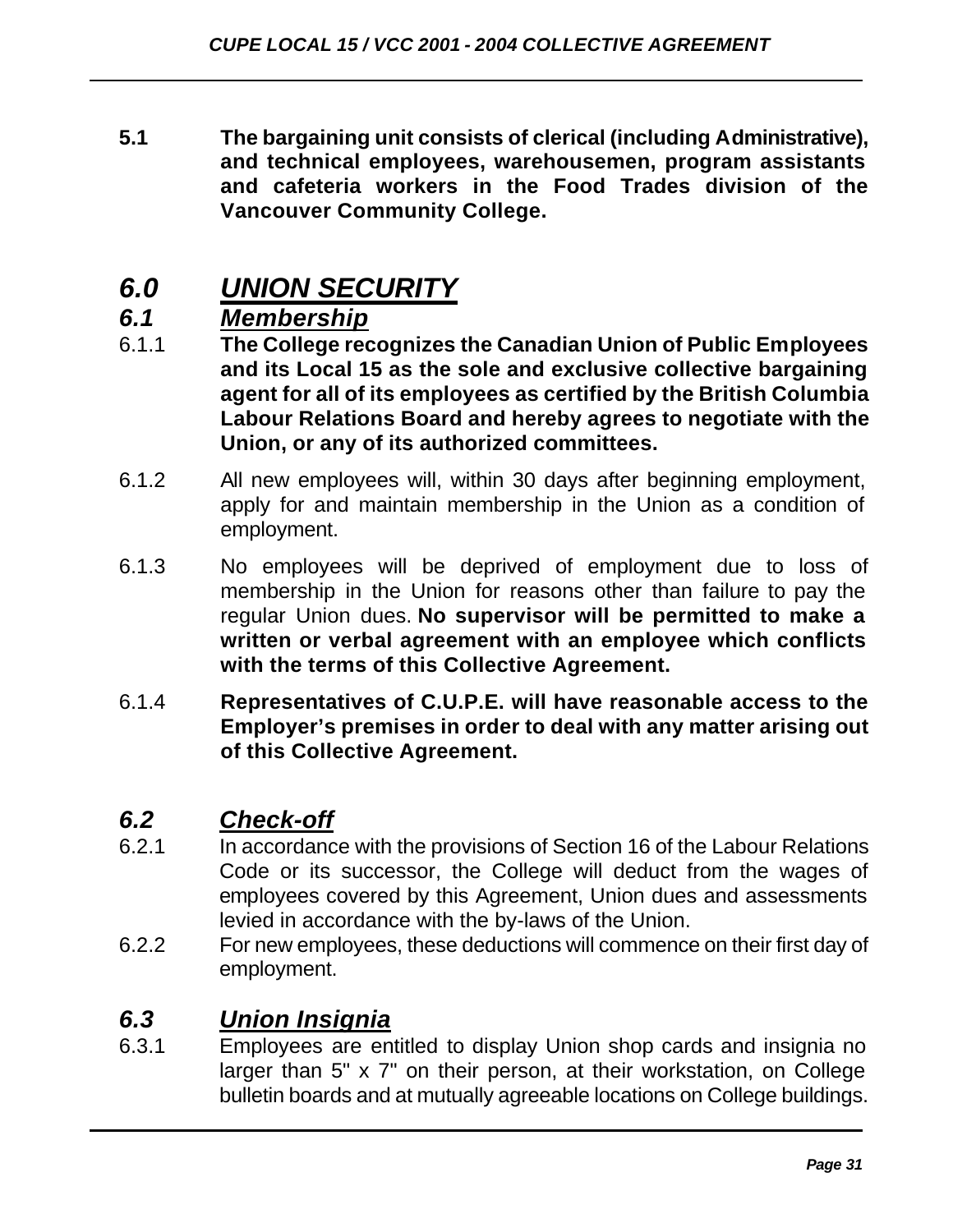**5.1 The bargaining unit consists of clerical (including Administrative), and technical employees, warehousemen, program assistants and cafeteria workers in the Food Trades division of the Vancouver Community College.**

# *6.0 UNION SECURITY*

## *6.1 Membership*

6.1.1 **The College recognizes the Canadian Union of Public Employees and its Local 15 as the sole and exclusive collective bargaining agent for all of its employees as certified by the British Columbia Labour Relations Board and hereby agrees to negotiate with the Union, or any of its authorized committees.**

6.1.2 All new employees will, within 30 days after beginning employment, apply for and maintain membership in the Union as a condition of employment.

6.1.3 No employees will be deprived of employment due to loss of membership in the Union for reasons other than failure to pay the regular Union dues. **No supervisor will be permitted to make a written or verbal agreement with an employee which conflicts with the terms of this Collective Agreement.**

6.1.4 **Representatives of C.U.P.E. will have reasonable access to the Employer's premises in order to deal with any matter arising out of this Collective Agreement.**

## *6.2 Check-off*

6.2.1 In accordance with the provisions of Section 16 of the Labour Relations Code or its successor, the College will deduct from the wages of employees covered by this Agreement, Union dues and assessments levied in accordance with the by-laws of the Union.

6.2.2 For new employees, these deductions will commence on their first day of employment.

## *6.3 Union Insignia*

6.3.1 Employees are entitled to display Union shop cards and insignia no larger than 5" x 7" on their person, at their workstation, on College bulletin boards and at mutually agreeable locations on College buildings.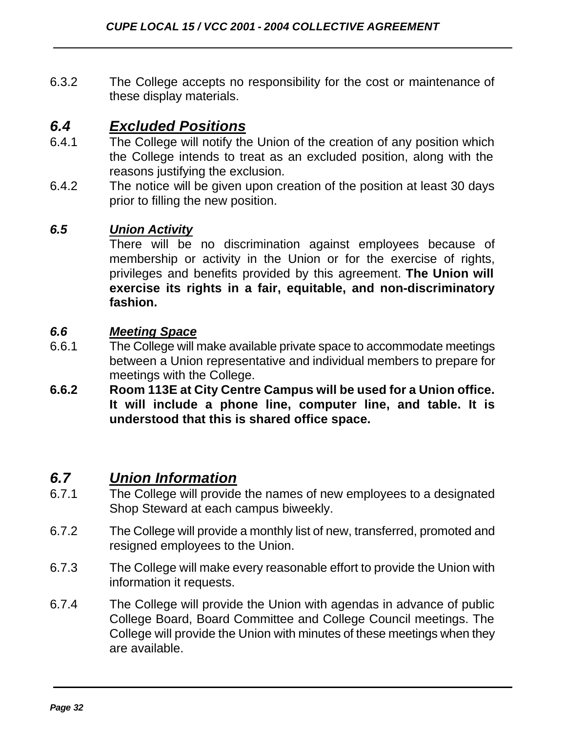6.3.2 The College accepts no responsibility for the cost or maintenance of these display materials.

## *6.4 Excluded Positions*

6.4.1 The College will notify the Union of the creation of any position which the College intends to treat as an excluded position, along with the reasons justifying the exclusion.

6.4.2 The notice will be given upon creation of the position at least 30 days prior to filling the new position.

### *6.5 Union Activity*

There will be no discrimination against employees because of membership or activity in the Union or for the exercise of rights, privileges and benefits provided by this agreement. **The Union will exercise its rights in a fair, equitable, and non-discriminatory fashion.**

### *6.6 Meeting Space*

6.6.1 The College will make available private space to accommodate meetings between a Union representative and individual members to prepare for meetings with the College.

**6.6.2 Room 113E at City Centre Campus will be used for a Union office. It will include a phone line, computer line, and table. It is understood that this is shared office space.**

## *6.7 Union Information*

6.7.1 The College will provide the names of new employees to a designated Shop Steward at each campus biweekly.

6.7.2 The College will provide a monthly list of new, transferred, promoted and resigned employees to the Union.

6.7.3 The College will make every reasonable effort to provide the Union with information it requests.

6.7.4 The College will provide the Union with agendas in advance of public College Board, Board Committee and College Council meetings. The College will provide the Union with minutes of these meetings when they are available.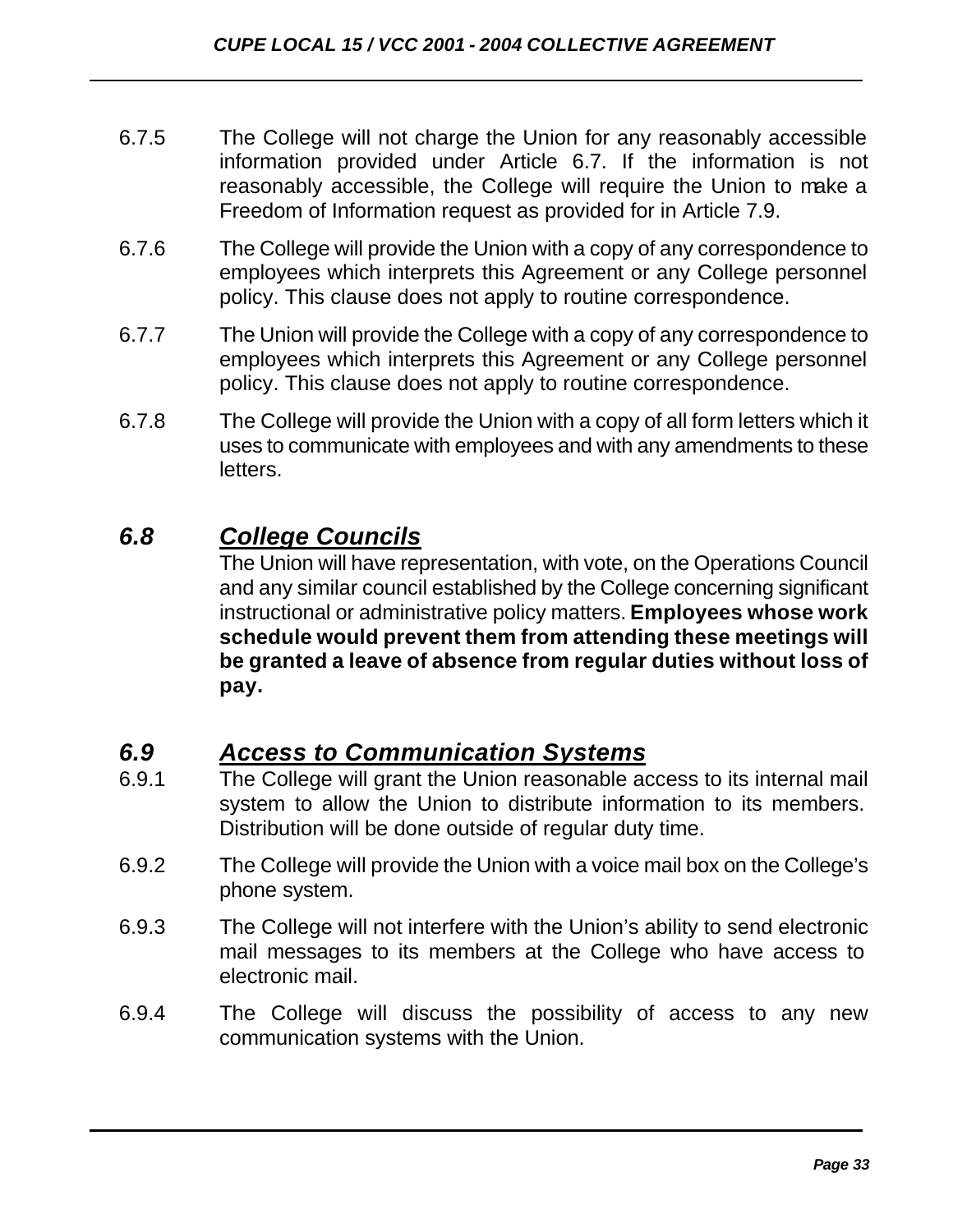6.7.5 The College will not charge the Union for any reasonably accessible information provided under Article 6.7. If the information is not reasonably accessible, the College will require the Union to make a Freedom of Information request as provided for in Article 7.9.

6.7.6 The College will provide the Union with a copy of any correspondence to employees which interprets this Agreement or any College personnel policy. This clause does not apply to routine correspondence.

6.7.7 The Union will provide the College with a copy of any correspondence to employees which interprets this Agreement or any College personnel policy. This clause does not apply to routine correspondence.

6.7.8 The College will provide the Union with a copy of all form letters which it uses to communicate with employees and with any amendments to these letters.

## *6.8 College Councils*

The Union will have representation, with vote, on the Operations Council and any similar council established by the College concerning significant instructional or administrative policy matters. **Employees whose work schedule would prevent them from attending these meetings will be granted a leave of absence from regular duties without loss of pay.**

## *6.9 Access to Communication Systems*

6.9.1 The College will grant the Union reasonable access to its internal mail system to allow the Union to distribute information to its members. Distribution will be done outside of regular duty time.

6.9.2 The College will provide the Union with a voice mail box on the College's phone system.

6.9.3 The College will not interfere with the Union's ability to send electronic mail messages to its members at the College who have access to electronic mail.

6.9.4 The College will discuss the possibility of access to any new communication systems with the Union.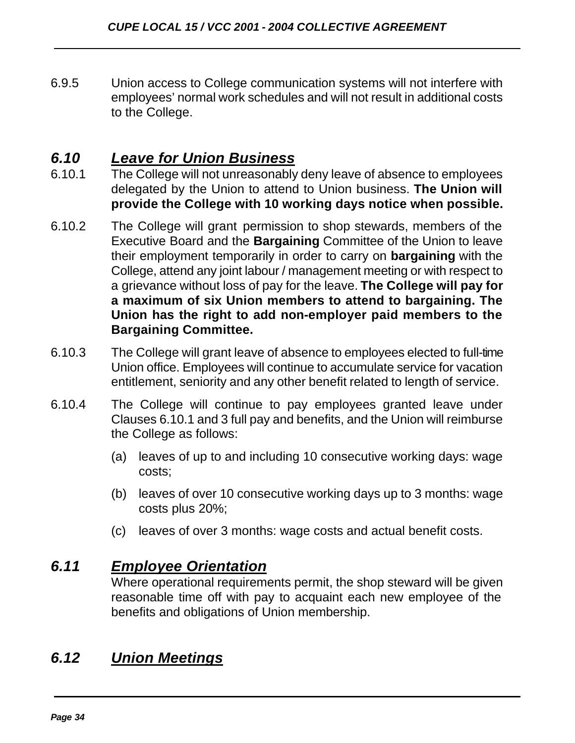6.9.5 Union access to College communication systems will not interfere with employees' normal work schedules and will not result in additional costs to the College.

## *6.10 Leave for Union Business*

6.10.1 The College will not unreasonably deny leave of absence to employees delegated by the Union to attend to Union business. **The Union will provide the College with 10 working days notice when possible.**

6.10.2 The College will grant permission to shop stewards, members of the Executive Board and the **Bargaining** Committee of the Union to leave their employment temporarily in order to carry on **bargaining** with the College, attend any joint labour / management meeting or with respect to a grievance without loss of pay for the leave. **The College will pay for a maximum of six Union members to attend to bargaining. The Union has the right to add non-employer paid members to the Bargaining Committee.**

6.10.3 The College will grant leave of absence to employees elected to full-time Union office. Employees will continue to accumulate service for vacation entitlement, seniority and any other benefit related to length of service.

6.10.4 The College will continue to pay employees granted leave under Clauses 6.10.1 and 3 full pay and benefits, and the Union will reimburse the College as follows:

(a) leaves of up to and including 10 consecutive working days: wage costs;

(b) leaves of over 10 consecutive working days up to 3 months: wage costs plus 20%;

(c) leaves of over 3 months: wage costs and actual benefit costs.

## *6.11 Employee Orientation*

Where operational requirements permit, the shop steward will be given reasonable time off with pay to acquaint each new employee of the benefits and obligations of Union membership.

## *6.12 Union Meetings*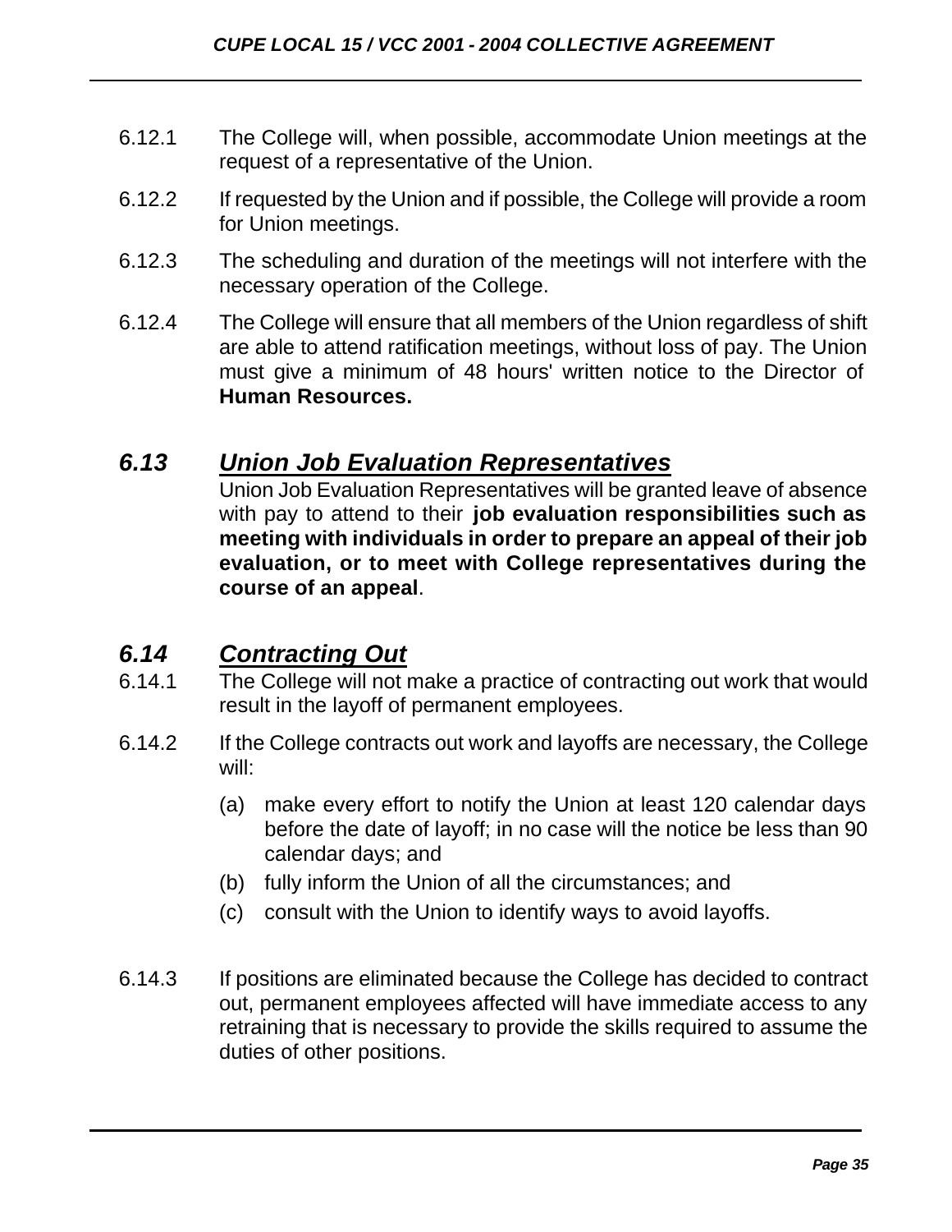6.12.1 The College will, when possible, accommodate Union meetings at the request of a representative of the Union.

6.12.2 If requested by the Union and if possible, the College will provide a room for Union meetings.

6.12.3 The scheduling and duration of the meetings will not interfere with the necessary operation of the College.

6.12.4 The College will ensure that all members of the Union regardless of shift are able to attend ratification meetings, without loss of pay. The Union must give a minimum of 48 hours' written notice to the Director of **Human Resources.**

## *6.13 Union Job Evaluation Representatives*

Union Job Evaluation Representatives will be granted leave of absence with pay to attend to their **job evaluation responsibilities such as meeting with individuals in order to prepare an appeal of their job evaluation, or to meet with College representatives during the course of an appeal**.

## *6.14 Contracting Out*

6.14.1 The College will not make a practice of contracting out work that would result in the layoff of permanent employees.

6.14.2 If the College contracts out work and layoffs are necessary, the College will:

(a) make every effort to notify the Union at least 120 calendar days before the date of layoff; in no case will the notice be less than 90 calendar days; and

(b) fully inform the Union of all the circumstances; and

(c) consult with the Union to identify ways to avoid layoffs.

6.14.3 If positions are eliminated because the College has decided to contract out, permanent employees affected will have immediate access to any retraining that is necessary to provide the skills required to assume the duties of other positions.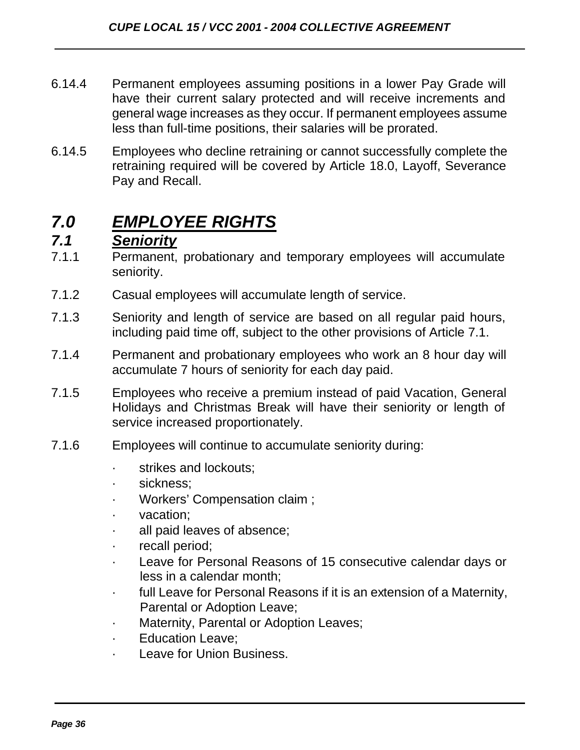6.14.4 Permanent employees assuming positions in a lower Pay Grade will have their current salary protected and will receive increments and general wage increases as they occur. If permanent employees assume less than full-time positions, their salaries will be prorated.

6.14.5 Employees who decline retraining or cannot successfully complete the retraining required will be covered by Article 18.0, Layoff, Severance Pay and Recall.

# *7.0 EMPLOYEE RIGHTS*

## *7.1 Seniority*

7.1.1 Permanent, probationary and temporary employees will accumulate seniority.

7.1.2 Casual employees will accumulate length of service.

7.1.3 Seniority and length of service are based on all regular paid hours, including paid time off, subject to the other provisions of Article 7.1.

7.1.4 Permanent and probationary employees who work an 8 hour day will accumulate 7 hours of seniority for each day paid.

7.1.5 Employees who receive a premium instead of paid Vacation, General Holidays and Christmas Break will have their seniority or length of service increased proportionately.

7.1.6 Employees will continue to accumulate seniority during:

- strikes and lockouts;
- sickness;
- Workers' Compensation claim ;
- vacation;
- all paid leaves of absence;
- recall period;
- Leave for Personal Reasons of 15 consecutive calendar days or less in a calendar month;
- full Leave for Personal Reasons if it is an extension of a Maternity, Parental or Adoption Leave;
- Maternity, Parental or Adoption Leaves;
- Education Leave;
- Leave for Union Business.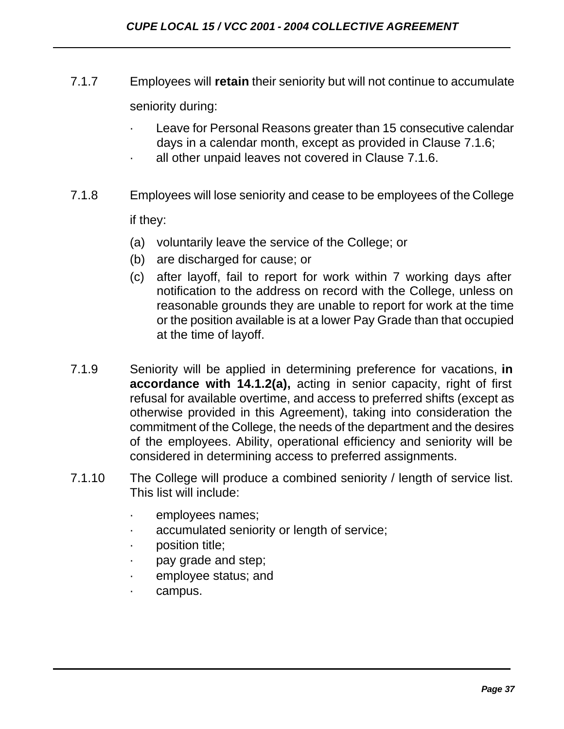7.1.7 Employees will **retain** their seniority but will not continue to accumulate seniority during:

- Leave for Personal Reasons greater than 15 consecutive calendar days in a calendar month, except as provided in Clause 7.1.6;
- all other unpaid leaves not covered in Clause 7.1.6.

7.1.8 Employees will lose seniority and cease to be employees of the College if they:

(a) voluntarily leave the service of the College; or

(b) are discharged for cause; or

(c) after layoff, fail to report for work within 7 working days after notification to the address on record with the College, unless on reasonable grounds they are unable to report for work at the time or the position available is at a lower Pay Grade than that occupied at the time of layoff.

7.1.9 Seniority will be applied in determining preference for vacations, **in accordance with 14.1.2(a),** acting in senior capacity, right of first refusal for available overtime, and access to preferred shifts (except as otherwise provided in this Agreement), taking into consideration the commitment of the College, the needs of the department and the desires of the employees. Ability, operational efficiency and seniority will be considered in determining access to preferred assignments.

7.1.10 The College will produce a combined seniority / length of service list. This list will include:

- employees names;
- accumulated seniority or length of service;
- position title;
- pay grade and step;
- employee status; and
- campus.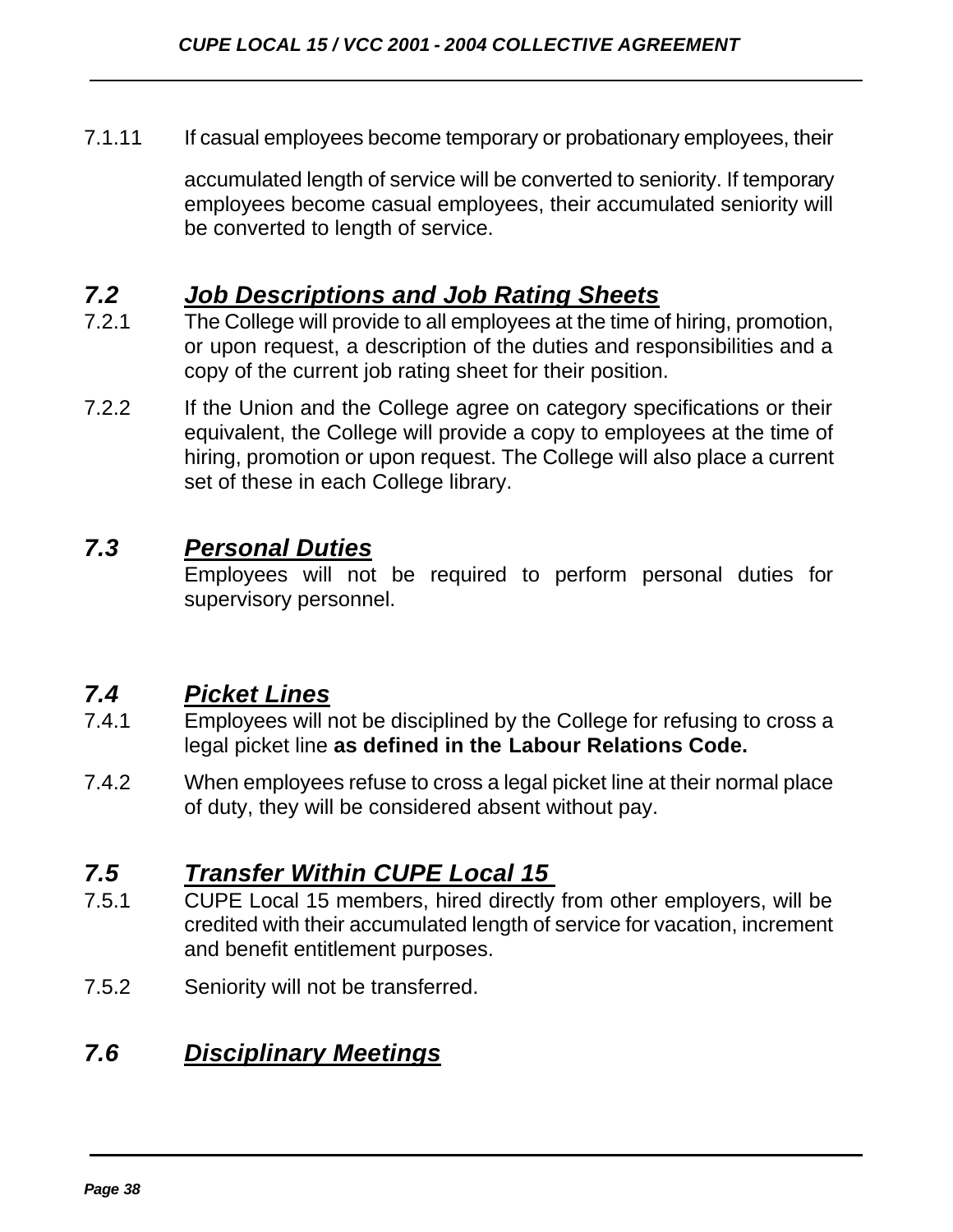7.1.11 If casual employees become temporary or probationary employees, their accumulated length of service will be converted to seniority. If temporary employees become casual employees, their accumulated seniority will be converted to length of service.

## *7.2 Job Descriptions and Job Rating Sheets*

7.2.1 The College will provide to all employees at the time of hiring, promotion, or upon request, a description of the duties and responsibilities and a copy of the current job rating sheet for their position.

7.2.2 If the Union and the College agree on category specifications or their equivalent, the College will provide a copy to employees at the time of hiring, promotion or upon request. The College will also place a current set of these in each College library.

## *7.3 Personal Duties*

Employees will not be required to perform personal duties for supervisory personnel.

## *7.4 Picket Lines*

7.4.1 Employees will not be disciplined by the College for refusing to cross a legal picket line **as defined in the Labour Relations Code.**

7.4.2 When employees refuse to cross a legal picket line at their normal place of duty, they will be considered absent without pay.

## *7.5 Transfer Within CUPE Local 15*

7.5.1 CUPE Local 15 members, hired directly from other employers, will be credited with their accumulated length of service for vacation, increment and benefit entitlement purposes.

7.5.2 Seniority will not be transferred.

## *7.6 Disciplinary Meetings*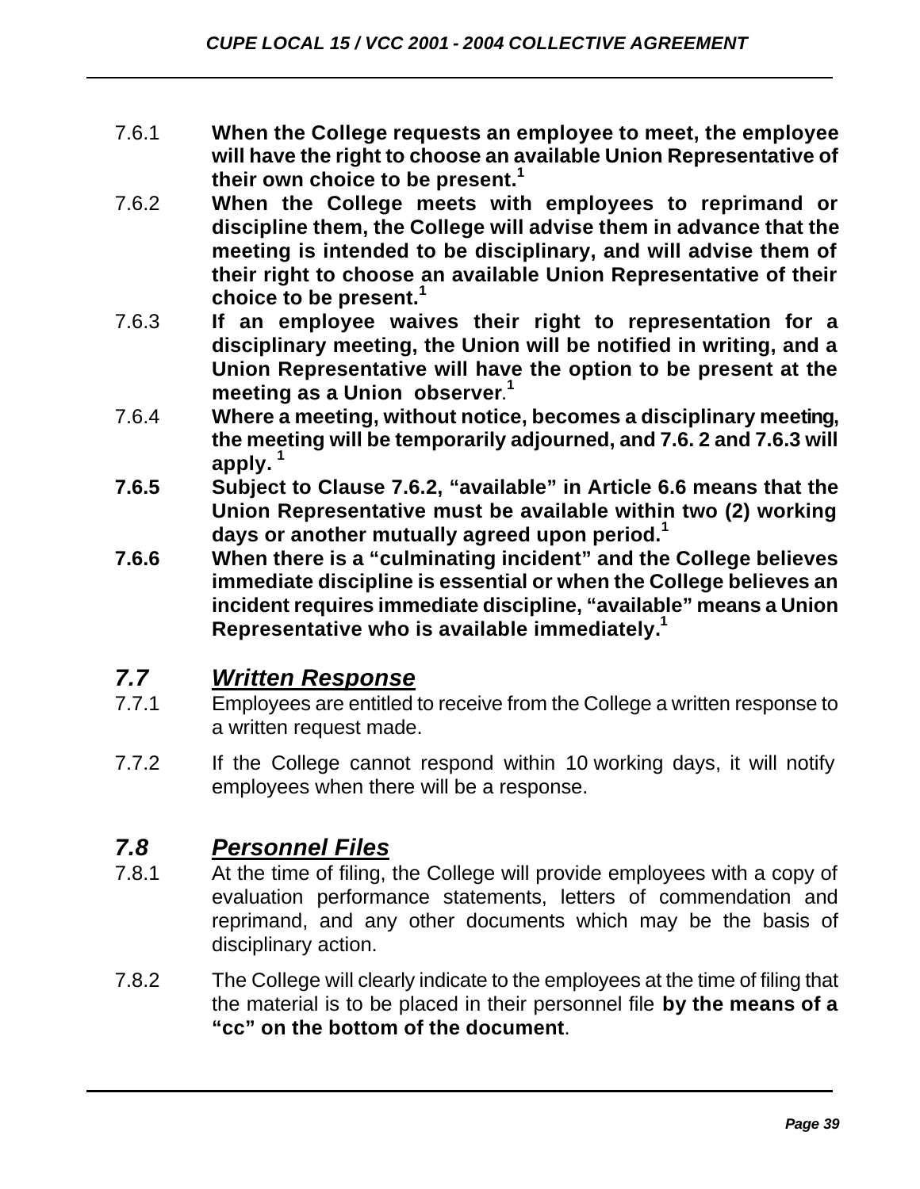7.6.1 **When the College requests an employee to meet, the employee will have the right to choose an available Union Representative of their own choice to be present.**[1]

7.6.2 **When the College meets with employees to reprimand or discipline them, the College will advise them in advance that the meeting is intended to be disciplinary, and will advise them of their right to choose an available Union Representative of their choice to be present.**[1]

7.6.3 **If an employee waives their right to representation for a disciplinary meeting, the Union will be notified in writing, and a Union Representative will have the option to be present at the meeting as a Union observer**.[1]

7.6.4 **Where a meeting, without notice, becomes a disciplinary meeting, the meeting will be temporarily adjourned, and 7.6. 2 and 7.6.3 will apply.** [1]

**7.6.5 Subject to Clause 7.6.2, "available" in Article 6.6 means that the Union Representative must be available within two (2) working days or another mutually agreed upon period.**[1]

**7.6.6 When there is a "culminating incident" and the College believes immediate discipline is essential or when the College believes an incident requires immediate discipline, "available" means a Union Representative who is available immediately.**[1]

## *7.7 Written Response*

7.7.1 Employees are entitled to receive from the College a written response to a written request made.

7.7.2 If the College cannot respond within 10 working days, it will notify employees when there will be a response.

## *7.8 Personnel Files*

7.8.1 At the time of filing, the College will provide employees with a copy of evaluation performance statements, letters of commendation and reprimand, and any other documents which may be the basis of disciplinary action.

7.8.2 The College will clearly indicate to the employees at the time of filing that the material is to be placed in their personnel file **by the means of a "cc" on the bottom of the document**.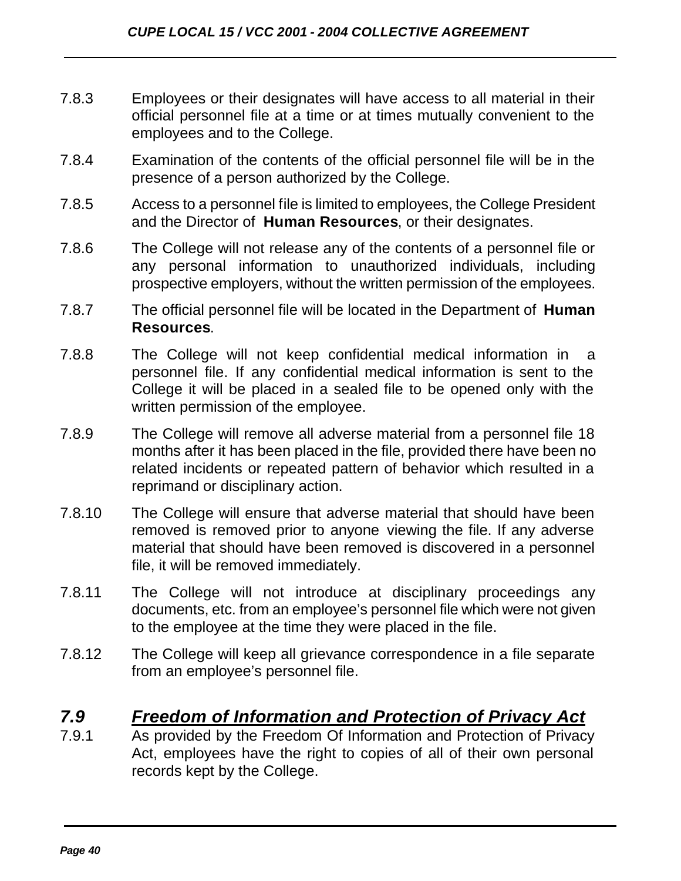7.8.3 Employees or their designates will have access to all material in their official personnel file at a time or at times mutually convenient to the employees and to the College.

7.8.4 Examination of the contents of the official personnel file will be in the presence of a person authorized by the College.

7.8.5 Access to a personnel file is limited to employees, the College President and the Director of **Human Resources**, or their designates.

7.8.6 The College will not release any of the contents of a personnel file or any personal information to unauthorized individuals, including prospective employers, without the written permission of the employees.

7.8.7 The official personnel file will be located in the Department of **Human Resources**.

7.8.8 The College will not keep confidential medical information in a personnel file. If any confidential medical information is sent to the College it will be placed in a sealed file to be opened only with the written permission of the employee.

7.8.9 The College will remove all adverse material from a personnel file 18 months after it has been placed in the file, provided there have been no related incidents or repeated pattern of behavior which resulted in a reprimand or disciplinary action.

7.8.10 The College will ensure that adverse material that should have been removed is removed prior to anyone viewing the file. If any adverse material that should have been removed is discovered in a personnel file, it will be removed immediately.

7.8.11 The College will not introduce at disciplinary proceedings any documents, etc. from an employee's personnel file which were not given to the employee at the time they were placed in the file.

7.8.12 The College will keep all grievance correspondence in a file separate from an employee's personnel file.

## *7.9 Freedom of Information and Protection of Privacy Act*

7.9.1 As provided by the Freedom Of Information and Protection of Privacy Act, employees have the right to copies of all of their own personal records kept by the College.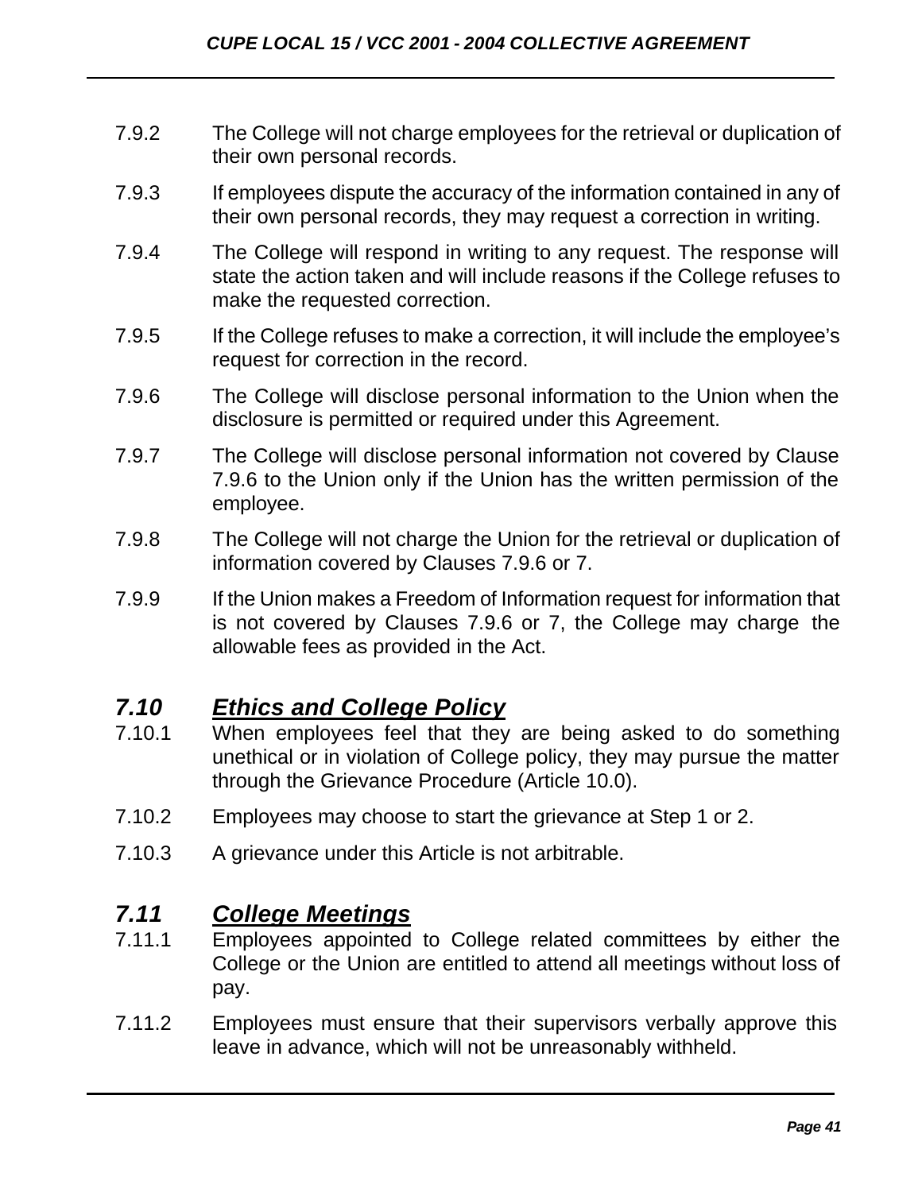7.9.2 The College will not charge employees for the retrieval or duplication of their own personal records.

7.9.3 If employees dispute the accuracy of the information contained in any of their own personal records, they may request a correction in writing.

7.9.4 The College will respond in writing to any request. The response will state the action taken and will include reasons if the College refuses to make the requested correction.

7.9.5 If the College refuses to make a correction, it will include the employee's request for correction in the record.

7.9.6 The College will disclose personal information to the Union when the disclosure is permitted or required under this Agreement.

7.9.7 The College will disclose personal information not covered by Clause 7.9.6 to the Union only if the Union has the written permission of the employee.

7.9.8 The College will not charge the Union for the retrieval or duplication of information covered by Clauses 7.9.6 or 7.

7.9.9 If the Union makes a Freedom of Information request for information that is not covered by Clauses 7.9.6 or 7, the College may charge the allowable fees as provided in the Act.

## *7.10 Ethics and College Policy*

7.10.1 When employees feel that they are being asked to do something unethical or in violation of College policy, they may pursue the matter through the Grievance Procedure (Article 10.0).

7.10.2 Employees may choose to start the grievance at Step 1 or 2.

7.10.3 A grievance under this Article is not arbitrable.

## *7.11 College Meetings*

7.11.1 Employees appointed to College related committees by either the College or the Union are entitled to attend all meetings without loss of pay.

7.11.2 Employees must ensure that their supervisors verbally approve this leave in advance, which will not be unreasonably withheld.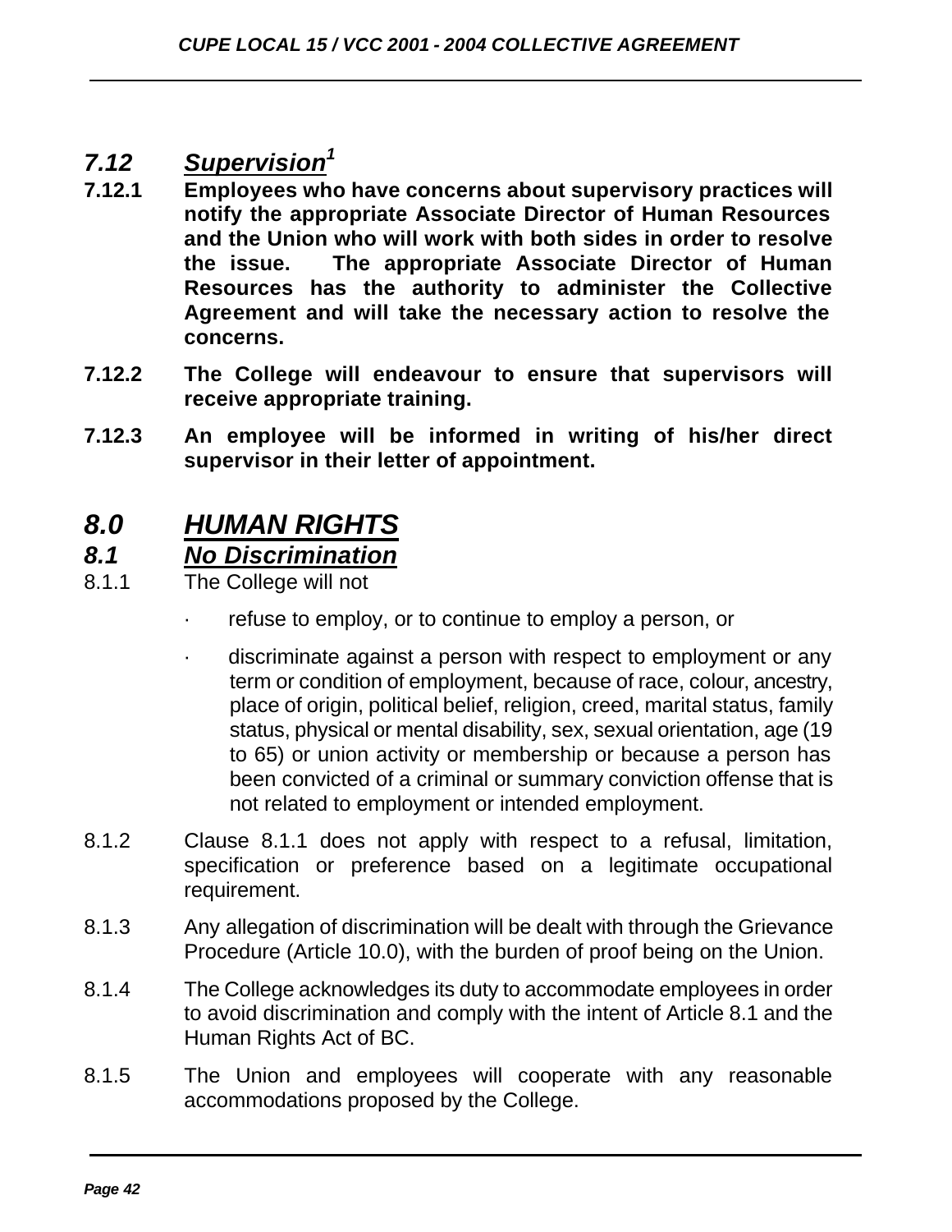### *7.12 Supervision*[1]

**7.12.1** **Employees who have concerns about supervisory practices will notify the appropriate Associate Director of Human Resources and the Union who will work with both sides in order to resolve the issue. The appropriate Associate Director of Human Resources has the authority to administer the Collective Agreement and will take the necessary action to resolve the concerns.**

**7.12.2** **The College will endeavour to ensure that supervisors will receive appropriate training.**

**7.12.3** **An employee will be informed in writing of his/her direct supervisor in their letter of appointment.**

## *8.0 HUMAN RIGHTS*

### *8.1 No Discrimination*

8.1.1 The College will not

- refuse to employ, or to continue to employ a person, or
- discriminate against a person with respect to employment or any term or condition of employment, because of race, colour, ancestry, place of origin, political belief, religion, creed, marital status, family status, physical or mental disability, sex, sexual orientation, age (19 to 65) or union activity or membership or because a person has been convicted of a criminal or summary conviction offense that is not related to employment or intended employment.

8.1.2 Clause 8.1.1 does not apply with respect to a refusal, limitation, specification or preference based on a legitimate occupational requirement.

8.1.3 Any allegation of discrimination will be dealt with through the Grievance Procedure (Article 10.0), with the burden of proof being on the Union.

8.1.4 The College acknowledges its duty to accommodate employees in order to avoid discrimination and comply with the intent of Article 8.1 and the Human Rights Act of BC.

8.1.5 The Union and employees will cooperate with any reasonable accommodations proposed by the College.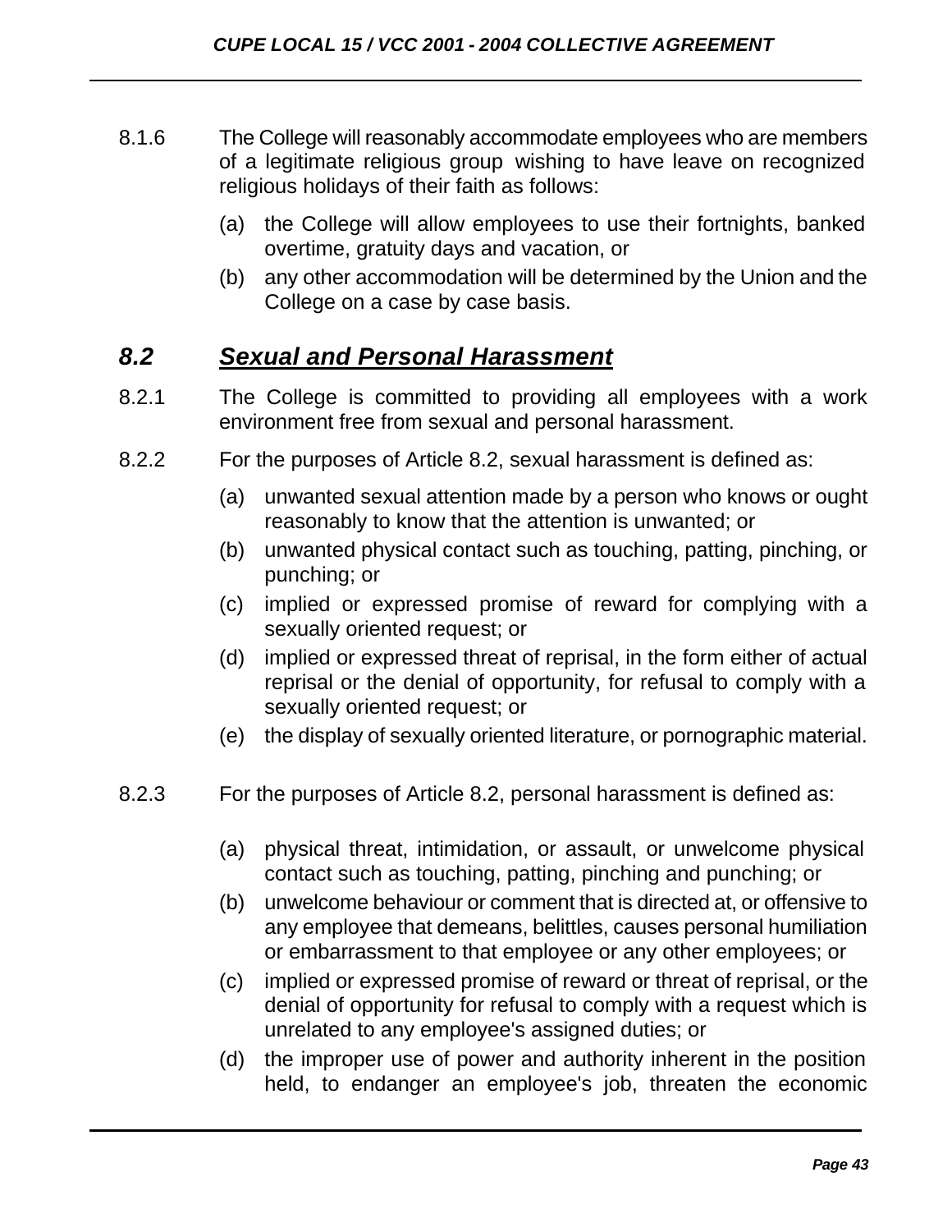8.1.6 The College will reasonably accommodate employees who are members of a legitimate religious group wishing to have leave on recognized religious holidays of their faith as follows:

(a) the College will allow employees to use their fortnights, banked overtime, gratuity days and vacation, or

(b) any other accommodation will be determined by the Union and the College on a case by case basis.

## *8.2 <u>Sexual and Personal Harassment</u>*

8.2.1 The College is committed to providing all employees with a work environment free from sexual and personal harassment.

8.2.2 For the purposes of Article 8.2, sexual harassment is defined as:

(a) unwanted sexual attention made by a person who knows or ought reasonably to know that the attention is unwanted; or

(b) unwanted physical contact such as touching, patting, pinching, or punching; or

(c) implied or expressed promise of reward for complying with a sexually oriented request; or

(d) implied or expressed threat of reprisal, in the form either of actual reprisal or the denial of opportunity, for refusal to comply with a sexually oriented request; or

(e) the display of sexually oriented literature, or pornographic material.

8.2.3 For the purposes of Article 8.2, personal harassment is defined as:

(a) physical threat, intimidation, or assault, or unwelcome physical contact such as touching, patting, pinching and punching; or

(b) unwelcome behaviour or comment that is directed at, or offensive to any employee that demeans, belittles, causes personal humiliation or embarrassment to that employee or any other employees; or

(c) implied or expressed promise of reward or threat of reprisal, or the denial of opportunity for refusal to comply with a request which is unrelated to any employee's assigned duties; or

(d) the improper use of power and authority inherent in the position held, to endanger an employee's job, threaten the economic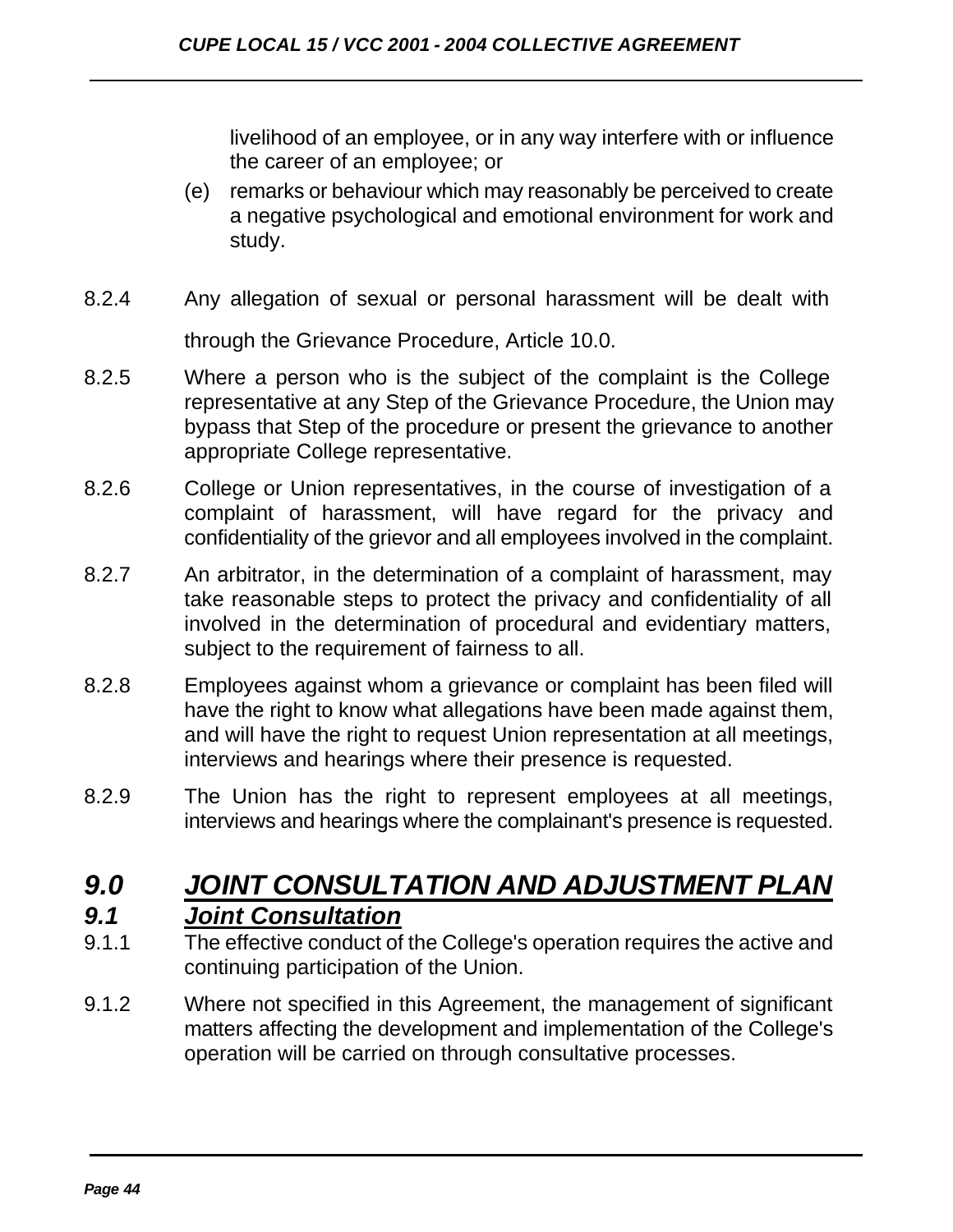livelihood of an employee, or in any way interfere with or influence the career of an employee; or

(e) remarks or behaviour which may reasonably be perceived to create a negative psychological and emotional environment for work and study.

8.2.4 Any allegation of sexual or personal harassment will be dealt with through the Grievance Procedure, Article 10.0.

8.2.5 Where a person who is the subject of the complaint is the College representative at any Step of the Grievance Procedure, the Union may bypass that Step of the procedure or present the grievance to another appropriate College representative.

8.2.6 College or Union representatives, in the course of investigation of a complaint of harassment, will have regard for the privacy and confidentiality of the grievor and all employees involved in the complaint.

8.2.7 An arbitrator, in the determination of a complaint of harassment, may take reasonable steps to protect the privacy and confidentiality of all involved in the determination of procedural and evidentiary matters, subject to the requirement of fairness to all.

8.2.8 Employees against whom a grievance or complaint has been filed will have the right to know what allegations have been made against them, and will have the right to request Union representation at all meetings, interviews and hearings where their presence is requested.

8.2.9 The Union has the right to represent employees at all meetings, interviews and hearings where the complainant's presence is requested.

# *9.0 JOINT CONSULTATION AND ADJUSTMENT PLAN*

## *9.1 Joint Consultation*

9.1.1 The effective conduct of the College's operation requires the active and continuing participation of the Union.

9.1.2 Where not specified in this Agreement, the management of significant matters affecting the development and implementation of the College's operation will be carried on through consultative processes.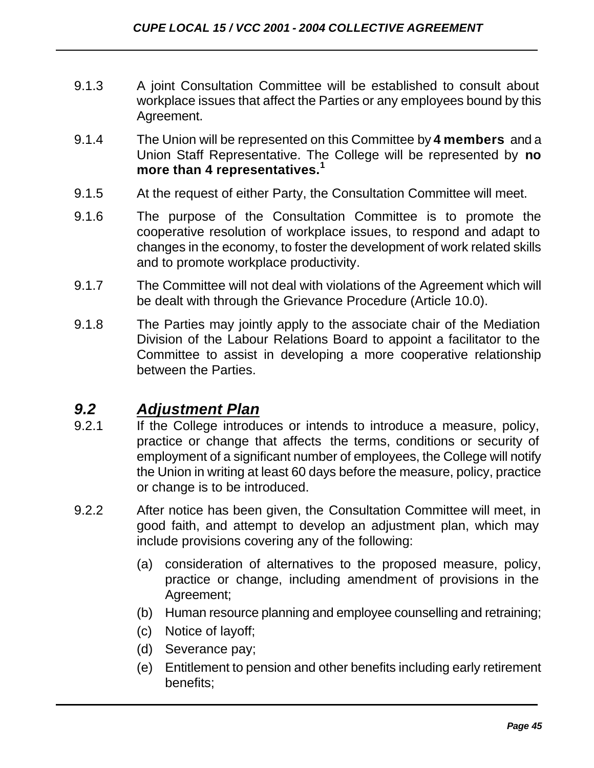9.1.3 A joint Consultation Committee will be established to consult about workplace issues that affect the Parties or any employees bound by this Agreement.

9.1.4 The Union will be represented on this Committee by **4 members** and a Union Staff Representative. The College will be represented by **no more than 4 representatives.**[1]

9.1.5 At the request of either Party, the Consultation Committee will meet.

9.1.6 The purpose of the Consultation Committee is to promote the cooperative resolution of workplace issues, to respond and adapt to changes in the economy, to foster the development of work related skills and to promote workplace productivity.

9.1.7 The Committee will not deal with violations of the Agreement which will be dealt with through the Grievance Procedure (Article 10.0).

9.1.8 The Parties may jointly apply to the associate chair of the Mediation Division of the Labour Relations Board to appoint a facilitator to the Committee to assist in developing a more cooperative relationship between the Parties.

## *9.2 Adjustment Plan*

9.2.1 If the College introduces or intends to introduce a measure, policy, practice or change that affects the terms, conditions or security of employment of a significant number of employees, the College will notify the Union in writing at least 60 days before the measure, policy, practice or change is to be introduced.

9.2.2 After notice has been given, the Consultation Committee will meet, in good faith, and attempt to develop an adjustment plan, which may include provisions covering any of the following:

(a) consideration of alternatives to the proposed measure, policy, practice or change, including amendment of provisions in the Agreement;

(b) Human resource planning and employee counselling and retraining;

(c) Notice of layoff;

(d) Severance pay;

(e) Entitlement to pension and other benefits including early retirement benefits;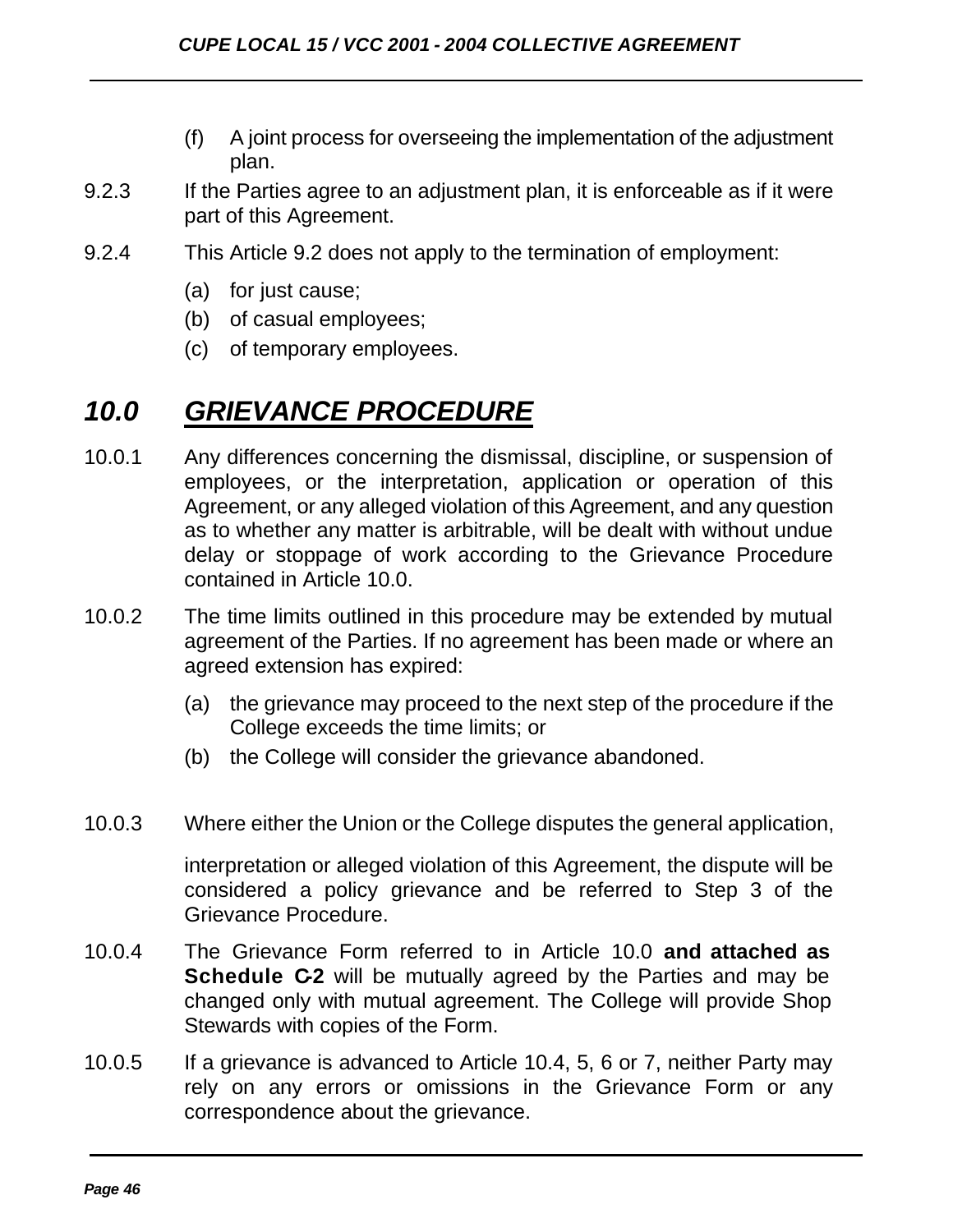(f) A joint process for overseeing the implementation of the adjustment plan.

9.2.3 If the Parties agree to an adjustment plan, it is enforceable as if it were part of this Agreement.

9.2.4 This Article 9.2 does not apply to the termination of employment:

(a) for just cause;
(b) of casual employees;
(c) of temporary employees.

# *10.0 GRIEVANCE PROCEDURE*

10.0.1 Any differences concerning the dismissal, discipline, or suspension of employees, or the interpretation, application or operation of this Agreement, or any alleged violation of this Agreement, and any question as to whether any matter is arbitrable, will be dealt with without undue delay or stoppage of work according to the Grievance Procedure contained in Article 10.0.

10.0.2 The time limits outlined in this procedure may be extended by mutual agreement of the Parties. If no agreement has been made or where an agreed extension has expired:

(a) the grievance may proceed to the next step of the procedure if the College exceeds the time limits; or
(b) the College will consider the grievance abandoned.

10.0.3 Where either the Union or the College disputes the general application, interpretation or alleged violation of this Agreement, the dispute will be considered a policy grievance and be referred to Step 3 of the Grievance Procedure.

10.0.4 The Grievance Form referred to in Article 10.0 **and attached as Schedule C-2** will be mutually agreed by the Parties and may be changed only with mutual agreement. The College will provide Shop Stewards with copies of the Form.

10.0.5 If a grievance is advanced to Article 10.4, 5, 6 or 7, neither Party may rely on any errors or omissions in the Grievance Form or any correspondence about the grievance.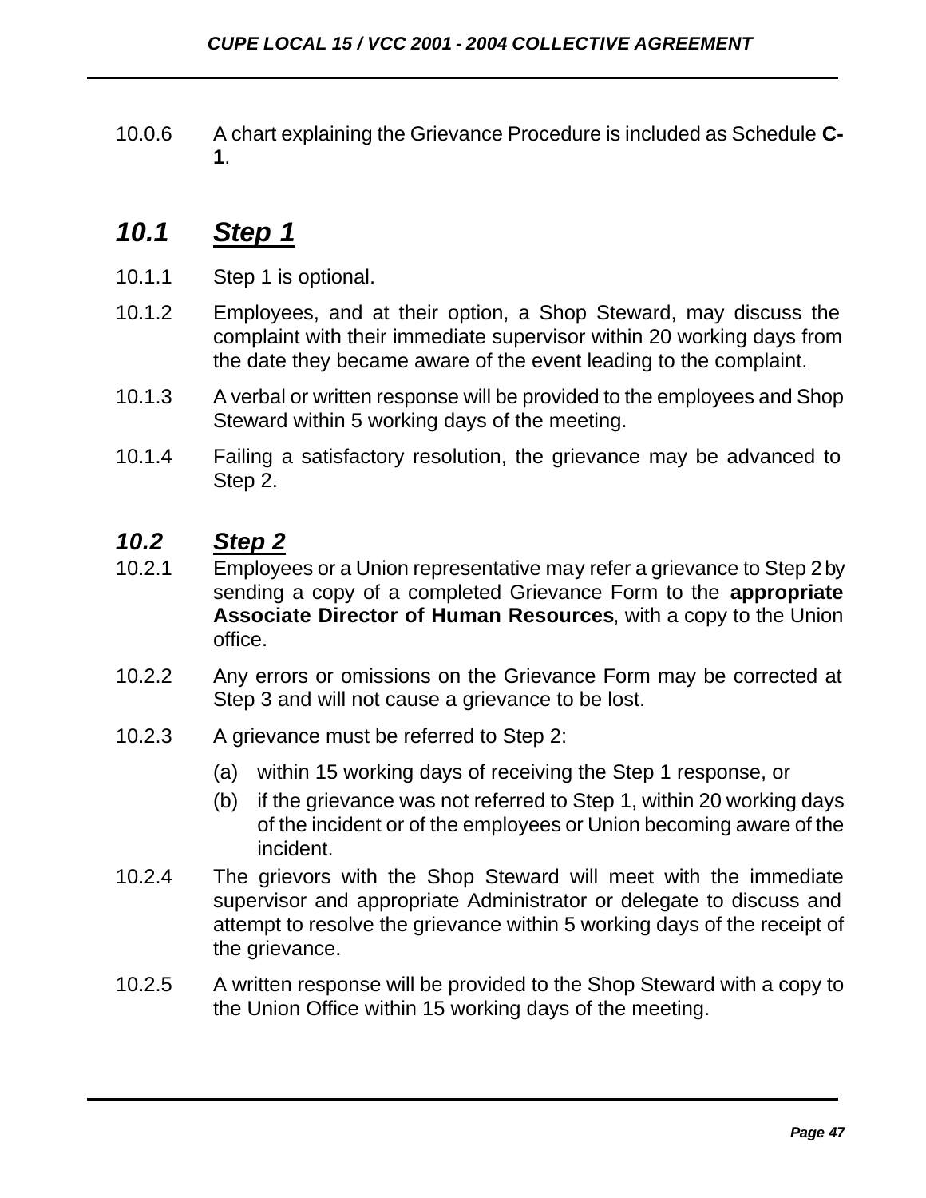10.0.6 A chart explaining the Grievance Procedure is included as Schedule **C-1**.

## *10.1 Step 1*

10.1.1 Step 1 is optional.

10.1.2 Employees, and at their option, a Shop Steward, may discuss the complaint with their immediate supervisor within 20 working days from the date they became aware of the event leading to the complaint.

10.1.3 A verbal or written response will be provided to the employees and Shop Steward within 5 working days of the meeting.

10.1.4 Failing a satisfactory resolution, the grievance may be advanced to Step 2.

## *10.2 Step 2*

10.2.1 Employees or a Union representative may refer a grievance to Step 2 by sending a copy of a completed Grievance Form to the **appropriate Associate Director of Human Resources**, with a copy to the Union office.

10.2.2 Any errors or omissions on the Grievance Form may be corrected at Step 3 and will not cause a grievance to be lost.

10.2.3 A grievance must be referred to Step 2:

(a) within 15 working days of receiving the Step 1 response, or

(b) if the grievance was not referred to Step 1, within 20 working days of the incident or of the employees or Union becoming aware of the incident.

10.2.4 The grievors with the Shop Steward will meet with the immediate supervisor and appropriate Administrator or delegate to discuss and attempt to resolve the grievance within 5 working days of the receipt of the grievance.

10.2.5 A written response will be provided to the Shop Steward with a copy to the Union Office within 15 working days of the meeting.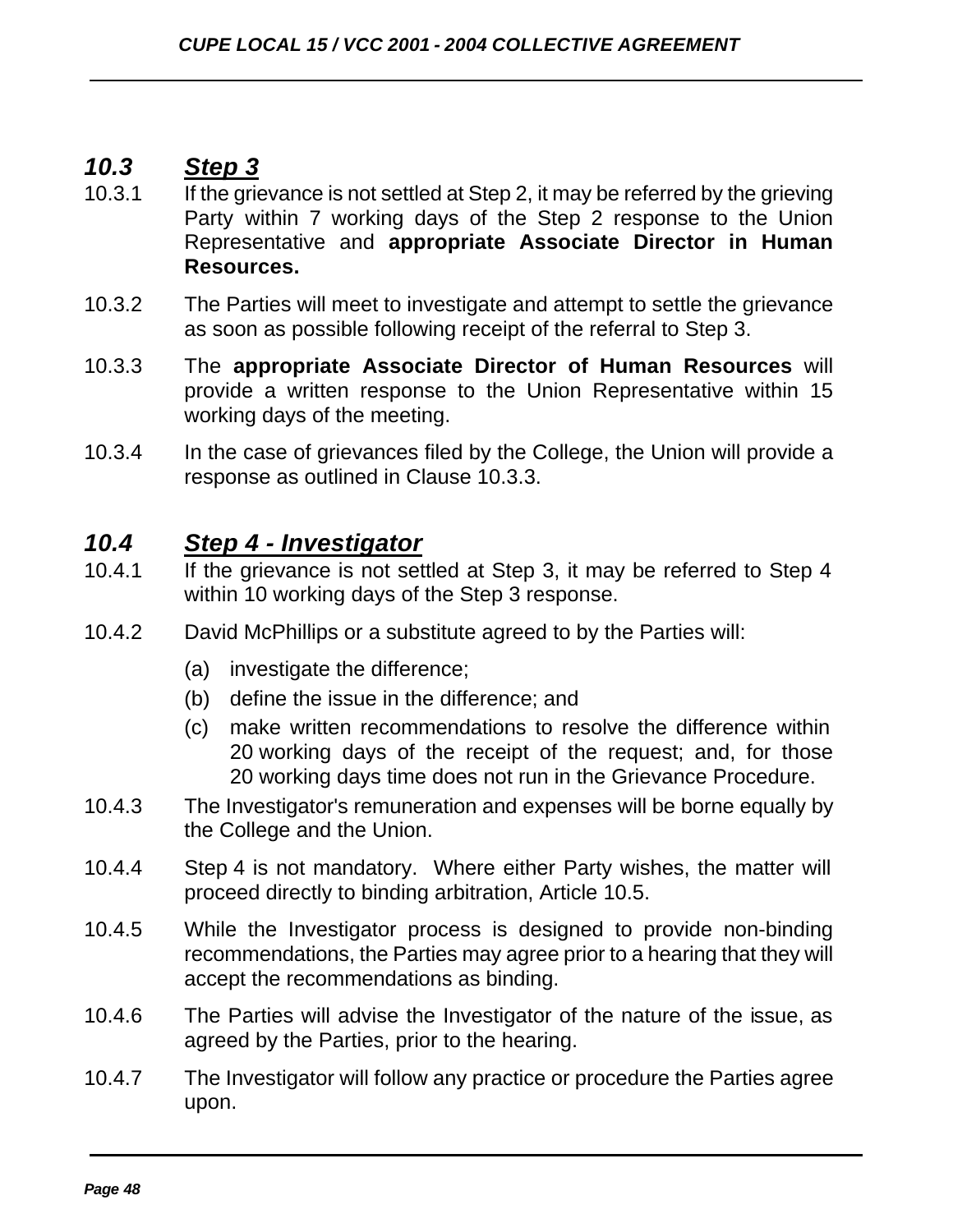## *10.3 Step 3*

10.3.1 If the grievance is not settled at Step 2, it may be referred by the grieving Party within 7 working days of the Step 2 response to the Union Representative and **appropriate Associate Director in Human Resources.**

10.3.2 The Parties will meet to investigate and attempt to settle the grievance as soon as possible following receipt of the referral to Step 3.

10.3.3 The **appropriate Associate Director of Human Resources** will provide a written response to the Union Representative within 15 working days of the meeting.

10.3.4 In the case of grievances filed by the College, the Union will provide a response as outlined in Clause 10.3.3.

## *10.4 Step 4 - Investigator*

10.4.1 If the grievance is not settled at Step 3, it may be referred to Step 4 within 10 working days of the Step 3 response.

10.4.2 David McPhillips or a substitute agreed to by the Parties will:

(a) investigate the difference;

(b) define the issue in the difference; and

(c) make written recommendations to resolve the difference within 20 working days of the receipt of the request; and, for those 20 working days time does not run in the Grievance Procedure.

10.4.3 The Investigator's remuneration and expenses will be borne equally by the College and the Union.

10.4.4 Step 4 is not mandatory. Where either Party wishes, the matter will proceed directly to binding arbitration, Article 10.5.

10.4.5 While the Investigator process is designed to provide non-binding recommendations, the Parties may agree prior to a hearing that they will accept the recommendations as binding.

10.4.6 The Parties will advise the Investigator of the nature of the issue, as agreed by the Parties, prior to the hearing.

10.4.7 The Investigator will follow any practice or procedure the Parties agree upon.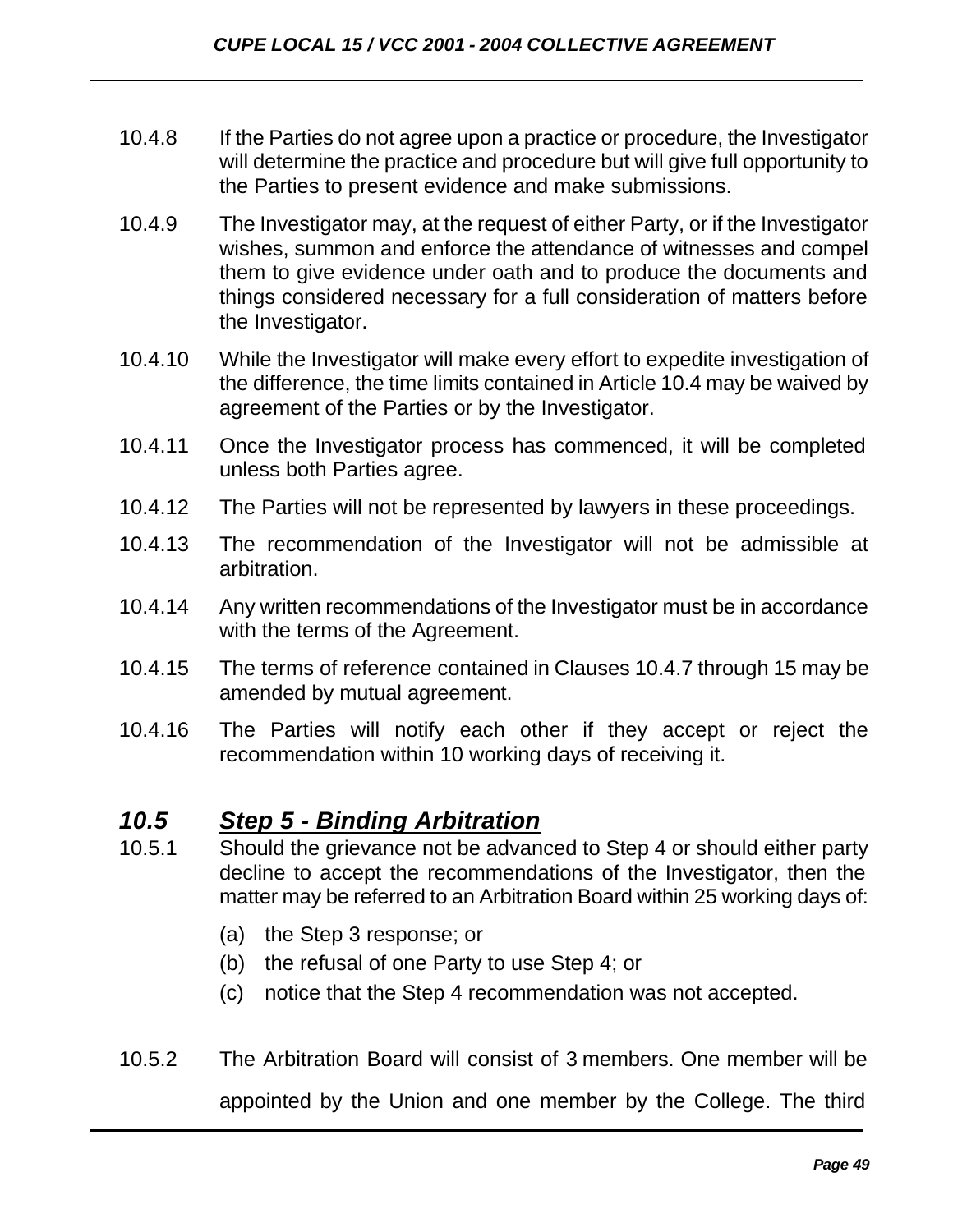10.4.8 If the Parties do not agree upon a practice or procedure, the Investigator will determine the practice and procedure but will give full opportunity to the Parties to present evidence and make submissions.

10.4.9 The Investigator may, at the request of either Party, or if the Investigator wishes, summon and enforce the attendance of witnesses and compel them to give evidence under oath and to produce the documents and things considered necessary for a full consideration of matters before the Investigator.

10.4.10 While the Investigator will make every effort to expedite investigation of the difference, the time limits contained in Article 10.4 may be waived by agreement of the Parties or by the Investigator.

10.4.11 Once the Investigator process has commenced, it will be completed unless both Parties agree.

10.4.12 The Parties will not be represented by lawyers in these proceedings.

10.4.13 The recommendation of the Investigator will not be admissible at arbitration.

10.4.14 Any written recommendations of the Investigator must be in accordance with the terms of the Agreement.

10.4.15 The terms of reference contained in Clauses 10.4.7 through 15 may be amended by mutual agreement.

10.4.16 The Parties will notify each other if they accept or reject the recommendation within 10 working days of receiving it.

## *10.5 Step 5 - Binding Arbitration*

10.5.1 Should the grievance not be advanced to Step 4 or should either party decline to accept the recommendations of the Investigator, then the matter may be referred to an Arbitration Board within 25 working days of:

(a) the Step 3 response; or

(b) the refusal of one Party to use Step 4; or

(c) notice that the Step 4 recommendation was not accepted.

10.5.2 The Arbitration Board will consist of 3 members. One member will be appointed by the Union and one member by the College. The third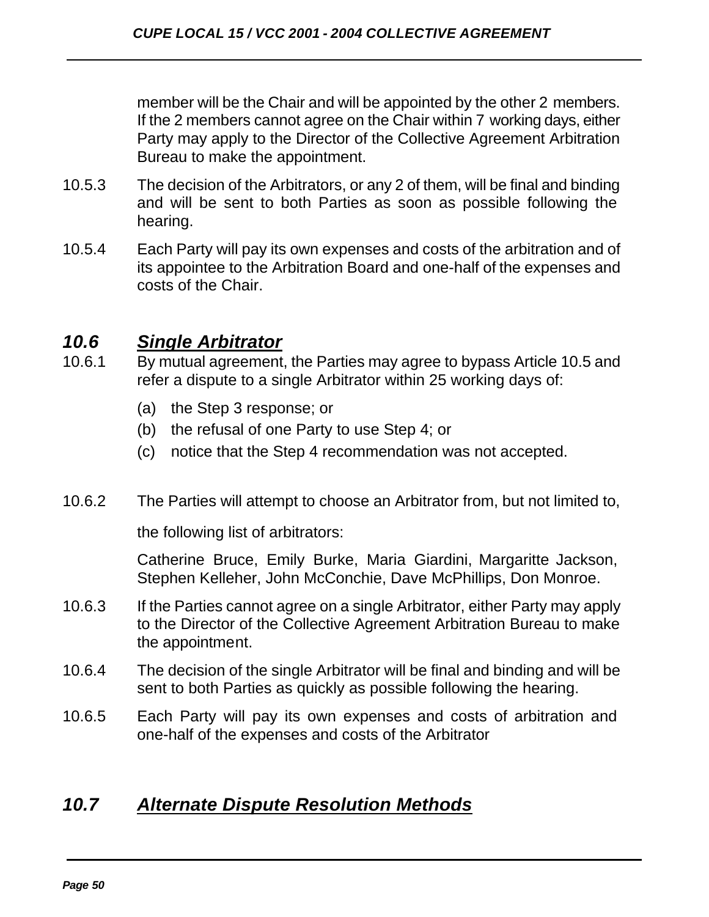member will be the Chair and will be appointed by the other 2 members. If the 2 members cannot agree on the Chair within 7 working days, either Party may apply to the Director of the Collective Agreement Arbitration Bureau to make the appointment.

10.5.3 The decision of the Arbitrators, or any 2 of them, will be final and binding and will be sent to both Parties as soon as possible following the hearing.

10.5.4 Each Party will pay its own expenses and costs of the arbitration and of its appointee to the Arbitration Board and one-half of the expenses and costs of the Chair.

## ***10.6 Single Arbitrator***

10.6.1 By mutual agreement, the Parties may agree to bypass Article 10.5 and refer a dispute to a single Arbitrator within 25 working days of:

(a) the Step 3 response; or
(b) the refusal of one Party to use Step 4; or
(c) notice that the Step 4 recommendation was not accepted.

10.6.2 The Parties will attempt to choose an Arbitrator from, but not limited to, the following list of arbitrators:

Catherine Bruce, Emily Burke, Maria Giardini, Margaritte Jackson, Stephen Kelleher, John McConchie, Dave McPhillips, Don Monroe.

10.6.3 If the Parties cannot agree on a single Arbitrator, either Party may apply to the Director of the Collective Agreement Arbitration Bureau to make the appointment.

10.6.4 The decision of the single Arbitrator will be final and binding and will be sent to both Parties as quickly as possible following the hearing.

10.6.5 Each Party will pay its own expenses and costs of arbitration and one-half of the expenses and costs of the Arbitrator

## ***10.7 Alternate Dispute Resolution Methods***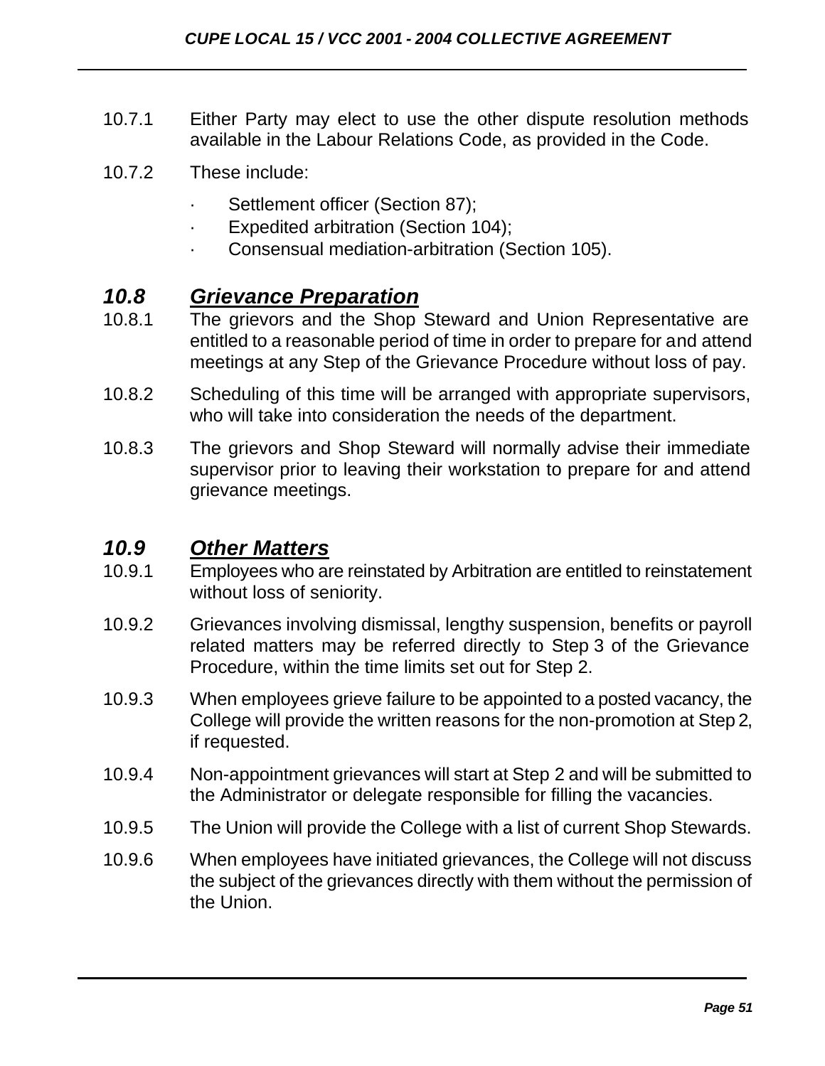10.7.1 Either Party may elect to use the other dispute resolution methods available in the Labour Relations Code, as provided in the Code.

10.7.2 These include:

- Settlement officer (Section 87);
- Expedited arbitration (Section 104);
- Consensual mediation-arbitration (Section 105).

## ***10.8 Grievance Preparation***

10.8.1 The grievors and the Shop Steward and Union Representative are entitled to a reasonable period of time in order to prepare for and attend meetings at any Step of the Grievance Procedure without loss of pay.

10.8.2 Scheduling of this time will be arranged with appropriate supervisors, who will take into consideration the needs of the department.

10.8.3 The grievors and Shop Steward will normally advise their immediate supervisor prior to leaving their workstation to prepare for and attend grievance meetings.

## ***10.9 Other Matters***

10.9.1 Employees who are reinstated by Arbitration are entitled to reinstatement without loss of seniority.

10.9.2 Grievances involving dismissal, lengthy suspension, benefits or payroll related matters may be referred directly to Step 3 of the Grievance Procedure, within the time limits set out for Step 2.

10.9.3 When employees grieve failure to be appointed to a posted vacancy, the College will provide the written reasons for the non-promotion at Step 2, if requested.

10.9.4 Non-appointment grievances will start at Step 2 and will be submitted to the Administrator or delegate responsible for filling the vacancies.

10.9.5 The Union will provide the College with a list of current Shop Stewards.

10.9.6 When employees have initiated grievances, the College will not discuss the subject of the grievances directly with them without the permission of the Union.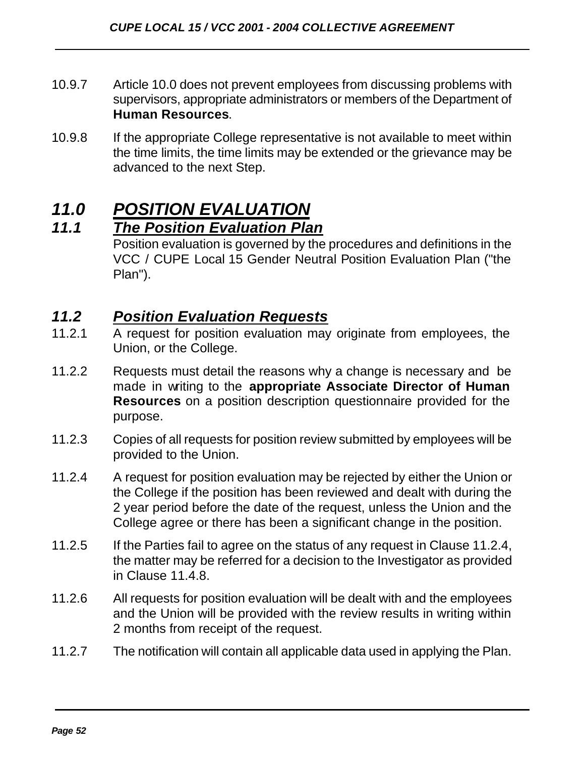10.9.7 Article 10.0 does not prevent employees from discussing problems with supervisors, appropriate administrators or members of the Department of **Human Resources**.

10.9.8 If the appropriate College representative is not available to meet within the time limits, the time limits may be extended or the grievance may be advanced to the next Step.

# *11.0 POSITION EVALUATION*

## *11.1 The Position Evaluation Plan*

Position evaluation is governed by the procedures and definitions in the VCC / CUPE Local 15 Gender Neutral Position Evaluation Plan ("the Plan").

## *11.2 Position Evaluation Requests*

11.2.1 A request for position evaluation may originate from employees, the Union, or the College.

11.2.2 Requests must detail the reasons why a change is necessary and be made in writing to the **appropriate Associate Director of Human Resources** on a position description questionnaire provided for the purpose.

11.2.3 Copies of all requests for position review submitted by employees will be provided to the Union.

11.2.4 A request for position evaluation may be rejected by either the Union or the College if the position has been reviewed and dealt with during the 2 year period before the date of the request, unless the Union and the College agree or there has been a significant change in the position.

11.2.5 If the Parties fail to agree on the status of any request in Clause 11.2.4, the matter may be referred for a decision to the Investigator as provided in Clause 11.4.8.

11.2.6 All requests for position evaluation will be dealt with and the employees and the Union will be provided with the review results in writing within 2 months from receipt of the request.

11.2.7 The notification will contain all applicable data used in applying the Plan.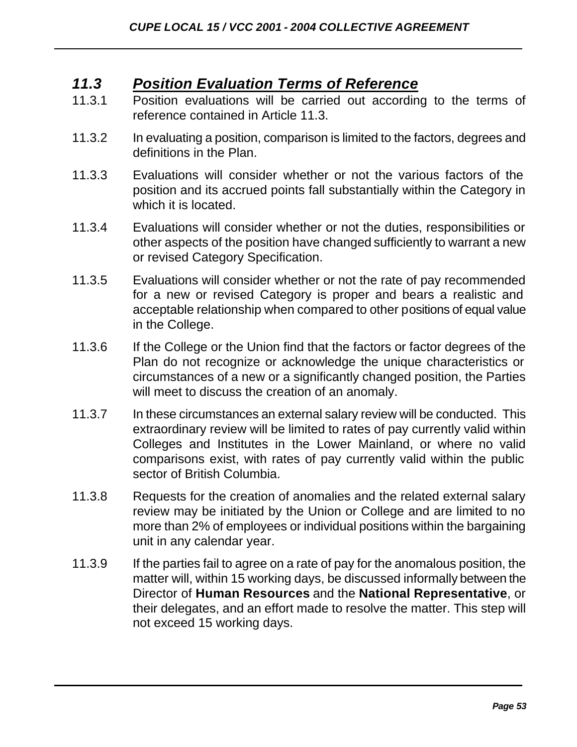## *11.3 Position Evaluation Terms of Reference*

11.3.1 Position evaluations will be carried out according to the terms of reference contained in Article 11.3.

11.3.2 In evaluating a position, comparison is limited to the factors, degrees and definitions in the Plan.

11.3.3 Evaluations will consider whether or not the various factors of the position and its accrued points fall substantially within the Category in which it is located.

11.3.4 Evaluations will consider whether or not the duties, responsibilities or other aspects of the position have changed sufficiently to warrant a new or revised Category Specification.

11.3.5 Evaluations will consider whether or not the rate of pay recommended for a new or revised Category is proper and bears a realistic and acceptable relationship when compared to other positions of equal value in the College.

11.3.6 If the College or the Union find that the factors or factor degrees of the Plan do not recognize or acknowledge the unique characteristics or circumstances of a new or a significantly changed position, the Parties will meet to discuss the creation of an anomaly.

11.3.7 In these circumstances an external salary review will be conducted. This extraordinary review will be limited to rates of pay currently valid within Colleges and Institutes in the Lower Mainland, or where no valid comparisons exist, with rates of pay currently valid within the public sector of British Columbia.

11.3.8 Requests for the creation of anomalies and the related external salary review may be initiated by the Union or College and are limited to no more than 2% of employees or individual positions within the bargaining unit in any calendar year.

11.3.9 If the parties fail to agree on a rate of pay for the anomalous position, the matter will, within 15 working days, be discussed informally between the Director of **Human Resources** and the **National Representative**, or their delegates, and an effort made to resolve the matter. This step will not exceed 15 working days.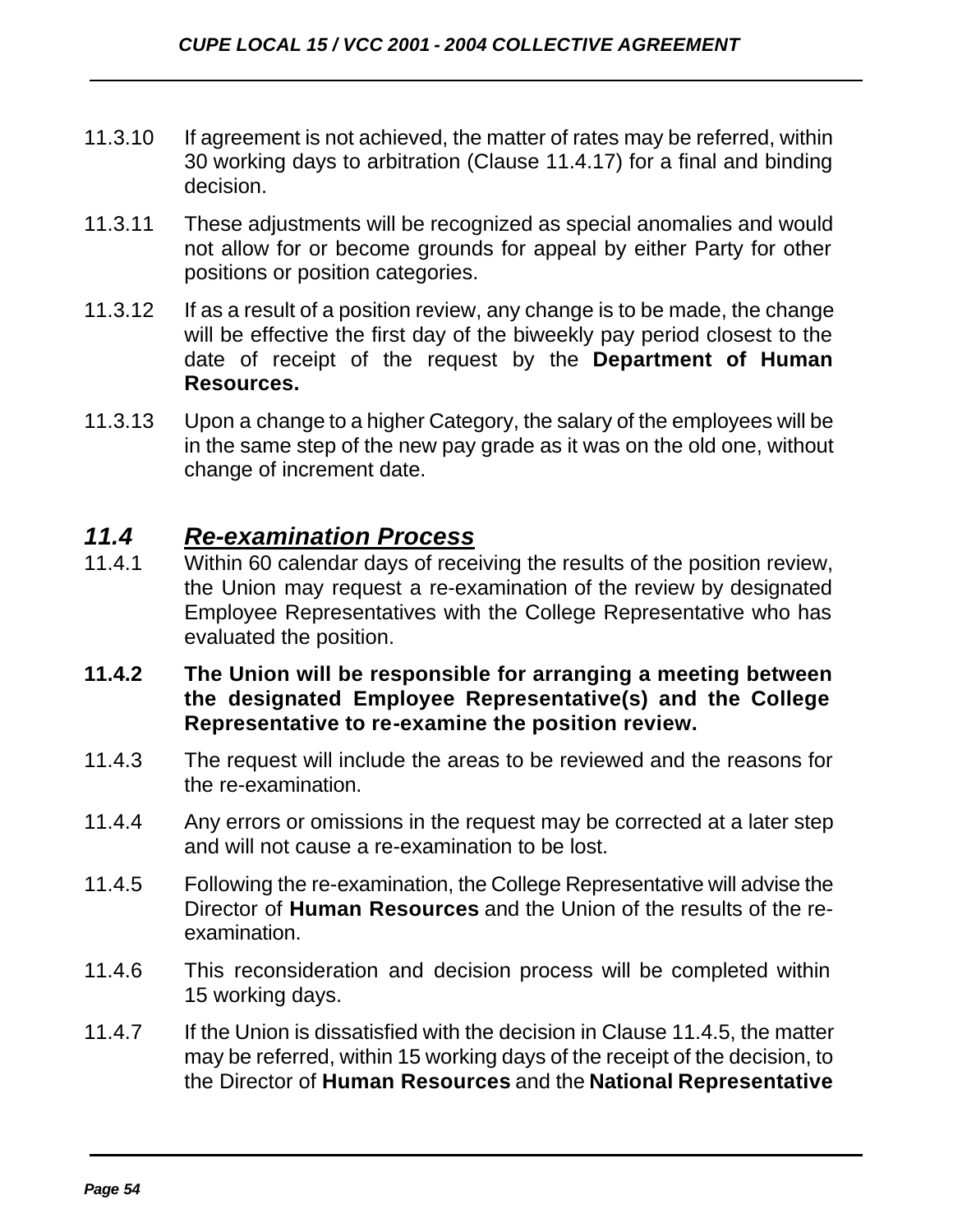11.3.10 If agreement is not achieved, the matter of rates may be referred, within 30 working days to arbitration (Clause 11.4.17) for a final and binding decision.

11.3.11 These adjustments will be recognized as special anomalies and would not allow for or become grounds for appeal by either Party for other positions or position categories.

11.3.12 If as a result of a position review, any change is to be made, the change will be effective the first day of the biweekly pay period closest to the date of receipt of the request by the **Department of Human Resources.**

11.3.13 Upon a change to a higher Category, the salary of the employees will be in the same step of the new pay grade as it was on the old one, without change of increment date.

## *11.4 Re-examination Process*

11.4.1 Within 60 calendar days of receiving the results of the position review, the Union may request a re-examination of the review by designated Employee Representatives with the College Representative who has evaluated the position.

**11.4.2 The Union will be responsible for arranging a meeting between the designated Employee Representative(s) and the College Representative to re-examine the position review.**

11.4.3 The request will include the areas to be reviewed and the reasons for the re-examination.

11.4.4 Any errors or omissions in the request may be corrected at a later step and will not cause a re-examination to be lost.

11.4.5 Following the re-examination, the College Representative will advise the Director of **Human Resources** and the Union of the results of the re-examination.

11.4.6 This reconsideration and decision process will be completed within 15 working days.

11.4.7 If the Union is dissatisfied with the decision in Clause 11.4.5, the matter may be referred, within 15 working days of the receipt of the decision, to the Director of **Human Resources** and the **National Representative**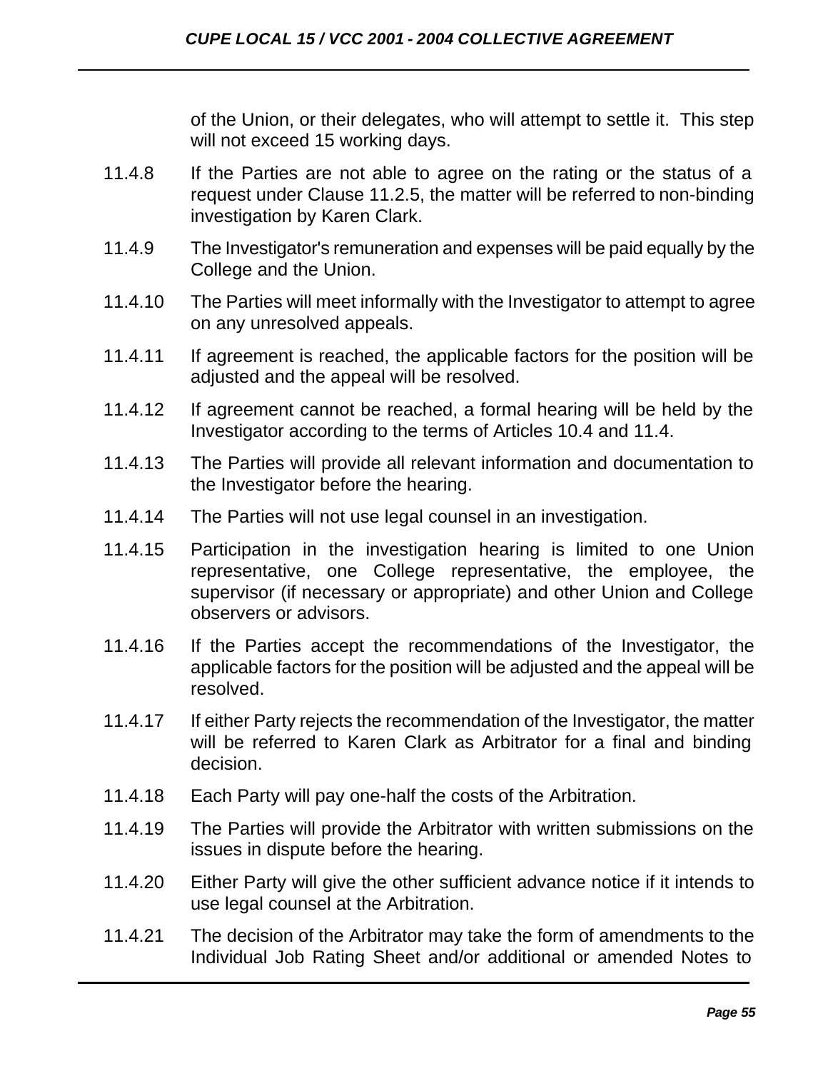of the Union, or their delegates, who will attempt to settle it. This step will not exceed 15 working days.

11.4.8 If the Parties are not able to agree on the rating or the status of a request under Clause 11.2.5, the matter will be referred to non-binding investigation by Karen Clark.

11.4.9 The Investigator's remuneration and expenses will be paid equally by the College and the Union.

11.4.10 The Parties will meet informally with the Investigator to attempt to agree on any unresolved appeals.

11.4.11 If agreement is reached, the applicable factors for the position will be adjusted and the appeal will be resolved.

11.4.12 If agreement cannot be reached, a formal hearing will be held by the Investigator according to the terms of Articles 10.4 and 11.4.

11.4.13 The Parties will provide all relevant information and documentation to the Investigator before the hearing.

11.4.14 The Parties will not use legal counsel in an investigation.

11.4.15 Participation in the investigation hearing is limited to one Union representative, one College representative, the employee, the supervisor (if necessary or appropriate) and other Union and College observers or advisors.

11.4.16 If the Parties accept the recommendations of the Investigator, the applicable factors for the position will be adjusted and the appeal will be resolved.

11.4.17 If either Party rejects the recommendation of the Investigator, the matter will be referred to Karen Clark as Arbitrator for a final and binding decision.

11.4.18 Each Party will pay one-half the costs of the Arbitration.

11.4.19 The Parties will provide the Arbitrator with written submissions on the issues in dispute before the hearing.

11.4.20 Either Party will give the other sufficient advance notice if it intends to use legal counsel at the Arbitration.

11.4.21 The decision of the Arbitrator may take the form of amendments to the Individual Job Rating Sheet and/or additional or amended Notes to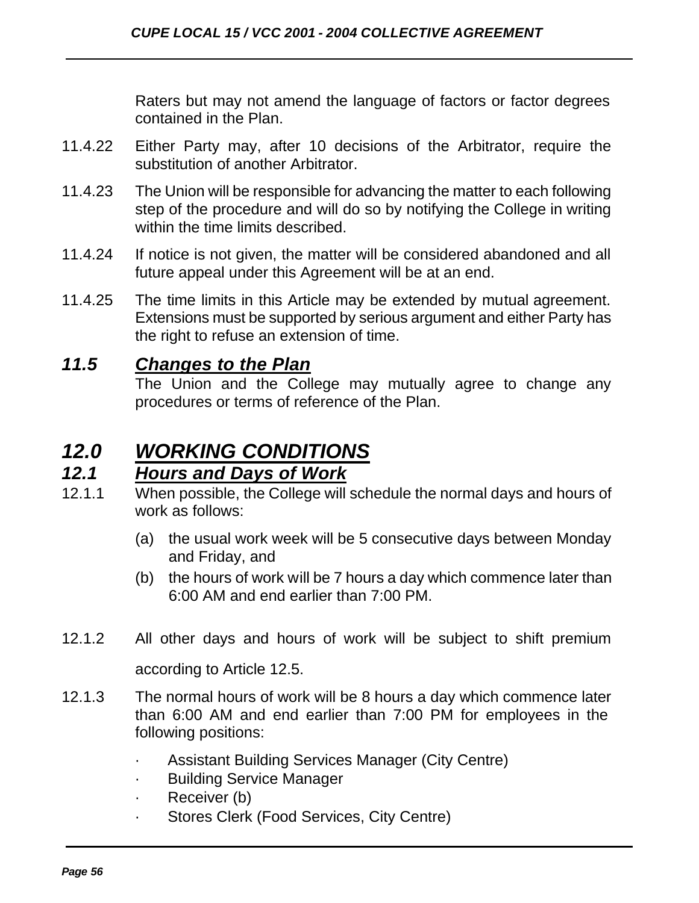Raters but may not amend the language of factors or factor degrees contained in the Plan.

11.4.22 Either Party may, after 10 decisions of the Arbitrator, require the substitution of another Arbitrator.

11.4.23 The Union will be responsible for advancing the matter to each following step of the procedure and will do so by notifying the College in writing within the time limits described.

11.4.24 If notice is not given, the matter will be considered abandoned and all future appeal under this Agreement will be at an end.

11.4.25 The time limits in this Article may be extended by mutual agreement. Extensions must be supported by serious argument and either Party has the right to refuse an extension of time.

### *11.5 Changes to the Plan*

The Union and the College may mutually agree to change any procedures or terms of reference of the Plan.

## *12.0 WORKING CONDITIONS*

### *12.1 Hours and Days of Work*

12.1.1 When possible, the College will schedule the normal days and hours of work as follows:

(a) the usual work week will be 5 consecutive days between Monday and Friday, and

(b) the hours of work will be 7 hours a day which commence later than 6:00 AM and end earlier than 7:00 PM.

12.1.2 All other days and hours of work will be subject to shift premium according to Article 12.5.

12.1.3 The normal hours of work will be 8 hours a day which commence later than 6:00 AM and end earlier than 7:00 PM for employees in the following positions:

- Assistant Building Services Manager (City Centre)
- Building Service Manager
- Receiver (b)
- Stores Clerk (Food Services, City Centre)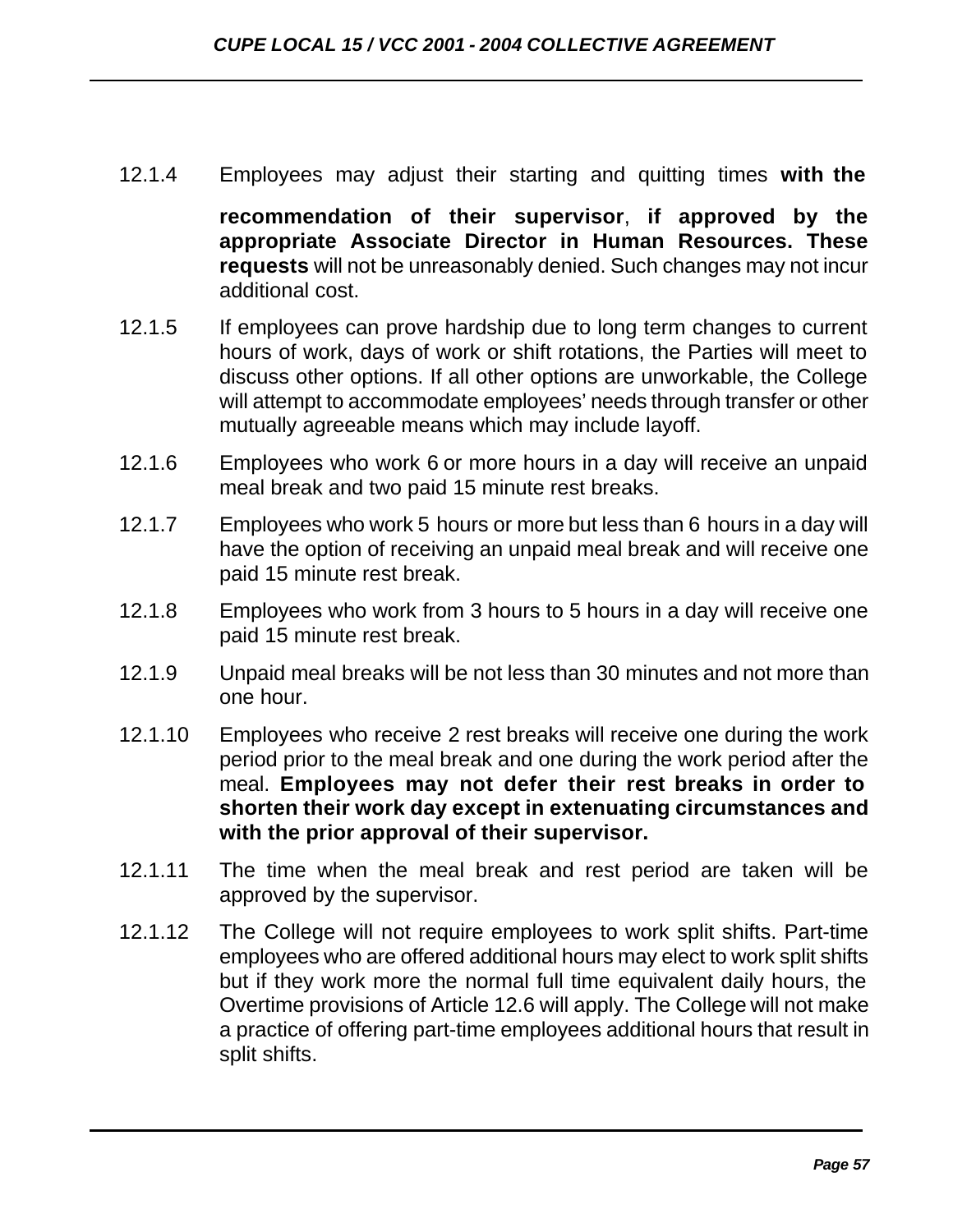12.1.4 Employees may adjust their starting and quitting times **with the recommendation of their supervisor**, **if approved by the appropriate Associate Director in Human Resources. These requests** will not be unreasonably denied. Such changes may not incur additional cost.

12.1.5 If employees can prove hardship due to long term changes to current hours of work, days of work or shift rotations, the Parties will meet to discuss other options. If all other options are unworkable, the College will attempt to accommodate employees' needs through transfer or other mutually agreeable means which may include layoff.

12.1.6 Employees who work 6 or more hours in a day will receive an unpaid meal break and two paid 15 minute rest breaks.

12.1.7 Employees who work 5 hours or more but less than 6 hours in a day will have the option of receiving an unpaid meal break and will receive one paid 15 minute rest break.

12.1.8 Employees who work from 3 hours to 5 hours in a day will receive one paid 15 minute rest break.

12.1.9 Unpaid meal breaks will be not less than 30 minutes and not more than one hour.

12.1.10 Employees who receive 2 rest breaks will receive one during the work period prior to the meal break and one during the work period after the meal. **Employees may not defer their rest breaks in order to shorten their work day except in extenuating circumstances and with the prior approval of their supervisor.**

12.1.11 The time when the meal break and rest period are taken will be approved by the supervisor.

12.1.12 The College will not require employees to work split shifts. Part-time employees who are offered additional hours may elect to work split shifts but if they work more the normal full time equivalent daily hours, the Overtime provisions of Article 12.6 will apply. The College will not make a practice of offering part-time employees additional hours that result in split shifts.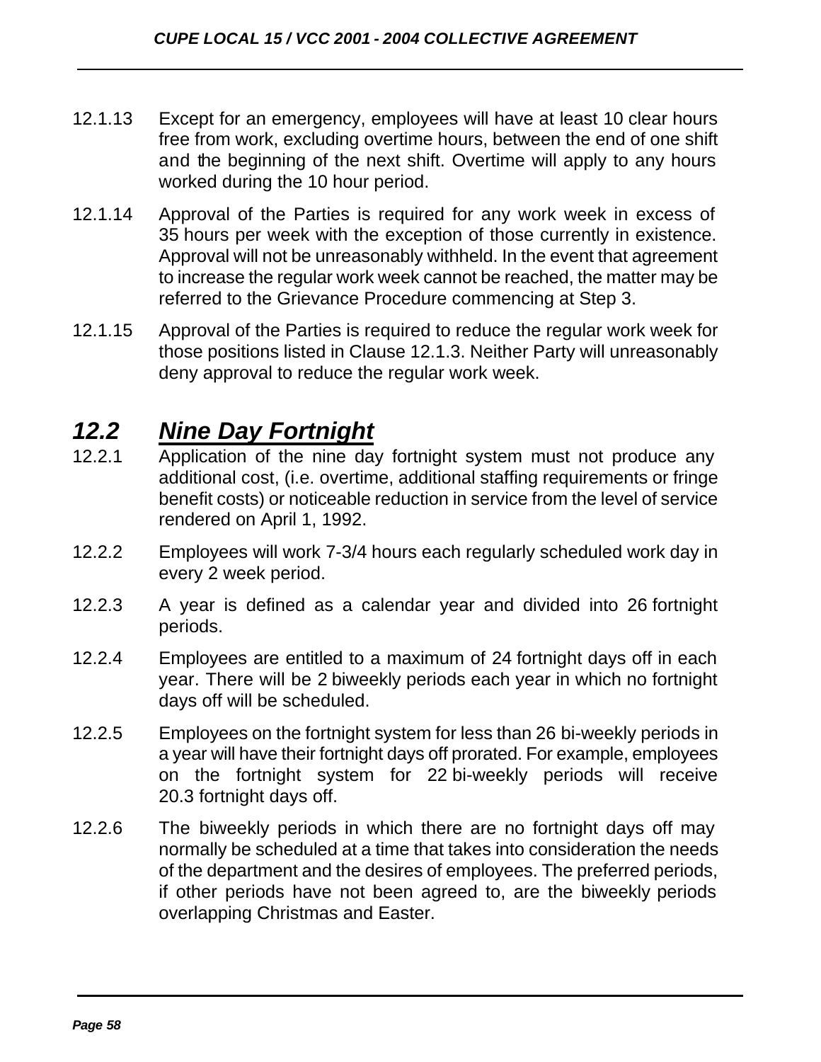12.1.13 Except for an emergency, employees will have at least 10 clear hours free from work, excluding overtime hours, between the end of one shift and the beginning of the next shift. Overtime will apply to any hours worked during the 10 hour period.

12.1.14 Approval of the Parties is required for any work week in excess of 35 hours per week with the exception of those currently in existence. Approval will not be unreasonably withheld. In the event that agreement to increase the regular work week cannot be reached, the matter may be referred to the Grievance Procedure commencing at Step 3.

12.1.15 Approval of the Parties is required to reduce the regular work week for those positions listed in Clause 12.1.3. Neither Party will unreasonably deny approval to reduce the regular work week.

## *12.2 Nine Day Fortnight*

12.2.1 Application of the nine day fortnight system must not produce any additional cost, (i.e. overtime, additional staffing requirements or fringe benefit costs) or noticeable reduction in service from the level of service rendered on April 1, 1992.

12.2.2 Employees will work 7-3/4 hours each regularly scheduled work day in every 2 week period.

12.2.3 A year is defined as a calendar year and divided into 26 fortnight periods.

12.2.4 Employees are entitled to a maximum of 24 fortnight days off in each year. There will be 2 biweekly periods each year in which no fortnight days off will be scheduled.

12.2.5 Employees on the fortnight system for less than 26 bi-weekly periods in a year will have their fortnight days off prorated. For example, employees on the fortnight system for 22 bi-weekly periods will receive 20.3 fortnight days off.

12.2.6 The biweekly periods in which there are no fortnight days off may normally be scheduled at a time that takes into consideration the needs of the department and the desires of employees. The preferred periods, if other periods have not been agreed to, are the biweekly periods overlapping Christmas and Easter.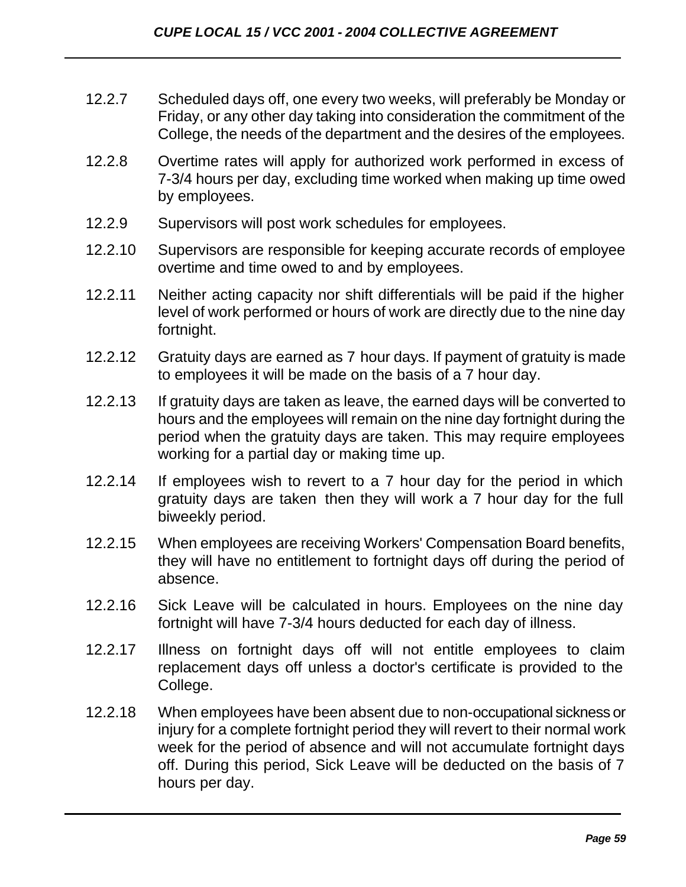12.2.7 Scheduled days off, one every two weeks, will preferably be Monday or Friday, or any other day taking into consideration the commitment of the College, the needs of the department and the desires of the employees.

12.2.8 Overtime rates will apply for authorized work performed in excess of 7-3/4 hours per day, excluding time worked when making up time owed by employees.

12.2.9 Supervisors will post work schedules for employees.

12.2.10 Supervisors are responsible for keeping accurate records of employee overtime and time owed to and by employees.

12.2.11 Neither acting capacity nor shift differentials will be paid if the higher level of work performed or hours of work are directly due to the nine day fortnight.

12.2.12 Gratuity days are earned as 7 hour days. If payment of gratuity is made to employees it will be made on the basis of a 7 hour day.

12.2.13 If gratuity days are taken as leave, the earned days will be converted to hours and the employees will remain on the nine day fortnight during the period when the gratuity days are taken. This may require employees working for a partial day or making time up.

12.2.14 If employees wish to revert to a 7 hour day for the period in which gratuity days are taken then they will work a 7 hour day for the full biweekly period.

12.2.15 When employees are receiving Workers' Compensation Board benefits, they will have no entitlement to fortnight days off during the period of absence.

12.2.16 Sick Leave will be calculated in hours. Employees on the nine day fortnight will have 7-3/4 hours deducted for each day of illness.

12.2.17 Illness on fortnight days off will not entitle employees to claim replacement days off unless a doctor's certificate is provided to the College.

12.2.18 When employees have been absent due to non-occupational sickness or injury for a complete fortnight period they will revert to their normal work week for the period of absence and will not accumulate fortnight days off. During this period, Sick Leave will be deducted on the basis of 7 hours per day.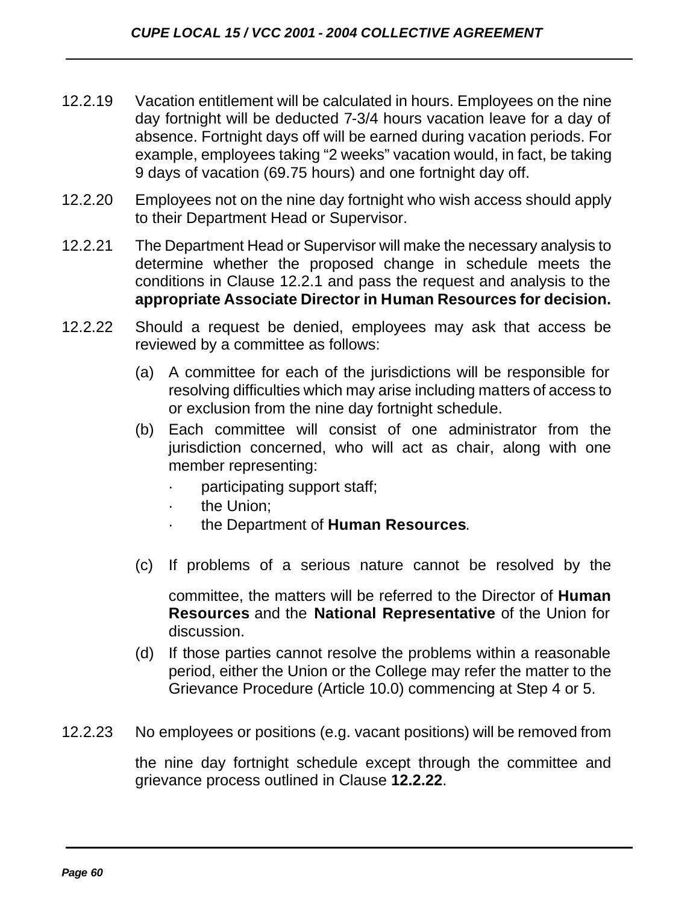12.2.19 Vacation entitlement will be calculated in hours. Employees on the nine day fortnight will be deducted 7-3/4 hours vacation leave for a day of absence. Fortnight days off will be earned during vacation periods. For example, employees taking “2 weeks” vacation would, in fact, be taking 9 days of vacation (69.75 hours) and one fortnight day off.

12.2.20 Employees not on the nine day fortnight who wish access should apply to their Department Head or Supervisor.

12.2.21 The Department Head or Supervisor will make the necessary analysis to determine whether the proposed change in schedule meets the conditions in Clause 12.2.1 and pass the request and analysis to the **appropriate Associate Director in Human Resources for decision.**

12.2.22 Should a request be denied, employees may ask that access be reviewed by a committee as follows:

(a) A committee for each of the jurisdictions will be responsible for resolving difficulties which may arise including matters of access to or exclusion from the nine day fortnight schedule.

(b) Each committee will consist of one administrator from the jurisdiction concerned, who will act as chair, along with one member representing:

- participating support staff;
- the Union;
- the Department of **Human Resources**.

(c) If problems of a serious nature cannot be resolved by the committee, the matters will be referred to the Director of **Human Resources** and the **National Representative** of the Union for discussion.

(d) If those parties cannot resolve the problems within a reasonable period, either the Union or the College may refer the matter to the Grievance Procedure (Article 10.0) commencing at Step 4 or 5.

12.2.23 No employees or positions (e.g. vacant positions) will be removed from the nine day fortnight schedule except through the committee and grievance process outlined in Clause **12.2.22**.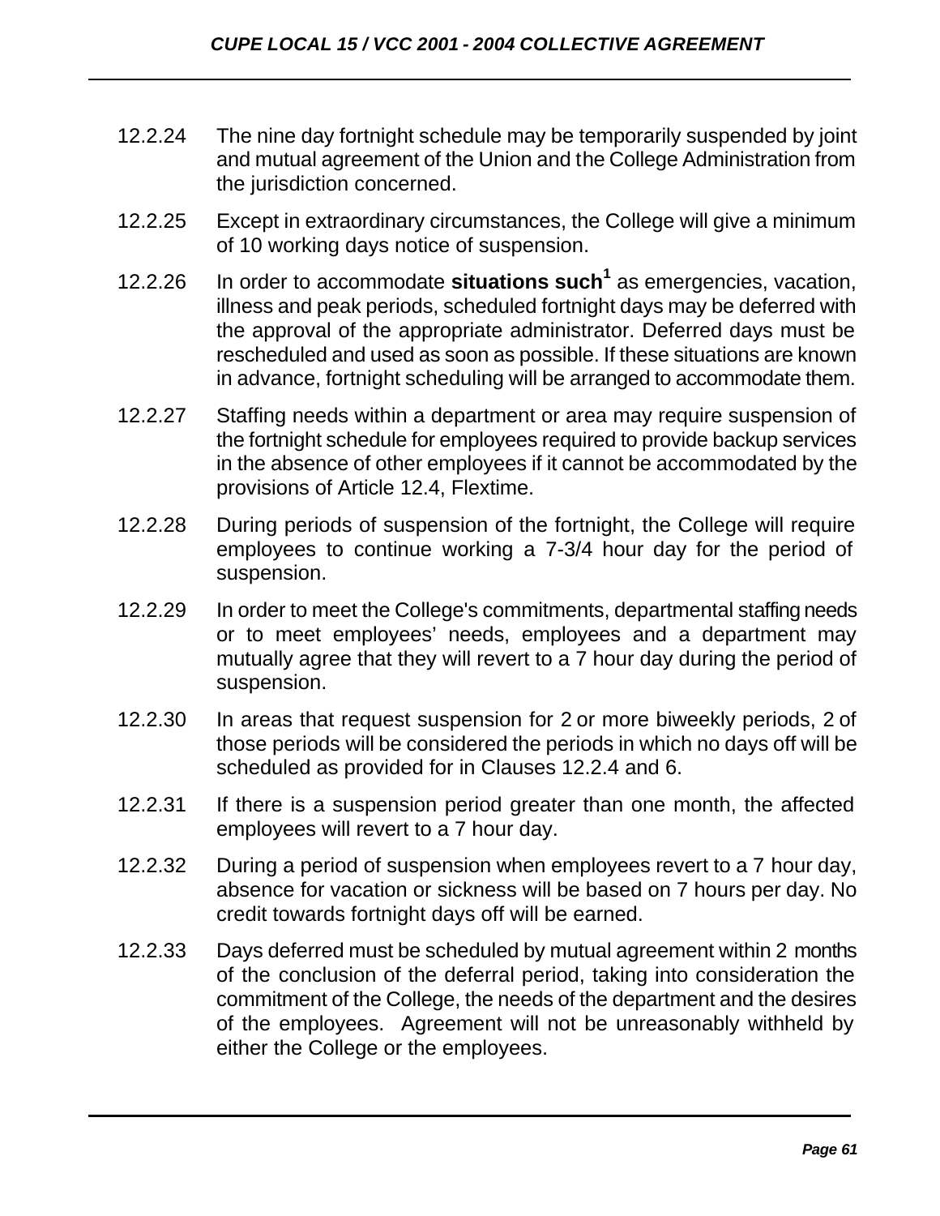12.2.24 The nine day fortnight schedule may be temporarily suspended by joint and mutual agreement of the Union and the College Administration from the jurisdiction concerned.

12.2.25 Except in extraordinary circumstances, the College will give a minimum of 10 working days notice of suspension.

12.2.26 In order to accommodate **situations such**[1] as emergencies, vacation, illness and peak periods, scheduled fortnight days may be deferred with the approval of the appropriate administrator. Deferred days must be rescheduled and used as soon as possible. If these situations are known in advance, fortnight scheduling will be arranged to accommodate them.

12.2.27 Staffing needs within a department or area may require suspension of the fortnight schedule for employees required to provide backup services in the absence of other employees if it cannot be accommodated by the provisions of Article 12.4, Flextime.

12.2.28 During periods of suspension of the fortnight, the College will require employees to continue working a 7-3/4 hour day for the period of suspension.

12.2.29 In order to meet the College's commitments, departmental staffing needs or to meet employees' needs, employees and a department may mutually agree that they will revert to a 7 hour day during the period of suspension.

12.2.30 In areas that request suspension for 2 or more biweekly periods, 2 of those periods will be considered the periods in which no days off will be scheduled as provided for in Clauses 12.2.4 and 6.

12.2.31 If there is a suspension period greater than one month, the affected employees will revert to a 7 hour day.

12.2.32 During a period of suspension when employees revert to a 7 hour day, absence for vacation or sickness will be based on 7 hours per day. No credit towards fortnight days off will be earned.

12.2.33 Days deferred must be scheduled by mutual agreement within 2 months of the conclusion of the deferral period, taking into consideration the commitment of the College, the needs of the department and the desires of the employees. Agreement will not be unreasonably withheld by either the College or the employees.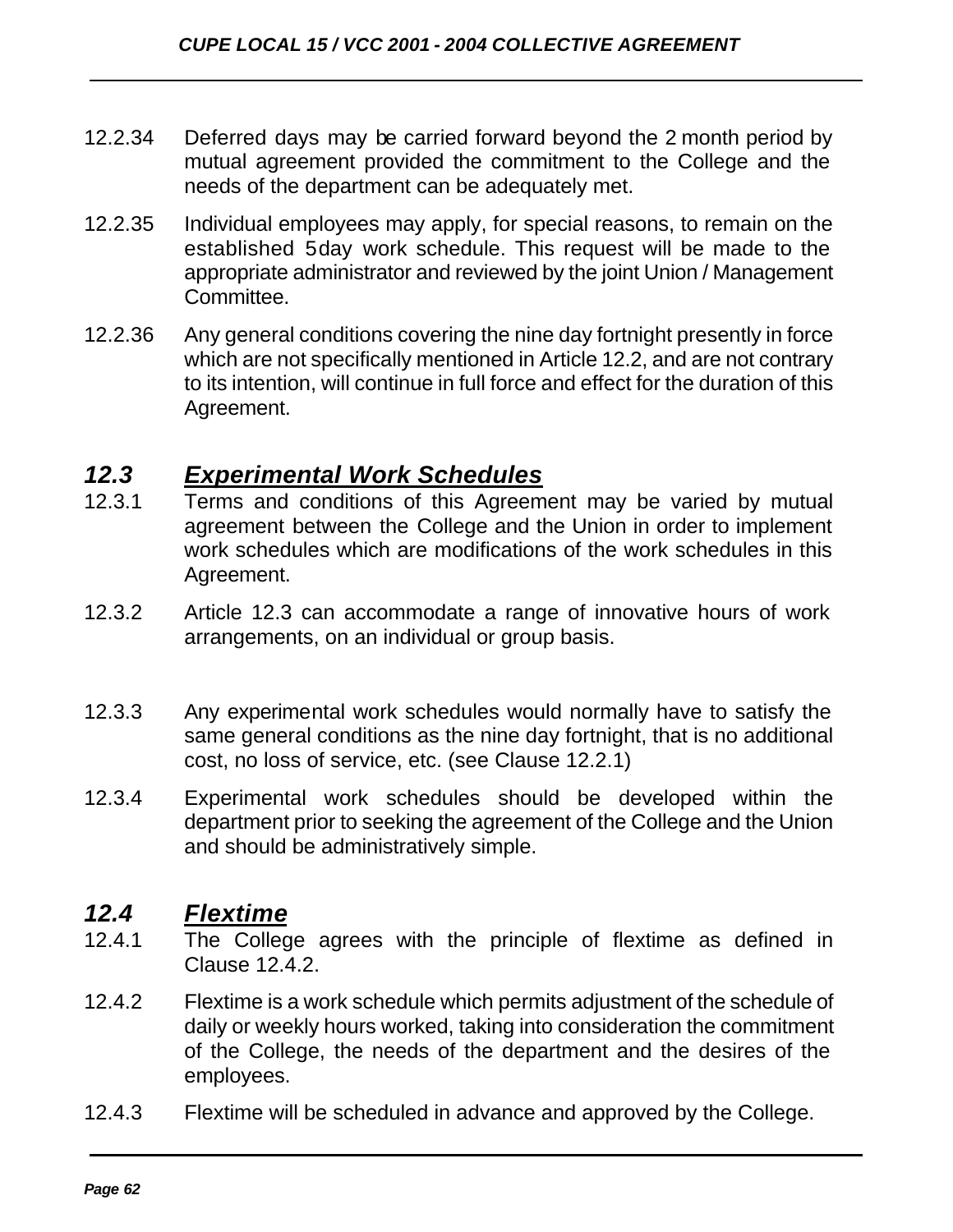12.2.34 Deferred days may be carried forward beyond the 2 month period by mutual agreement provided the commitment to the College and the needs of the department can be adequately met.

12.2.35 Individual employees may apply, for special reasons, to remain on the established 5day work schedule. This request will be made to the appropriate administrator and reviewed by the joint Union / Management Committee.

12.2.36 Any general conditions covering the nine day fortnight presently in force which are not specifically mentioned in Article 12.2, and are not contrary to its intention, will continue in full force and effect for the duration of this Agreement.

## ***12.3 Experimental Work Schedules***

12.3.1 Terms and conditions of this Agreement may be varied by mutual agreement between the College and the Union in order to implement work schedules which are modifications of the work schedules in this Agreement.

12.3.2 Article 12.3 can accommodate a range of innovative hours of work arrangements, on an individual or group basis.

12.3.3 Any experimental work schedules would normally have to satisfy the same general conditions as the nine day fortnight, that is no additional cost, no loss of service, etc. (see Clause 12.2.1)

12.3.4 Experimental work schedules should be developed within the department prior to seeking the agreement of the College and the Union and should be administratively simple.

## ***12.4 Flextime***

12.4.1 The College agrees with the principle of flextime as defined in Clause 12.4.2.

12.4.2 Flextime is a work schedule which permits adjustment of the schedule of daily or weekly hours worked, taking into consideration the commitment of the College, the needs of the department and the desires of the employees.

12.4.3 Flextime will be scheduled in advance and approved by the College.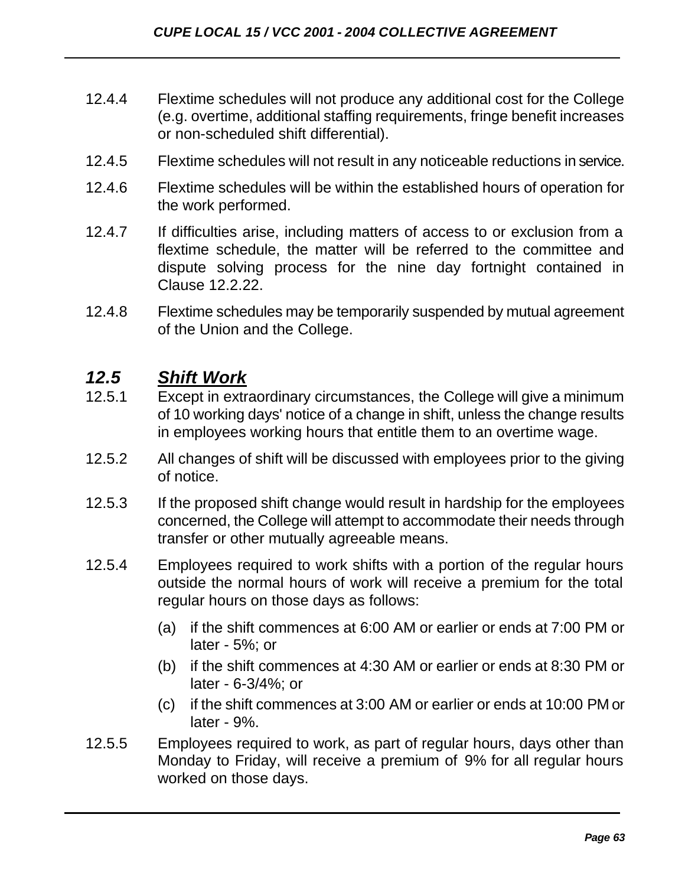12.4.4 Flextime schedules will not produce any additional cost for the College (e.g. overtime, additional staffing requirements, fringe benefit increases or non-scheduled shift differential).

12.4.5 Flextime schedules will not result in any noticeable reductions in service.

12.4.6 Flextime schedules will be within the established hours of operation for the work performed.

12.4.7 If difficulties arise, including matters of access to or exclusion from a flextime schedule, the matter will be referred to the committee and dispute solving process for the nine day fortnight contained in Clause 12.2.22.

12.4.8 Flextime schedules may be temporarily suspended by mutual agreement of the Union and the College.

## *12.5 Shift Work*

12.5.1 Except in extraordinary circumstances, the College will give a minimum of 10 working days' notice of a change in shift, unless the change results in employees working hours that entitle them to an overtime wage.

12.5.2 All changes of shift will be discussed with employees prior to the giving of notice.

12.5.3 If the proposed shift change would result in hardship for the employees concerned, the College will attempt to accommodate their needs through transfer or other mutually agreeable means.

12.5.4 Employees required to work shifts with a portion of the regular hours outside the normal hours of work will receive a premium for the total regular hours on those days as follows:

(a) if the shift commences at 6:00 AM or earlier or ends at 7:00 PM or later - 5%; or

(b) if the shift commences at 4:30 AM or earlier or ends at 8:30 PM or later - 6-3/4%; or

(c) if the shift commences at 3:00 AM or earlier or ends at 10:00 PM or later - 9%.

12.5.5 Employees required to work, as part of regular hours, days other than Monday to Friday, will receive a premium of 9% for all regular hours worked on those days.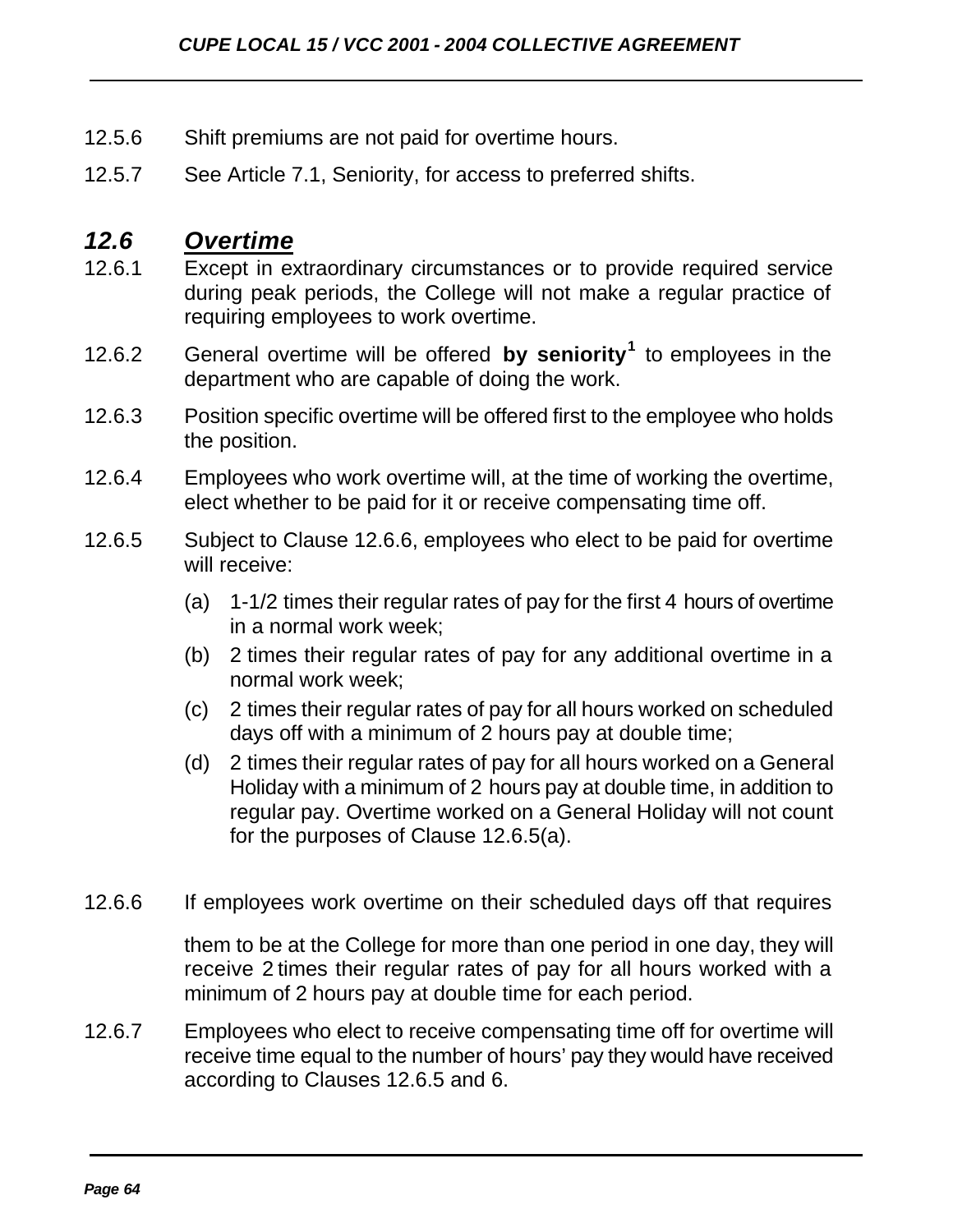12.5.6 Shift premiums are not paid for overtime hours.

12.5.7 See Article 7.1, Seniority, for access to preferred shifts.

## *12.6 Overtime*

12.6.1 Except in extraordinary circumstances or to provide required service during peak periods, the College will not make a regular practice of requiring employees to work overtime.

12.6.2 General overtime will be offered **by seniority**[1] to employees in the department who are capable of doing the work.

12.6.3 Position specific overtime will be offered first to the employee who holds the position.

12.6.4 Employees who work overtime will, at the time of working the overtime, elect whether to be paid for it or receive compensating time off.

12.6.5 Subject to Clause 12.6.6, employees who elect to be paid for overtime will receive:

(a) 1-1/2 times their regular rates of pay for the first 4 hours of overtime in a normal work week;

(b) 2 times their regular rates of pay for any additional overtime in a normal work week;

(c) 2 times their regular rates of pay for all hours worked on scheduled days off with a minimum of 2 hours pay at double time;

(d) 2 times their regular rates of pay for all hours worked on a General Holiday with a minimum of 2 hours pay at double time, in addition to regular pay. Overtime worked on a General Holiday will not count for the purposes of Clause 12.6.5(a).

12.6.6 If employees work overtime on their scheduled days off that requires them to be at the College for more than one period in one day, they will receive 2 times their regular rates of pay for all hours worked with a minimum of 2 hours pay at double time for each period.

12.6.7 Employees who elect to receive compensating time off for overtime will receive time equal to the number of hours' pay they would have received according to Clauses 12.6.5 and 6.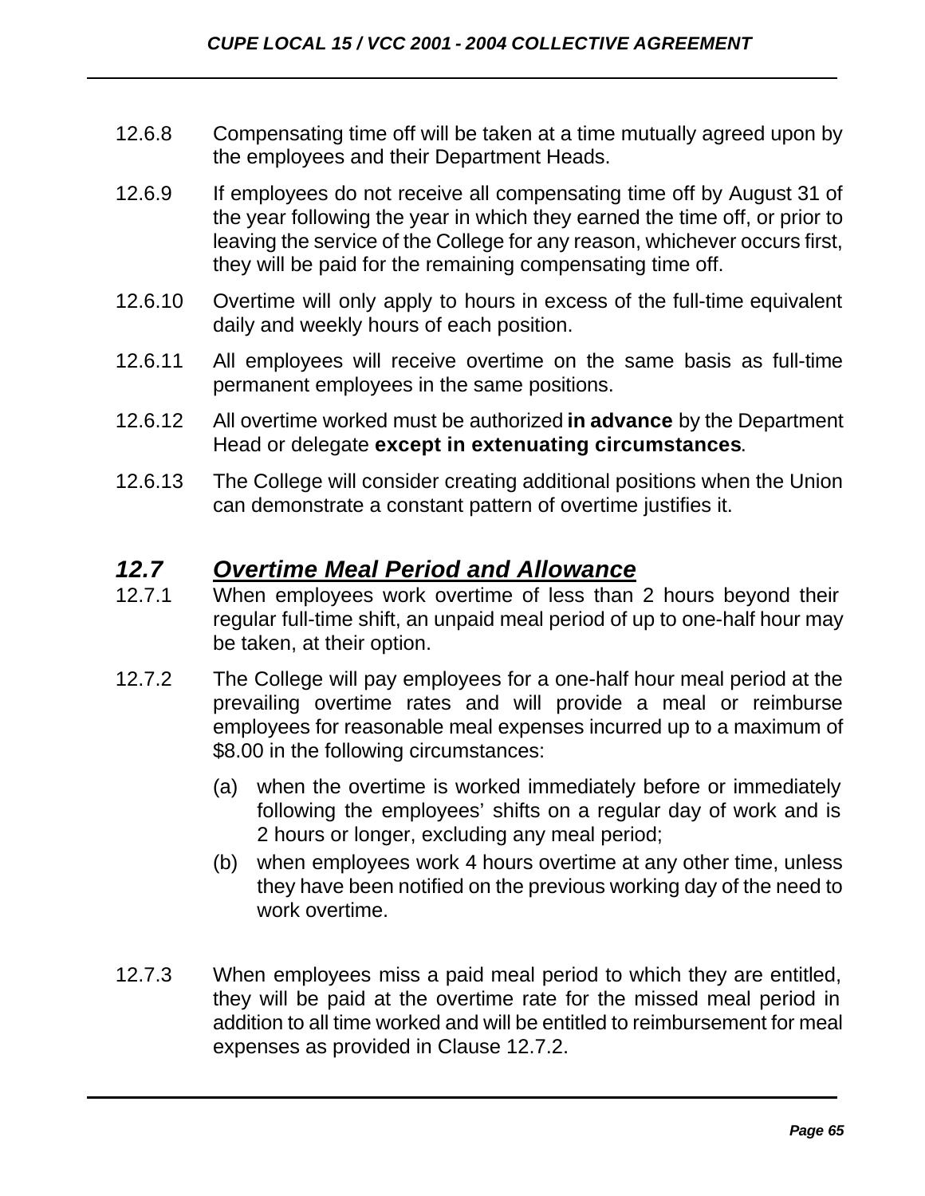12.6.8 Compensating time off will be taken at a time mutually agreed upon by the employees and their Department Heads.

12.6.9 If employees do not receive all compensating time off by August 31 of the year following the year in which they earned the time off, or prior to leaving the service of the College for any reason, whichever occurs first, they will be paid for the remaining compensating time off.

12.6.10 Overtime will only apply to hours in excess of the full-time equivalent daily and weekly hours of each position.

12.6.11 All employees will receive overtime on the same basis as full-time permanent employees in the same positions.

12.6.12 All overtime worked must be authorized **in advance** by the Department Head or delegate **except in extenuating circumstances**.

12.6.13 The College will consider creating additional positions when the Union can demonstrate a constant pattern of overtime justifies it.

## *12.7 Overtime Meal Period and Allowance*

12.7.1 When employees work overtime of less than 2 hours beyond their regular full-time shift, an unpaid meal period of up to one-half hour may be taken, at their option.

12.7.2 The College will pay employees for a one-half hour meal period at the prevailing overtime rates and will provide a meal or reimburse employees for reasonable meal expenses incurred up to a maximum of $8.00 in the following circumstances:

(a) when the overtime is worked immediately before or immediately following the employees' shifts on a regular day of work and is 2 hours or longer, excluding any meal period;

(b) when employees work 4 hours overtime at any other time, unless they have been notified on the previous working day of the need to work overtime.

12.7.3 When employees miss a paid meal period to which they are entitled, they will be paid at the overtime rate for the missed meal period in addition to all time worked and will be entitled to reimbursement for meal expenses as provided in Clause 12.7.2.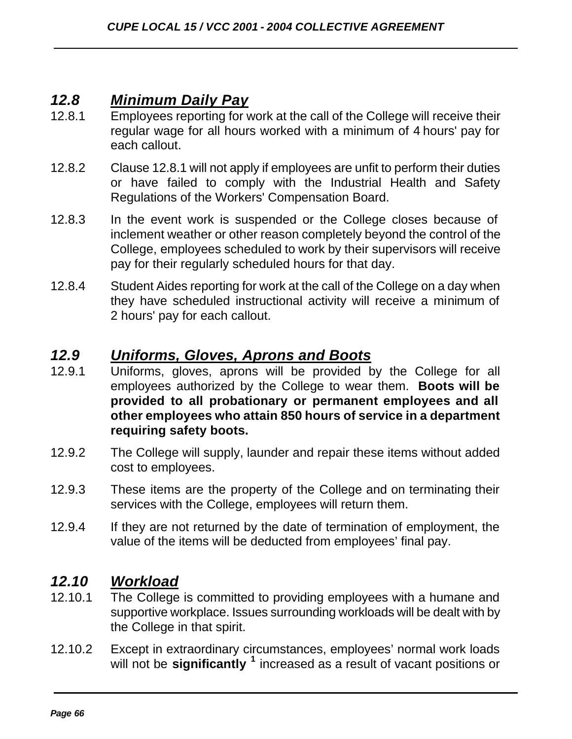## *12.8 Minimum Daily Pay*

12.8.1 Employees reporting for work at the call of the College will receive their regular wage for all hours worked with a minimum of 4 hours' pay for each callout.

12.8.2 Clause 12.8.1 will not apply if employees are unfit to perform their duties or have failed to comply with the Industrial Health and Safety Regulations of the Workers' Compensation Board.

12.8.3 In the event work is suspended or the College closes because of inclement weather or other reason completely beyond the control of the College, employees scheduled to work by their supervisors will receive pay for their regularly scheduled hours for that day.

12.8.4 Student Aides reporting for work at the call of the College on a day when they have scheduled instructional activity will receive a minimum of 2 hours' pay for each callout.

## *12.9 Uniforms, Gloves, Aprons and Boots*

12.9.1 Uniforms, gloves, aprons will be provided by the College for all employees authorized by the College to wear them. **Boots will be provided to all probationary or permanent employees and all other employees who attain 850 hours of service in a department requiring safety boots.**

12.9.2 The College will supply, launder and repair these items without added cost to employees.

12.9.3 These items are the property of the College and on terminating their services with the College, employees will return them.

12.9.4 If they are not returned by the date of termination of employment, the value of the items will be deducted from employees' final pay.

## *12.10 Workload*

12.10.1 The College is committed to providing employees with a humane and supportive workplace. Issues surrounding workloads will be dealt with by the College in that spirit.

12.10.2 Except in extraordinary circumstances, employees' normal work loads will not be **significantly** [1] increased as a result of vacant positions or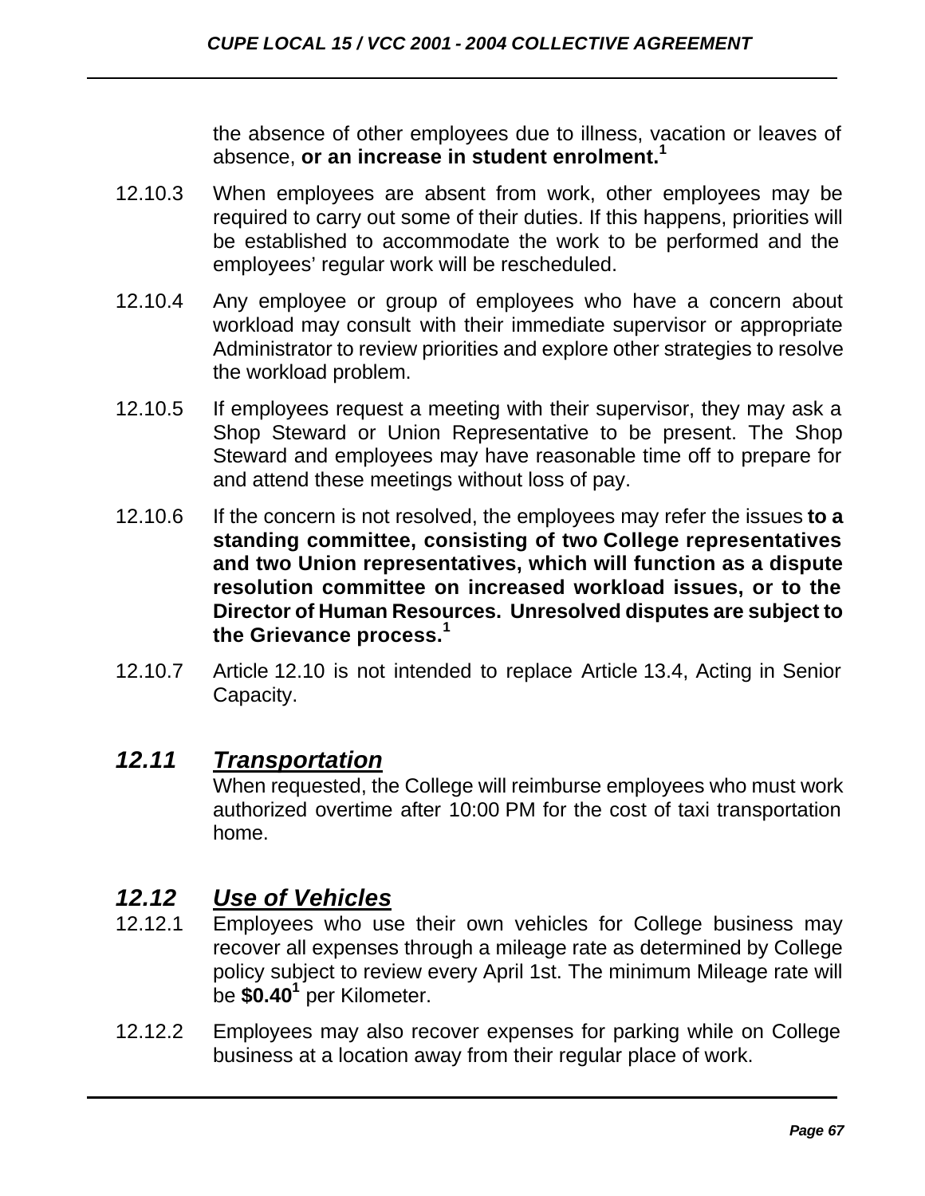the absence of other employees due to illness, vacation or leaves of absence, **or an increase in student enrolment.**[1]

12.10.3 When employees are absent from work, other employees may be required to carry out some of their duties. If this happens, priorities will be established to accommodate the work to be performed and the employees' regular work will be rescheduled.

12.10.4 Any employee or group of employees who have a concern about workload may consult with their immediate supervisor or appropriate Administrator to review priorities and explore other strategies to resolve the workload problem.

12.10.5 If employees request a meeting with their supervisor, they may ask a Shop Steward or Union Representative to be present. The Shop Steward and employees may have reasonable time off to prepare for and attend these meetings without loss of pay.

12.10.6 If the concern is not resolved, the employees may refer the issues **to a standing committee, consisting of two College representatives and two Union representatives, which will function as a dispute resolution committee on increased workload issues, or to the Director of Human Resources. Unresolved disputes are subject to the Grievance process.**[1]

12.10.7 Article 12.10 is not intended to replace Article 13.4, Acting in Senior Capacity.

## *12.11 Transportation*

When requested, the College will reimburse employees who must work authorized overtime after 10:00 PM for the cost of taxi transportation home.

## *12.12 Use of Vehicles*

12.12.1 Employees who use their own vehicles for College business may recover all expenses through a mileage rate as determined by College policy subject to review every April 1st. The minimum Mileage rate will be **$0.40**[1] per Kilometer.

12.12.2 Employees may also recover expenses for parking while on College business at a location away from their regular place of work.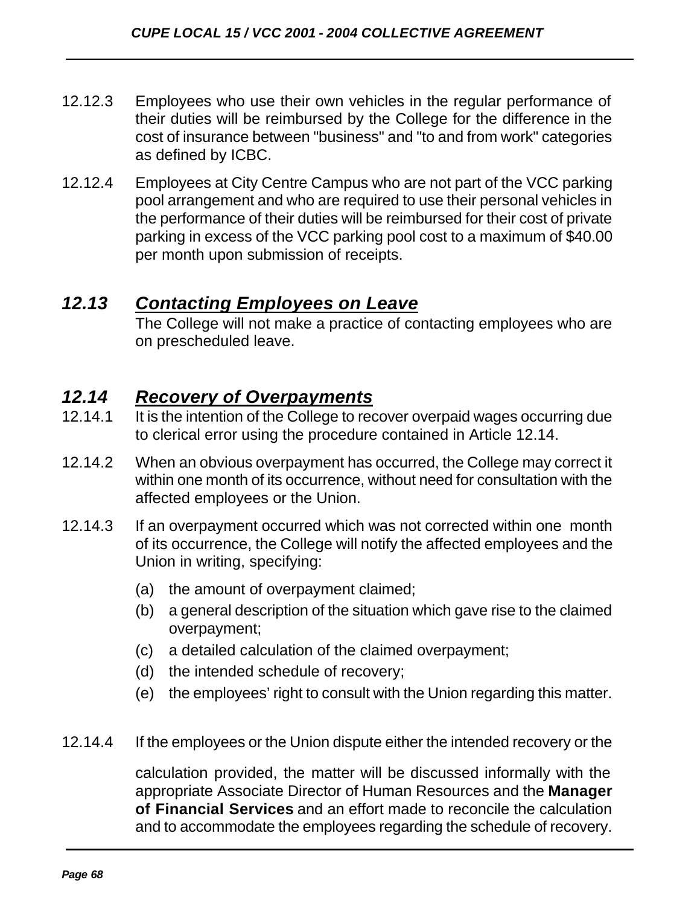12.12.3 Employees who use their own vehicles in the regular performance of their duties will be reimbursed by the College for the difference in the cost of insurance between "business" and "to and from work" categories as defined by ICBC.

12.12.4 Employees at City Centre Campus who are not part of the VCC parking pool arrangement and who are required to use their personal vehicles in the performance of their duties will be reimbursed for their cost of private parking in excess of the VCC parking pool cost to a maximum of $40.00 per month upon submission of receipts.

## *12.13 Contacting Employees on Leave*

The College will not make a practice of contacting employees who are on prescheduled leave.

## *12.14 Recovery of Overpayments*

12.14.1 It is the intention of the College to recover overpaid wages occurring due to clerical error using the procedure contained in Article 12.14.

12.14.2 When an obvious overpayment has occurred, the College may correct it within one month of its occurrence, without need for consultation with the affected employees or the Union.

12.14.3 If an overpayment occurred which was not corrected within one month of its occurrence, the College will notify the affected employees and the Union in writing, specifying:

- (a) the amount of overpayment claimed;
- (b) a general description of the situation which gave rise to the claimed overpayment;
- (c) a detailed calculation of the claimed overpayment;
- (d) the intended schedule of recovery;
- (e) the employees' right to consult with the Union regarding this matter.

12.14.4 If the employees or the Union dispute either the intended recovery or the calculation provided, the matter will be discussed informally with the appropriate Associate Director of Human Resources and the **Manager of Financial Services** and an effort made to reconcile the calculation and to accommodate the employees regarding the schedule of recovery.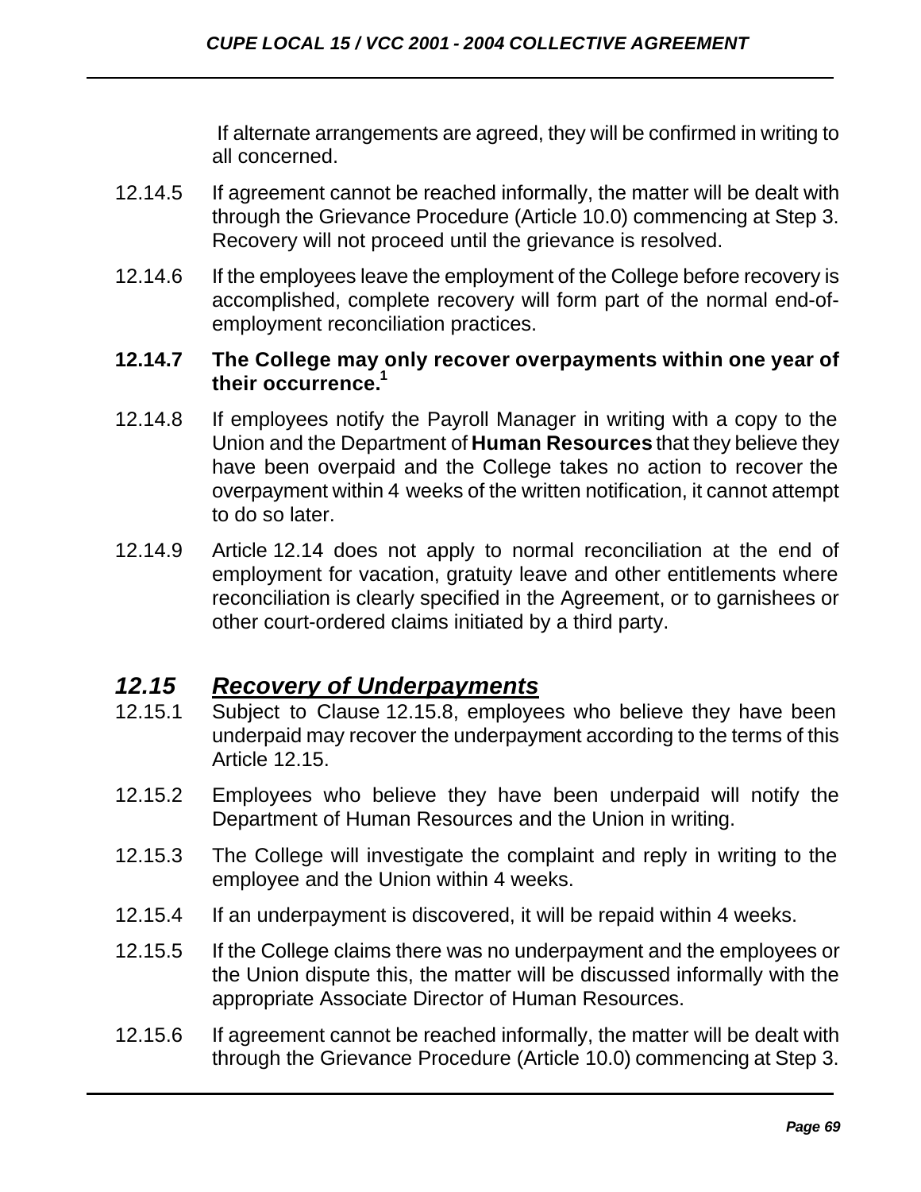If alternate arrangements are agreed, they will be confirmed in writing to all concerned.

12.14.5 If agreement cannot be reached informally, the matter will be dealt with through the Grievance Procedure (Article 10.0) commencing at Step 3. Recovery will not proceed until the grievance is resolved.

12.14.6 If the employees leave the employment of the College before recovery is accomplished, complete recovery will form part of the normal end-of-employment reconciliation practices.

**12.14.7 The College may only recover overpayments within one year of their occurrence.[1]**

12.14.8 If employees notify the Payroll Manager in writing with a copy to the Union and the Department of **Human Resources** that they believe they have been overpaid and the College takes no action to recover the overpayment within 4 weeks of the written notification, it cannot attempt to do so later.

12.14.9 Article 12.14 does not apply to normal reconciliation at the end of employment for vacation, gratuity leave and other entitlements where reconciliation is clearly specified in the Agreement, or to garnishees or other court-ordered claims initiated by a third party.

## *12.15 Recovery of Underpayments*

12.15.1 Subject to Clause 12.15.8, employees who believe they have been underpaid may recover the underpayment according to the terms of this Article 12.15.

12.15.2 Employees who believe they have been underpaid will notify the Department of Human Resources and the Union in writing.

12.15.3 The College will investigate the complaint and reply in writing to the employee and the Union within 4 weeks.

12.15.4 If an underpayment is discovered, it will be repaid within 4 weeks.

12.15.5 If the College claims there was no underpayment and the employees or the Union dispute this, the matter will be discussed informally with the appropriate Associate Director of Human Resources.

12.15.6 If agreement cannot be reached informally, the matter will be dealt with through the Grievance Procedure (Article 10.0) commencing at Step 3.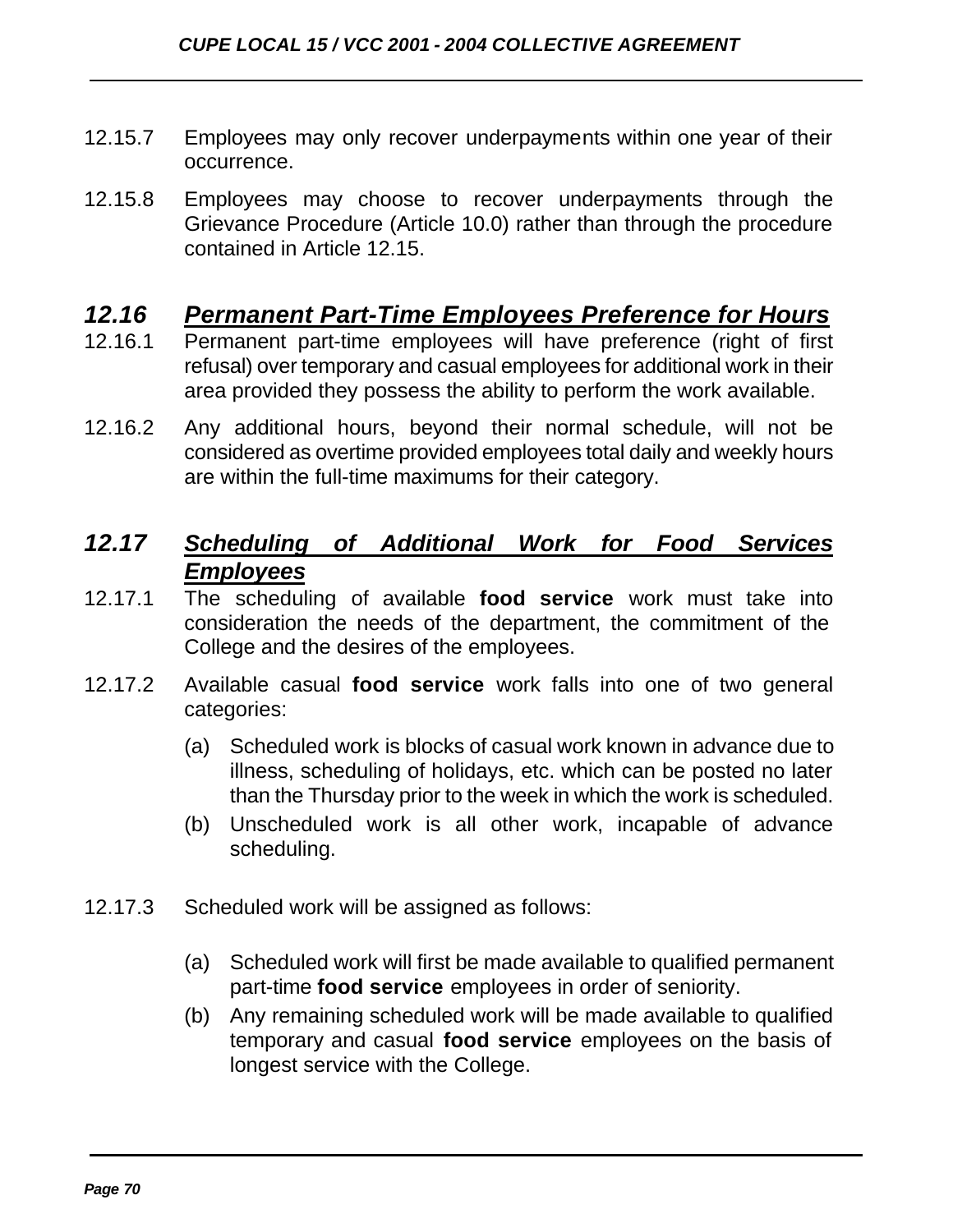12.15.7 Employees may only recover underpayments within one year of their occurrence.

12.15.8 Employees may choose to recover underpayments through the Grievance Procedure (Article 10.0) rather than through the procedure contained in Article 12.15.

## ***12.16 Permanent Part-Time Employees Preference for Hours***

12.16.1 Permanent part-time employees will have preference (right of first refusal) over temporary and casual employees for additional work in their area provided they possess the ability to perform the work available.

12.16.2 Any additional hours, beyond their normal schedule, will not be considered as overtime provided employees total daily and weekly hours are within the full-time maximums for their category.

## ***12.17 Scheduling of Additional Work for Food Services Employees***

12.17.1 The scheduling of available **food service** work must take into consideration the needs of the department, the commitment of the College and the desires of the employees.

12.17.2 Available casual **food service** work falls into one of two general categories:

(a) Scheduled work is blocks of casual work known in advance due to illness, scheduling of holidays, etc. which can be posted no later than the Thursday prior to the week in which the work is scheduled.

(b) Unscheduled work is all other work, incapable of advance scheduling.

12.17.3 Scheduled work will be assigned as follows:

(a) Scheduled work will first be made available to qualified permanent part-time **food service** employees in order of seniority.

(b) Any remaining scheduled work will be made available to qualified temporary and casual **food service** employees on the basis of longest service with the College.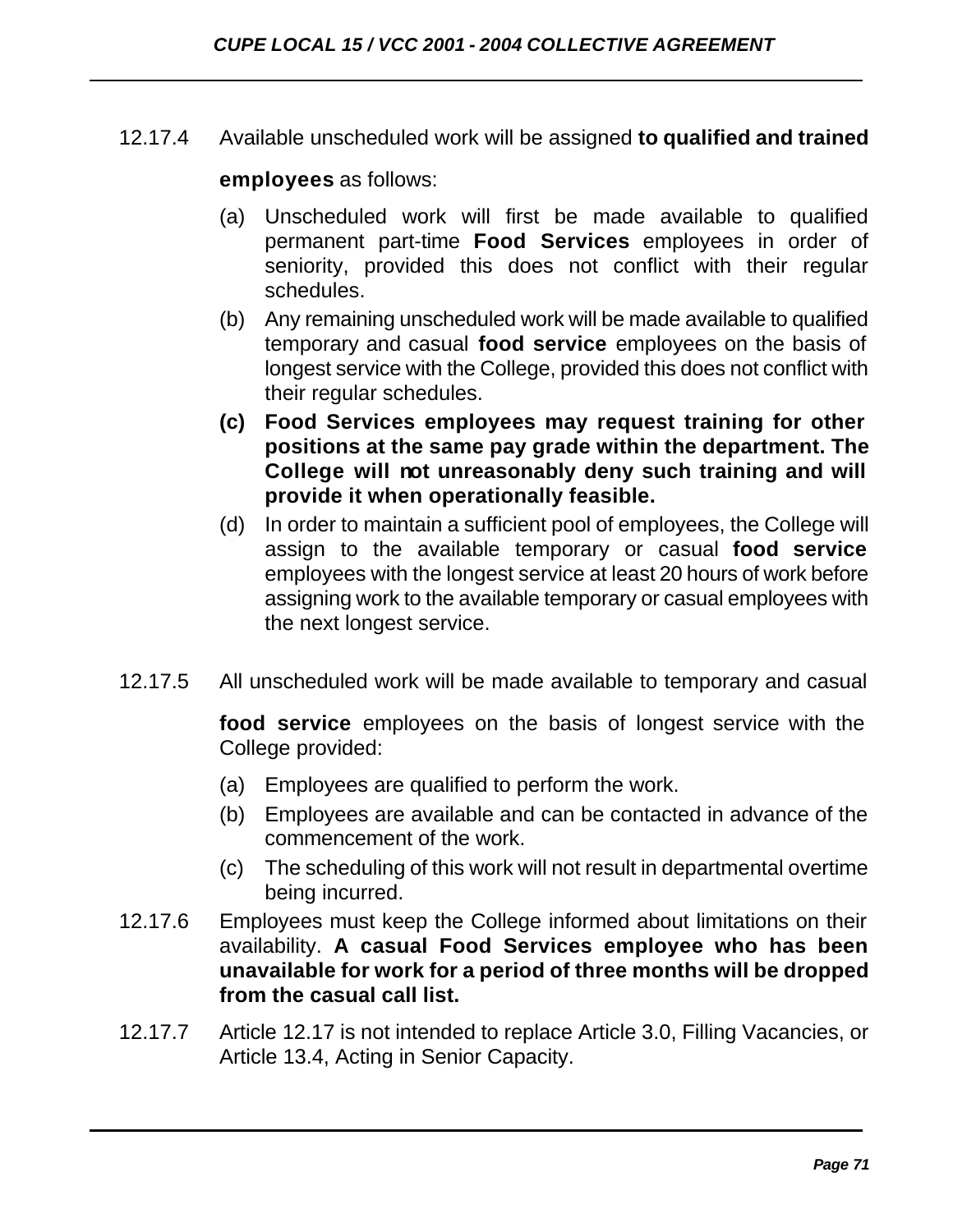12.17.4 Available unscheduled work will be assigned **to qualified and trained employees** as follows:

(a) Unscheduled work will first be made available to qualified permanent part-time **Food Services** employees in order of seniority, provided this does not conflict with their regular schedules.

(b) Any remaining unscheduled work will be made available to qualified temporary and casual **food service** employees on the basis of longest service with the College, provided this does not conflict with their regular schedules.

**(c) Food Services employees may request training for other positions at the same pay grade within the department. The College will not unreasonably deny such training and will provide it when operationally feasible.**

(d) In order to maintain a sufficient pool of employees, the College will assign to the available temporary or casual **food service** employees with the longest service at least 20 hours of work before assigning work to the available temporary or casual employees with the next longest service.

12.17.5 All unscheduled work will be made available to temporary and casual **food service** employees on the basis of longest service with the College provided:

(a) Employees are qualified to perform the work.

(b) Employees are available and can be contacted in advance of the commencement of the work.

(c) The scheduling of this work will not result in departmental overtime being incurred.

12.17.6 Employees must keep the College informed about limitations on their availability. **A casual Food Services employee who has been unavailable for work for a period of three months will be dropped from the casual call list.**

12.17.7 Article 12.17 is not intended to replace Article 3.0, Filling Vacancies, or Article 13.4, Acting in Senior Capacity.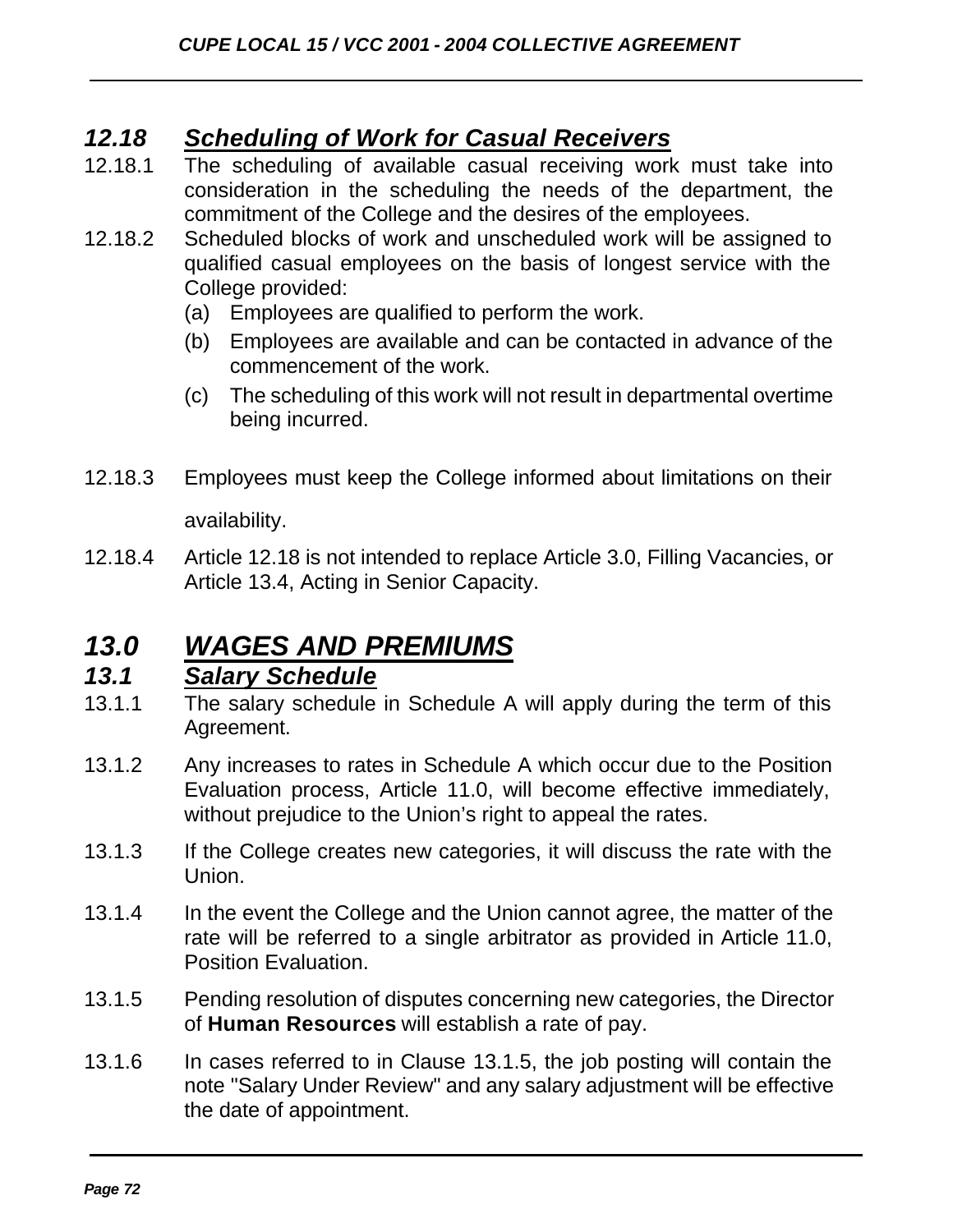## *12.18 Scheduling of Work for Casual Receivers*

12.18.1 The scheduling of available casual receiving work must take into consideration in the scheduling the needs of the department, the commitment of the College and the desires of the employees.

12.18.2 Scheduled blocks of work and unscheduled work will be assigned to qualified casual employees on the basis of longest service with the College provided:

(a) Employees are qualified to perform the work.

(b) Employees are available and can be contacted in advance of the commencement of the work.

(c) The scheduling of this work will not result in departmental overtime being incurred.

12.18.3 Employees must keep the College informed about limitations on their availability.

12.18.4 Article 12.18 is not intended to replace Article 3.0, Filling Vacancies, or Article 13.4, Acting in Senior Capacity.

# *13.0 WAGES AND PREMIUMS*

## *13.1 Salary Schedule*

13.1.1 The salary schedule in Schedule A will apply during the term of this Agreement.

13.1.2 Any increases to rates in Schedule A which occur due to the Position Evaluation process, Article 11.0, will become effective immediately, without prejudice to the Union's right to appeal the rates.

13.1.3 If the College creates new categories, it will discuss the rate with the Union.

13.1.4 In the event the College and the Union cannot agree, the matter of the rate will be referred to a single arbitrator as provided in Article 11.0, Position Evaluation.

13.1.5 Pending resolution of disputes concerning new categories, the Director of **Human Resources** will establish a rate of pay.

13.1.6 In cases referred to in Clause 13.1.5, the job posting will contain the note "Salary Under Review" and any salary adjustment will be effective the date of appointment.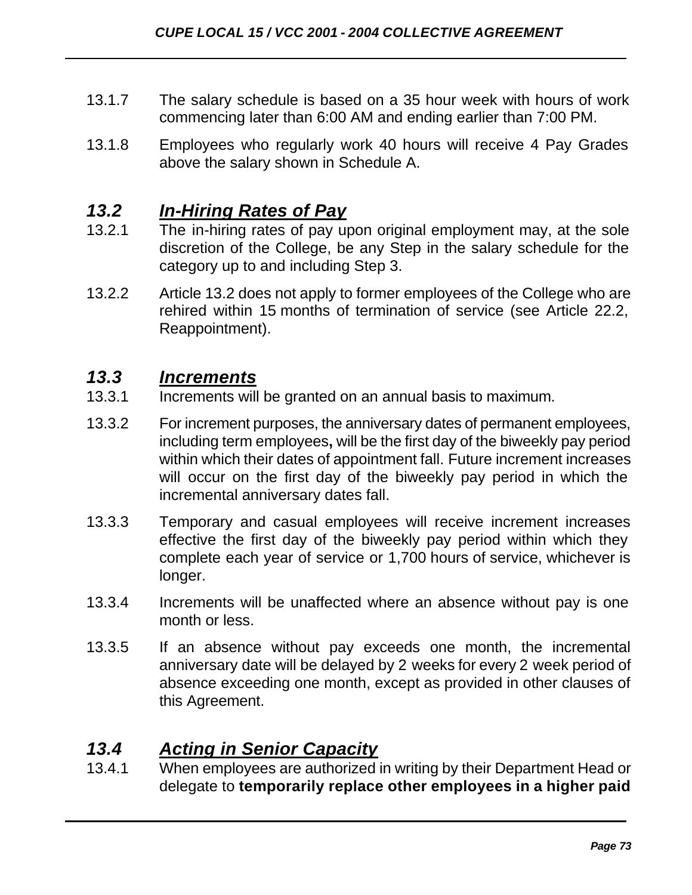13.1.7 The salary schedule is based on a 35 hour week with hours of work commencing later than 6:00 AM and ending earlier than 7:00 PM.

13.1.8 Employees who regularly work 40 hours will receive 4 Pay Grades above the salary shown in Schedule A.

## ***13.2 In-Hiring Rates of Pay***

13.2.1 The in-hiring rates of pay upon original employment may, at the sole discretion of the College, be any Step in the salary schedule for the category up to and including Step 3.

13.2.2 Article 13.2 does not apply to former employees of the College who are rehired within 15 months of termination of service (see Article 22.2, Reappointment).

## ***13.3 Increments***

13.3.1 Increments will be granted on an annual basis to maximum.

13.3.2 For increment purposes, the anniversary dates of permanent employees, including term employees**,** will be the first day of the biweekly pay period within which their dates of appointment fall. Future increment increases will occur on the first day of the biweekly pay period in which the incremental anniversary dates fall.

13.3.3 Temporary and casual employees will receive increment increases effective the first day of the biweekly pay period within which they complete each year of service or 1,700 hours of service, whichever is longer.

13.3.4 Increments will be unaffected where an absence without pay is one month or less.

13.3.5 If an absence without pay exceeds one month, the incremental anniversary date will be delayed by 2 weeks for every 2 week period of absence exceeding one month, except as provided in other clauses of this Agreement.

## ***13.4 Acting in Senior Capacity***

13.4.1 When employees are authorized in writing by their Department Head or delegate to **temporarily replace other employees in a higher paid**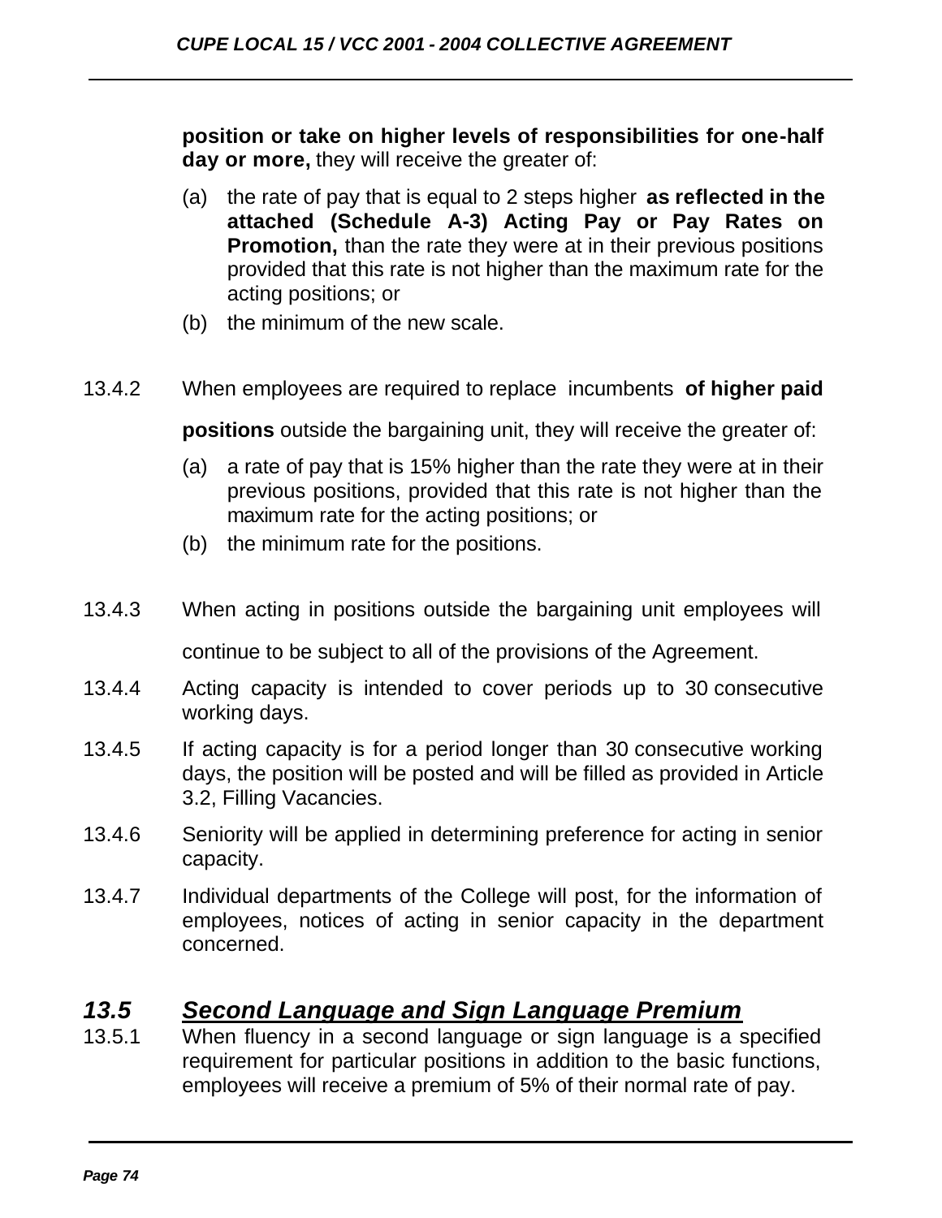**position or take on higher levels of responsibilities for one-half day or more,** they will receive the greater of:

(a) the rate of pay that is equal to 2 steps higher **as reflected in the attached (Schedule A-3) Acting Pay or Pay Rates on Promotion,** than the rate they were at in their previous positions provided that this rate is not higher than the maximum rate for the acting positions; or

(b) the minimum of the new scale.

13.4.2 When employees are required to replace incumbents **of higher paid positions** outside the bargaining unit, they will receive the greater of:

(a) a rate of pay that is 15% higher than the rate they were at in their previous positions, provided that this rate is not higher than the maximum rate for the acting positions; or

(b) the minimum rate for the positions.

13.4.3 When acting in positions outside the bargaining unit employees will continue to be subject to all of the provisions of the Agreement.

13.4.4 Acting capacity is intended to cover periods up to 30 consecutive working days.

13.4.5 If acting capacity is for a period longer than 30 consecutive working days, the position will be posted and will be filled as provided in Article 3.2, Filling Vacancies.

13.4.6 Seniority will be applied in determining preference for acting in senior capacity.

13.4.7 Individual departments of the College will post, for the information of employees, notices of acting in senior capacity in the department concerned.

## ***13.5 Second Language and Sign Language Premium***

13.5.1 When fluency in a second language or sign language is a specified requirement for particular positions in addition to the basic functions, employees will receive a premium of 5% of their normal rate of pay.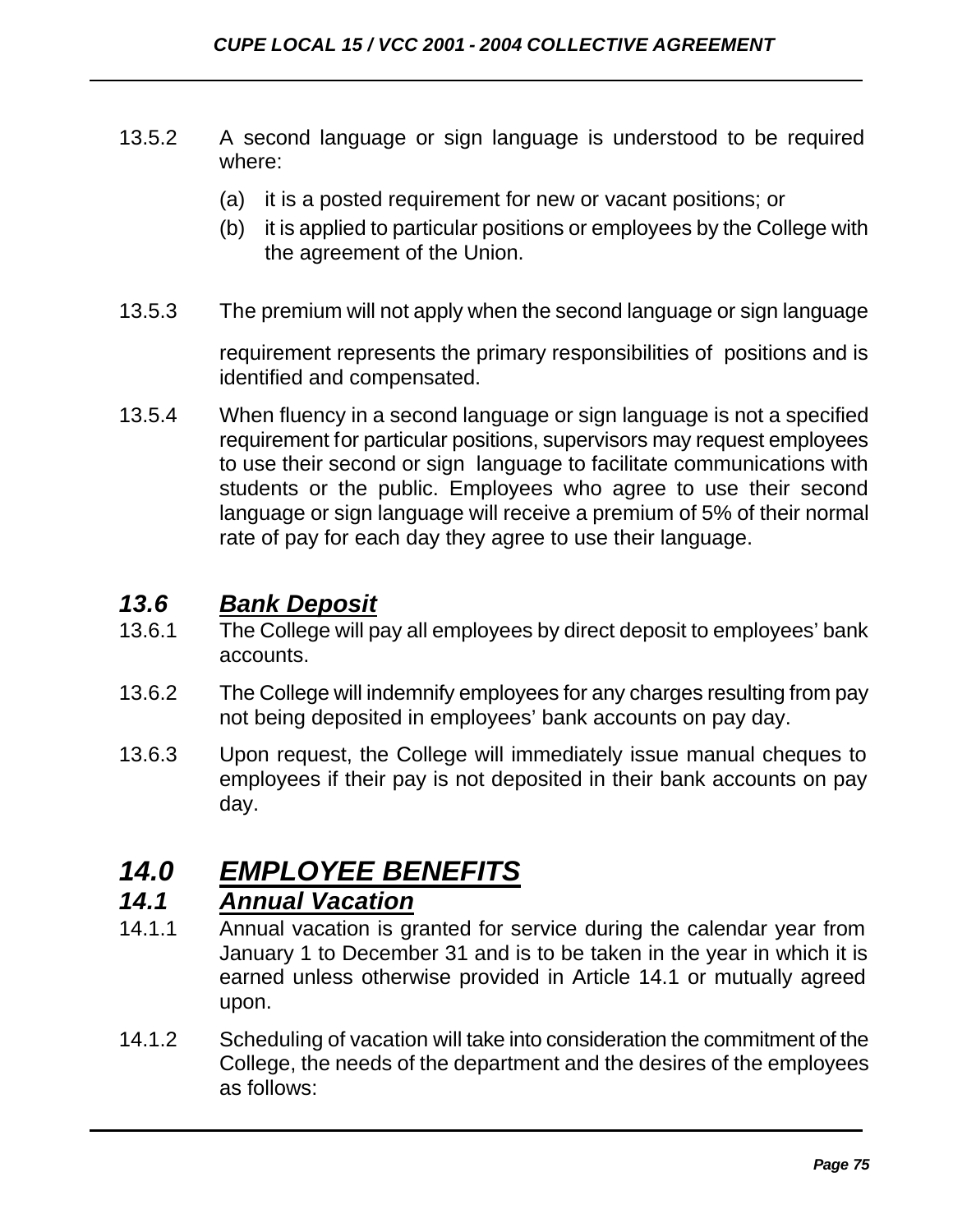13.5.2 A second language or sign language is understood to be required where:

(a) it is a posted requirement for new or vacant positions; or

(b) it is applied to particular positions or employees by the College with the agreement of the Union.

13.5.3 The premium will not apply when the second language or sign language requirement represents the primary responsibilities of positions and is identified and compensated.

13.5.4 When fluency in a second language or sign language is not a specified requirement for particular positions, supervisors may request employees to use their second or sign language to facilitate communications with students or the public. Employees who agree to use their second language or sign language will receive a premium of 5% of their normal rate of pay for each day they agree to use their language.

### ***13.6 Bank Deposit***

13.6.1 The College will pay all employees by direct deposit to employees' bank accounts.

13.6.2 The College will indemnify employees for any charges resulting from pay not being deposited in employees' bank accounts on pay day.

13.6.3 Upon request, the College will immediately issue manual cheques to employees if their pay is not deposited in their bank accounts on pay day.

## ***14.0 EMPLOYEE BENEFITS***

### ***14.1 Annual Vacation***

14.1.1 Annual vacation is granted for service during the calendar year from January 1 to December 31 and is to be taken in the year in which it is earned unless otherwise provided in Article 14.1 or mutually agreed upon.

14.1.2 Scheduling of vacation will take into consideration the commitment of the College, the needs of the department and the desires of the employees as follows: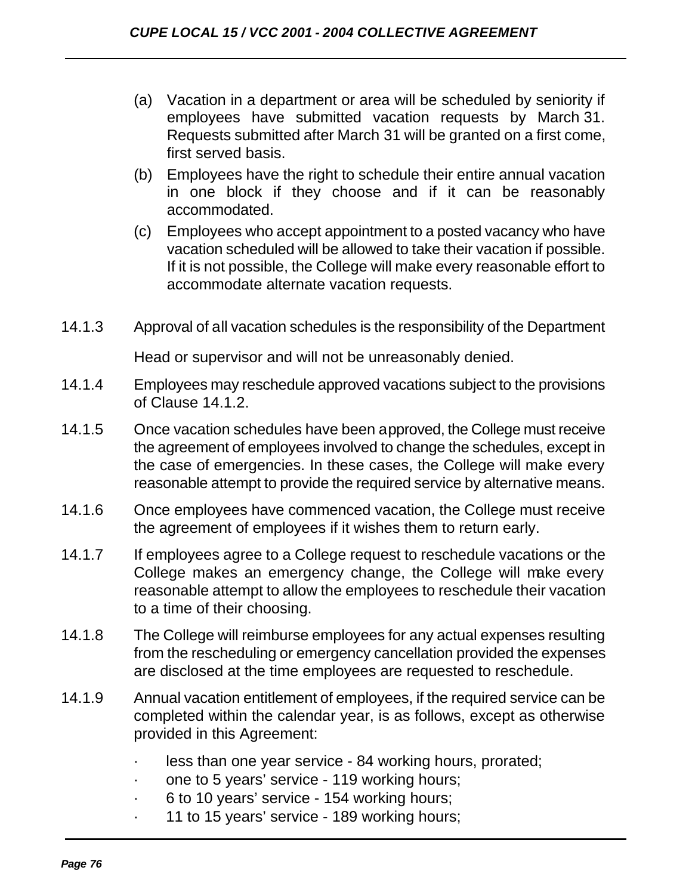(a) Vacation in a department or area will be scheduled by seniority if employees have submitted vacation requests by March 31. Requests submitted after March 31 will be granted on a first come, first served basis.

(b) Employees have the right to schedule their entire annual vacation in one block if they choose and if it can be reasonably accommodated.

(c) Employees who accept appointment to a posted vacancy who have vacation scheduled will be allowed to take their vacation if possible. If it is not possible, the College will make every reasonable effort to accommodate alternate vacation requests.

14.1.3 Approval of all vacation schedules is the responsibility of the Department Head or supervisor and will not be unreasonably denied.

14.1.4 Employees may reschedule approved vacations subject to the provisions of Clause 14.1.2.

14.1.5 Once vacation schedules have been approved, the College must receive the agreement of employees involved to change the schedules, except in the case of emergencies. In these cases, the College will make every reasonable attempt to provide the required service by alternative means.

14.1.6 Once employees have commenced vacation, the College must receive the agreement of employees if it wishes them to return early.

14.1.7 If employees agree to a College request to reschedule vacations or the College makes an emergency change, the College will make every reasonable attempt to allow the employees to reschedule their vacation to a time of their choosing.

14.1.8 The College will reimburse employees for any actual expenses resulting from the rescheduling or emergency cancellation provided the expenses are disclosed at the time employees are requested to reschedule.

14.1.9 Annual vacation entitlement of employees, if the required service can be completed within the calendar year, is as follows, except as otherwise provided in this Agreement:

- less than one year service - 84 working hours, prorated;
- one to 5 years' service - 119 working hours;
- 6 to 10 years' service - 154 working hours;
- 11 to 15 years' service - 189 working hours;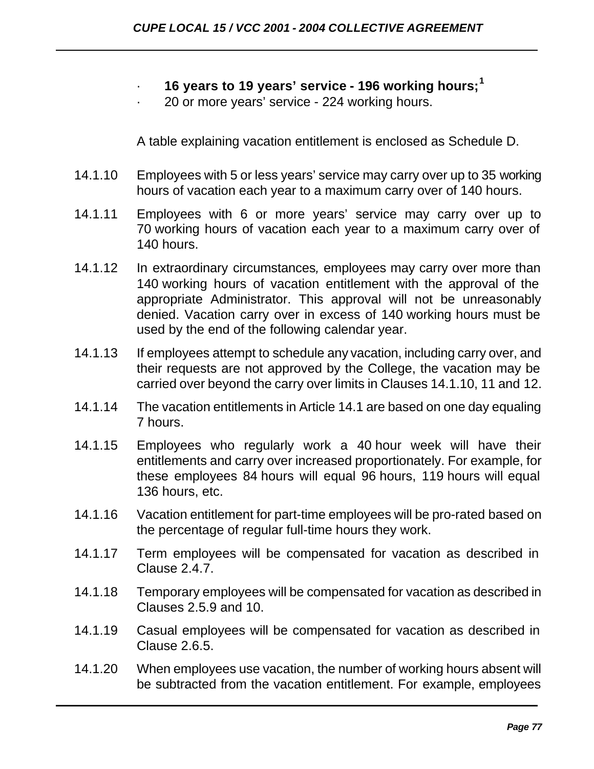- **16 years to 19 years' service - 196 working hours;**[1]
- 20 or more years' service - 224 working hours.

A table explaining vacation entitlement is enclosed as Schedule D.

14.1.10 Employees with 5 or less years' service may carry over up to 35 working hours of vacation each year to a maximum carry over of 140 hours.

14.1.11 Employees with 6 or more years' service may carry over up to 70 working hours of vacation each year to a maximum carry over of 140 hours.

14.1.12 In extraordinary circumstances, employees may carry over more than 140 working hours of vacation entitlement with the approval of the appropriate Administrator. This approval will not be unreasonably denied. Vacation carry over in excess of 140 working hours must be used by the end of the following calendar year.

14.1.13 If employees attempt to schedule any vacation, including carry over, and their requests are not approved by the College, the vacation may be carried over beyond the carry over limits in Clauses 14.1.10, 11 and 12.

14.1.14 The vacation entitlements in Article 14.1 are based on one day equaling 7 hours.

14.1.15 Employees who regularly work a 40 hour week will have their entitlements and carry over increased proportionately. For example, for these employees 84 hours will equal 96 hours, 119 hours will equal 136 hours, etc.

14.1.16 Vacation entitlement for part-time employees will be pro-rated based on the percentage of regular full-time hours they work.

14.1.17 Term employees will be compensated for vacation as described in Clause 2.4.7.

14.1.18 Temporary employees will be compensated for vacation as described in Clauses 2.5.9 and 10.

14.1.19 Casual employees will be compensated for vacation as described in Clause 2.6.5.

14.1.20 When employees use vacation, the number of working hours absent will be subtracted from the vacation entitlement. For example, employees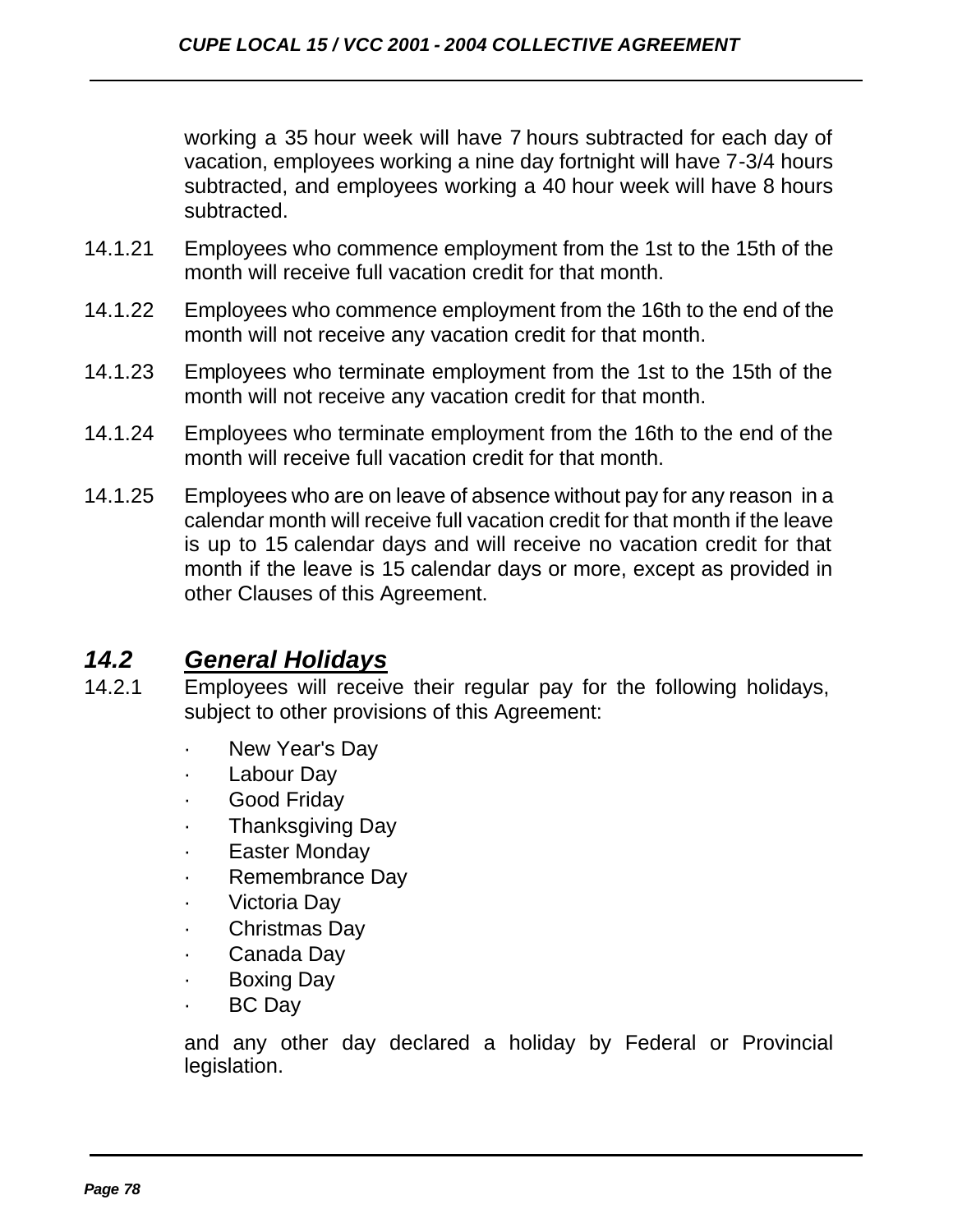working a 35 hour week will have 7 hours subtracted for each day of vacation, employees working a nine day fortnight will have 7-3/4 hours subtracted, and employees working a 40 hour week will have 8 hours subtracted.

14.1.21 Employees who commence employment from the 1st to the 15th of the month will receive full vacation credit for that month.

14.1.22 Employees who commence employment from the 16th to the end of the month will not receive any vacation credit for that month.

14.1.23 Employees who terminate employment from the 1st to the 15th of the month will not receive any vacation credit for that month.

14.1.24 Employees who terminate employment from the 16th to the end of the month will receive full vacation credit for that month.

14.1.25 Employees who are on leave of absence without pay for any reason in a calendar month will receive full vacation credit for that month if the leave is up to 15 calendar days and will receive no vacation credit for that month if the leave is 15 calendar days or more, except as provided in other Clauses of this Agreement.

## *14.2 General Holidays*

14.2.1 Employees will receive their regular pay for the following holidays, subject to other provisions of this Agreement:

- New Year's Day
- Labour Day
- Good Friday
- Thanksgiving Day
- Easter Monday
- Remembrance Day
- Victoria Day
- Christmas Day
- Canada Day
- Boxing Day
- BC Day

and any other day declared a holiday by Federal or Provincial legislation.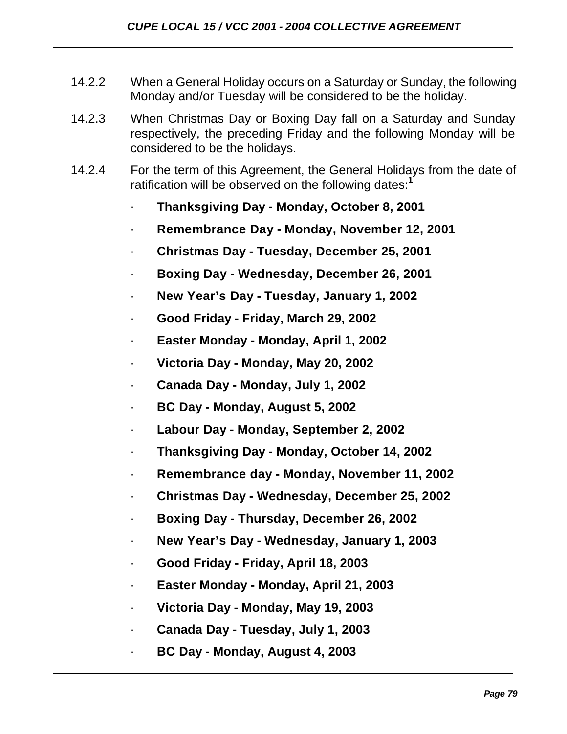14.2.2 When a General Holiday occurs on a Saturday or Sunday, the following Monday and/or Tuesday will be considered to be the holiday.

14.2.3 When Christmas Day or Boxing Day fall on a Saturday and Sunday respectively, the preceding Friday and the following Monday will be considered to be the holidays.

14.2.4 For the term of this Agreement, the General Holidays from the date of ratification will be observed on the following dates:[1]

- **Thanksgiving Day - Monday, October 8, 2001**
- **Remembrance Day - Monday, November 12, 2001**
- **Christmas Day - Tuesday, December 25, 2001**
- **Boxing Day - Wednesday, December 26, 2001**
- **New Year's Day - Tuesday, January 1, 2002**
- **Good Friday - Friday, March 29, 2002**
- **Easter Monday - Monday, April 1, 2002**
- **Victoria Day - Monday, May 20, 2002**
- **Canada Day - Monday, July 1, 2002**
- **BC Day - Monday, August 5, 2002**
- **Labour Day - Monday, September 2, 2002**
- **Thanksgiving Day - Monday, October 14, 2002**
- **Remembrance day - Monday, November 11, 2002**
- **Christmas Day - Wednesday, December 25, 2002**
- **Boxing Day - Thursday, December 26, 2002**
- **New Year's Day - Wednesday, January 1, 2003**
- **Good Friday - Friday, April 18, 2003**
- **Easter Monday - Monday, April 21, 2003**
- **Victoria Day - Monday, May 19, 2003**
- **Canada Day - Tuesday, July 1, 2003**
- **BC Day - Monday, August 4, 2003**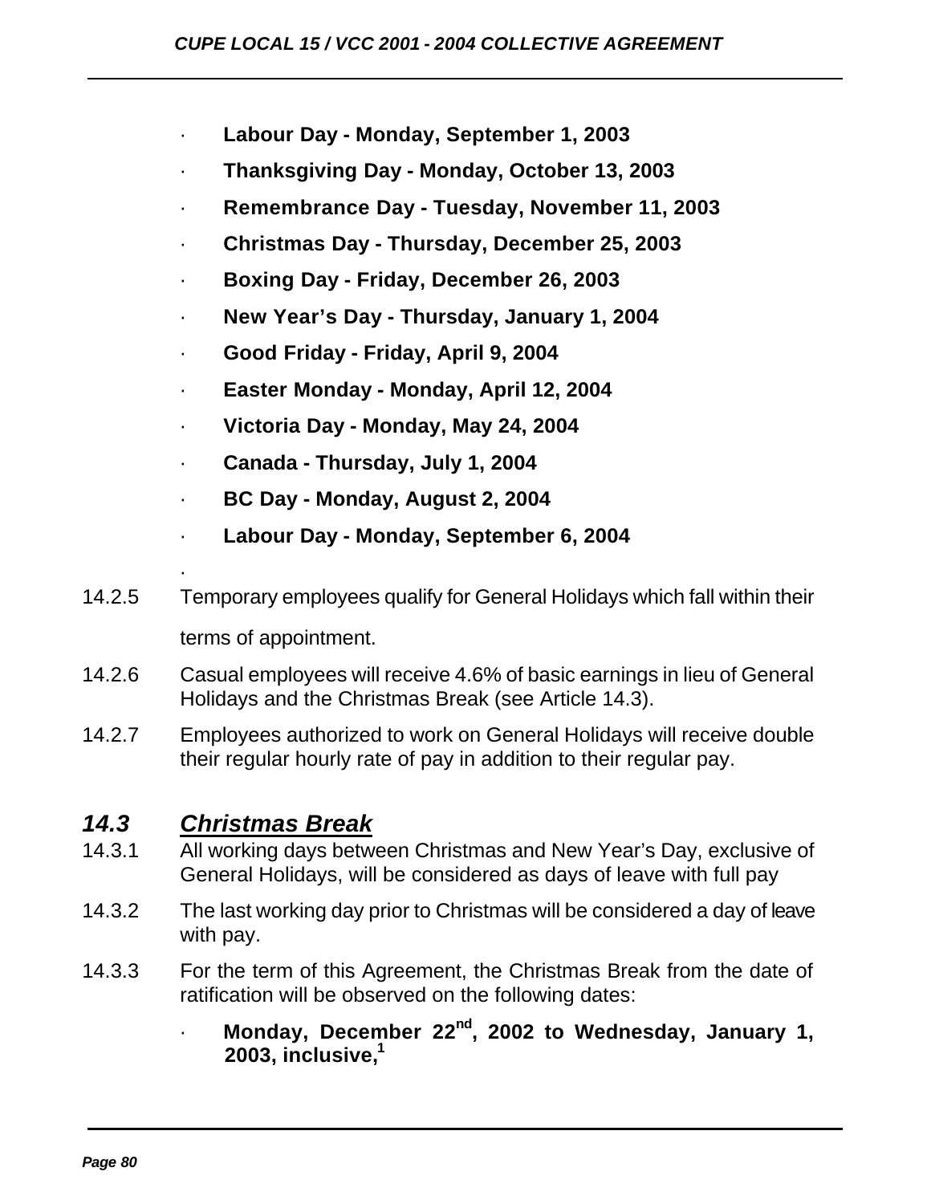- **Labour Day - Monday, September 1, 2003**
- **Thanksgiving Day - Monday, October 13, 2003**
- **Remembrance Day - Tuesday, November 11, 2003**
- **Christmas Day - Thursday, December 25, 2003**
- **Boxing Day - Friday, December 26, 2003**
- **New Year's Day - Thursday, January 1, 2004**
- **Good Friday - Friday, April 9, 2004**
- **Easter Monday - Monday, April 12, 2004**
- **Victoria Day - Monday, May 24, 2004**
- **Canada - Thursday, July 1, 2004**
- **BC Day - Monday, August 2, 2004**
- **Labour Day - Monday, September 6, 2004**

14.2.5 Temporary employees qualify for General Holidays which fall within their terms of appointment.

14.2.6 Casual employees will receive 4.6% of basic earnings in lieu of General Holidays and the Christmas Break (see Article 14.3).

14.2.7 Employees authorized to work on General Holidays will receive double their regular hourly rate of pay in addition to their regular pay.

## ***14.3 Christmas Break***

14.3.1 All working days between Christmas and New Year's Day, exclusive of General Holidays, will be considered as days of leave with full pay

14.3.2 The last working day prior to Christmas will be considered a day of leave with pay.

14.3.3 For the term of this Agreement, the Christmas Break from the date of ratification will be observed on the following dates:

- **Monday, December 22nd, 2002 to Wednesday, January 1, 2003, inclusive,[1]**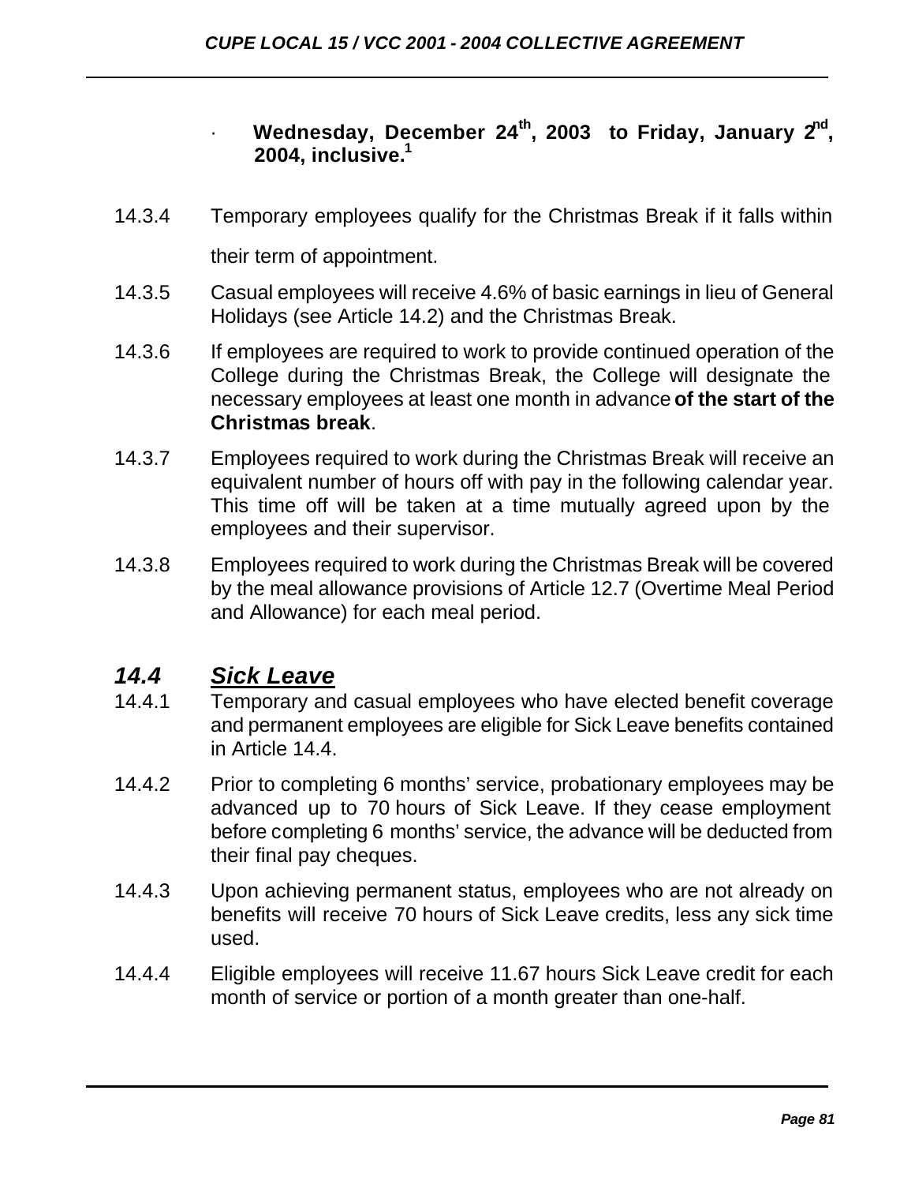- **Wednesday, December 24th, 2003 to Friday, January 2nd, 2004, inclusive.**[1]

14.3.4 Temporary employees qualify for the Christmas Break if it falls within their term of appointment.

14.3.5 Casual employees will receive 4.6% of basic earnings in lieu of General Holidays (see Article 14.2) and the Christmas Break.

14.3.6 If employees are required to work to provide continued operation of the College during the Christmas Break, the College will designate the necessary employees at least one month in advance **of the start of the Christmas break**.

14.3.7 Employees required to work during the Christmas Break will receive an equivalent number of hours off with pay in the following calendar year. This time off will be taken at a time mutually agreed upon by the employees and their supervisor.

14.3.8 Employees required to work during the Christmas Break will be covered by the meal allowance provisions of Article 12.7 (Overtime Meal Period and Allowance) for each meal period.

## *14.4 Sick Leave*

14.4.1 Temporary and casual employees who have elected benefit coverage and permanent employees are eligible for Sick Leave benefits contained in Article 14.4.

14.4.2 Prior to completing 6 months' service, probationary employees may be advanced up to 70 hours of Sick Leave. If they cease employment before completing 6 months' service, the advance will be deducted from their final pay cheques.

14.4.3 Upon achieving permanent status, employees who are not already on benefits will receive 70 hours of Sick Leave credits, less any sick time used.

14.4.4 Eligible employees will receive 11.67 hours Sick Leave credit for each month of service or portion of a month greater than one-half.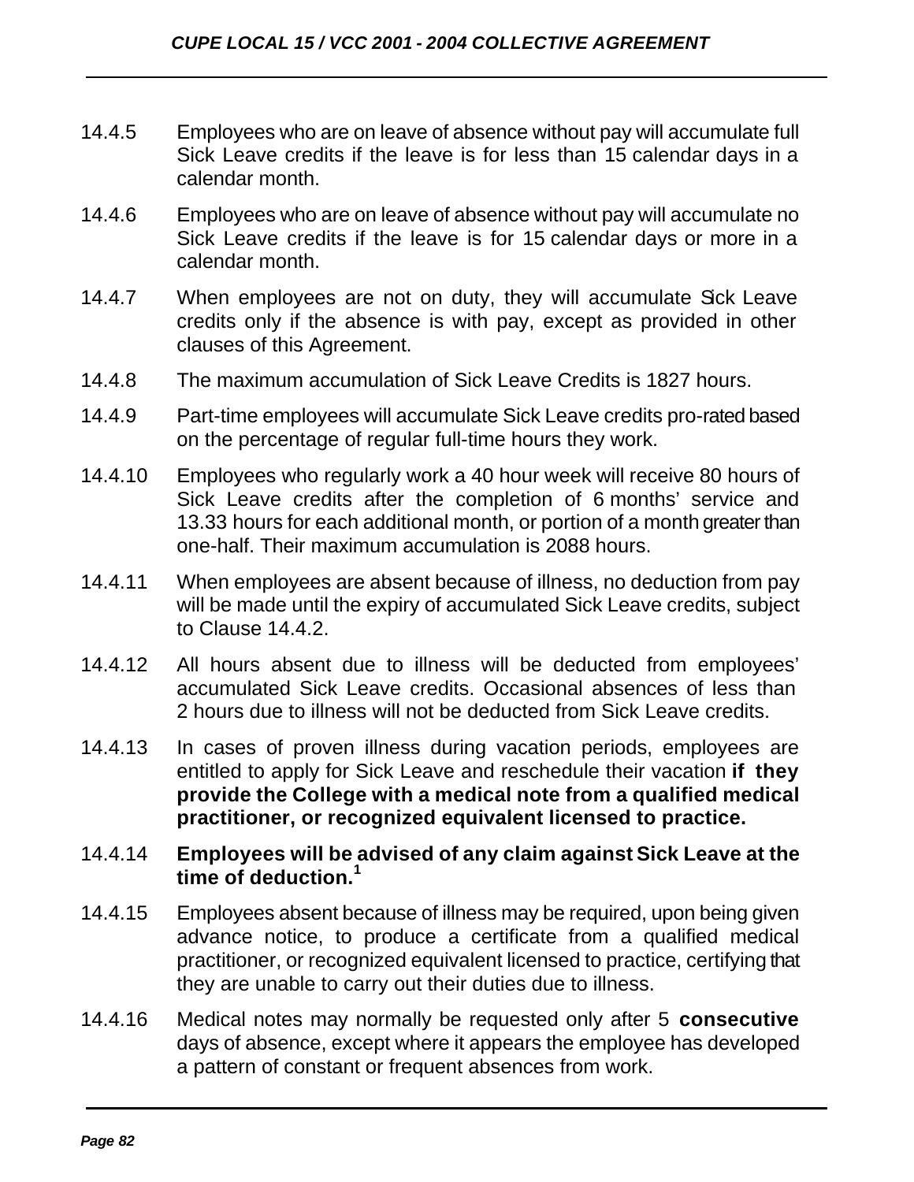14.4.5 Employees who are on leave of absence without pay will accumulate full Sick Leave credits if the leave is for less than 15 calendar days in a calendar month.

14.4.6 Employees who are on leave of absence without pay will accumulate no Sick Leave credits if the leave is for 15 calendar days or more in a calendar month.

14.4.7 When employees are not on duty, they will accumulate Sick Leave credits only if the absence is with pay, except as provided in other clauses of this Agreement.

14.4.8 The maximum accumulation of Sick Leave Credits is 1827 hours.

14.4.9 Part-time employees will accumulate Sick Leave credits pro-rated based on the percentage of regular full-time hours they work.

14.4.10 Employees who regularly work a 40 hour week will receive 80 hours of Sick Leave credits after the completion of 6 months' service and 13.33 hours for each additional month, or portion of a month greater than one-half. Their maximum accumulation is 2088 hours.

14.4.11 When employees are absent because of illness, no deduction from pay will be made until the expiry of accumulated Sick Leave credits, subject to Clause 14.4.2.

14.4.12 All hours absent due to illness will be deducted from employees' accumulated Sick Leave credits. Occasional absences of less than 2 hours due to illness will not be deducted from Sick Leave credits.

14.4.13 In cases of proven illness during vacation periods, employees are entitled to apply for Sick Leave and reschedule their vacation **if they provide the College with a medical note from a qualified medical practitioner, or recognized equivalent licensed to practice.**

14.4.14 **Employees will be advised of any claim against Sick Leave at the time of deduction.[1]**

14.4.15 Employees absent because of illness may be required, upon being given advance notice, to produce a certificate from a qualified medical practitioner, or recognized equivalent licensed to practice, certifying that they are unable to carry out their duties due to illness.

14.4.16 Medical notes may normally be requested only after 5 **consecutive** days of absence, except where it appears the employee has developed a pattern of constant or frequent absences from work.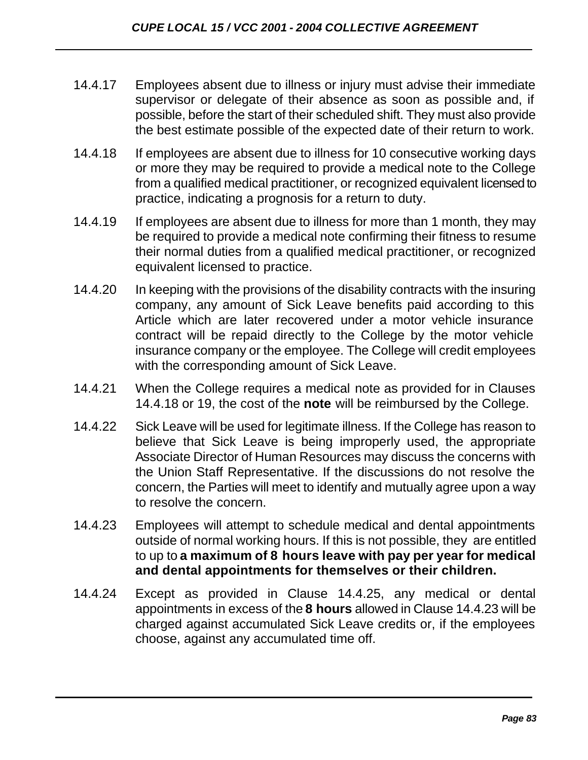14.4.17 Employees absent due to illness or injury must advise their immediate supervisor or delegate of their absence as soon as possible and, if possible, before the start of their scheduled shift. They must also provide the best estimate possible of the expected date of their return to work.

14.4.18 If employees are absent due to illness for 10 consecutive working days or more they may be required to provide a medical note to the College from a qualified medical practitioner, or recognized equivalent licensed to practice, indicating a prognosis for a return to duty.

14.4.19 If employees are absent due to illness for more than 1 month, they may be required to provide a medical note confirming their fitness to resume their normal duties from a qualified medical practitioner, or recognized equivalent licensed to practice.

14.4.20 In keeping with the provisions of the disability contracts with the insuring company, any amount of Sick Leave benefits paid according to this Article which are later recovered under a motor vehicle insurance contract will be repaid directly to the College by the motor vehicle insurance company or the employee. The College will credit employees with the corresponding amount of Sick Leave.

14.4.21 When the College requires a medical note as provided for in Clauses 14.4.18 or 19, the cost of the **note** will be reimbursed by the College.

14.4.22 Sick Leave will be used for legitimate illness. If the College has reason to believe that Sick Leave is being improperly used, the appropriate Associate Director of Human Resources may discuss the concerns with the Union Staff Representative. If the discussions do not resolve the concern, the Parties will meet to identify and mutually agree upon a way to resolve the concern.

14.4.23 Employees will attempt to schedule medical and dental appointments outside of normal working hours. If this is not possible, they are entitled to up to **a maximum of 8 hours leave with pay per year for medical and dental appointments for themselves or their children.**

14.4.24 Except as provided in Clause 14.4.25, any medical or dental appointments in excess of the **8 hours** allowed in Clause 14.4.23 will be charged against accumulated Sick Leave credits or, if the employees choose, against any accumulated time off.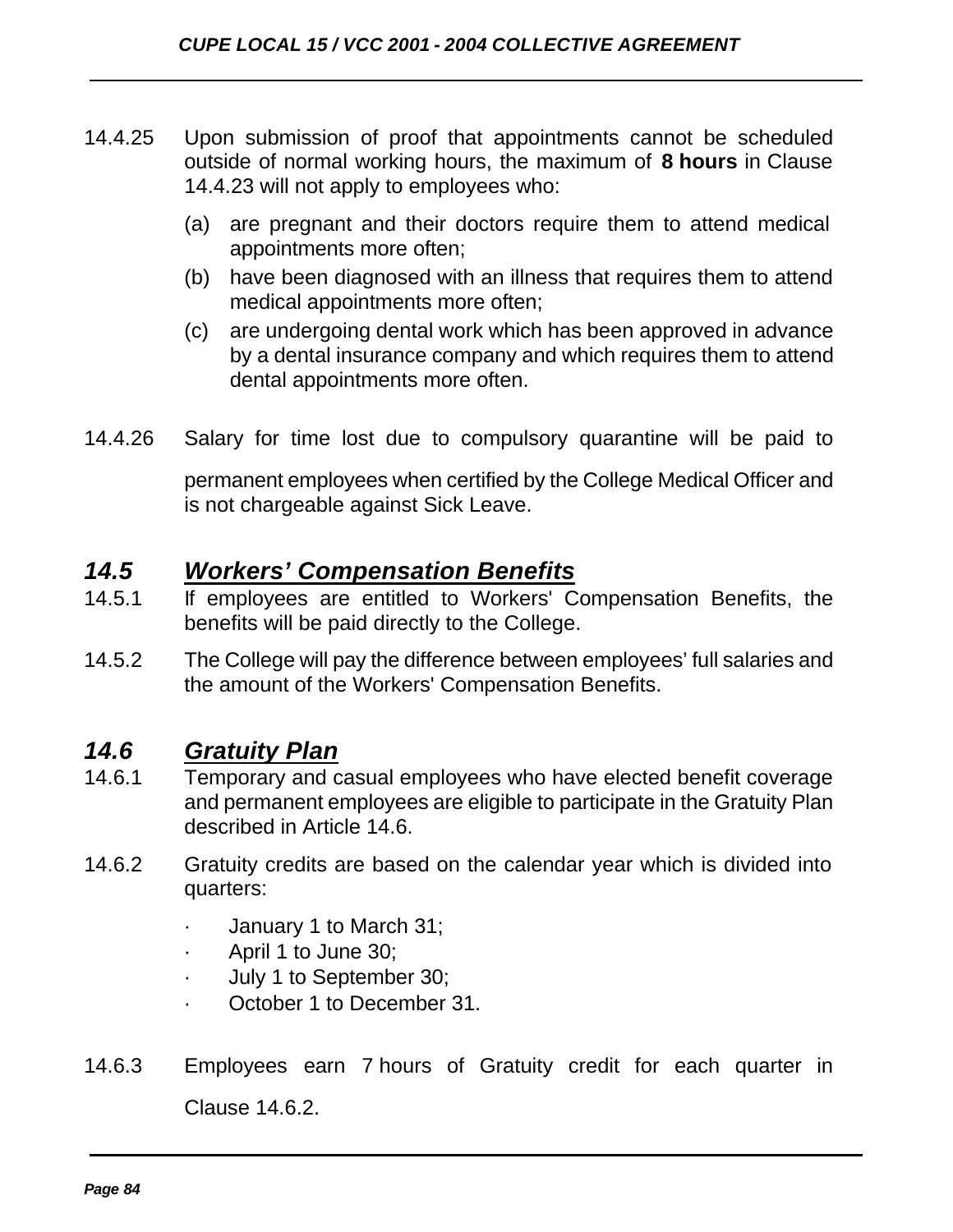14.4.25 Upon submission of proof that appointments cannot be scheduled outside of normal working hours, the maximum of **8 hours** in Clause 14.4.23 will not apply to employees who:

(a) are pregnant and their doctors require them to attend medical appointments more often;

(b) have been diagnosed with an illness that requires them to attend medical appointments more often;

(c) are undergoing dental work which has been approved in advance by a dental insurance company and which requires them to attend dental appointments more often.

14.4.26 Salary for time lost due to compulsory quarantine will be paid to permanent employees when certified by the College Medical Officer and is not chargeable against Sick Leave.

## ***14.5 Workers' Compensation Benefits***

14.5.1 If employees are entitled to Workers' Compensation Benefits, the benefits will be paid directly to the College.

14.5.2 The College will pay the difference between employees' full salaries and the amount of the Workers' Compensation Benefits.

## ***14.6 Gratuity Plan***

14.6.1 Temporary and casual employees who have elected benefit coverage and permanent employees are eligible to participate in the Gratuity Plan described in Article 14.6.

14.6.2 Gratuity credits are based on the calendar year which is divided into quarters:

- January 1 to March 31;
- April 1 to June 30;
- July 1 to September 30;
- October 1 to December 31.

14.6.3 Employees earn 7 hours of Gratuity credit for each quarter in Clause 14.6.2.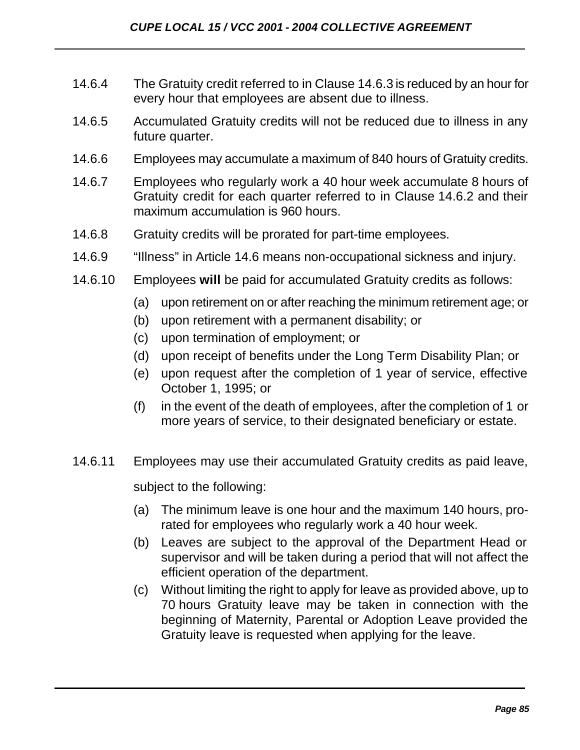14.6.4 The Gratuity credit referred to in Clause 14.6.3 is reduced by an hour for every hour that employees are absent due to illness.

14.6.5 Accumulated Gratuity credits will not be reduced due to illness in any future quarter.

14.6.6 Employees may accumulate a maximum of 840 hours of Gratuity credits.

14.6.7 Employees who regularly work a 40 hour week accumulate 8 hours of Gratuity credit for each quarter referred to in Clause 14.6.2 and their maximum accumulation is 960 hours.

14.6.8 Gratuity credits will be prorated for part-time employees.

14.6.9 "Illness" in Article 14.6 means non-occupational sickness and injury.

14.6.10 Employees **will** be paid for accumulated Gratuity credits as follows:

(a) upon retirement on or after reaching the minimum retirement age; or
(b) upon retirement with a permanent disability; or
(c) upon termination of employment; or
(d) upon receipt of benefits under the Long Term Disability Plan; or
(e) upon request after the completion of 1 year of service, effective October 1, 1995; or
(f) in the event of the death of employees, after the completion of 1 or more years of service, to their designated beneficiary or estate.

14.6.11 Employees may use their accumulated Gratuity credits as paid leave, subject to the following:

(a) The minimum leave is one hour and the maximum 140 hours, pro-rated for employees who regularly work a 40 hour week.
(b) Leaves are subject to the approval of the Department Head or supervisor and will be taken during a period that will not affect the efficient operation of the department.
(c) Without limiting the right to apply for leave as provided above, up to 70 hours Gratuity leave may be taken in connection with the beginning of Maternity, Parental or Adoption Leave provided the Gratuity leave is requested when applying for the leave.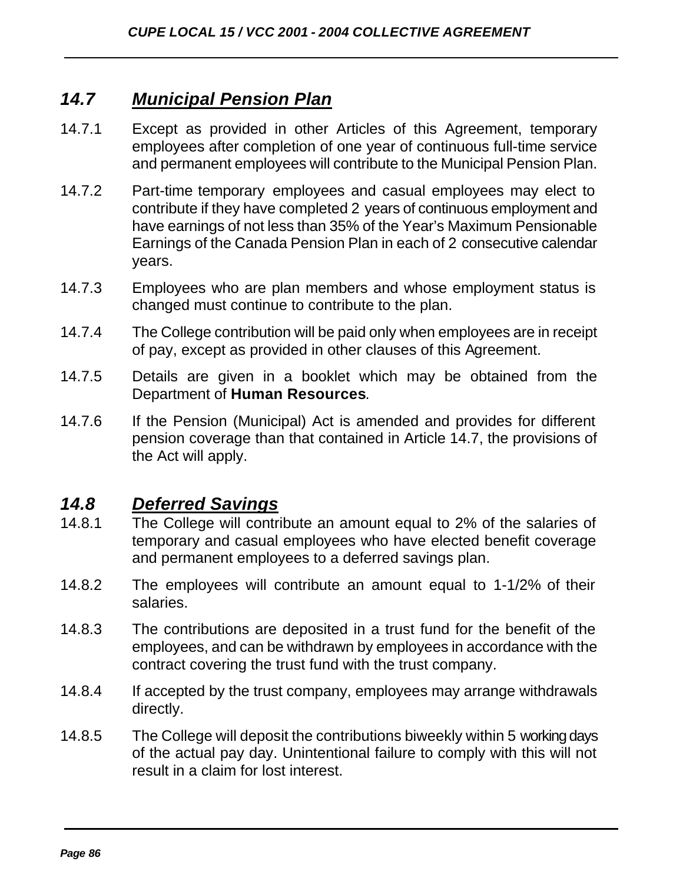## *14.7 Municipal Pension Plan*

14.7.1 Except as provided in other Articles of this Agreement, temporary employees after completion of one year of continuous full-time service and permanent employees will contribute to the Municipal Pension Plan.

14.7.2 Part-time temporary employees and casual employees may elect to contribute if they have completed 2 years of continuous employment and have earnings of not less than 35% of the Year's Maximum Pensionable Earnings of the Canada Pension Plan in each of 2 consecutive calendar years.

14.7.3 Employees who are plan members and whose employment status is changed must continue to contribute to the plan.

14.7.4 The College contribution will be paid only when employees are in receipt of pay, except as provided in other clauses of this Agreement.

14.7.5 Details are given in a booklet which may be obtained from the Department of **Human Resources**.

14.7.6 If the Pension (Municipal) Act is amended and provides for different pension coverage than that contained in Article 14.7, the provisions of the Act will apply.

## *14.8 Deferred Savings*

14.8.1 The College will contribute an amount equal to 2% of the salaries of temporary and casual employees who have elected benefit coverage and permanent employees to a deferred savings plan.

14.8.2 The employees will contribute an amount equal to 1-1/2% of their salaries.

14.8.3 The contributions are deposited in a trust fund for the benefit of the employees, and can be withdrawn by employees in accordance with the contract covering the trust fund with the trust company.

14.8.4 If accepted by the trust company, employees may arrange withdrawals directly.

14.8.5 The College will deposit the contributions biweekly within 5 working days of the actual pay day. Unintentional failure to comply with this will not result in a claim for lost interest.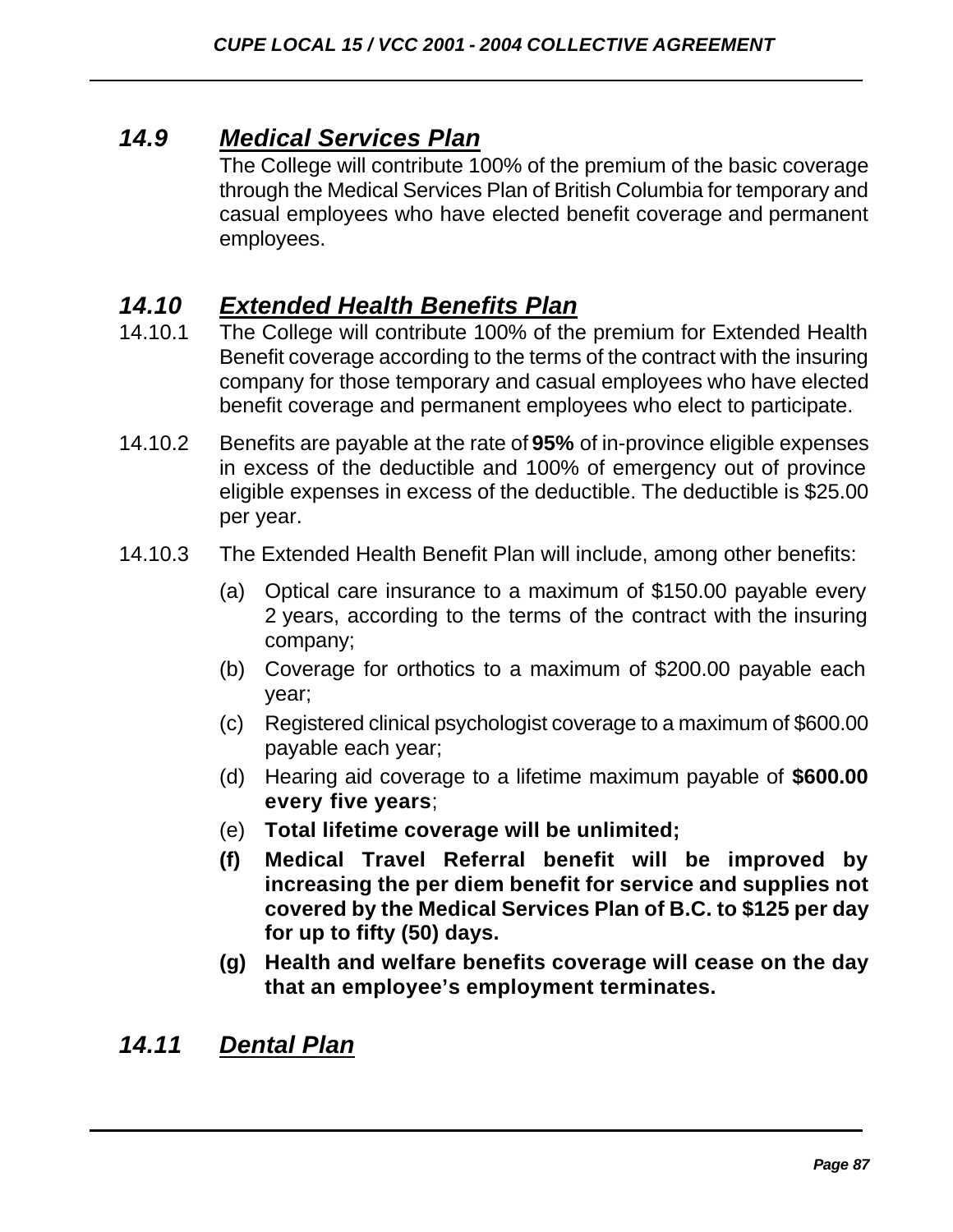## *14.9 Medical Services Plan*

The College will contribute 100% of the premium of the basic coverage through the Medical Services Plan of British Columbia for temporary and casual employees who have elected benefit coverage and permanent employees.

## *14.10 Extended Health Benefits Plan*

14.10.1 The College will contribute 100% of the premium for Extended Health Benefit coverage according to the terms of the contract with the insuring company for those temporary and casual employees who have elected benefit coverage and permanent employees who elect to participate.

14.10.2 Benefits are payable at the rate of **95%** of in-province eligible expenses in excess of the deductible and 100% of emergency out of province eligible expenses in excess of the deductible. The deductible is $25.00 per year.

14.10.3 The Extended Health Benefit Plan will include, among other benefits:

(a) Optical care insurance to a maximum of $150.00 payable every 2 years, according to the terms of the contract with the insuring company;

(b) Coverage for orthotics to a maximum of $200.00 payable each year;

(c) Registered clinical psychologist coverage to a maximum of $600.00 payable each year;

(d) Hearing aid coverage to a lifetime maximum payable of **$600.00 every five years**;

(e) **Total lifetime coverage will be unlimited;**

**(f) Medical Travel Referral benefit will be improved by increasing the per diem benefit for service and supplies not covered by the Medical Services Plan of B.C. to $125 per day for up to fifty (50) days.**

**(g) Health and welfare benefits coverage will cease on the day that an employee's employment terminates.**

## *14.11 Dental Plan*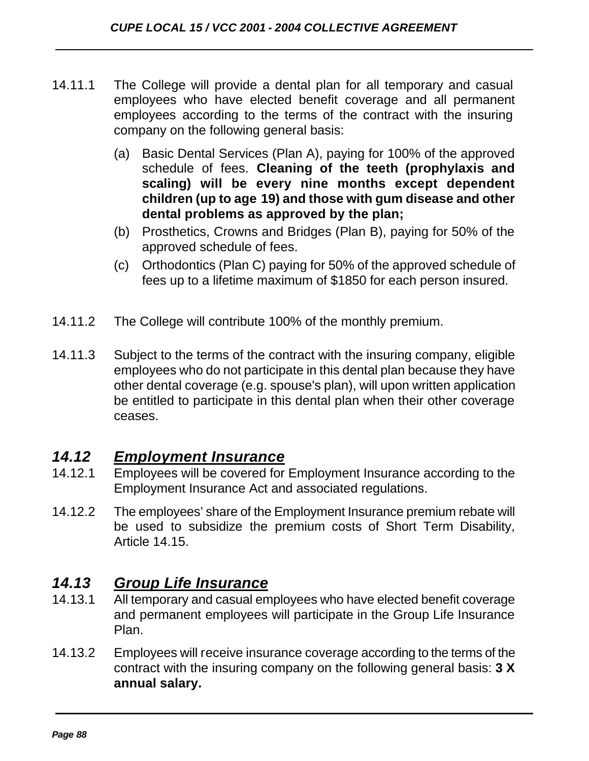14.11.1 The College will provide a dental plan for all temporary and casual employees who have elected benefit coverage and all permanent employees according to the terms of the contract with the insuring company on the following general basis:

(a) Basic Dental Services (Plan A), paying for 100% of the approved schedule of fees. **Cleaning of the teeth (prophylaxis and scaling) will be every nine months except dependent children (up to age 19) and those with gum disease and other dental problems as approved by the plan;**

(b) Prosthetics, Crowns and Bridges (Plan B), paying for 50% of the approved schedule of fees.

(c) Orthodontics (Plan C) paying for 50% of the approved schedule of fees up to a lifetime maximum of $1850 for each person insured.

14.11.2 The College will contribute 100% of the monthly premium.

14.11.3 Subject to the terms of the contract with the insuring company, eligible employees who do not participate in this dental plan because they have other dental coverage (e.g. spouse's plan), will upon written application be entitled to participate in this dental plan when their other coverage ceases.

## ***14.12 Employment Insurance***

14.12.1 Employees will be covered for Employment Insurance according to the Employment Insurance Act and associated regulations.

14.12.2 The employees' share of the Employment Insurance premium rebate will be used to subsidize the premium costs of Short Term Disability, Article 14.15.

## ***14.13 Group Life Insurance***

14.13.1 All temporary and casual employees who have elected benefit coverage and permanent employees will participate in the Group Life Insurance Plan.

14.13.2 Employees will receive insurance coverage according to the terms of the contract with the insuring company on the following general basis: **3 X annual salary.**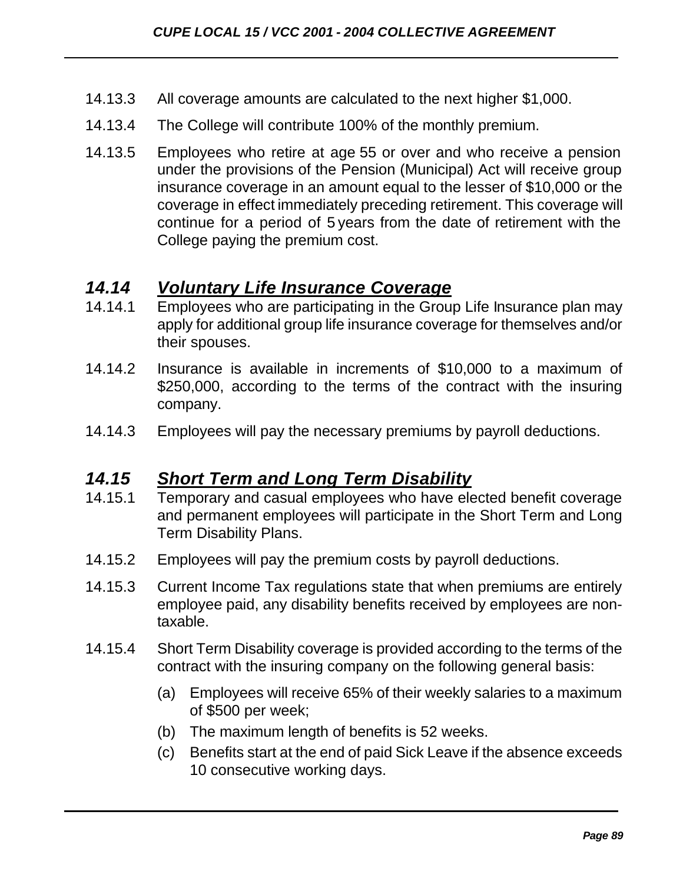14.13.3 All coverage amounts are calculated to the next higher $1,000.

14.13.4 The College will contribute 100% of the monthly premium.

14.13.5 Employees who retire at age 55 or over and who receive a pension under the provisions of the Pension (Municipal) Act will receive group insurance coverage in an amount equal to the lesser of $10,000 or the coverage in effect immediately preceding retirement. This coverage will continue for a period of 5 years from the date of retirement with the College paying the premium cost.

## ***14.14 Voluntary Life Insurance Coverage***

14.14.1 Employees who are participating in the Group Life Insurance plan may apply for additional group life insurance coverage for themselves and/or their spouses.

14.14.2 Insurance is available in increments of $10,000 to a maximum of $250,000, according to the terms of the contract with the insuring company.

14.14.3 Employees will pay the necessary premiums by payroll deductions.

## ***14.15 Short Term and Long Term Disability***

14.15.1 Temporary and casual employees who have elected benefit coverage and permanent employees will participate in the Short Term and Long Term Disability Plans.

14.15.2 Employees will pay the premium costs by payroll deductions.

14.15.3 Current Income Tax regulations state that when premiums are entirely employee paid, any disability benefits received by employees are non-taxable.

14.15.4 Short Term Disability coverage is provided according to the terms of the contract with the insuring company on the following general basis:

(a) Employees will receive 65% of their weekly salaries to a maximum of $500 per week;

(b) The maximum length of benefits is 52 weeks.

(c) Benefits start at the end of paid Sick Leave if the absence exceeds 10 consecutive working days.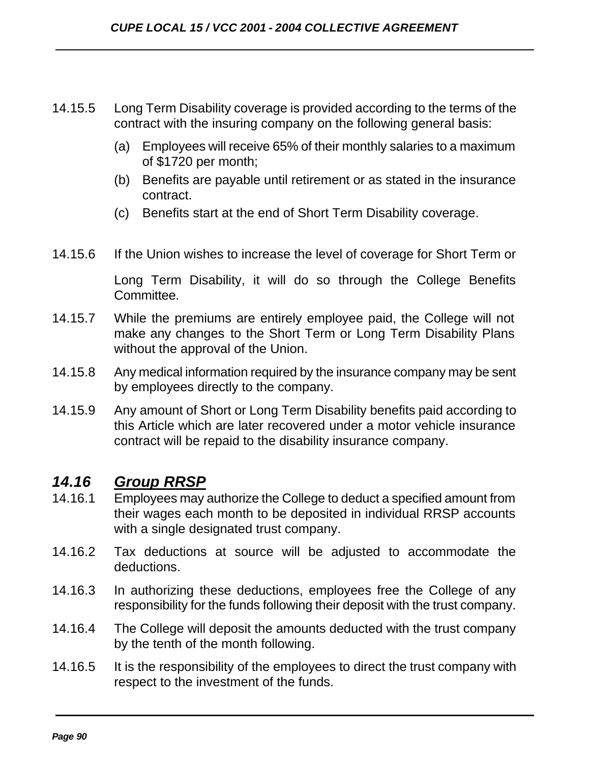14.15.5 Long Term Disability coverage is provided according to the terms of the contract with the insuring company on the following general basis:

(a) Employees will receive 65% of their monthly salaries to a maximum of $1720 per month;

(b) Benefits are payable until retirement or as stated in the insurance contract.

(c) Benefits start at the end of Short Term Disability coverage.

14.15.6 If the Union wishes to increase the level of coverage for Short Term or Long Term Disability, it will do so through the College Benefits Committee.

14.15.7 While the premiums are entirely employee paid, the College will not make any changes to the Short Term or Long Term Disability Plans without the approval of the Union.

14.15.8 Any medical information required by the insurance company may be sent by employees directly to the company.

14.15.9 Any amount of Short or Long Term Disability benefits paid according to this Article which are later recovered under a motor vehicle insurance contract will be repaid to the disability insurance company.

## *14.16 Group RRSP*

14.16.1 Employees may authorize the College to deduct a specified amount from their wages each month to be deposited in individual RRSP accounts with a single designated trust company.

14.16.2 Tax deductions at source will be adjusted to accommodate the deductions.

14.16.3 In authorizing these deductions, employees free the College of any responsibility for the funds following their deposit with the trust company.

14.16.4 The College will deposit the amounts deducted with the trust company by the tenth of the month following.

14.16.5 It is the responsibility of the employees to direct the trust company with respect to the investment of the funds.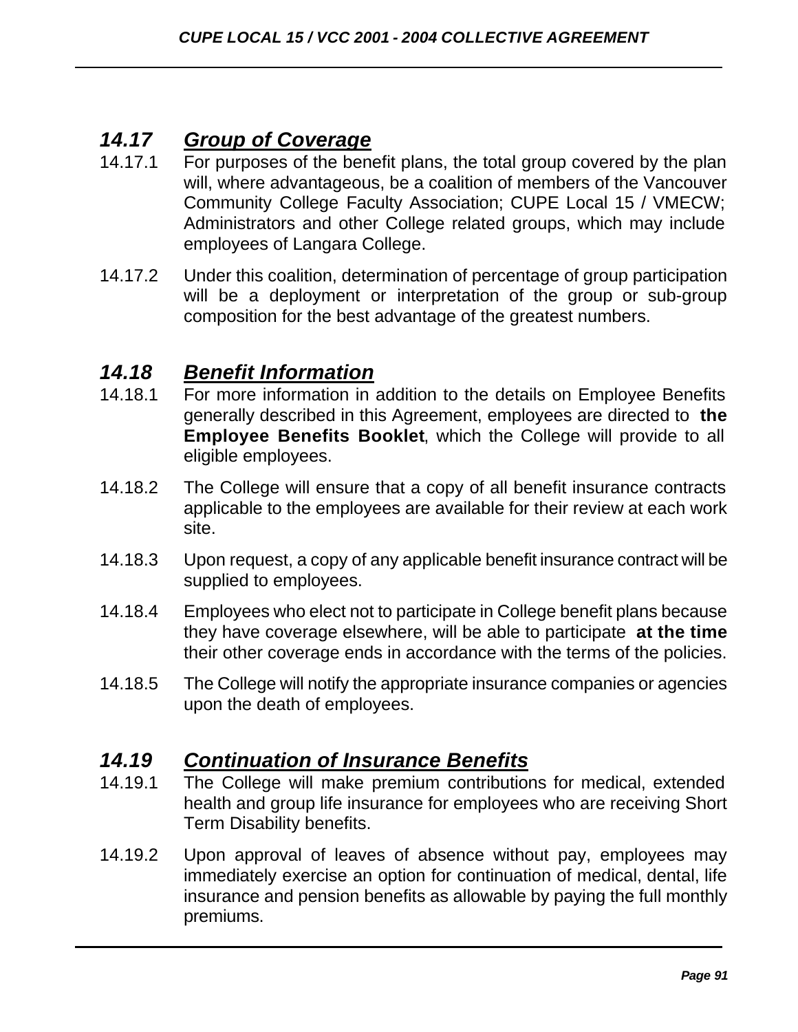## ***14.17 Group of Coverage***

14.17.1 For purposes of the benefit plans, the total group covered by the plan will, where advantageous, be a coalition of members of the Vancouver Community College Faculty Association; CUPE Local 15 / VMECW; Administrators and other College related groups, which may include employees of Langara College.

14.17.2 Under this coalition, determination of percentage of group participation will be a deployment or interpretation of the group or sub-group composition for the best advantage of the greatest numbers.

## ***14.18 Benefit Information***

14.18.1 For more information in addition to the details on Employee Benefits generally described in this Agreement, employees are directed to **the Employee Benefits Booklet**, which the College will provide to all eligible employees.

14.18.2 The College will ensure that a copy of all benefit insurance contracts applicable to the employees are available for their review at each work site.

14.18.3 Upon request, a copy of any applicable benefit insurance contract will be supplied to employees.

14.18.4 Employees who elect not to participate in College benefit plans because they have coverage elsewhere, will be able to participate **at the time** their other coverage ends in accordance with the terms of the policies.

14.18.5 The College will notify the appropriate insurance companies or agencies upon the death of employees.

## ***14.19 Continuation of Insurance Benefits***

14.19.1 The College will make premium contributions for medical, extended health and group life insurance for employees who are receiving Short Term Disability benefits.

14.19.2 Upon approval of leaves of absence without pay, employees may immediately exercise an option for continuation of medical, dental, life insurance and pension benefits as allowable by paying the full monthly premiums.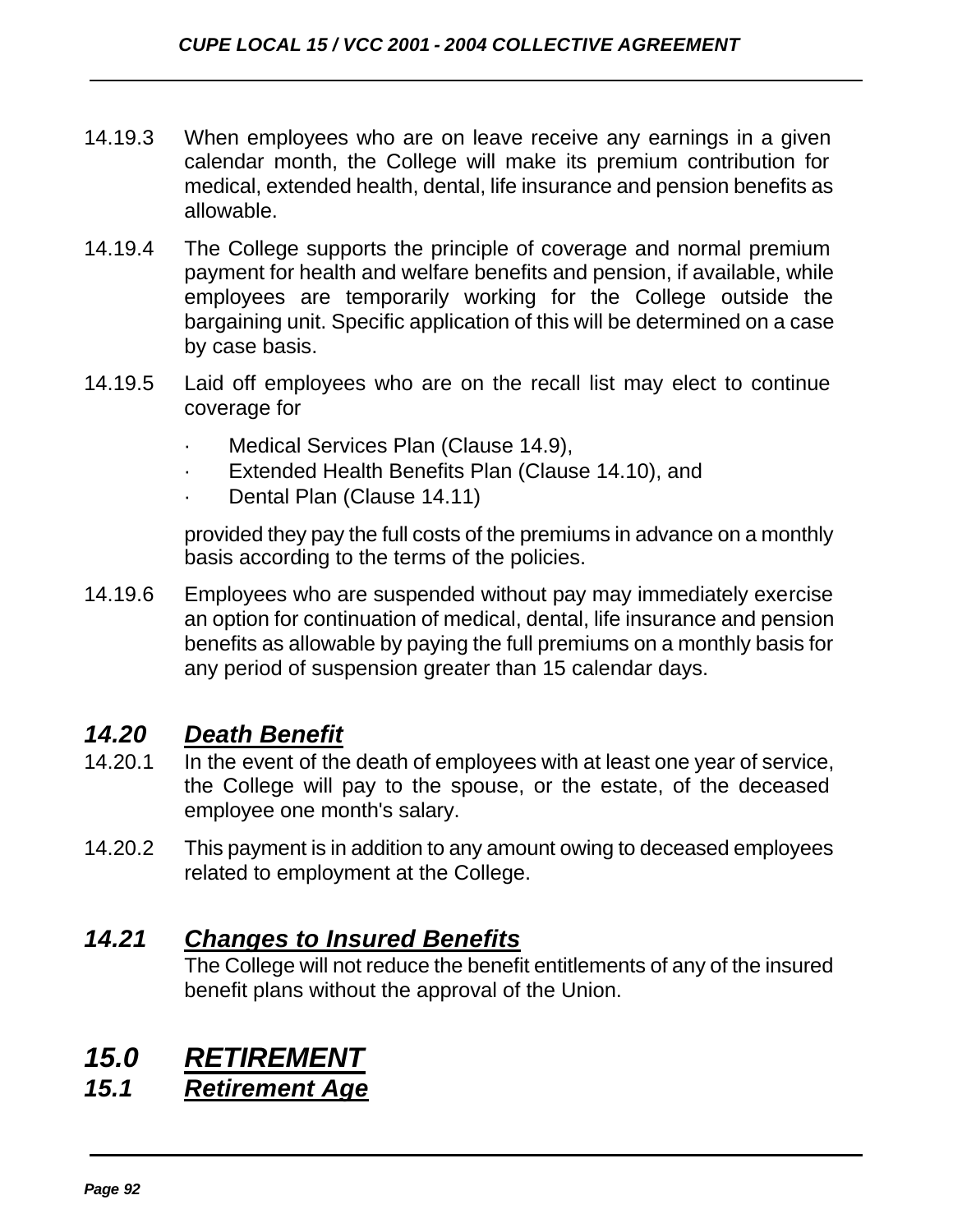14.19.3 When employees who are on leave receive any earnings in a given calendar month, the College will make its premium contribution for medical, extended health, dental, life insurance and pension benefits as allowable.

14.19.4 The College supports the principle of coverage and normal premium payment for health and welfare benefits and pension, if available, while employees are temporarily working for the College outside the bargaining unit. Specific application of this will be determined on a case by case basis.

14.19.5 Laid off employees who are on the recall list may elect to continue coverage for

- Medical Services Plan (Clause 14.9),
- Extended Health Benefits Plan (Clause 14.10), and
- Dental Plan (Clause 14.11)

provided they pay the full costs of the premiums in advance on a monthly basis according to the terms of the policies.

14.19.6 Employees who are suspended without pay may immediately exercise an option for continuation of medical, dental, life insurance and pension benefits as allowable by paying the full premiums on a monthly basis for any period of suspension greater than 15 calendar days.

### ***14.20 Death Benefit***

14.20.1 In the event of the death of employees with at least one year of service, the College will pay to the spouse, or the estate, of the deceased employee one month's salary.

14.20.2 This payment is in addition to any amount owing to deceased employees related to employment at the College.

### ***14.21 Changes to Insured Benefits***

The College will not reduce the benefit entitlements of any of the insured benefit plans without the approval of the Union.

## ***15.0 RETIREMENT***

### ***15.1 Retirement Age***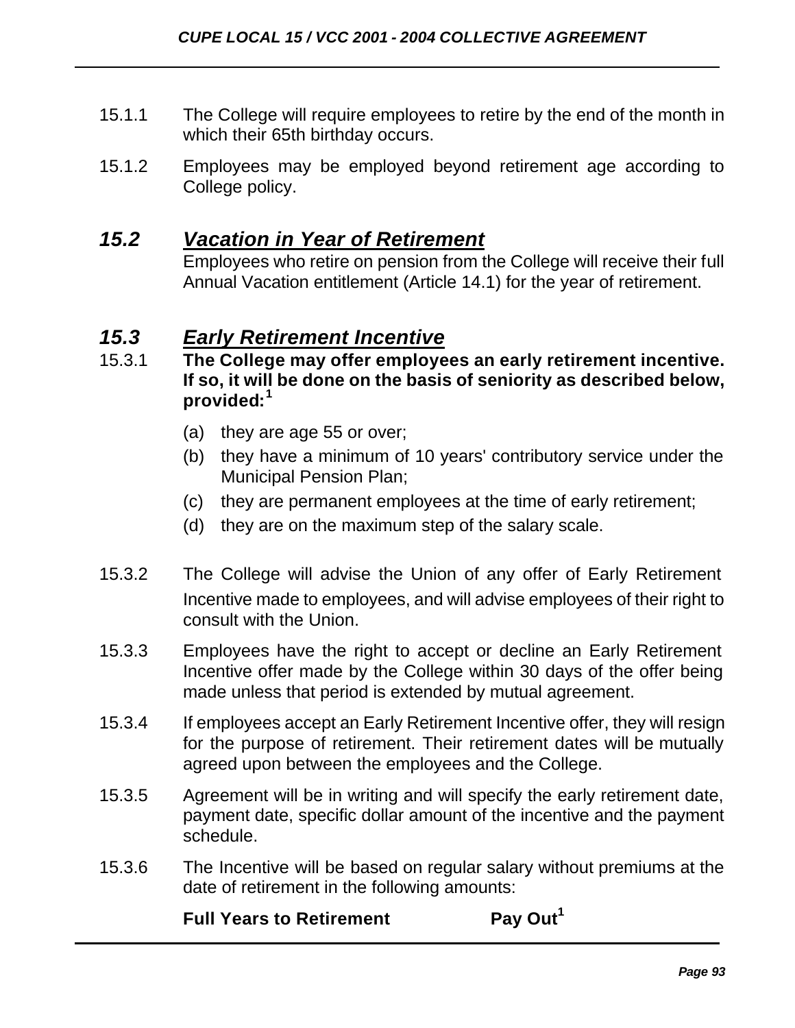15.1.1 The College will require employees to retire by the end of the month in which their 65th birthday occurs.

15.1.2 Employees may be employed beyond retirement age according to College policy.

## 15.2 *Vacation in Year of Retirement*

Employees who retire on pension from the College will receive their full Annual Vacation entitlement (Article 14.1) for the year of retirement.

## 15.3 *Early Retirement Incentive*

15.3.1 **The College may offer employees an early retirement incentive. If so, it will be done on the basis of seniority as described below, provided:[1]**

(a) they are age 55 or over;

(b) they have a minimum of 10 years' contributory service under the Municipal Pension Plan;

(c) they are permanent employees at the time of early retirement;

(d) they are on the maximum step of the salary scale.

15.3.2 The College will advise the Union of any offer of Early Retirement Incentive made to employees, and will advise employees of their right to consult with the Union.

15.3.3 Employees have the right to accept or decline an Early Retirement Incentive offer made by the College within 30 days of the offer being made unless that period is extended by mutual agreement.

15.3.4 If employees accept an Early Retirement Incentive offer, they will resign for the purpose of retirement. Their retirement dates will be mutually agreed upon between the employees and the College.

15.3.5 Agreement will be in writing and will specify the early retirement date, payment date, specific dollar amount of the incentive and the payment schedule.

15.3.6 The Incentive will be based on regular salary without premiums at the date of retirement in the following amounts:

| **Full Years to Retirement** | **Pay Out[1]** |
|---|---|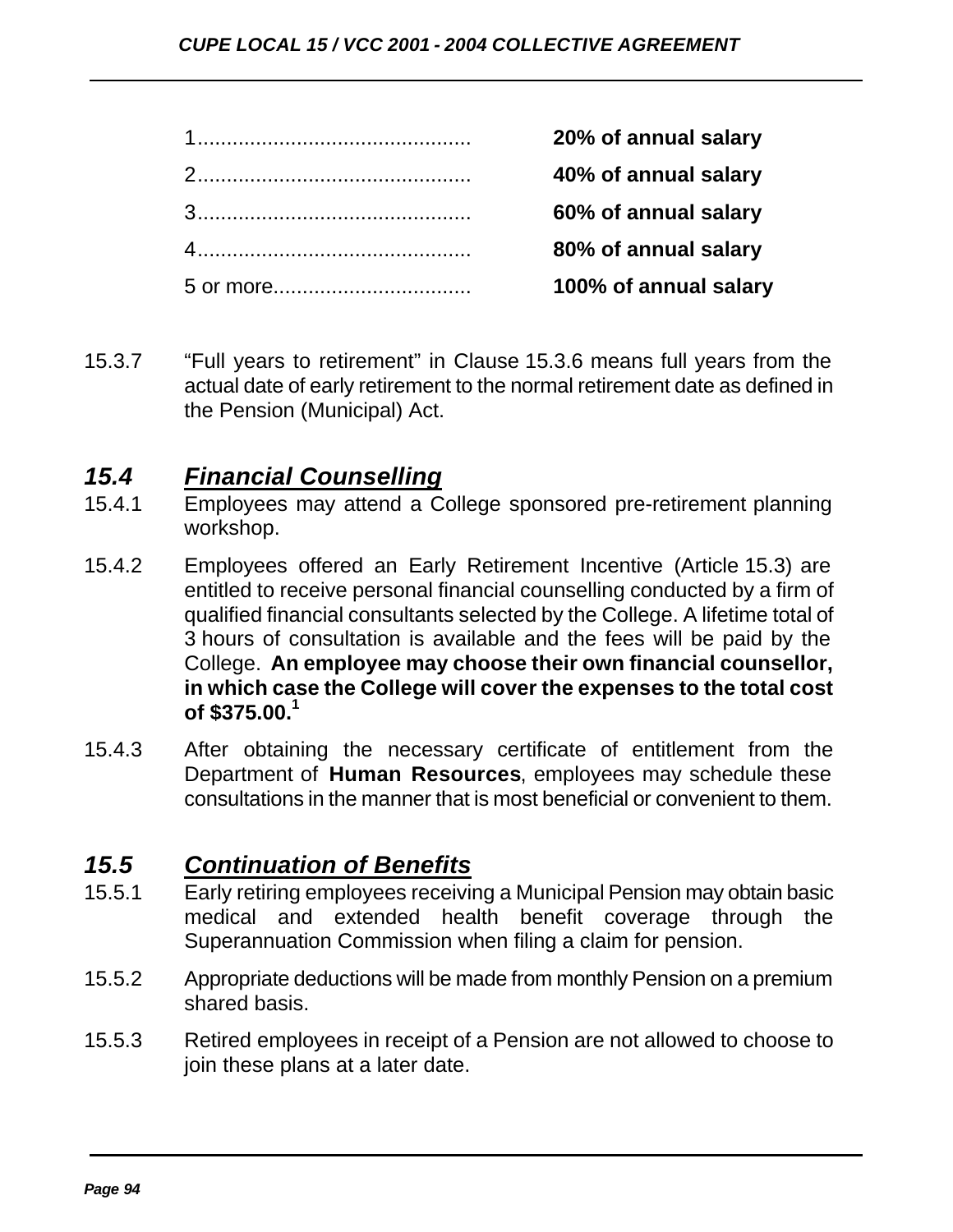| | |
|---|---|
| 1............................................. | **20% of annual salary** |
| 2............................................. | **40% of annual salary** |
| 3............................................. | **60% of annual salary** |
| 4............................................. | **80% of annual salary** |
| 5 or more................................. | **100% of annual salary** |

15.3.7 "Full years to retirement" in Clause 15.3.6 means full years from the actual date of early retirement to the normal retirement date as defined in the Pension (Municipal) Act.

## *15.4 Financial Counselling*

15.4.1 Employees may attend a College sponsored pre-retirement planning workshop.

15.4.2 Employees offered an Early Retirement Incentive (Article 15.3) are entitled to receive personal financial counselling conducted by a firm of qualified financial consultants selected by the College. A lifetime total of 3 hours of consultation is available and the fees will be paid by the College. **An employee may choose their own financial counsellor, in which case the College will cover the expenses to the total cost of $375.00.**[1]

15.4.3 After obtaining the necessary certificate of entitlement from the Department of **Human Resources**, employees may schedule these consultations in the manner that is most beneficial or convenient to them.

## *15.5 Continuation of Benefits*

15.5.1 Early retiring employees receiving a Municipal Pension may obtain basic medical and extended health benefit coverage through the Superannuation Commission when filing a claim for pension.

15.5.2 Appropriate deductions will be made from monthly Pension on a premium shared basis.

15.5.3 Retired employees in receipt of a Pension are not allowed to choose to join these plans at a later date.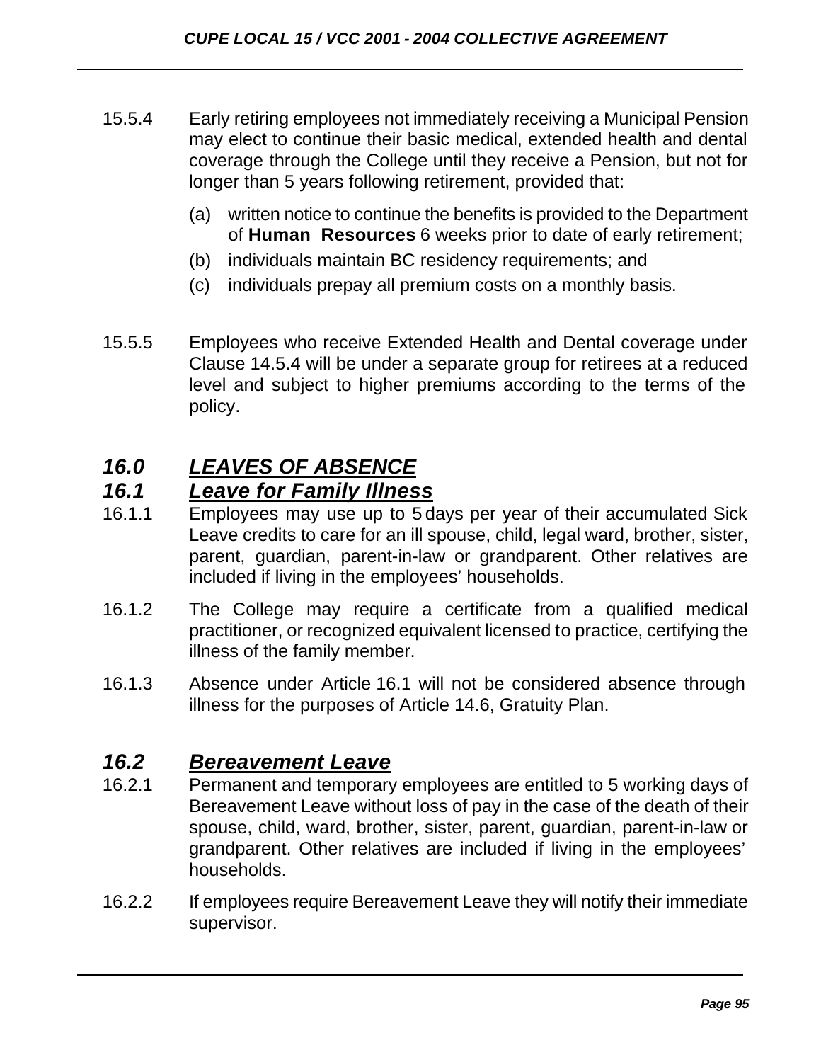15.5.4 Early retiring employees not immediately receiving a Municipal Pension may elect to continue their basic medical, extended health and dental coverage through the College until they receive a Pension, but not for longer than 5 years following retirement, provided that:

(a) written notice to continue the benefits is provided to the Department of **Human Resources** 6 weeks prior to date of early retirement;

(b) individuals maintain BC residency requirements; and

(c) individuals prepay all premium costs on a monthly basis.

15.5.5 Employees who receive Extended Health and Dental coverage under Clause 14.5.4 will be under a separate group for retirees at a reduced level and subject to higher premiums according to the terms of the policy.

## *16.0 LEAVES OF ABSENCE*

### *16.1 Leave for Family Illness*

16.1.1 Employees may use up to 5 days per year of their accumulated Sick Leave credits to care for an ill spouse, child, legal ward, brother, sister, parent, guardian, parent-in-law or grandparent. Other relatives are included if living in the employees' households.

16.1.2 The College may require a certificate from a qualified medical practitioner, or recognized equivalent licensed to practice, certifying the illness of the family member.

16.1.3 Absence under Article 16.1 will not be considered absence through illness for the purposes of Article 14.6, Gratuity Plan.

### *16.2 Bereavement Leave*

16.2.1 Permanent and temporary employees are entitled to 5 working days of Bereavement Leave without loss of pay in the case of the death of their spouse, child, ward, brother, sister, parent, guardian, parent-in-law or grandparent. Other relatives are included if living in the employees' households.

16.2.2 If employees require Bereavement Leave they will notify their immediate supervisor.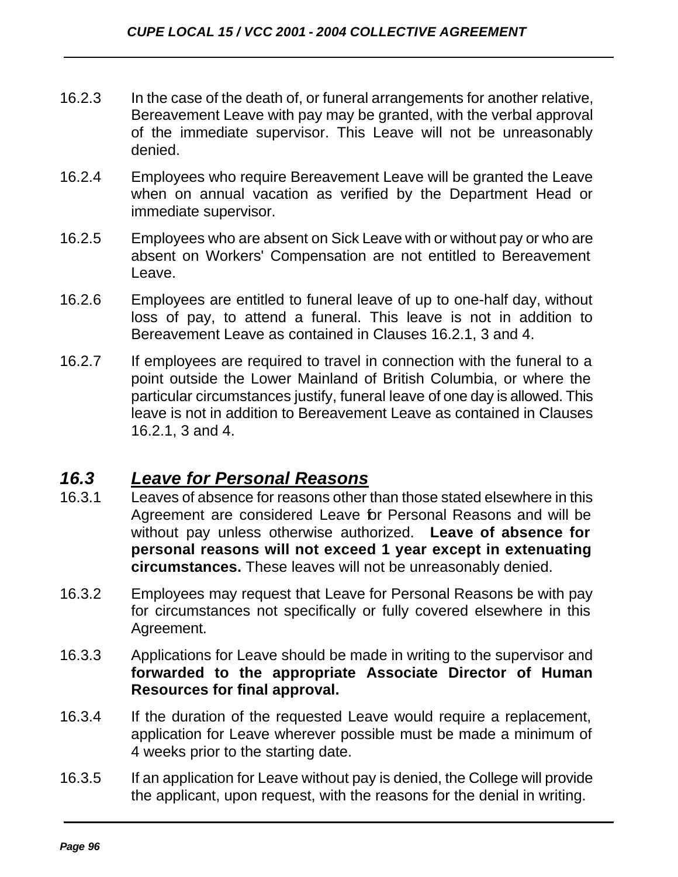16.2.3 In the case of the death of, or funeral arrangements for another relative, Bereavement Leave with pay may be granted, with the verbal approval of the immediate supervisor. This Leave will not be unreasonably denied.

16.2.4 Employees who require Bereavement Leave will be granted the Leave when on annual vacation as verified by the Department Head or immediate supervisor.

16.2.5 Employees who are absent on Sick Leave with or without pay or who are absent on Workers' Compensation are not entitled to Bereavement Leave.

16.2.6 Employees are entitled to funeral leave of up to one-half day, without loss of pay, to attend a funeral. This leave is not in addition to Bereavement Leave as contained in Clauses 16.2.1, 3 and 4.

16.2.7 If employees are required to travel in connection with the funeral to a point outside the Lower Mainland of British Columbia, or where the particular circumstances justify, funeral leave of one day is allowed. This leave is not in addition to Bereavement Leave as contained in Clauses 16.2.1, 3 and 4.

## ***16.3 Leave for Personal Reasons***

16.3.1 Leaves of absence for reasons other than those stated elsewhere in this Agreement are considered Leave for Personal Reasons and will be without pay unless otherwise authorized. **Leave of absence for personal reasons will not exceed 1 year except in extenuating circumstances.** These leaves will not be unreasonably denied.

16.3.2 Employees may request that Leave for Personal Reasons be with pay for circumstances not specifically or fully covered elsewhere in this Agreement.

16.3.3 Applications for Leave should be made in writing to the supervisor and **forwarded to the appropriate Associate Director of Human Resources for final approval.**

16.3.4 If the duration of the requested Leave would require a replacement, application for Leave wherever possible must be made a minimum of 4 weeks prior to the starting date.

16.3.5 If an application for Leave without pay is denied, the College will provide the applicant, upon request, with the reasons for the denial in writing.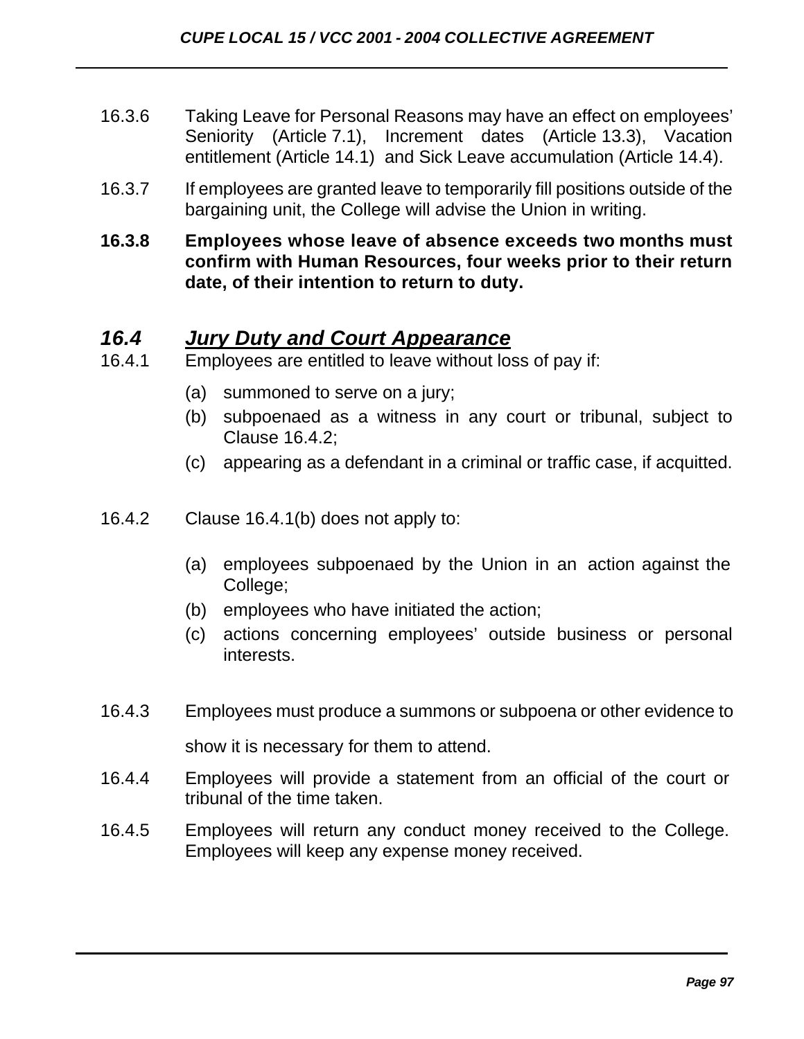16.3.6 Taking Leave for Personal Reasons may have an effect on employees' Seniority (Article 7.1), Increment dates (Article 13.3), Vacation entitlement (Article 14.1) and Sick Leave accumulation (Article 14.4).

16.3.7 If employees are granted leave to temporarily fill positions outside of the bargaining unit, the College will advise the Union in writing.

**16.3.8 Employees whose leave of absence exceeds two months must confirm with Human Resources, four weeks prior to their return date, of their intention to return to duty.**

## *16.4 Jury Duty and Court Appearance*

16.4.1 Employees are entitled to leave without loss of pay if:

(a) summoned to serve on a jury;

(b) subpoenaed as a witness in any court or tribunal, subject to Clause 16.4.2;

(c) appearing as a defendant in a criminal or traffic case, if acquitted.

16.4.2 Clause 16.4.1(b) does not apply to:

(a) employees subpoenaed by the Union in an action against the College;

(b) employees who have initiated the action;

(c) actions concerning employees' outside business or personal interests.

16.4.3 Employees must produce a summons or subpoena or other evidence to show it is necessary for them to attend.

16.4.4 Employees will provide a statement from an official of the court or tribunal of the time taken.

16.4.5 Employees will return any conduct money received to the College. Employees will keep any expense money received.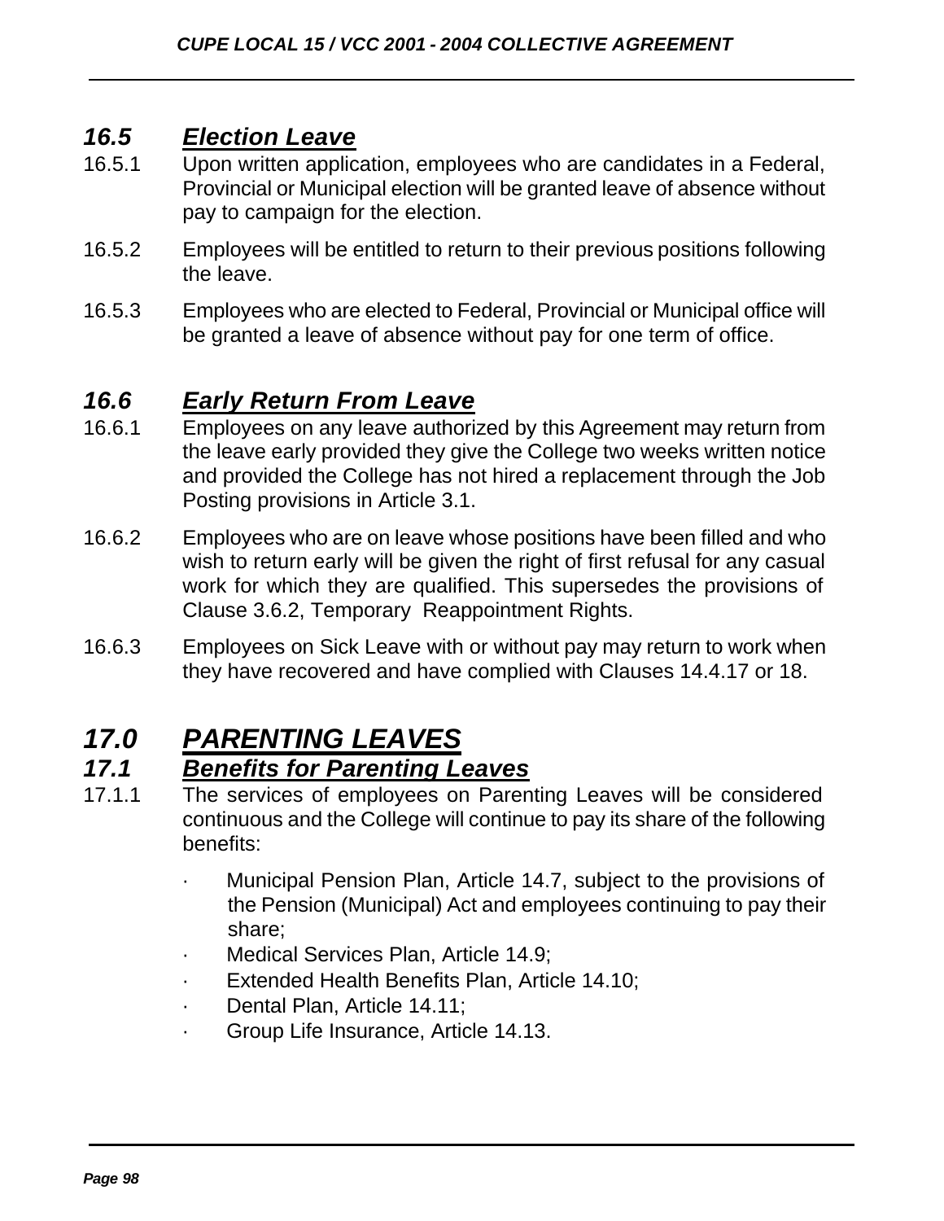## *16.5 Election Leave*

16.5.1 Upon written application, employees who are candidates in a Federal, Provincial or Municipal election will be granted leave of absence without pay to campaign for the election.

16.5.2 Employees will be entitled to return to their previous positions following the leave.

16.5.3 Employees who are elected to Federal, Provincial or Municipal office will be granted a leave of absence without pay for one term of office.

## *16.6 Early Return From Leave*

16.6.1 Employees on any leave authorized by this Agreement may return from the leave early provided they give the College two weeks written notice and provided the College has not hired a replacement through the Job Posting provisions in Article 3.1.

16.6.2 Employees who are on leave whose positions have been filled and who wish to return early will be given the right of first refusal for any casual work for which they are qualified. This supersedes the provisions of Clause 3.6.2, Temporary Reappointment Rights.

16.6.3 Employees on Sick Leave with or without pay may return to work when they have recovered and have complied with Clauses 14.4.17 or 18.

# *17.0 PARENTING LEAVES*

## *17.1 Benefits for Parenting Leaves*

17.1.1 The services of employees on Parenting Leaves will be considered continuous and the College will continue to pay its share of the following benefits:

- Municipal Pension Plan, Article 14.7, subject to the provisions of the Pension (Municipal) Act and employees continuing to pay their share;
- Medical Services Plan, Article 14.9;
- Extended Health Benefits Plan, Article 14.10;
- Dental Plan, Article 14.11;
- Group Life Insurance, Article 14.13.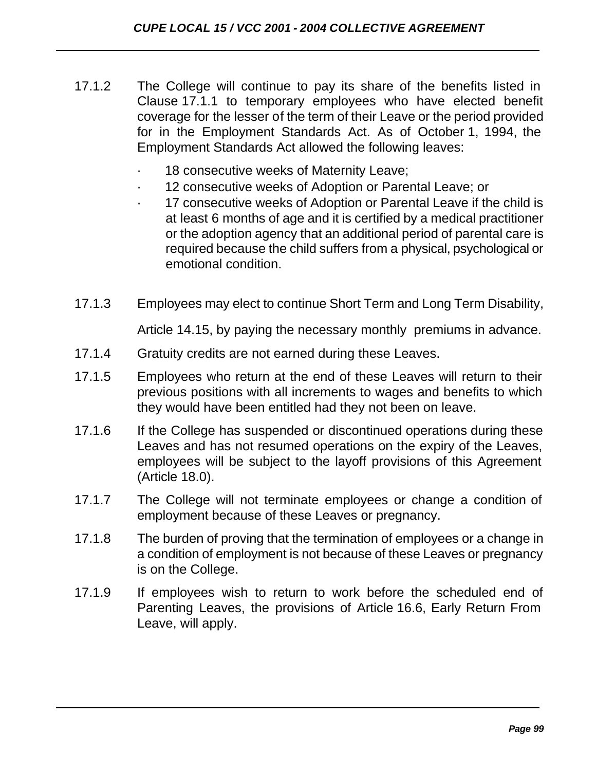17.1.2 The College will continue to pay its share of the benefits listed in Clause 17.1.1 to temporary employees who have elected benefit coverage for the lesser of the term of their Leave or the period provided for in the Employment Standards Act. As of October 1, 1994, the Employment Standards Act allowed the following leaves:

- 18 consecutive weeks of Maternity Leave;
- 12 consecutive weeks of Adoption or Parental Leave; or
- 17 consecutive weeks of Adoption or Parental Leave if the child is at least 6 months of age and it is certified by a medical practitioner or the adoption agency that an additional period of parental care is required because the child suffers from a physical, psychological or emotional condition.

17.1.3 Employees may elect to continue Short Term and Long Term Disability, Article 14.15, by paying the necessary monthly premiums in advance.

17.1.4 Gratuity credits are not earned during these Leaves.

17.1.5 Employees who return at the end of these Leaves will return to their previous positions with all increments to wages and benefits to which they would have been entitled had they not been on leave.

17.1.6 If the College has suspended or discontinued operations during these Leaves and has not resumed operations on the expiry of the Leaves, employees will be subject to the layoff provisions of this Agreement (Article 18.0).

17.1.7 The College will not terminate employees or change a condition of employment because of these Leaves or pregnancy.

17.1.8 The burden of proving that the termination of employees or a change in a condition of employment is not because of these Leaves or pregnancy is on the College.

17.1.9 If employees wish to return to work before the scheduled end of Parenting Leaves, the provisions of Article 16.6, Early Return From Leave, will apply.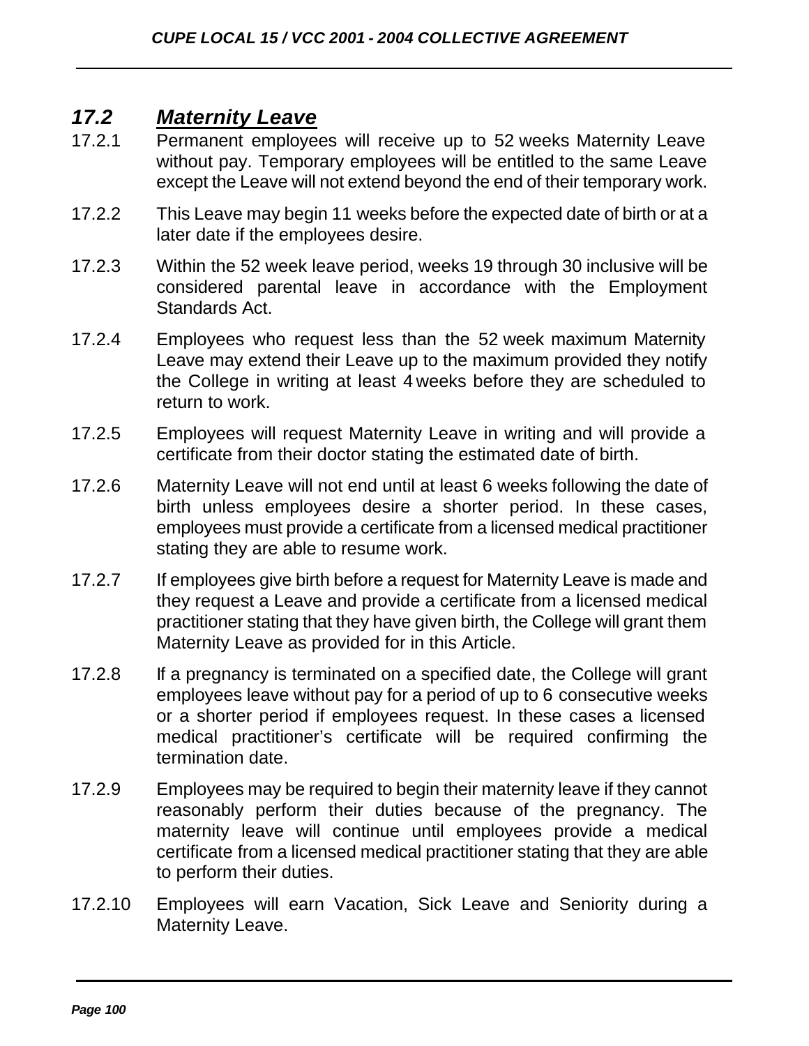## *17.2 Maternity Leave*

17.2.1 Permanent employees will receive up to 52 weeks Maternity Leave without pay. Temporary employees will be entitled to the same Leave except the Leave will not extend beyond the end of their temporary work.

17.2.2 This Leave may begin 11 weeks before the expected date of birth or at a later date if the employees desire.

17.2.3 Within the 52 week leave period, weeks 19 through 30 inclusive will be considered parental leave in accordance with the Employment Standards Act.

17.2.4 Employees who request less than the 52 week maximum Maternity Leave may extend their Leave up to the maximum provided they notify the College in writing at least 4 weeks before they are scheduled to return to work.

17.2.5 Employees will request Maternity Leave in writing and will provide a certificate from their doctor stating the estimated date of birth.

17.2.6 Maternity Leave will not end until at least 6 weeks following the date of birth unless employees desire a shorter period. In these cases, employees must provide a certificate from a licensed medical practitioner stating they are able to resume work.

17.2.7 If employees give birth before a request for Maternity Leave is made and they request a Leave and provide a certificate from a licensed medical practitioner stating that they have given birth, the College will grant them Maternity Leave as provided for in this Article.

17.2.8 If a pregnancy is terminated on a specified date, the College will grant employees leave without pay for a period of up to 6 consecutive weeks or a shorter period if employees request. In these cases a licensed medical practitioner's certificate will be required confirming the termination date.

17.2.9 Employees may be required to begin their maternity leave if they cannot reasonably perform their duties because of the pregnancy. The maternity leave will continue until employees provide a medical certificate from a licensed medical practitioner stating that they are able to perform their duties.

17.2.10 Employees will earn Vacation, Sick Leave and Seniority during a Maternity Leave.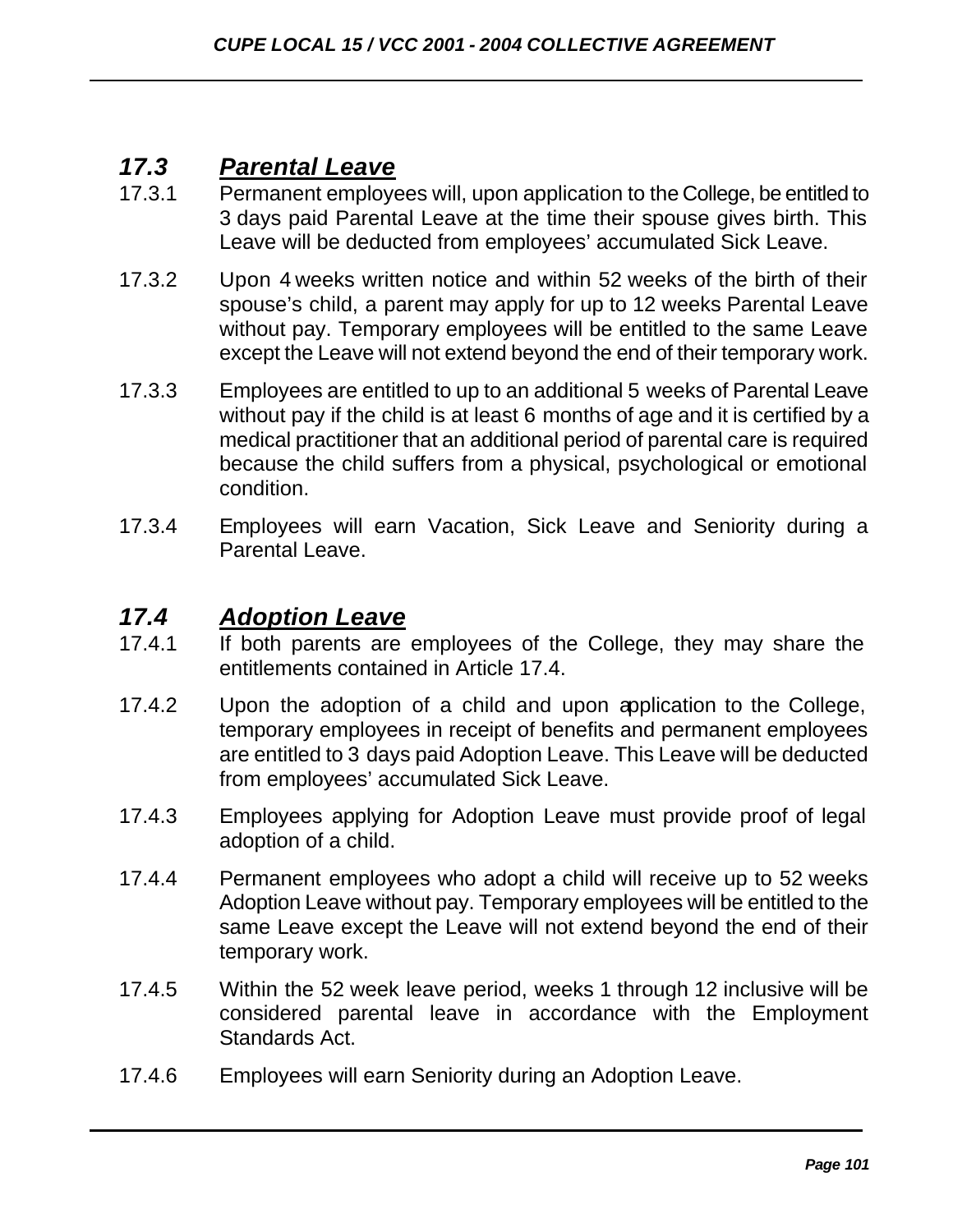## *17.3 Parental Leave*

17.3.1 Permanent employees will, upon application to the College, be entitled to 3 days paid Parental Leave at the time their spouse gives birth. This Leave will be deducted from employees' accumulated Sick Leave.

17.3.2 Upon 4 weeks written notice and within 52 weeks of the birth of their spouse's child, a parent may apply for up to 12 weeks Parental Leave without pay. Temporary employees will be entitled to the same Leave except the Leave will not extend beyond the end of their temporary work.

17.3.3 Employees are entitled to up to an additional 5 weeks of Parental Leave without pay if the child is at least 6 months of age and it is certified by a medical practitioner that an additional period of parental care is required because the child suffers from a physical, psychological or emotional condition.

17.3.4 Employees will earn Vacation, Sick Leave and Seniority during a Parental Leave.

## *17.4 Adoption Leave*

17.4.1 If both parents are employees of the College, they may share the entitlements contained in Article 17.4.

17.4.2 Upon the adoption of a child and upon application to the College, temporary employees in receipt of benefits and permanent employees are entitled to 3 days paid Adoption Leave. This Leave will be deducted from employees' accumulated Sick Leave.

17.4.3 Employees applying for Adoption Leave must provide proof of legal adoption of a child.

17.4.4 Permanent employees who adopt a child will receive up to 52 weeks Adoption Leave without pay. Temporary employees will be entitled to the same Leave except the Leave will not extend beyond the end of their temporary work.

17.4.5 Within the 52 week leave period, weeks 1 through 12 inclusive will be considered parental leave in accordance with the Employment Standards Act.

17.4.6 Employees will earn Seniority during an Adoption Leave.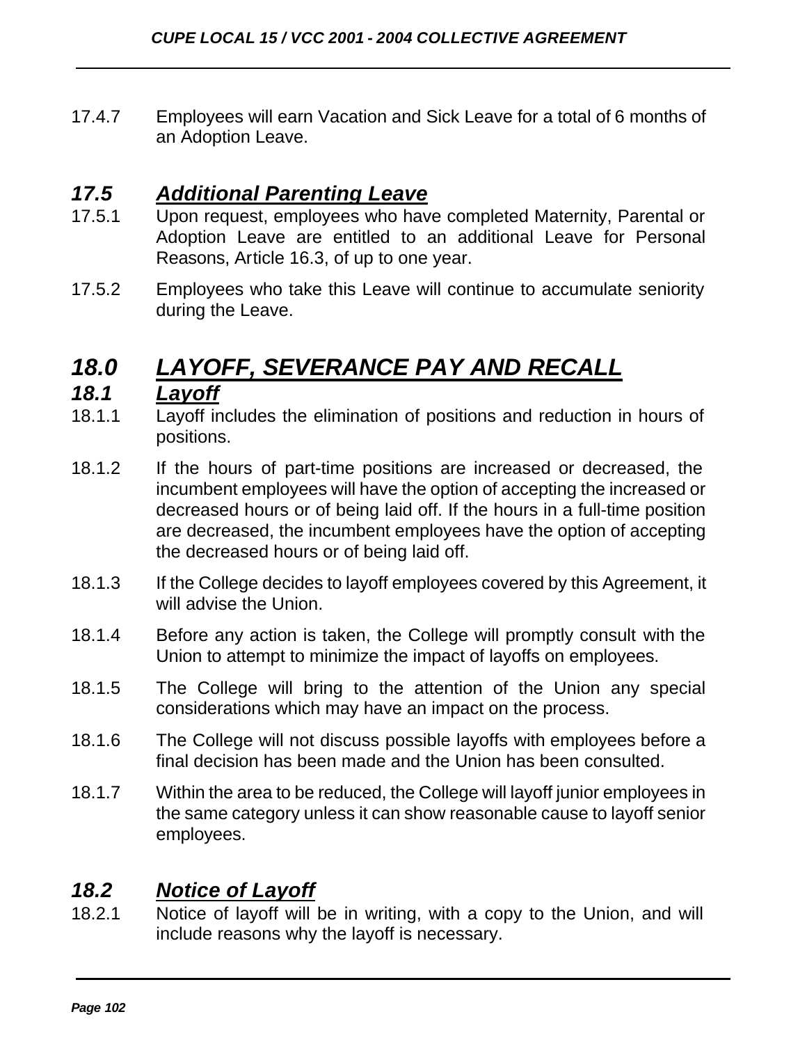17.4.7 Employees will earn Vacation and Sick Leave for a total of 6 months of an Adoption Leave.

## *17.5 Additional Parenting Leave*

17.5.1 Upon request, employees who have completed Maternity, Parental or Adoption Leave are entitled to an additional Leave for Personal Reasons, Article 16.3, of up to one year.

17.5.2 Employees who take this Leave will continue to accumulate seniority during the Leave.

# *18.0 LAYOFF, SEVERANCE PAY AND RECALL*

## *18.1 Layoff*

18.1.1 Layoff includes the elimination of positions and reduction in hours of positions.

18.1.2 If the hours of part-time positions are increased or decreased, the incumbent employees will have the option of accepting the increased or decreased hours or of being laid off. If the hours in a full-time position are decreased, the incumbent employees have the option of accepting the decreased hours or of being laid off.

18.1.3 If the College decides to layoff employees covered by this Agreement, it will advise the Union.

18.1.4 Before any action is taken, the College will promptly consult with the Union to attempt to minimize the impact of layoffs on employees.

18.1.5 The College will bring to the attention of the Union any special considerations which may have an impact on the process.

18.1.6 The College will not discuss possible layoffs with employees before a final decision has been made and the Union has been consulted.

18.1.7 Within the area to be reduced, the College will layoff junior employees in the same category unless it can show reasonable cause to layoff senior employees.

## *18.2 Notice of Layoff*

18.2.1 Notice of layoff will be in writing, with a copy to the Union, and will include reasons why the layoff is necessary.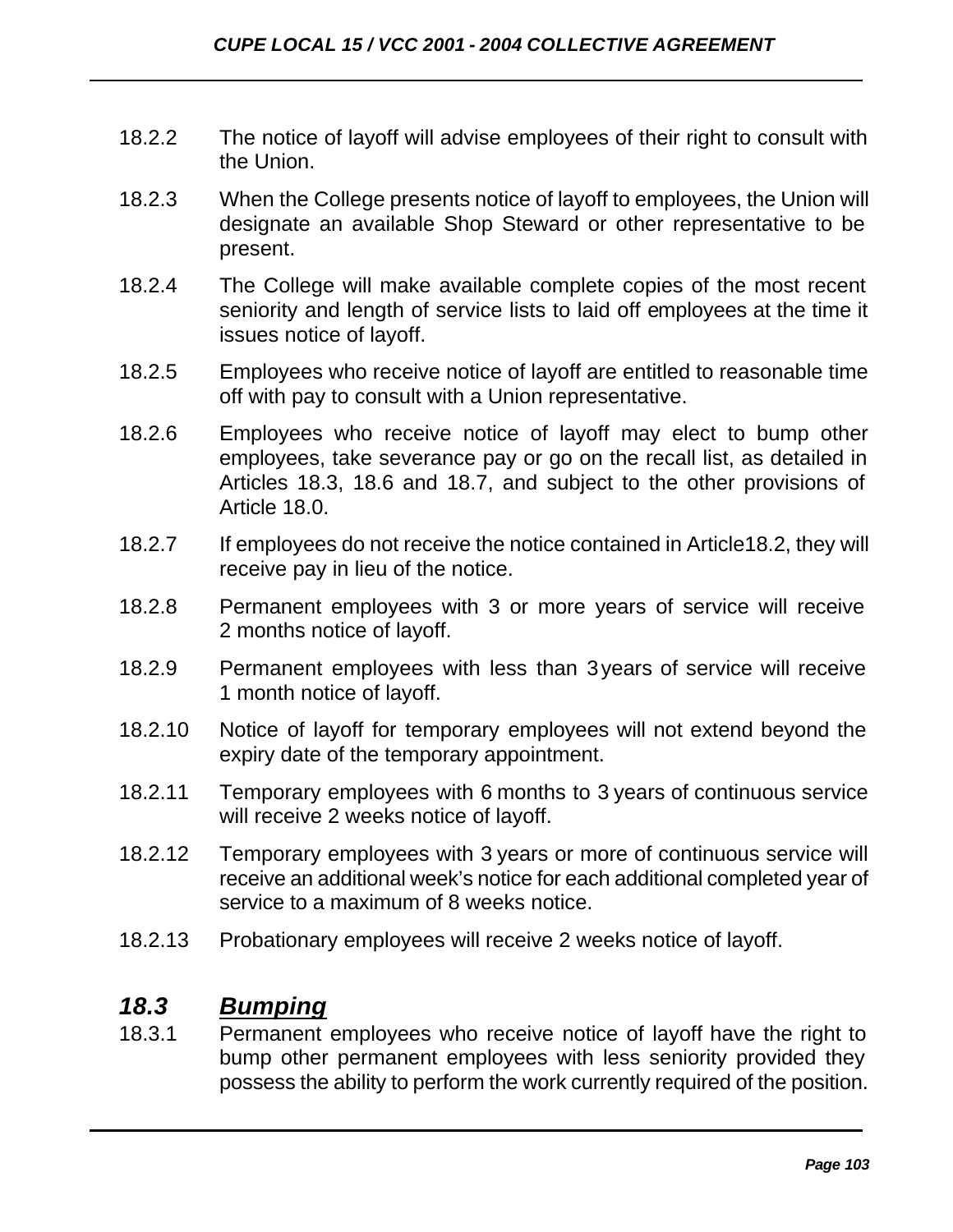18.2.2 The notice of layoff will advise employees of their right to consult with the Union.

18.2.3 When the College presents notice of layoff to employees, the Union will designate an available Shop Steward or other representative to be present.

18.2.4 The College will make available complete copies of the most recent seniority and length of service lists to laid off employees at the time it issues notice of layoff.

18.2.5 Employees who receive notice of layoff are entitled to reasonable time off with pay to consult with a Union representative.

18.2.6 Employees who receive notice of layoff may elect to bump other employees, take severance pay or go on the recall list, as detailed in Articles 18.3, 18.6 and 18.7, and subject to the other provisions of Article 18.0.

18.2.7 If employees do not receive the notice contained in Article18.2, they will receive pay in lieu of the notice.

18.2.8 Permanent employees with 3 or more years of service will receive 2 months notice of layoff.

18.2.9 Permanent employees with less than 3 years of service will receive 1 month notice of layoff.

18.2.10 Notice of layoff for temporary employees will not extend beyond the expiry date of the temporary appointment.

18.2.11 Temporary employees with 6 months to 3 years of continuous service will receive 2 weeks notice of layoff.

18.2.12 Temporary employees with 3 years or more of continuous service will receive an additional week's notice for each additional completed year of service to a maximum of 8 weeks notice.

18.2.13 Probationary employees will receive 2 weeks notice of layoff.

## *18.3 Bumping*

18.3.1 Permanent employees who receive notice of layoff have the right to bump other permanent employees with less seniority provided they possess the ability to perform the work currently required of the position.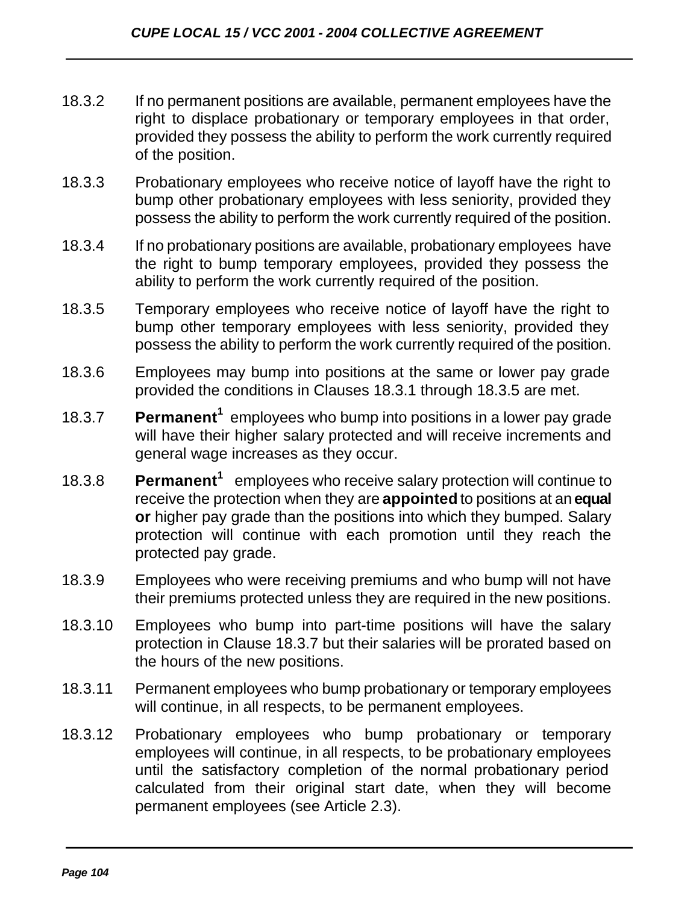18.3.2 If no permanent positions are available, permanent employees have the right to displace probationary or temporary employees in that order, provided they possess the ability to perform the work currently required of the position.

18.3.3 Probationary employees who receive notice of layoff have the right to bump other probationary employees with less seniority, provided they possess the ability to perform the work currently required of the position.

18.3.4 If no probationary positions are available, probationary employees have the right to bump temporary employees, provided they possess the ability to perform the work currently required of the position.

18.3.5 Temporary employees who receive notice of layoff have the right to bump other temporary employees with less seniority, provided they possess the ability to perform the work currently required of the position.

18.3.6 Employees may bump into positions at the same or lower pay grade provided the conditions in Clauses 18.3.1 through 18.3.5 are met.

18.3.7 **Permanent**[1] employees who bump into positions in a lower pay grade will have their higher salary protected and will receive increments and general wage increases as they occur.

18.3.8 **Permanent**[1] employees who receive salary protection will continue to receive the protection when they are **appointed** to positions at an **equal or** higher pay grade than the positions into which they bumped. Salary protection will continue with each promotion until they reach the protected pay grade.

18.3.9 Employees who were receiving premiums and who bump will not have their premiums protected unless they are required in the new positions.

18.3.10 Employees who bump into part-time positions will have the salary protection in Clause 18.3.7 but their salaries will be prorated based on the hours of the new positions.

18.3.11 Permanent employees who bump probationary or temporary employees will continue, in all respects, to be permanent employees.

18.3.12 Probationary employees who bump probationary or temporary employees will continue, in all respects, to be probationary employees until the satisfactory completion of the normal probationary period calculated from their original start date, when they will become permanent employees (see Article 2.3).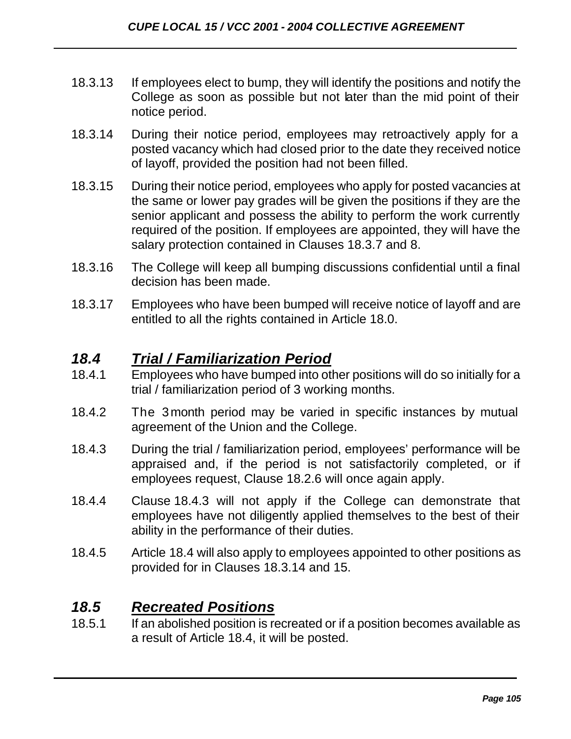18.3.13 If employees elect to bump, they will identify the positions and notify the College as soon as possible but not later than the mid point of their notice period.

18.3.14 During their notice period, employees may retroactively apply for a posted vacancy which had closed prior to the date they received notice of layoff, provided the position had not been filled.

18.3.15 During their notice period, employees who apply for posted vacancies at the same or lower pay grades will be given the positions if they are the senior applicant and possess the ability to perform the work currently required of the position. If employees are appointed, they will have the salary protection contained in Clauses 18.3.7 and 8.

18.3.16 The College will keep all bumping discussions confidential until a final decision has been made.

18.3.17 Employees who have been bumped will receive notice of layoff and are entitled to all the rights contained in Article 18.0.

## *18.4 Trial / Familiarization Period*

18.4.1 Employees who have bumped into other positions will do so initially for a trial / familiarization period of 3 working months.

18.4.2 The 3 month period may be varied in specific instances by mutual agreement of the Union and the College.

18.4.3 During the trial / familiarization period, employees' performance will be appraised and, if the period is not satisfactorily completed, or if employees request, Clause 18.2.6 will once again apply.

18.4.4 Clause 18.4.3 will not apply if the College can demonstrate that employees have not diligently applied themselves to the best of their ability in the performance of their duties.

18.4.5 Article 18.4 will also apply to employees appointed to other positions as provided for in Clauses 18.3.14 and 15.

## *18.5 Recreated Positions*

18.5.1 If an abolished position is recreated or if a position becomes available as a result of Article 18.4, it will be posted.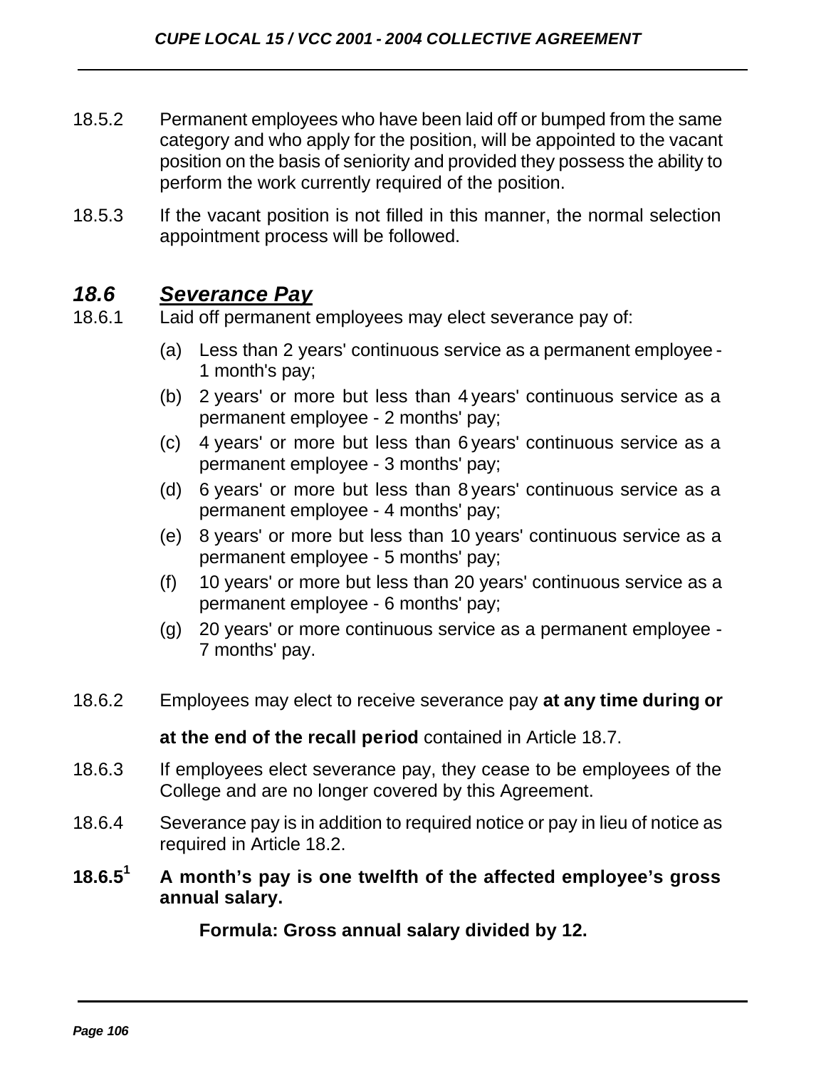18.5.2 Permanent employees who have been laid off or bumped from the same category and who apply for the position, will be appointed to the vacant position on the basis of seniority and provided they possess the ability to perform the work currently required of the position.

18.5.3 If the vacant position is not filled in this manner, the normal selection appointment process will be followed.

## *18.6 Severance Pay*

18.6.1 Laid off permanent employees may elect severance pay of:

(a) Less than 2 years' continuous service as a permanent employee - 1 month's pay;

(b) 2 years' or more but less than 4 years' continuous service as a permanent employee - 2 months' pay;

(c) 4 years' or more but less than 6 years' continuous service as a permanent employee - 3 months' pay;

(d) 6 years' or more but less than 8 years' continuous service as a permanent employee - 4 months' pay;

(e) 8 years' or more but less than 10 years' continuous service as a permanent employee - 5 months' pay;

(f) 10 years' or more but less than 20 years' continuous service as a permanent employee - 6 months' pay;

(g) 20 years' or more continuous service as a permanent employee - 7 months' pay.

18.6.2 Employees may elect to receive severance pay **at any time during or at the end of the recall period** contained in Article 18.7.

18.6.3 If employees elect severance pay, they cease to be employees of the College and are no longer covered by this Agreement.

18.6.4 Severance pay is in addition to required notice or pay in lieu of notice as required in Article 18.2.

**18.6.5[1] A month's pay is one twelfth of the affected employee's gross annual salary.**

**Formula: Gross annual salary divided by 12.**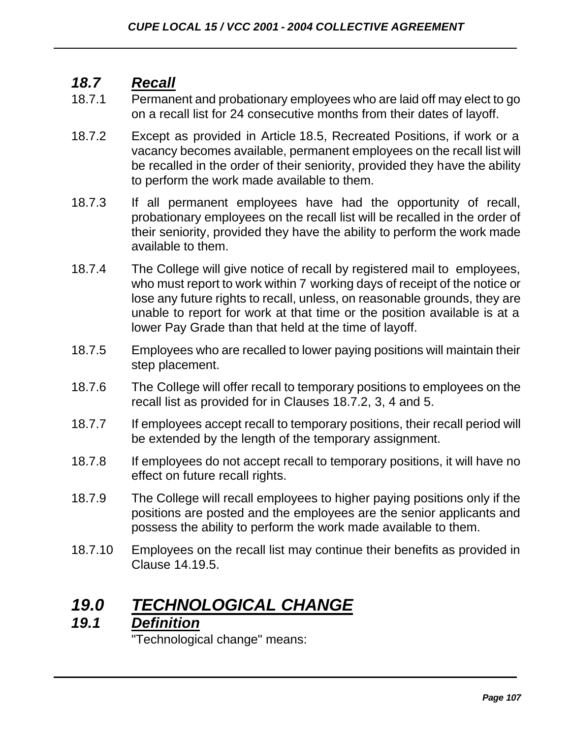## *18.7 Recall*

18.7.1 Permanent and probationary employees who are laid off may elect to go on a recall list for 24 consecutive months from their dates of layoff.

18.7.2 Except as provided in Article 18.5, Recreated Positions, if work or a vacancy becomes available, permanent employees on the recall list will be recalled in the order of their seniority, provided they have the ability to perform the work made available to them.

18.7.3 If all permanent employees have had the opportunity of recall, probationary employees on the recall list will be recalled in the order of their seniority, provided they have the ability to perform the work made available to them.

18.7.4 The College will give notice of recall by registered mail to employees, who must report to work within 7 working days of receipt of the notice or lose any future rights to recall, unless, on reasonable grounds, they are unable to report for work at that time or the position available is at a lower Pay Grade than that held at the time of layoff.

18.7.5 Employees who are recalled to lower paying positions will maintain their step placement.

18.7.6 The College will offer recall to temporary positions to employees on the recall list as provided for in Clauses 18.7.2, 3, 4 and 5.

18.7.7 If employees accept recall to temporary positions, their recall period will be extended by the length of the temporary assignment.

18.7.8 If employees do not accept recall to temporary positions, it will have no effect on future recall rights.

18.7.9 The College will recall employees to higher paying positions only if the positions are posted and the employees are the senior applicants and possess the ability to perform the work made available to them.

18.7.10 Employees on the recall list may continue their benefits as provided in Clause 14.19.5.

# *19.0 TECHNOLOGICAL CHANGE*

## *19.1 Definition*

"Technological change" means: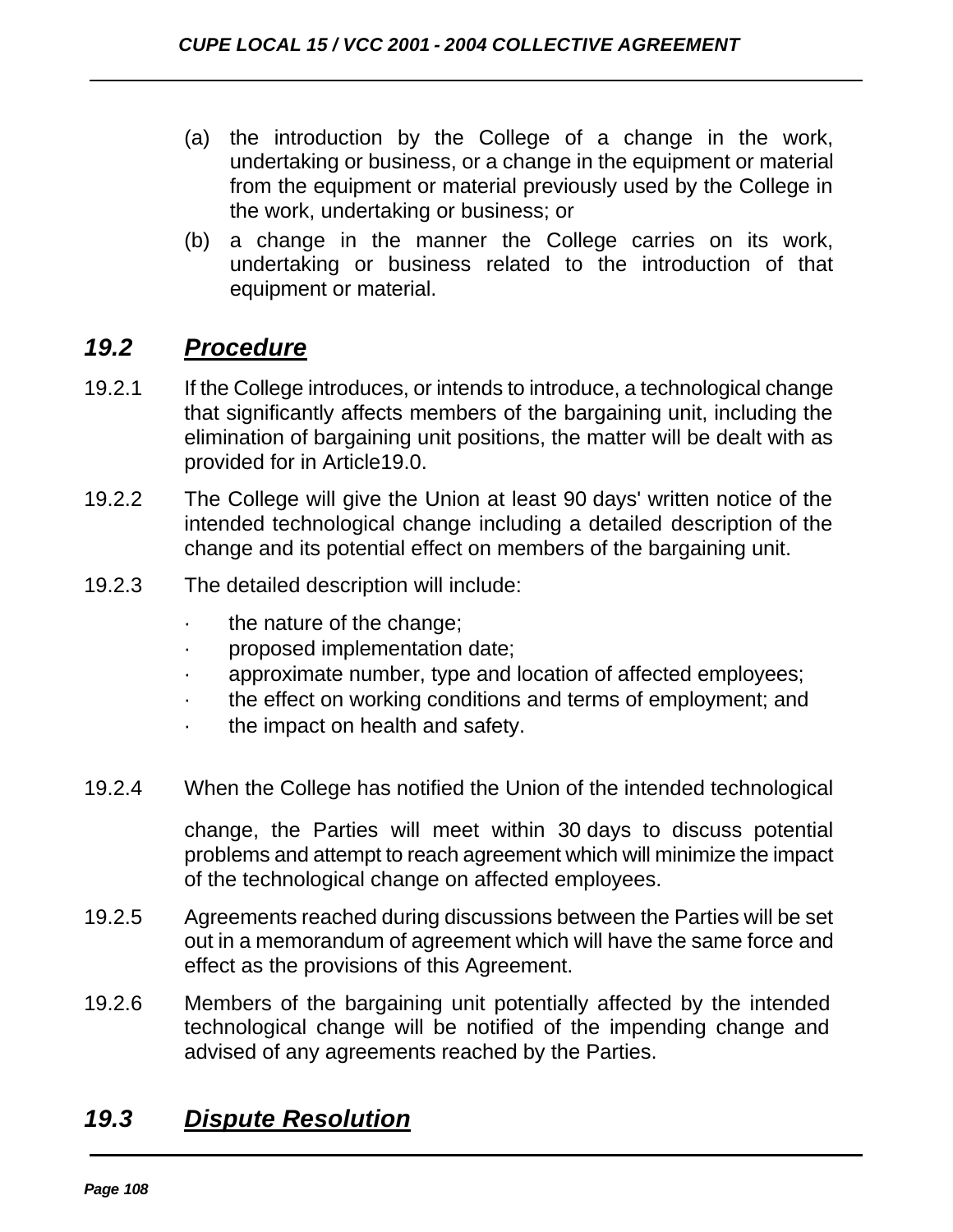(a) the introduction by the College of a change in the work, undertaking or business, or a change in the equipment or material from the equipment or material previously used by the College in the work, undertaking or business; or

(b) a change in the manner the College carries on its work, undertaking or business related to the introduction of that equipment or material.

## *19.2 Procedure*

19.2.1 If the College introduces, or intends to introduce, a technological change that significantly affects members of the bargaining unit, including the elimination of bargaining unit positions, the matter will be dealt with as provided for in Article19.0.

19.2.2 The College will give the Union at least 90 days' written notice of the intended technological change including a detailed description of the change and its potential effect on members of the bargaining unit.

19.2.3 The detailed description will include:

- the nature of the change;
- proposed implementation date;
- approximate number, type and location of affected employees;
- the effect on working conditions and terms of employment; and
- the impact on health and safety.

19.2.4 When the College has notified the Union of the intended technological change, the Parties will meet within 30 days to discuss potential problems and attempt to reach agreement which will minimize the impact of the technological change on affected employees.

19.2.5 Agreements reached during discussions between the Parties will be set out in a memorandum of agreement which will have the same force and effect as the provisions of this Agreement.

19.2.6 Members of the bargaining unit potentially affected by the intended technological change will be notified of the impending change and advised of any agreements reached by the Parties.

## *19.3 Dispute Resolution*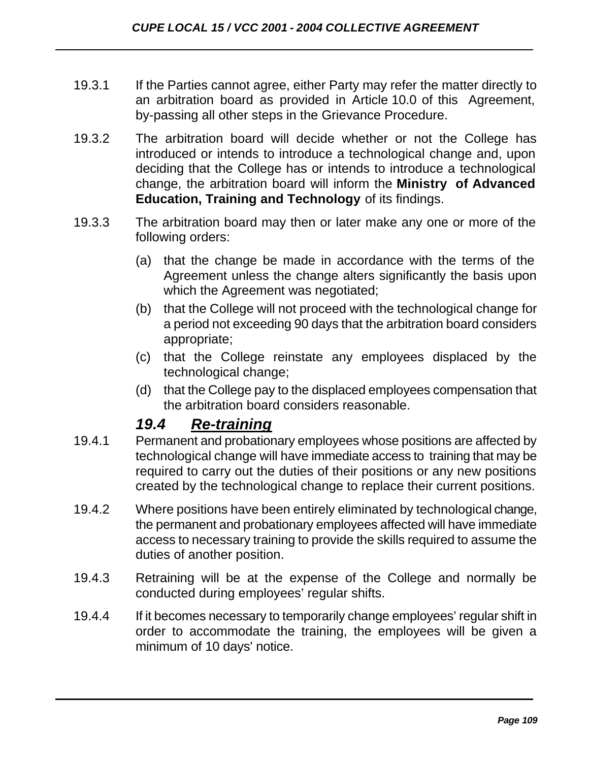19.3.1 If the Parties cannot agree, either Party may refer the matter directly to an arbitration board as provided in Article 10.0 of this Agreement, by-passing all other steps in the Grievance Procedure.

19.3.2 The arbitration board will decide whether or not the College has introduced or intends to introduce a technological change and, upon deciding that the College has or intends to introduce a technological change, the arbitration board will inform the **Ministry of Advanced Education, Training and Technology** of its findings.

19.3.3 The arbitration board may then or later make any one or more of the following orders:

(a) that the change be made in accordance with the terms of the Agreement unless the change alters significantly the basis upon which the Agreement was negotiated;

(b) that the College will not proceed with the technological change for a period not exceeding 90 days that the arbitration board considers appropriate;

(c) that the College reinstate any employees displaced by the technological change;

(d) that the College pay to the displaced employees compensation that the arbitration board considers reasonable.

## ***19.4 <u>Re-training</u>***

19.4.1 Permanent and probationary employees whose positions are affected by technological change will have immediate access to training that may be required to carry out the duties of their positions or any new positions created by the technological change to replace their current positions.

19.4.2 Where positions have been entirely eliminated by technological change, the permanent and probationary employees affected will have immediate access to necessary training to provide the skills required to assume the duties of another position.

19.4.3 Retraining will be at the expense of the College and normally be conducted during employees' regular shifts.

19.4.4 If it becomes necessary to temporarily change employees' regular shift in order to accommodate the training, the employees will be given a minimum of 10 days' notice.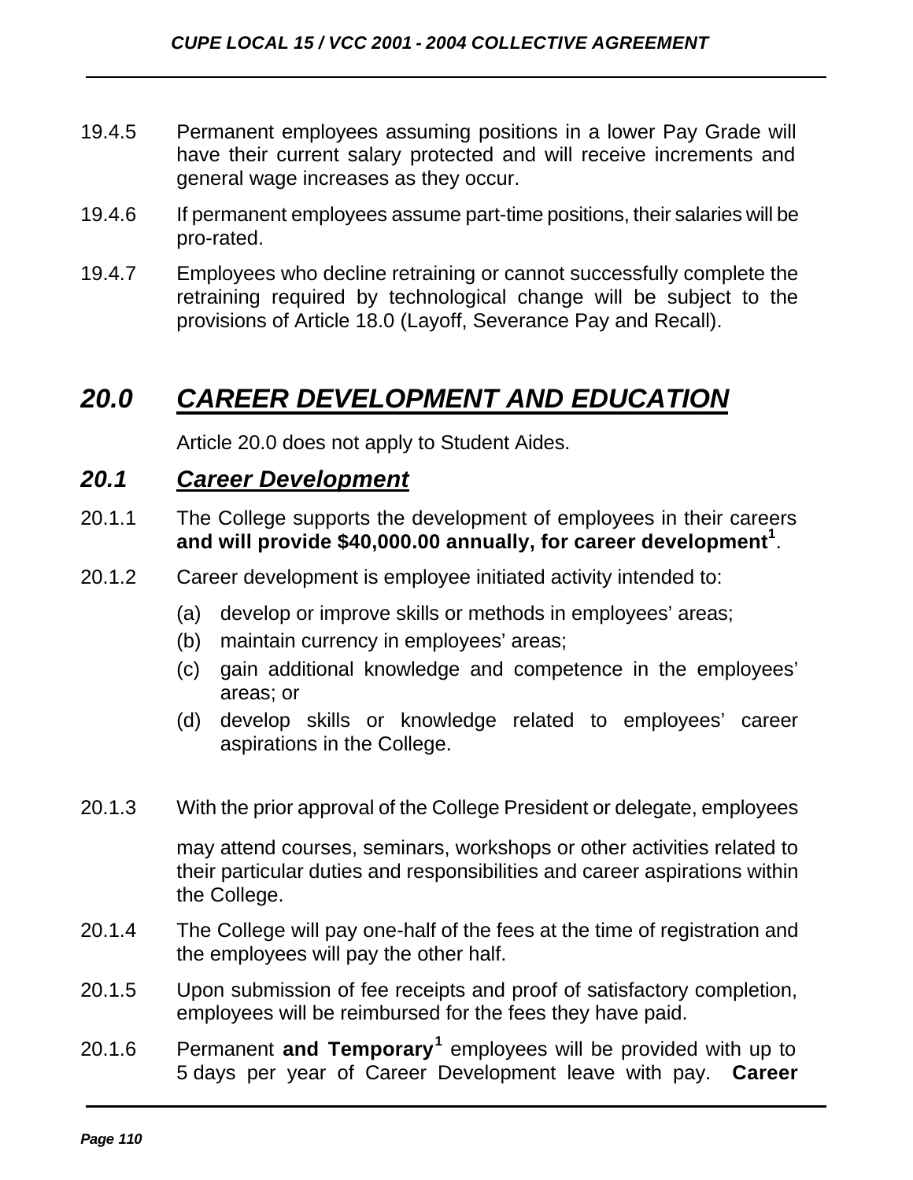19.4.5 Permanent employees assuming positions in a lower Pay Grade will have their current salary protected and will receive increments and general wage increases as they occur.

19.4.6 If permanent employees assume part-time positions, their salaries will be pro-rated.

19.4.7 Employees who decline retraining or cannot successfully complete the retraining required by technological change will be subject to the provisions of Article 18.0 (Layoff, Severance Pay and Recall).

# ***20.0 CAREER DEVELOPMENT AND EDUCATION***

Article 20.0 does not apply to Student Aides.

## ***20.1 Career Development***

20.1.1 The College supports the development of employees in their careers **and will provide $40,000.00 annually, for career development**[1].

20.1.2 Career development is employee initiated activity intended to:

(a) develop or improve skills or methods in employees' areas;
(b) maintain currency in employees' areas;
(c) gain additional knowledge and competence in the employees' areas; or
(d) develop skills or knowledge related to employees' career aspirations in the College.

20.1.3 With the prior approval of the College President or delegate, employees may attend courses, seminars, workshops or other activities related to their particular duties and responsibilities and career aspirations within the College.

20.1.4 The College will pay one-half of the fees at the time of registration and the employees will pay the other half.

20.1.5 Upon submission of fee receipts and proof of satisfactory completion, employees will be reimbursed for the fees they have paid.

20.1.6 Permanent **and Temporary**[1] employees will be provided with up to 5 days per year of Career Development leave with pay. **Career**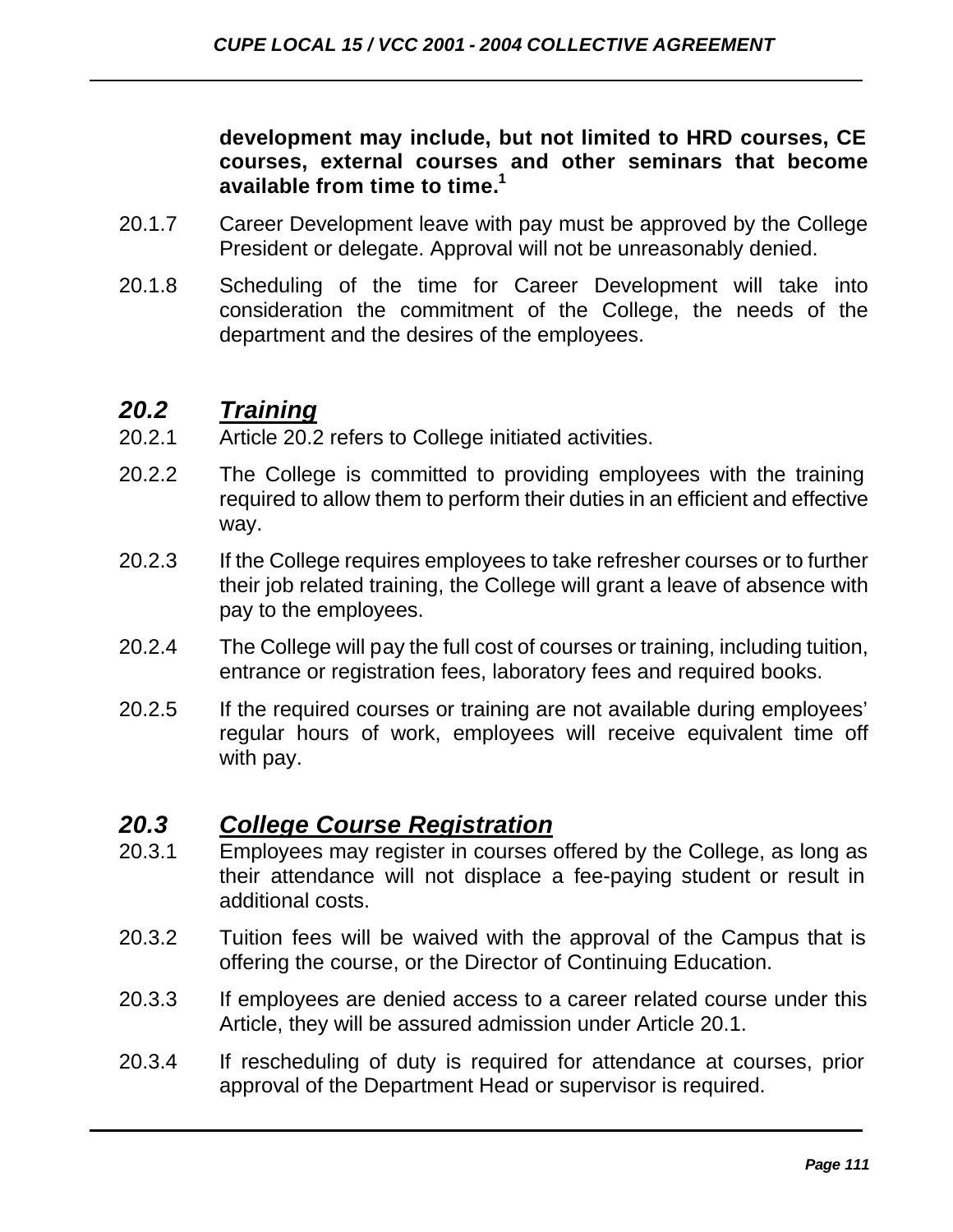**development may include, but not limited to HRD courses, CE courses, external courses and other seminars that become available from time to time.**[1]

20.1.7 Career Development leave with pay must be approved by the College President or delegate. Approval will not be unreasonably denied.

20.1.8 Scheduling of the time for Career Development will take into consideration the commitment of the College, the needs of the department and the desires of the employees.

## *20.2 Training*

20.2.1 Article 20.2 refers to College initiated activities.

20.2.2 The College is committed to providing employees with the training required to allow them to perform their duties in an efficient and effective way.

20.2.3 If the College requires employees to take refresher courses or to further their job related training, the College will grant a leave of absence with pay to the employees.

20.2.4 The College will pay the full cost of courses or training, including tuition, entrance or registration fees, laboratory fees and required books.

20.2.5 If the required courses or training are not available during employees' regular hours of work, employees will receive equivalent time off with pay.

## *20.3 College Course Registration*

20.3.1 Employees may register in courses offered by the College, as long as their attendance will not displace a fee-paying student or result in additional costs.

20.3.2 Tuition fees will be waived with the approval of the Campus that is offering the course, or the Director of Continuing Education.

20.3.3 If employees are denied access to a career related course under this Article, they will be assured admission under Article 20.1.

20.3.4 If rescheduling of duty is required for attendance at courses, prior approval of the Department Head or supervisor is required.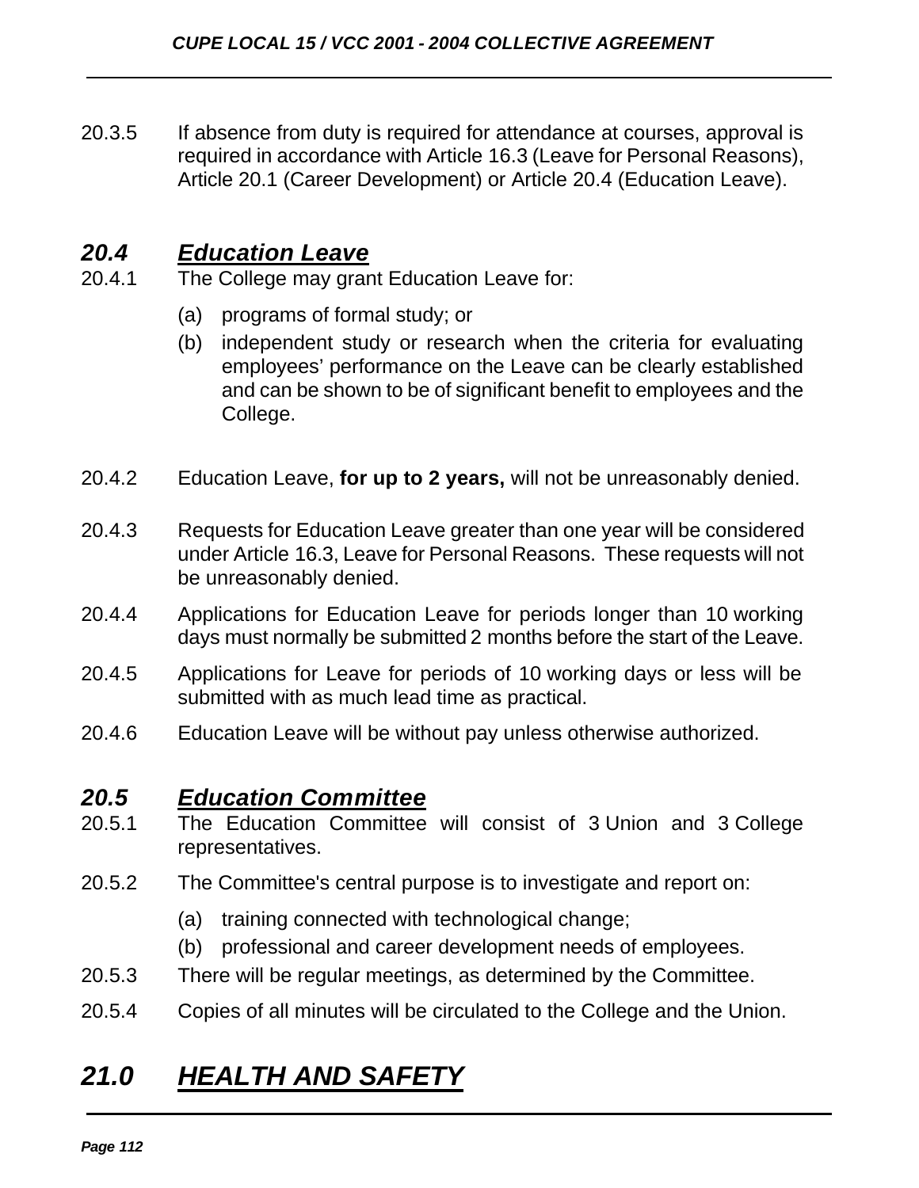20.3.5 If absence from duty is required for attendance at courses, approval is required in accordance with Article 16.3 (Leave for Personal Reasons), Article 20.1 (Career Development) or Article 20.4 (Education Leave).

## *20.4 Education Leave*

20.4.1 The College may grant Education Leave for:

(a) programs of formal study; or

(b) independent study or research when the criteria for evaluating employees' performance on the Leave can be clearly established and can be shown to be of significant benefit to employees and the College.

20.4.2 Education Leave, **for up to 2 years,** will not be unreasonably denied.

20.4.3 Requests for Education Leave greater than one year will be considered under Article 16.3, Leave for Personal Reasons. These requests will not be unreasonably denied.

20.4.4 Applications for Education Leave for periods longer than 10 working days must normally be submitted 2 months before the start of the Leave.

20.4.5 Applications for Leave for periods of 10 working days or less will be submitted with as much lead time as practical.

20.4.6 Education Leave will be without pay unless otherwise authorized.

## *20.5 Education Committee*

20.5.1 The Education Committee will consist of 3 Union and 3 College representatives.

20.5.2 The Committee's central purpose is to investigate and report on:

(a) training connected with technological change;

(b) professional and career development needs of employees.

20.5.3 There will be regular meetings, as determined by the Committee.

20.5.4 Copies of all minutes will be circulated to the College and the Union.

# *21.0 HEALTH AND SAFETY*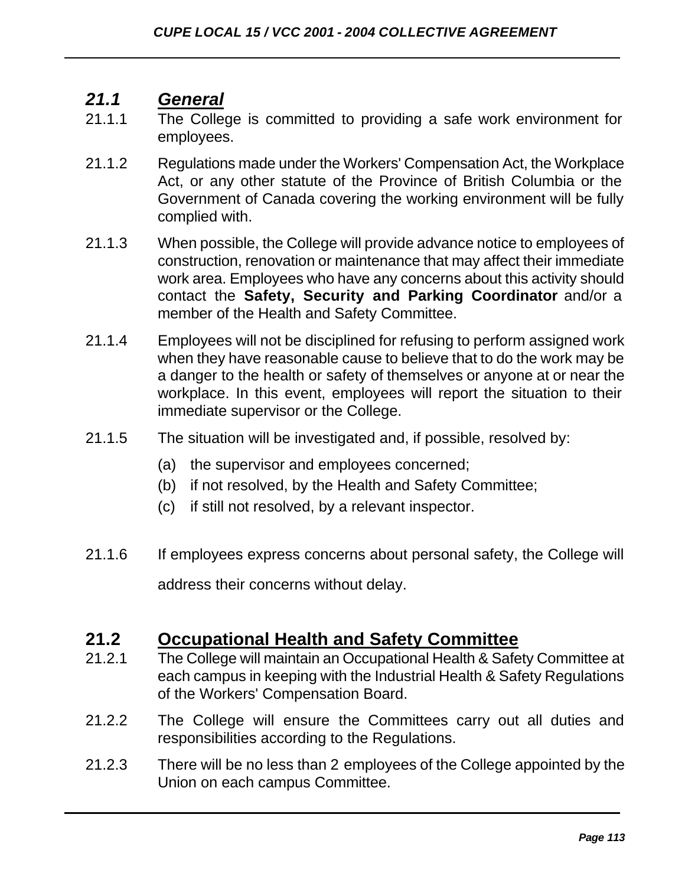## *21.1 General*

21.1.1 The College is committed to providing a safe work environment for employees.

21.1.2 Regulations made under the Workers' Compensation Act, the Workplace Act, or any other statute of the Province of British Columbia or the Government of Canada covering the working environment will be fully complied with.

21.1.3 When possible, the College will provide advance notice to employees of construction, renovation or maintenance that may affect their immediate work area. Employees who have any concerns about this activity should contact the **Safety, Security and Parking Coordinator** and/or a member of the Health and Safety Committee.

21.1.4 Employees will not be disciplined for refusing to perform assigned work when they have reasonable cause to believe that to do the work may be a danger to the health or safety of themselves or anyone at or near the workplace. In this event, employees will report the situation to their immediate supervisor or the College.

21.1.5 The situation will be investigated and, if possible, resolved by:

(a) the supervisor and employees concerned;
(b) if not resolved, by the Health and Safety Committee;
(c) if still not resolved, by a relevant inspector.

21.1.6 If employees express concerns about personal safety, the College will address their concerns without delay.

## 21.2 Occupational Health and Safety Committee

21.2.1 The College will maintain an Occupational Health & Safety Committee at each campus in keeping with the Industrial Health & Safety Regulations of the Workers' Compensation Board.

21.2.2 The College will ensure the Committees carry out all duties and responsibilities according to the Regulations.

21.2.3 There will be no less than 2 employees of the College appointed by the Union on each campus Committee.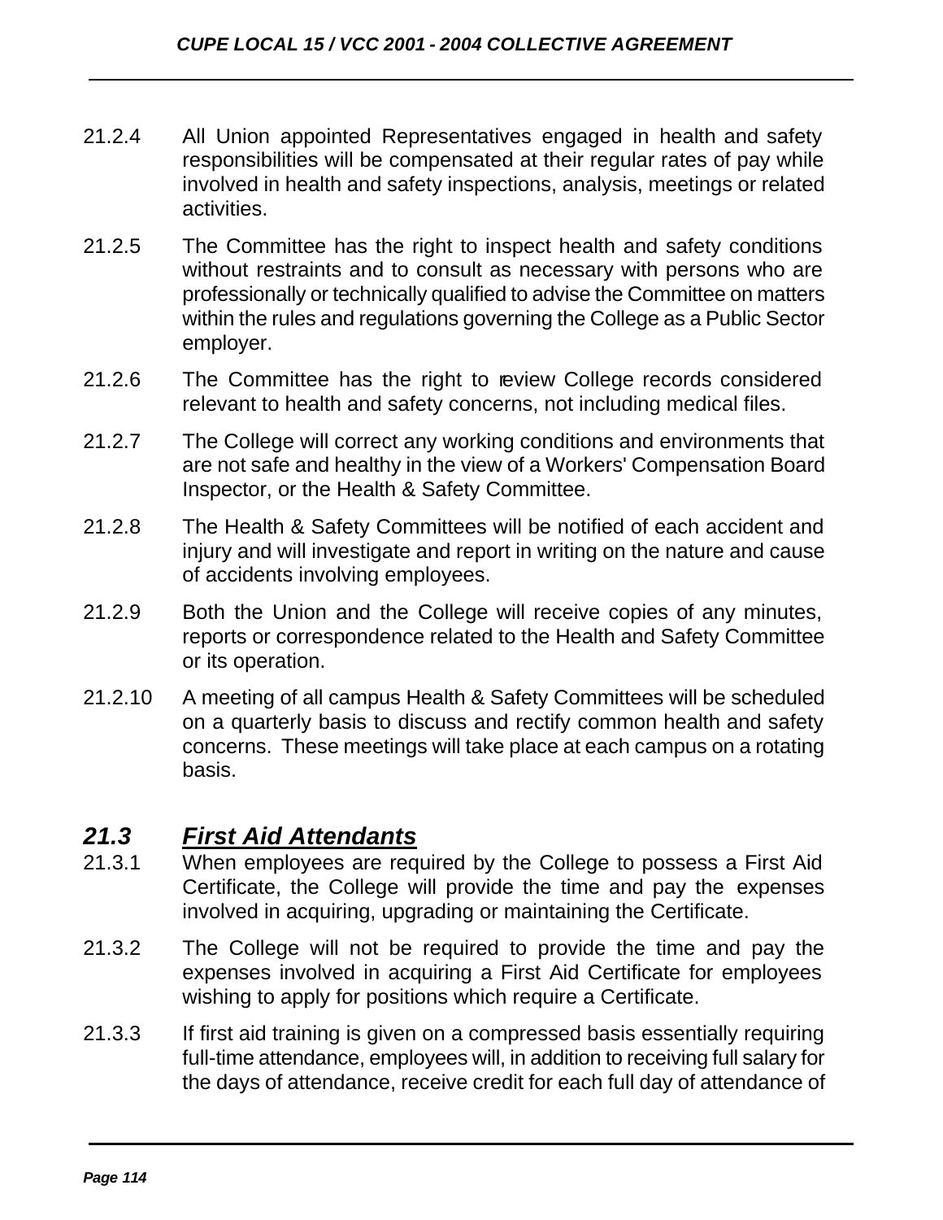21.2.4 All Union appointed Representatives engaged in health and safety responsibilities will be compensated at their regular rates of pay while involved in health and safety inspections, analysis, meetings or related activities.

21.2.5 The Committee has the right to inspect health and safety conditions without restraints and to consult as necessary with persons who are professionally or technically qualified to advise the Committee on matters within the rules and regulations governing the College as a Public Sector employer.

21.2.6 The Committee has the right to review College records considered relevant to health and safety concerns, not including medical files.

21.2.7 The College will correct any working conditions and environments that are not safe and healthy in the view of a Workers' Compensation Board Inspector, or the Health & Safety Committee.

21.2.8 The Health & Safety Committees will be notified of each accident and injury and will investigate and report in writing on the nature and cause of accidents involving employees.

21.2.9 Both the Union and the College will receive copies of any minutes, reports or correspondence related to the Health and Safety Committee or its operation.

21.2.10 A meeting of all campus Health & Safety Committees will be scheduled on a quarterly basis to discuss and rectify common health and safety concerns. These meetings will take place at each campus on a rotating basis.

## *21.3 First Aid Attendants*

21.3.1 When employees are required by the College to possess a First Aid Certificate, the College will provide the time and pay the expenses involved in acquiring, upgrading or maintaining the Certificate.

21.3.2 The College will not be required to provide the time and pay the expenses involved in acquiring a First Aid Certificate for employees wishing to apply for positions which require a Certificate.

21.3.3 If first aid training is given on a compressed basis essentially requiring full-time attendance, employees will, in addition to receiving full salary for the days of attendance, receive credit for each full day of attendance of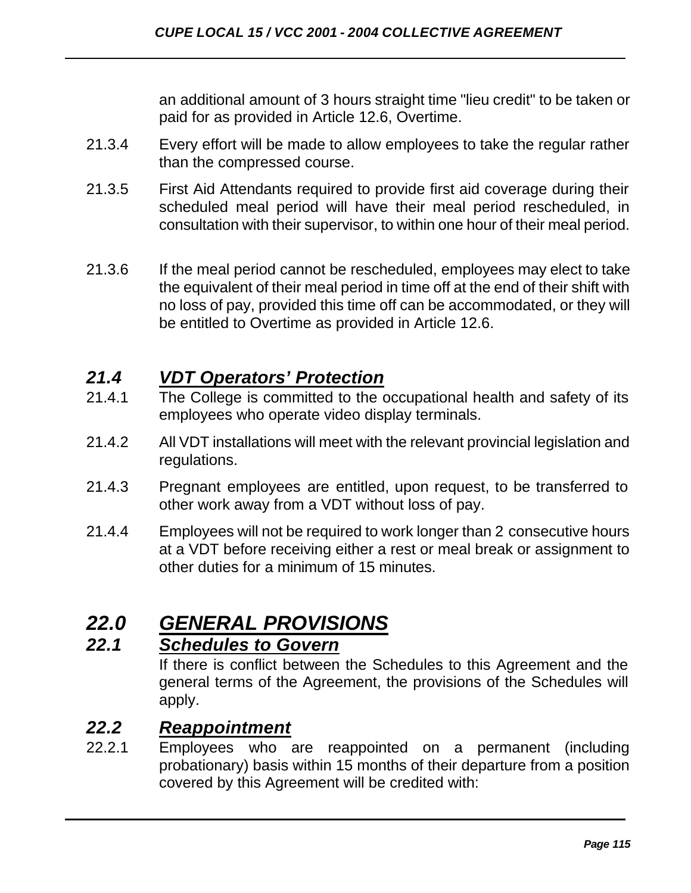an additional amount of 3 hours straight time "lieu credit" to be taken or paid for as provided in Article 12.6, Overtime.

21.3.4 Every effort will be made to allow employees to take the regular rather than the compressed course.

21.3.5 First Aid Attendants required to provide first aid coverage during their scheduled meal period will have their meal period rescheduled, in consultation with their supervisor, to within one hour of their meal period.

21.3.6 If the meal period cannot be rescheduled, employees may elect to take the equivalent of their meal period in time off at the end of their shift with no loss of pay, provided this time off can be accommodated, or they will be entitled to Overtime as provided in Article 12.6.

### *21.4 VDT Operators' Protection*

21.4.1 The College is committed to the occupational health and safety of its employees who operate video display terminals.

21.4.2 All VDT installations will meet with the relevant provincial legislation and regulations.

21.4.3 Pregnant employees are entitled, upon request, to be transferred to other work away from a VDT without loss of pay.

21.4.4 Employees will not be required to work longer than 2 consecutive hours at a VDT before receiving either a rest or meal break or assignment to other duties for a minimum of 15 minutes.

## *22.0 GENERAL PROVISIONS*

### *22.1 Schedules to Govern*

If there is conflict between the Schedules to this Agreement and the general terms of the Agreement, the provisions of the Schedules will apply.

### *22.2 Reappointment*

22.2.1 Employees who are reappointed on a permanent (including probationary) basis within 15 months of their departure from a position covered by this Agreement will be credited with: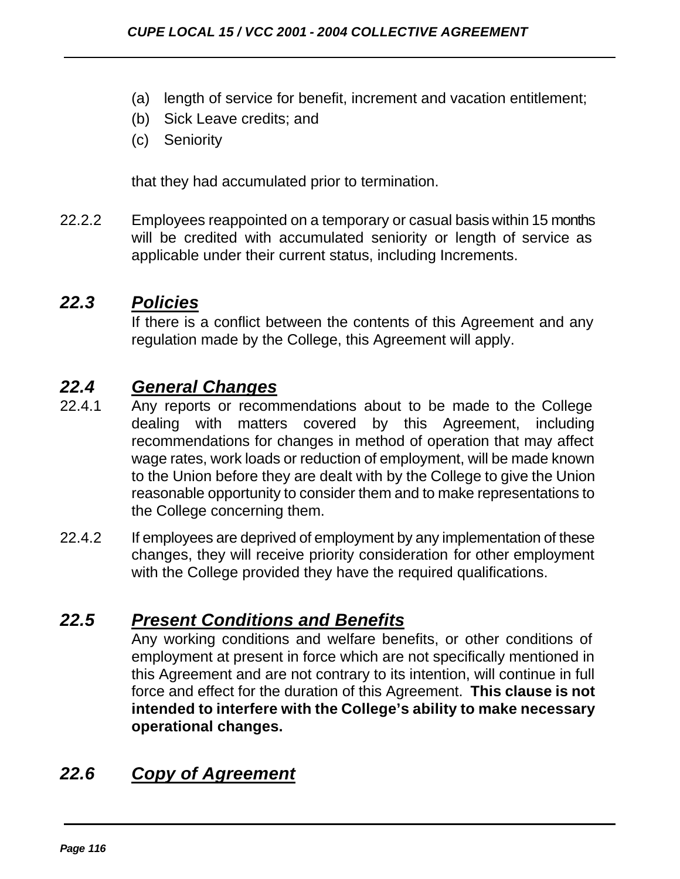(a) length of service for benefit, increment and vacation entitlement;
(b) Sick Leave credits; and
(c) Seniority

that they had accumulated prior to termination.

22.2.2 Employees reappointed on a temporary or casual basis within 15 months will be credited with accumulated seniority or length of service as applicable under their current status, including Increments.

## *22.3 Policies*

If there is a conflict between the contents of this Agreement and any regulation made by the College, this Agreement will apply.

## *22.4 General Changes*

22.4.1 Any reports or recommendations about to be made to the College dealing with matters covered by this Agreement, including recommendations for changes in method of operation that may affect wage rates, work loads or reduction of employment, will be made known to the Union before they are dealt with by the College to give the Union reasonable opportunity to consider them and to make representations to the College concerning them.

22.4.2 If employees are deprived of employment by any implementation of these changes, they will receive priority consideration for other employment with the College provided they have the required qualifications.

## *22.5 Present Conditions and Benefits*

Any working conditions and welfare benefits, or other conditions of employment at present in force which are not specifically mentioned in this Agreement and are not contrary to its intention, will continue in full force and effect for the duration of this Agreement. **This clause is not intended to interfere with the College's ability to make necessary operational changes.**

## *22.6 Copy of Agreement*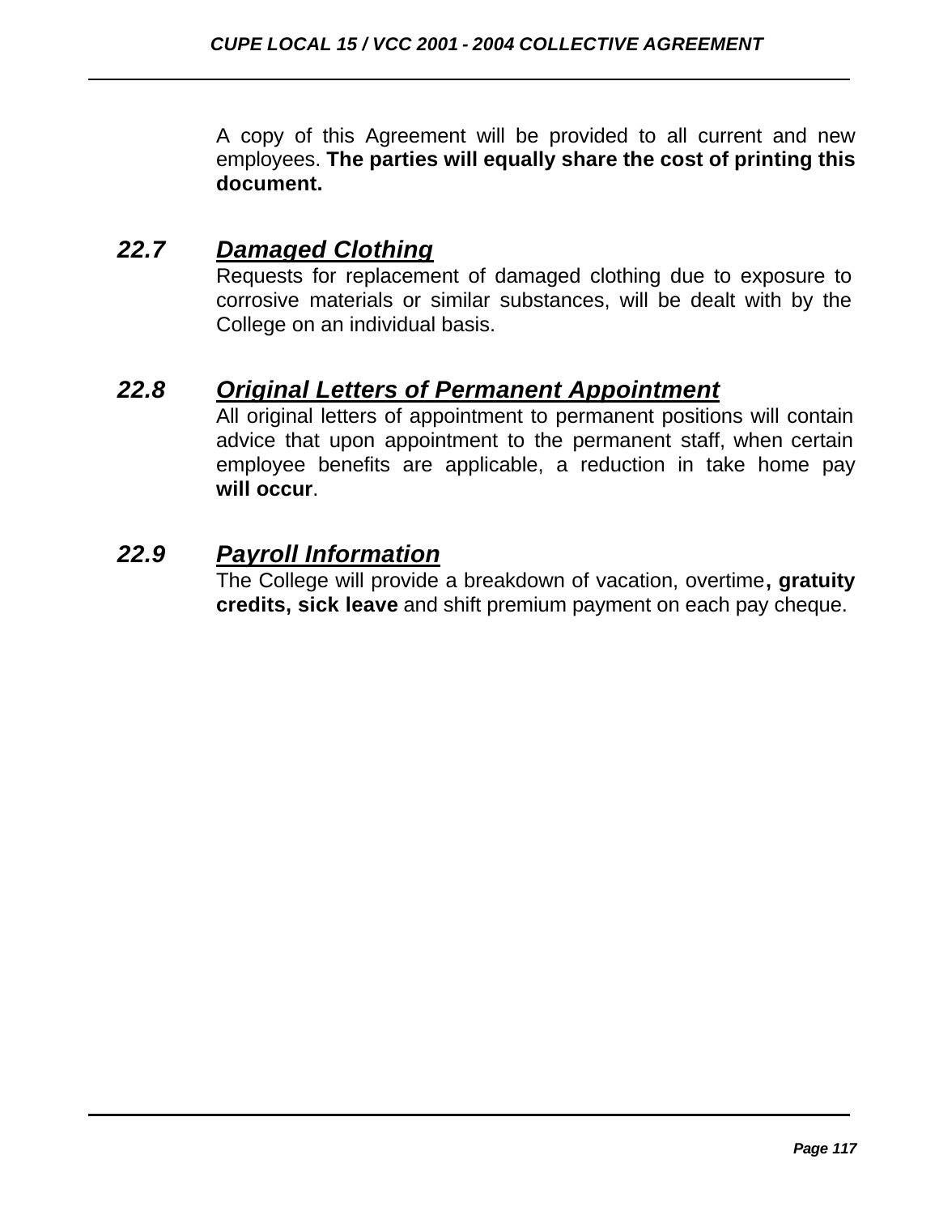A copy of this Agreement will be provided to all current and new employees. **The parties will equally share the cost of printing this document.**

## 22.7 ***Damaged Clothing***

Requests for replacement of damaged clothing due to exposure to corrosive materials or similar substances, will be dealt with by the College on an individual basis.

## 22.8 ***Original Letters of Permanent Appointment***

All original letters of appointment to permanent positions will contain advice that upon appointment to the permanent staff, when certain employee benefits are applicable, a reduction in take home pay **will occur**.

## 22.9 ***Payroll Information***

The College will provide a breakdown of vacation, overtime**, gratuity credits, sick leave** and shift premium payment on each pay cheque.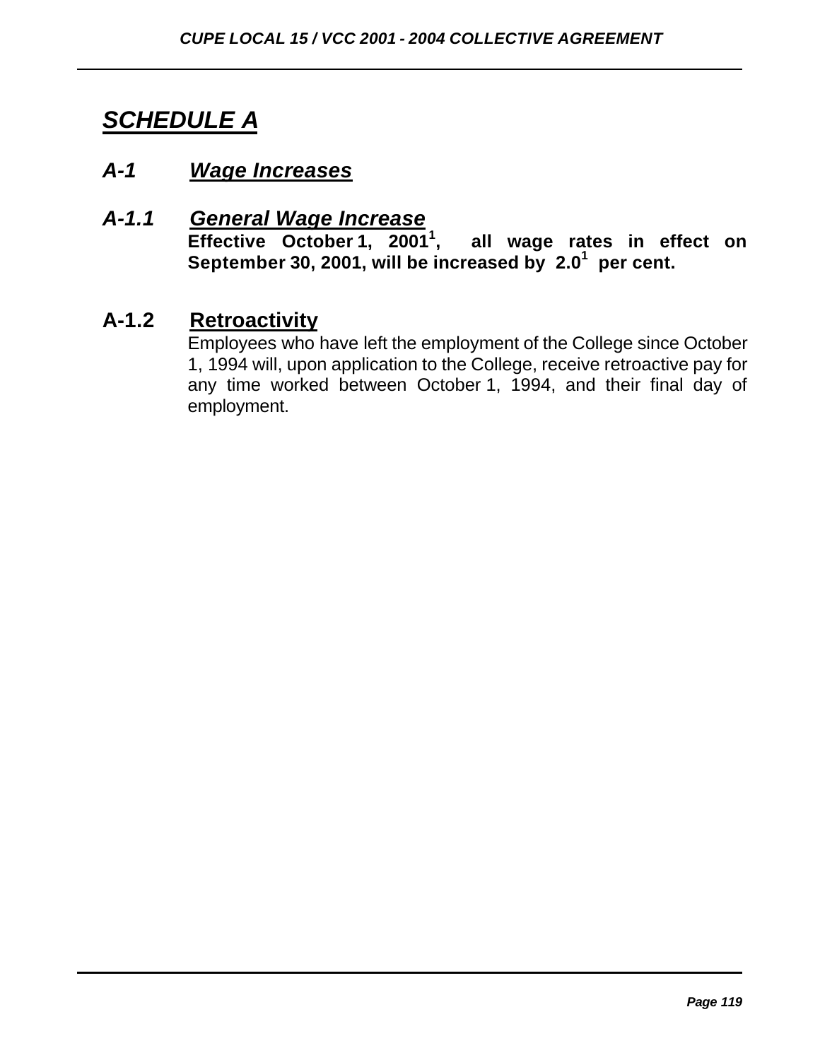# *SCHEDULE A*

## *A-1 Wage Increases*

### *A-1.1 General Wage Increase*

**Effective October 1, 2001[1], all wage rates in effect on September 30, 2001, will be increased by 2.0[1] per cent.**

### A-1.2 Retroactivity

Employees who have left the employment of the College since October 1, 1994 will, upon application to the College, receive retroactive pay for any time worked between October 1, 1994, and their final day of employment.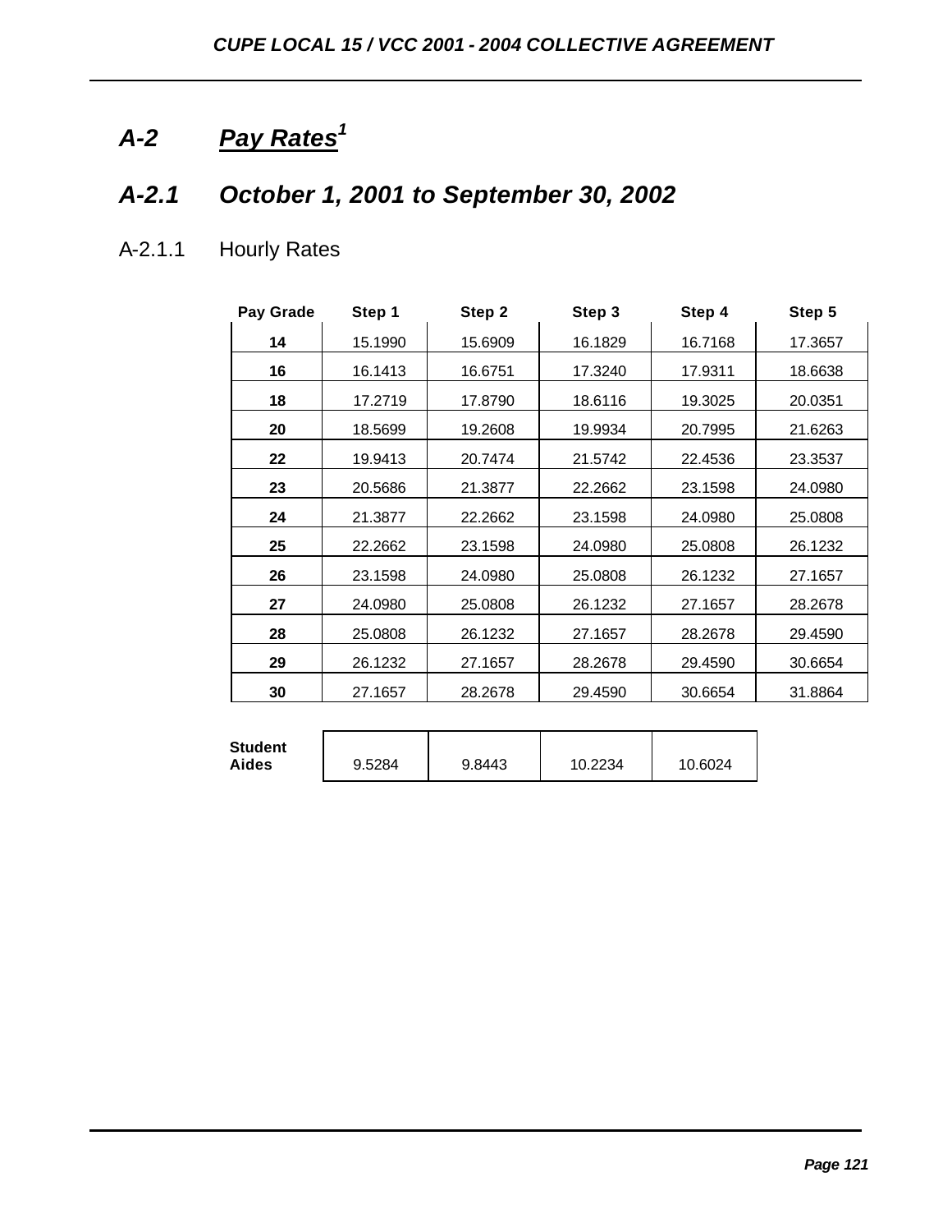## A-2 Pay Rates[1]

## A-2.1 October 1, 2001 to September 30, 2002

### A-2.1.1 Hourly Rates

| Pay Grade | Step 1 | Step 2 | Step 3 | Step 4 | Step 5 |
|---|---|---|---|---|---|
| **14** | 15.1990 | 15.6909 | 16.1829 | 16.7168 | 17.3657 |
| **16** | 16.1413 | 16.6751 | 17.3240 | 17.9311 | 18.6638 |
| **18** | 17.2719 | 17.8790 | 18.6116 | 19.3025 | 20.0351 |
| **20** | 18.5699 | 19.2608 | 19.9934 | 20.7995 | 21.6263 |
| **22** | 19.9413 | 20.7474 | 21.5742 | 22.4536 | 23.3537 |
| **23** | 20.5686 | 21.3877 | 22.2662 | 23.1598 | 24.0980 |
| **24** | 21.3877 | 22.2662 | 23.1598 | 24.0980 | 25.0808 |
| **25** | 22.2662 | 23.1598 | 24.0980 | 25.0808 | 26.1232 |
| **26** | 23.1598 | 24.0980 | 25.0808 | 26.1232 | 27.1657 |
| **27** | 24.0980 | 25.0808 | 26.1232 | 27.1657 | 28.2678 |
| **28** | 25.0808 | 26.1232 | 27.1657 | 28.2678 | 29.4590 |
| **29** | 26.1232 | 27.1657 | 28.2678 | 29.4590 | 30.6654 |
| **30** | 27.1657 | 28.2678 | 29.4590 | 30.6654 | 31.8864 |

| | | | | |
|---|---|---|---|---|
| **Student Aides** | 9.5284 | 9.8443 | 10.2234 | 10.6024 |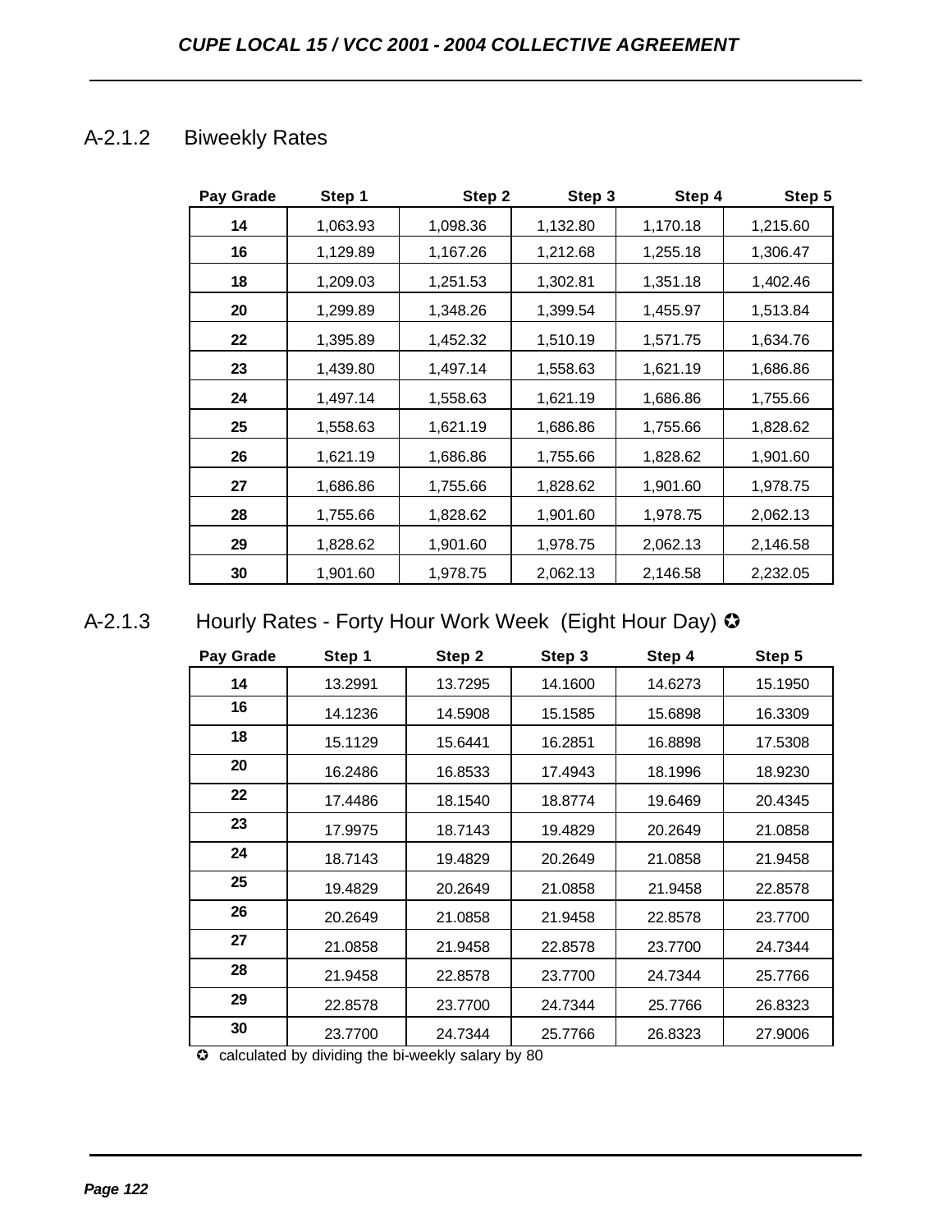## A-2.1.2 Biweekly Rates

| Pay Grade | Step 1 | Step 2 | Step 3 | Step 4 | Step 5 |
|---|---|---|---|---|---|
| **14** | 1,063.93 | 1,098.36 | 1,132.80 | 1,170.18 | 1,215.60 |
| **16** | 1,129.89 | 1,167.26 | 1,212.68 | 1,255.18 | 1,306.47 |
| **18** | 1,209.03 | 1,251.53 | 1,302.81 | 1,351.18 | 1,402.46 |
| **20** | 1,299.89 | 1,348.26 | 1,399.54 | 1,455.97 | 1,513.84 |
| **22** | 1,395.89 | 1,452.32 | 1,510.19 | 1,571.75 | 1,634.76 |
| **23** | 1,439.80 | 1,497.14 | 1,558.63 | 1,621.19 | 1,686.86 |
| **24** | 1,497.14 | 1,558.63 | 1,621.19 | 1,686.86 | 1,755.66 |
| **25** | 1,558.63 | 1,621.19 | 1,686.86 | 1,755.66 | 1,828.62 |
| **26** | 1,621.19 | 1,686.86 | 1,755.66 | 1,828.62 | 1,901.60 |
| **27** | 1,686.86 | 1,755.66 | 1,828.62 | 1,901.60 | 1,978.75 |
| **28** | 1,755.66 | 1,828.62 | 1,901.60 | 1,978.75 | 2,062.13 |
| **29** | 1,828.62 | 1,901.60 | 1,978.75 | 2,062.13 | 2,146.58 |
| **30** | 1,901.60 | 1,978.75 | 2,062.13 | 2,146.58 | 2,232.05 |

## A-2.1.3 Hourly Rates - Forty Hour Work Week (Eight Hour Day) ✪

| Pay Grade | Step 1 | Step 2 | Step 3 | Step 4 | Step 5 |
|---|---|---|---|---|---|
| **14** | 13.2991 | 13.7295 | 14.1600 | 14.6273 | 15.1950 |
| **16** | 14.1236 | 14.5908 | 15.1585 | 15.6898 | 16.3309 |
| **18** | 15.1129 | 15.6441 | 16.2851 | 16.8898 | 17.5308 |
| **20** | 16.2486 | 16.8533 | 17.4943 | 18.1996 | 18.9230 |
| **22** | 17.4486 | 18.1540 | 18.8774 | 19.6469 | 20.4345 |
| **23** | 17.9975 | 18.7143 | 19.4829 | 20.2649 | 21.0858 |
| **24** | 18.7143 | 19.4829 | 20.2649 | 21.0858 | 21.9458 |
| **25** | 19.4829 | 20.2649 | 21.0858 | 21.9458 | 22.8578 |
| **26** | 20.2649 | 21.0858 | 21.9458 | 22.8578 | 23.7700 |
| **27** | 21.0858 | 21.9458 | 22.8578 | 23.7700 | 24.7344 |
| **28** | 21.9458 | 22.8578 | 23.7700 | 24.7344 | 25.7766 |
| **29** | 22.8578 | 23.7700 | 24.7344 | 25.7766 | 26.8323 |
| **30** | 23.7700 | 24.7344 | 25.7766 | 26.8323 | 27.9006 |

✪ calculated by dividing the bi-weekly salary by 80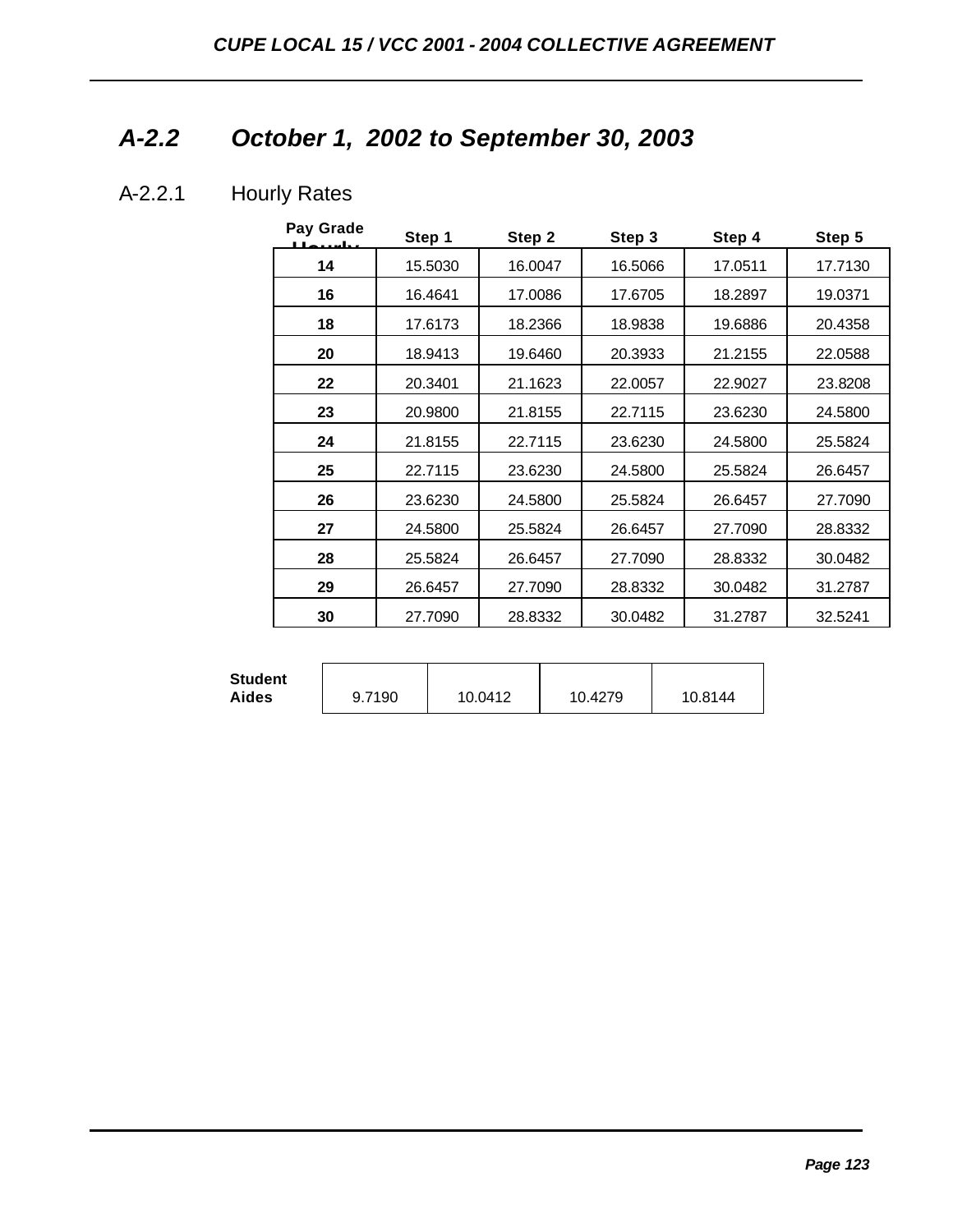## A-2.2 October 1, 2002 to September 30, 2003

### A-2.2.1 Hourly Rates

| Pay Grade Hourly | Step 1 | Step 2 | Step 3 | Step 4 | Step 5 |
|---|---|---|---|---|---|
| **14** | 15.5030 | 16.0047 | 16.5066 | 17.0511 | 17.7130 |
| **16** | 16.4641 | 17.0086 | 17.6705 | 18.2897 | 19.0371 |
| **18** | 17.6173 | 18.2366 | 18.9838 | 19.6886 | 20.4358 |
| **20** | 18.9413 | 19.6460 | 20.3933 | 21.2155 | 22.0588 |
| **22** | 20.3401 | 21.1623 | 22.0057 | 22.9027 | 23.8208 |
| **23** | 20.9800 | 21.8155 | 22.7115 | 23.6230 | 24.5800 |
| **24** | 21.8155 | 22.7115 | 23.6230 | 24.5800 | 25.5824 |
| **25** | 22.7115 | 23.6230 | 24.5800 | 25.5824 | 26.6457 |
| **26** | 23.6230 | 24.5800 | 25.5824 | 26.6457 | 27.7090 |
| **27** | 24.5800 | 25.5824 | 26.6457 | 27.7090 | 28.8332 |
| **28** | 25.5824 | 26.6457 | 27.7090 | 28.8332 | 30.0482 |
| **29** | 26.6457 | 27.7090 | 28.8332 | 30.0482 | 31.2787 |
| **30** | 27.7090 | 28.8332 | 30.0482 | 31.2787 | 32.5241 |

| | | | | |
|---|---|---|---|---|
| **Student Aides** | 9.7190 | 10.0412 | 10.4279 | 10.8144 |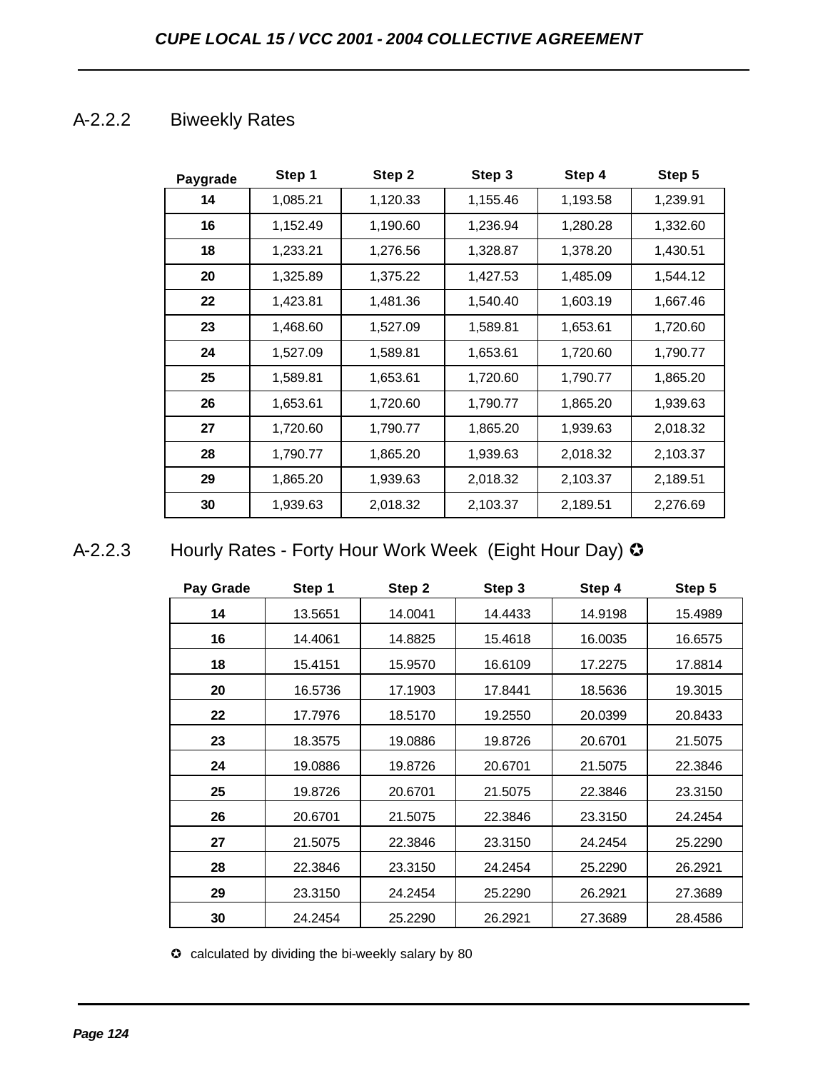### A-2.2.2 Biweekly Rates

| Paygrade | Step 1 | Step 2 | Step 3 | Step 4 | Step 5 |
|---|---|---|---|---|---|
| **14** | 1,085.21 | 1,120.33 | 1,155.46 | 1,193.58 | 1,239.91 |
| **16** | 1,152.49 | 1,190.60 | 1,236.94 | 1,280.28 | 1,332.60 |
| **18** | 1,233.21 | 1,276.56 | 1,328.87 | 1,378.20 | 1,430.51 |
| **20** | 1,325.89 | 1,375.22 | 1,427.53 | 1,485.09 | 1,544.12 |
| **22** | 1,423.81 | 1,481.36 | 1,540.40 | 1,603.19 | 1,667.46 |
| **23** | 1,468.60 | 1,527.09 | 1,589.81 | 1,653.61 | 1,720.60 |
| **24** | 1,527.09 | 1,589.81 | 1,653.61 | 1,720.60 | 1,790.77 |
| **25** | 1,589.81 | 1,653.61 | 1,720.60 | 1,790.77 | 1,865.20 |
| **26** | 1,653.61 | 1,720.60 | 1,790.77 | 1,865.20 | 1,939.63 |
| **27** | 1,720.60 | 1,790.77 | 1,865.20 | 1,939.63 | 2,018.32 |
| **28** | 1,790.77 | 1,865.20 | 1,939.63 | 2,018.32 | 2,103.37 |
| **29** | 1,865.20 | 1,939.63 | 2,018.32 | 2,103.37 | 2,189.51 |
| **30** | 1,939.63 | 2,018.32 | 2,103.37 | 2,189.51 | 2,276.69 |

### A-2.2.3 Hourly Rates - Forty Hour Work Week (Eight Hour Day) ✪

| Pay Grade | Step 1 | Step 2 | Step 3 | Step 4 | Step 5 |
|---|---|---|---|---|---|
| **14** | 13.5651 | 14.0041 | 14.4433 | 14.9198 | 15.4989 |
| **16** | 14.4061 | 14.8825 | 15.4618 | 16.0035 | 16.6575 |
| **18** | 15.4151 | 15.9570 | 16.6109 | 17.2275 | 17.8814 |
| **20** | 16.5736 | 17.1903 | 17.8441 | 18.5636 | 19.3015 |
| **22** | 17.7976 | 18.5170 | 19.2550 | 20.0399 | 20.8433 |
| **23** | 18.3575 | 19.0886 | 19.8726 | 20.6701 | 21.5075 |
| **24** | 19.0886 | 19.8726 | 20.6701 | 21.5075 | 22.3846 |
| **25** | 19.8726 | 20.6701 | 21.5075 | 22.3846 | 23.3150 |
| **26** | 20.6701 | 21.5075 | 22.3846 | 23.3150 | 24.2454 |
| **27** | 21.5075 | 22.3846 | 23.3150 | 24.2454 | 25.2290 |
| **28** | 22.3846 | 23.3150 | 24.2454 | 25.2290 | 26.2921 |
| **29** | 23.3150 | 24.2454 | 25.2290 | 26.2921 | 27.3689 |
| **30** | 24.2454 | 25.2290 | 26.2921 | 27.3689 | 28.4586 |

✪ calculated by dividing the bi-weekly salary by 80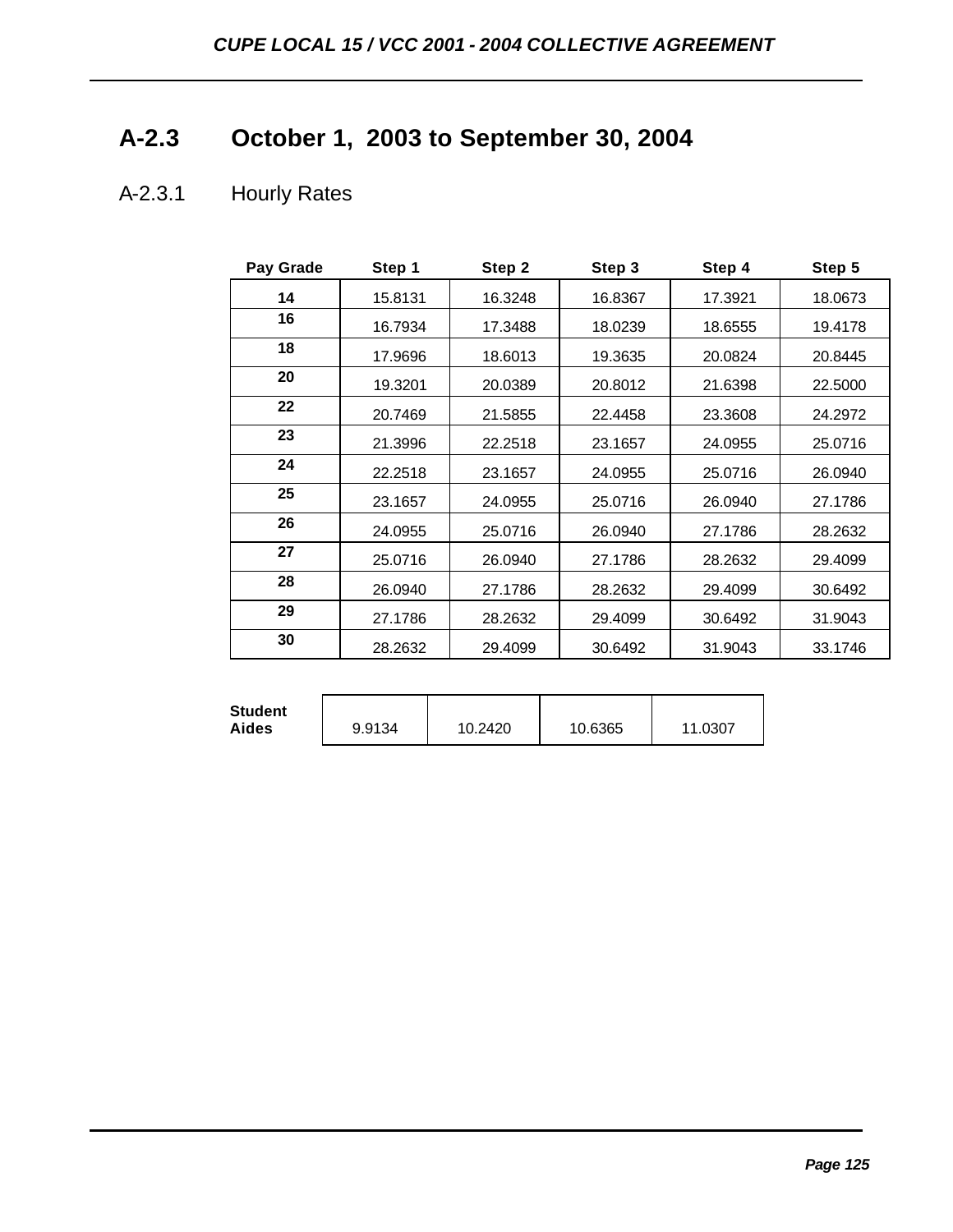## A-2.3 October 1, 2003 to September 30, 2004

### A-2.3.1 Hourly Rates

| Pay Grade | Step 1 | Step 2 | Step 3 | Step 4 | Step 5 |
|---|---|---|---|---|---|
| 14 | 15.8131 | 16.3248 | 16.8367 | 17.3921 | 18.0673 |
| 16 | 16.7934 | 17.3488 | 18.0239 | 18.6555 | 19.4178 |
| 18 | 17.9696 | 18.6013 | 19.3635 | 20.0824 | 20.8445 |
| 20 | 19.3201 | 20.0389 | 20.8012 | 21.6398 | 22.5000 |
| 22 | 20.7469 | 21.5855 | 22.4458 | 23.3608 | 24.2972 |
| 23 | 21.3996 | 22.2518 | 23.1657 | 24.0955 | 25.0716 |
| 24 | 22.2518 | 23.1657 | 24.0955 | 25.0716 | 26.0940 |
| 25 | 23.1657 | 24.0955 | 25.0716 | 26.0940 | 27.1786 |
| 26 | 24.0955 | 25.0716 | 26.0940 | 27.1786 | 28.2632 |
| 27 | 25.0716 | 26.0940 | 27.1786 | 28.2632 | 29.4099 |
| 28 | 26.0940 | 27.1786 | 28.2632 | 29.4099 | 30.6492 |
| 29 | 27.1786 | 28.2632 | 29.4099 | 30.6492 | 31.9043 |
| 30 | 28.2632 | 29.4099 | 30.6492 | 31.9043 | 33.1746 |

| | | | | |
|---|---|---|---|---|
| **Student Aides** | 9.9134 | 10.2420 | 10.6365 | 11.0307 |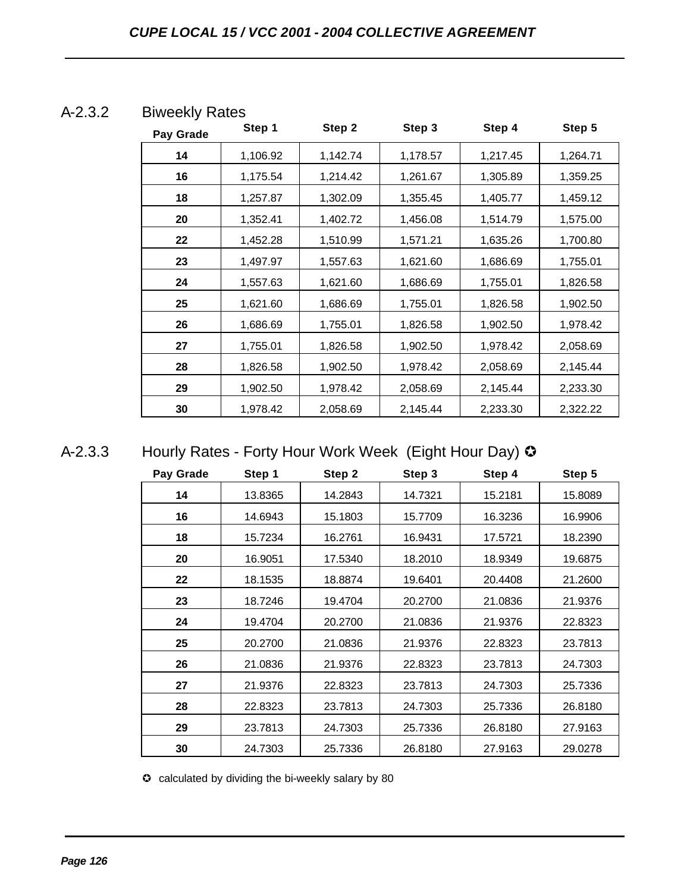### A-2.3.2 Biweekly Rates

| Pay Grade | Step 1 | Step 2 | Step 3 | Step 4 | Step 5 |
|---|---|---|---|---|---|
| **14** | 1,106.92 | 1,142.74 | 1,178.57 | 1,217.45 | 1,264.71 |
| **16** | 1,175.54 | 1,214.42 | 1,261.67 | 1,305.89 | 1,359.25 |
| **18** | 1,257.87 | 1,302.09 | 1,355.45 | 1,405.77 | 1,459.12 |
| **20** | 1,352.41 | 1,402.72 | 1,456.08 | 1,514.79 | 1,575.00 |
| **22** | 1,452.28 | 1,510.99 | 1,571.21 | 1,635.26 | 1,700.80 |
| **23** | 1,497.97 | 1,557.63 | 1,621.60 | 1,686.69 | 1,755.01 |
| **24** | 1,557.63 | 1,621.60 | 1,686.69 | 1,755.01 | 1,826.58 |
| **25** | 1,621.60 | 1,686.69 | 1,755.01 | 1,826.58 | 1,902.50 |
| **26** | 1,686.69 | 1,755.01 | 1,826.58 | 1,902.50 | 1,978.42 |
| **27** | 1,755.01 | 1,826.58 | 1,902.50 | 1,978.42 | 2,058.69 |
| **28** | 1,826.58 | 1,902.50 | 1,978.42 | 2,058.69 | 2,145.44 |
| **29** | 1,902.50 | 1,978.42 | 2,058.69 | 2,145.44 | 2,233.30 |
| **30** | 1,978.42 | 2,058.69 | 2,145.44 | 2,233.30 | 2,322.22 |

### A-2.3.3 Hourly Rates - Forty Hour Work Week (Eight Hour Day) ✪

| Pay Grade | Step 1 | Step 2 | Step 3 | Step 4 | Step 5 |
|---|---|---|---|---|---|
| **14** | 13.8365 | 14.2843 | 14.7321 | 15.2181 | 15.8089 |
| **16** | 14.6943 | 15.1803 | 15.7709 | 16.3236 | 16.9906 |
| **18** | 15.7234 | 16.2761 | 16.9431 | 17.5721 | 18.2390 |
| **20** | 16.9051 | 17.5340 | 18.2010 | 18.9349 | 19.6875 |
| **22** | 18.1535 | 18.8874 | 19.6401 | 20.4408 | 21.2600 |
| **23** | 18.7246 | 19.4704 | 20.2700 | 21.0836 | 21.9376 |
| **24** | 19.4704 | 20.2700 | 21.0836 | 21.9376 | 22.8323 |
| **25** | 20.2700 | 21.0836 | 21.9376 | 22.8323 | 23.7813 |
| **26** | 21.0836 | 21.9376 | 22.8323 | 23.7813 | 24.7303 |
| **27** | 21.9376 | 22.8323 | 23.7813 | 24.7303 | 25.7336 |
| **28** | 22.8323 | 23.7813 | 24.7303 | 25.7336 | 26.8180 |
| **29** | 23.7813 | 24.7303 | 25.7336 | 26.8180 | 27.9163 |
| **30** | 24.7303 | 25.7336 | 26.8180 | 27.9163 | 29.0278 |

✪ calculated by dividing the bi-weekly salary by 80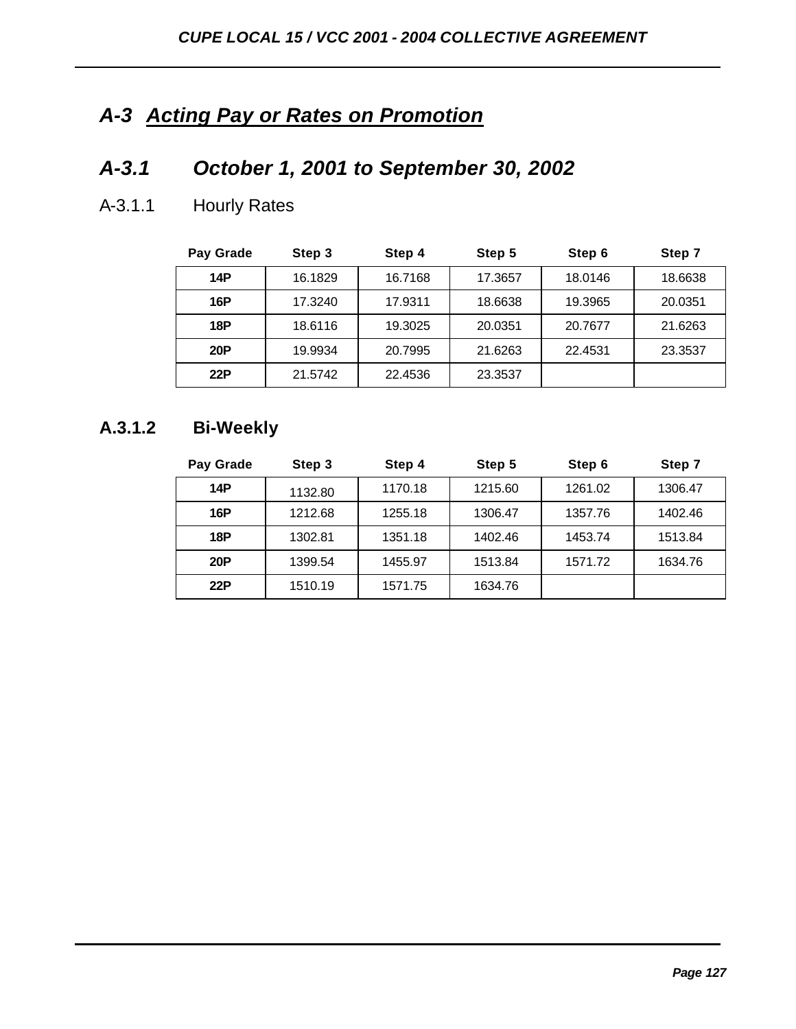## *A-3 Acting Pay or Rates on Promotion*

### *A-3.1 October 1, 2001 to September 30, 2002*

A-3.1.1 Hourly Rates

| Pay Grade | Step 3 | Step 4 | Step 5 | Step 6 | Step 7 |
|---|---|---|---|---|---|
| **14P** | 16.1829 | 16.7168 | 17.3657 | 18.0146 | 18.6638 |
| **16P** | 17.3240 | 17.9311 | 18.6638 | 19.3965 | 20.0351 |
| **18P** | 18.6116 | 19.3025 | 20.0351 | 20.7677 | 21.6263 |
| **20P** | 19.9934 | 20.7995 | 21.6263 | 22.4531 | 23.3537 |
| **22P** | 21.5742 | 22.4536 | 23.3537 | | |

**A.3.1.2 Bi-Weekly**

| Pay Grade | Step 3 | Step 4 | Step 5 | Step 6 | Step 7 |
|---|---|---|---|---|---|
| **14P** | 1132.80 | 1170.18 | 1215.60 | 1261.02 | 1306.47 |
| **16P** | 1212.68 | 1255.18 | 1306.47 | 1357.76 | 1402.46 |
| **18P** | 1302.81 | 1351.18 | 1402.46 | 1453.74 | 1513.84 |
| **20P** | 1399.54 | 1455.97 | 1513.84 | 1571.72 | 1634.76 |
| **22P** | 1510.19 | 1571.75 | 1634.76 | | |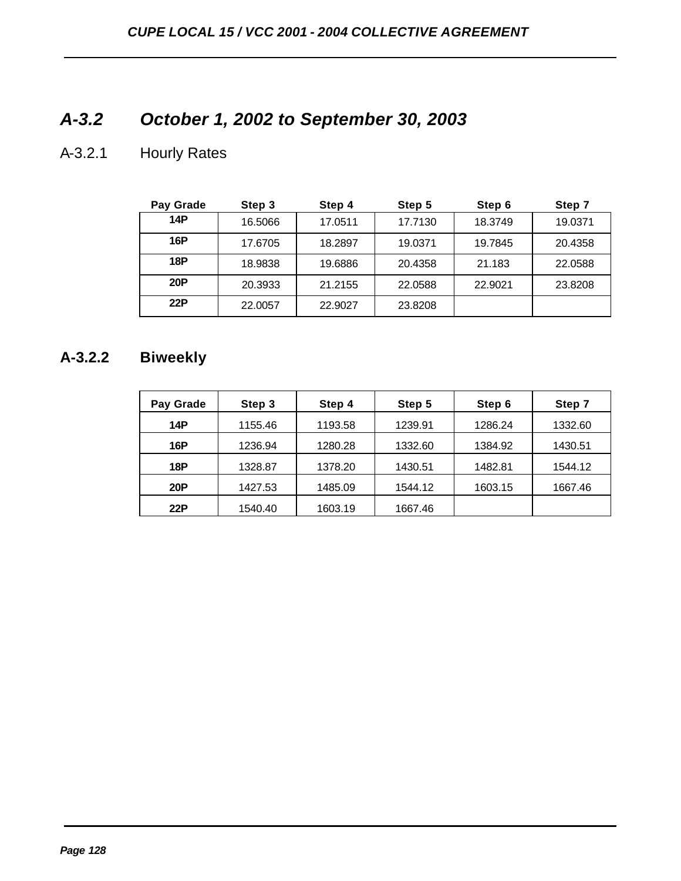## A-3.2 October 1, 2002 to September 30, 2003

### A-3.2.1 Hourly Rates

| Pay Grade | Step 3 | Step 4 | Step 5 | Step 6 | Step 7 |
|---|---|---|---|---|---|
| 14P | 16.5066 | 17.0511 | 17.7130 | 18.3749 | 19.0371 |
| 16P | 17.6705 | 18.2897 | 19.0371 | 19.7845 | 20.4358 |
| 18P | 18.9838 | 19.6886 | 20.4358 | 21.183 | 22.0588 |
| 20P | 20.3933 | 21.2155 | 22.0588 | 22.9021 | 23.8208 |
| 22P | 22.0057 | 22.9027 | 23.8208 | | |

### A-3.2.2 Biweekly

| Pay Grade | Step 3 | Step 4 | Step 5 | Step 6 | Step 7 |
|---|---|---|---|---|---|
| 14P | 1155.46 | 1193.58 | 1239.91 | 1286.24 | 1332.60 |
| 16P | 1236.94 | 1280.28 | 1332.60 | 1384.92 | 1430.51 |
| 18P | 1328.87 | 1378.20 | 1430.51 | 1482.81 | 1544.12 |
| 20P | 1427.53 | 1485.09 | 1544.12 | 1603.15 | 1667.46 |
| 22P | 1540.40 | 1603.19 | 1667.46 | | |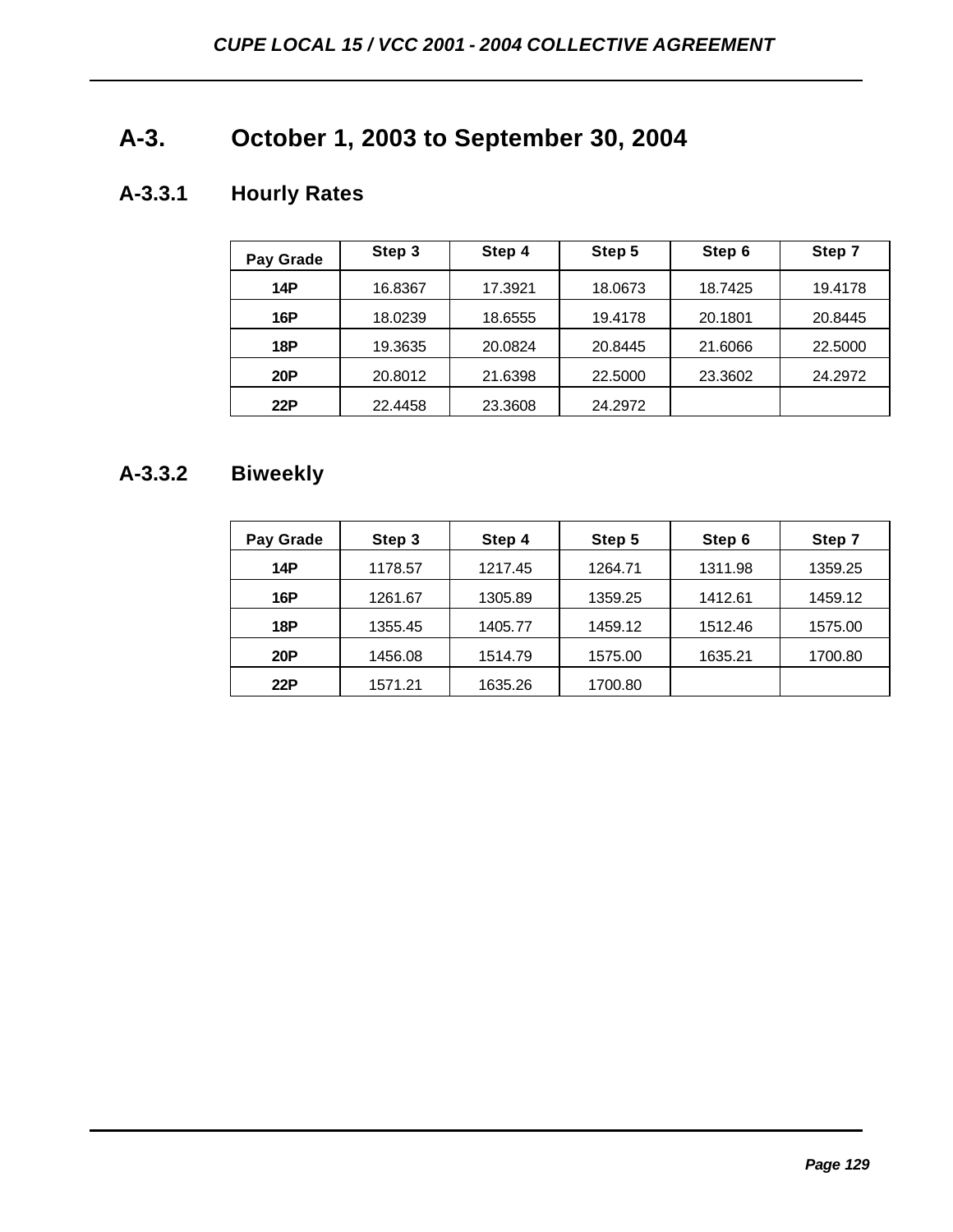## A-3. October 1, 2003 to September 30, 2004

### A-3.3.1 Hourly Rates

| Pay Grade | Step 3 | Step 4 | Step 5 | Step 6 | Step 7 |
|---|---|---|---|---|---|
| **14P** | 16.8367 | 17.3921 | 18.0673 | 18.7425 | 19.4178 |
| **16P** | 18.0239 | 18.6555 | 19.4178 | 20.1801 | 20.8445 |
| **18P** | 19.3635 | 20.0824 | 20.8445 | 21.6066 | 22.5000 |
| **20P** | 20.8012 | 21.6398 | 22.5000 | 23.3602 | 24.2972 |
| **22P** | 22.4458 | 23.3608 | 24.2972 | | |

### A-3.3.2 Biweekly

| Pay Grade | Step 3 | Step 4 | Step 5 | Step 6 | Step 7 |
|---|---|---|---|---|---|
| **14P** | 1178.57 | 1217.45 | 1264.71 | 1311.98 | 1359.25 |
| **16P** | 1261.67 | 1305.89 | 1359.25 | 1412.61 | 1459.12 |
| **18P** | 1355.45 | 1405.77 | 1459.12 | 1512.46 | 1575.00 |
| **20P** | 1456.08 | 1514.79 | 1575.00 | 1635.21 | 1700.80 |
| **22P** | 1571.21 | 1635.26 | 1700.80 | | |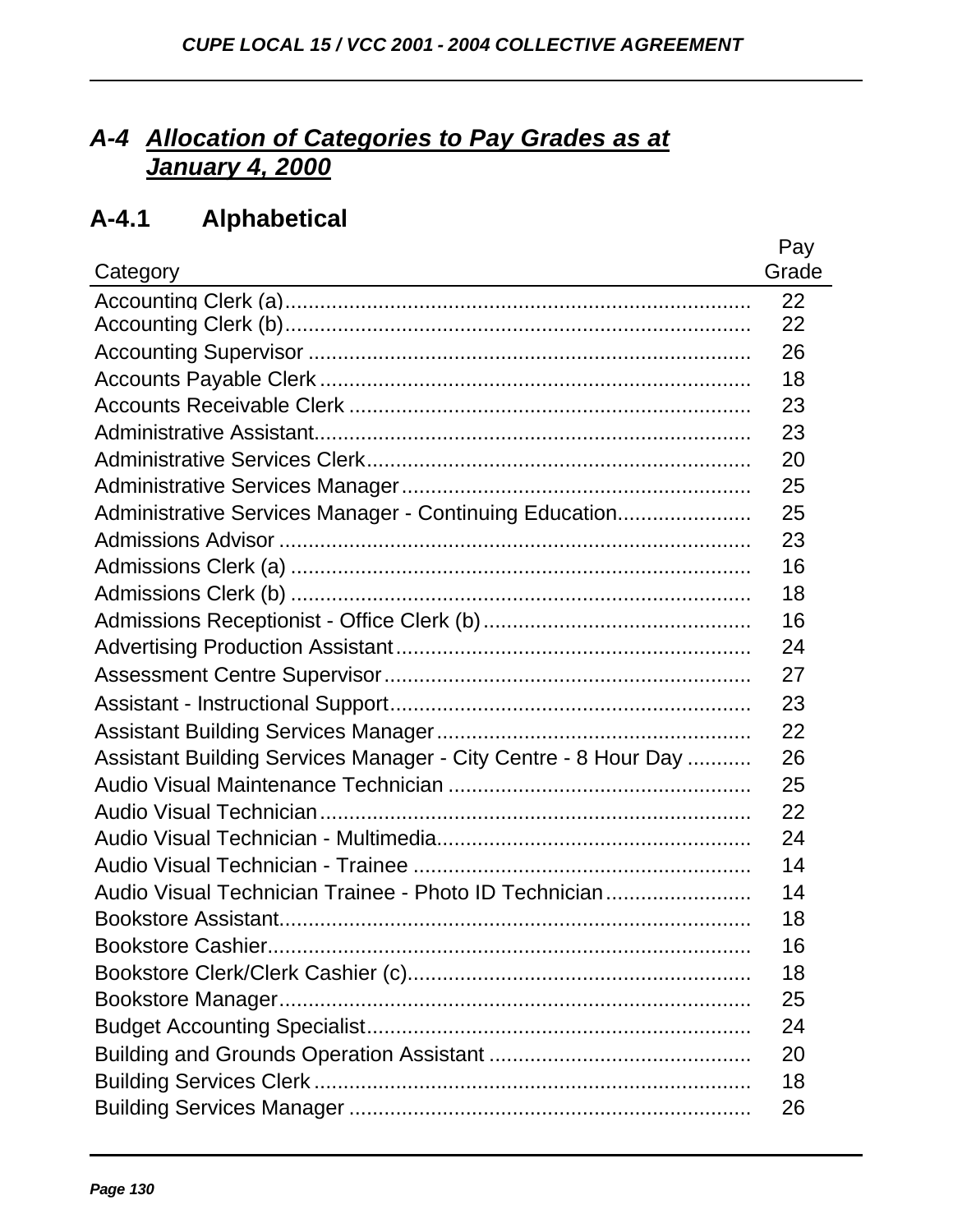## *A-4 Allocation of Categories to Pay Grades as at January 4, 2000*

### A-4.1 Alphabetical

| Category | Pay Grade |
|---|---|
| Accounting Clerk (a) | 22 |
| Accounting Clerk (b) | 22 |
| Accounting Supervisor | 26 |
| Accounts Payable Clerk | 18 |
| Accounts Receivable Clerk | 23 |
| Administrative Assistant | 23 |
| Administrative Services Clerk | 20 |
| Administrative Services Manager | 25 |
| Administrative Services Manager - Continuing Education | 25 |
| Admissions Advisor | 23 |
| Admissions Clerk (a) | 16 |
| Admissions Clerk (b) | 18 |
| Admissions Receptionist - Office Clerk (b) | 16 |
| Advertising Production Assistant | 24 |
| Assessment Centre Supervisor | 27 |
| Assistant - Instructional Support | 23 |
| Assistant Building Services Manager | 22 |
| Assistant Building Services Manager - City Centre - 8 Hour Day | 26 |
| Audio Visual Maintenance Technician | 25 |
| Audio Visual Technician | 22 |
| Audio Visual Technician - Multimedia | 24 |
| Audio Visual Technician - Trainee | 14 |
| Audio Visual Technician Trainee - Photo ID Technician | 14 |
| Bookstore Assistant | 18 |
| Bookstore Cashier | 16 |
| Bookstore Clerk/Clerk Cashier (c) | 18 |
| Bookstore Manager | 25 |
| Budget Accounting Specialist | 24 |
| Building and Grounds Operation Assistant | 20 |
| Building Services Clerk | 18 |
| Building Services Manager | 26 |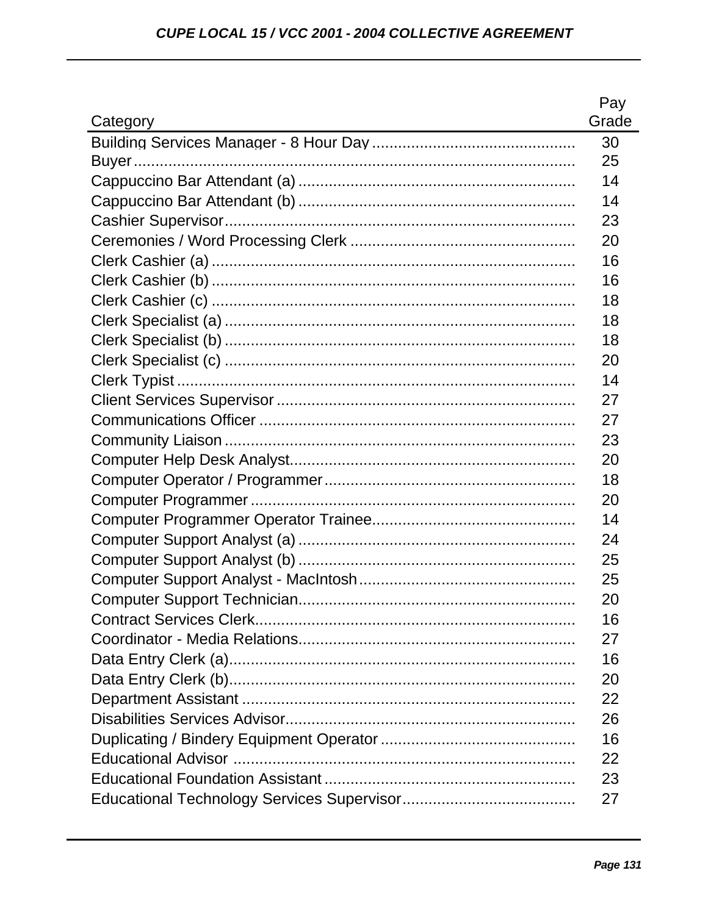| Category | Pay Grade |
|---|---|
| Building Services Manager - 8 Hour Day | 30 |
| Buyer | 25 |
| Cappuccino Bar Attendant (a) | 14 |
| Cappuccino Bar Attendant (b) | 14 |
| Cashier Supervisor | 23 |
| Ceremonies / Word Processing Clerk | 20 |
| Clerk Cashier (a) | 16 |
| Clerk Cashier (b) | 16 |
| Clerk Cashier (c) | 18 |
| Clerk Specialist (a) | 18 |
| Clerk Specialist (b) | 18 |
| Clerk Specialist (c) | 20 |
| Clerk Typist | 14 |
| Client Services Supervisor | 27 |
| Communications Officer | 27 |
| Community Liaison | 23 |
| Computer Help Desk Analyst | 20 |
| Computer Operator / Programmer | 18 |
| Computer Programmer | 20 |
| Computer Programmer Operator Trainee | 14 |
| Computer Support Analyst (a) | 24 |
| Computer Support Analyst (b) | 25 |
| Computer Support Analyst - MacIntosh | 25 |
| Computer Support Technician | 20 |
| Contract Services Clerk | 16 |
| Coordinator - Media Relations | 27 |
| Data Entry Clerk (a) | 16 |
| Data Entry Clerk (b) | 20 |
| Department Assistant | 22 |
| Disabilities Services Advisor | 26 |
| Duplicating / Bindery Equipment Operator | 16 |
| Educational Advisor | 22 |
| Educational Foundation Assistant | 23 |
| Educational Technology Services Supervisor | 27 |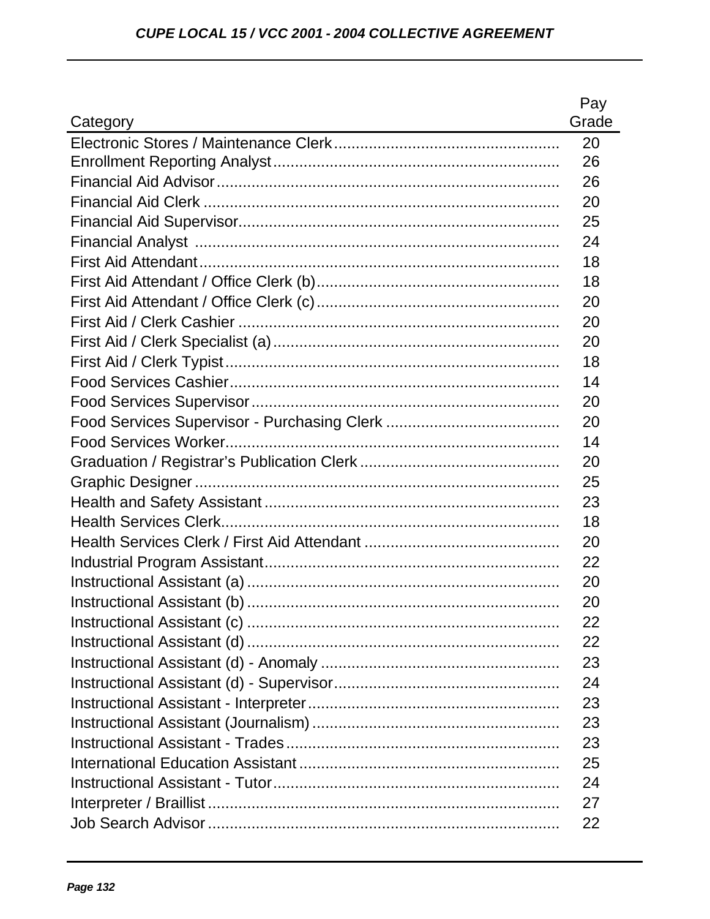| Category | Pay Grade |
|---|---|
| Electronic Stores / Maintenance Clerk | 20 |
| Enrollment Reporting Analyst | 26 |
| Financial Aid Advisor | 26 |
| Financial Aid Clerk | 20 |
| Financial Aid Supervisor | 25 |
| Financial Analyst | 24 |
| First Aid Attendant | 18 |
| First Aid Attendant / Office Clerk (b) | 18 |
| First Aid Attendant / Office Clerk (c) | 20 |
| First Aid / Clerk Cashier | 20 |
| First Aid / Clerk Specialist (a) | 20 |
| First Aid / Clerk Typist | 18 |
| Food Services Cashier | 14 |
| Food Services Supervisor | 20 |
| Food Services Supervisor - Purchasing Clerk | 20 |
| Food Services Worker | 14 |
| Graduation / Registrar's Publication Clerk | 20 |
| Graphic Designer | 25 |
| Health and Safety Assistant | 23 |
| Health Services Clerk | 18 |
| Health Services Clerk / First Aid Attendant | 20 |
| Industrial Program Assistant | 22 |
| Instructional Assistant (a) | 20 |
| Instructional Assistant (b) | 20 |
| Instructional Assistant (c) | 22 |
| Instructional Assistant (d) | 22 |
| Instructional Assistant (d) - Anomaly | 23 |
| Instructional Assistant (d) - Supervisor | 24 |
| Instructional Assistant - Interpreter | 23 |
| Instructional Assistant (Journalism) | 23 |
| Instructional Assistant - Trades | 23 |
| International Education Assistant | 25 |
| Instructional Assistant - Tutor | 24 |
| Interpreter / Braillist | 27 |
| Job Search Advisor | 22 |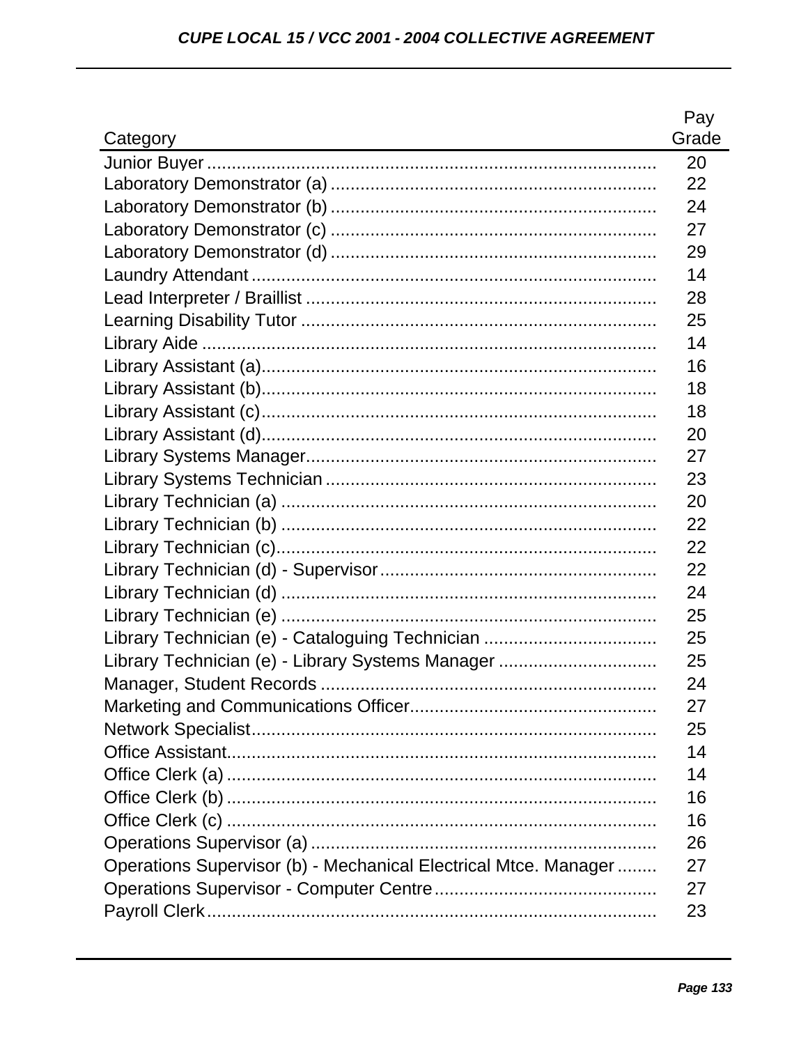| Category | Pay Grade |
|---|---|
| Junior Buyer | 20 |
| Laboratory Demonstrator (a) | 22 |
| Laboratory Demonstrator (b) | 24 |
| Laboratory Demonstrator (c) | 27 |
| Laboratory Demonstrator (d) | 29 |
| Laundry Attendant | 14 |
| Lead Interpreter / Braillist | 28 |
| Learning Disability Tutor | 25 |
| Library Aide | 14 |
| Library Assistant (a) | 16 |
| Library Assistant (b) | 18 |
| Library Assistant (c) | 18 |
| Library Assistant (d) | 20 |
| Library Systems Manager | 27 |
| Library Systems Technician | 23 |
| Library Technician (a) | 20 |
| Library Technician (b) | 22 |
| Library Technician (c) | 22 |
| Library Technician (d) - Supervisor | 22 |
| Library Technician (d) | 24 |
| Library Technician (e) | 25 |
| Library Technician (e) - Cataloguing Technician | 25 |
| Library Technician (e) - Library Systems Manager | 25 |
| Manager, Student Records | 24 |
| Marketing and Communications Officer | 27 |
| Network Specialist | 25 |
| Office Assistant | 14 |
| Office Clerk (a) | 14 |
| Office Clerk (b) | 16 |
| Office Clerk (c) | 16 |
| Operations Supervisor (a) | 26 |
| Operations Supervisor (b) - Mechanical Electrical Mtce. Manager | 27 |
| Operations Supervisor - Computer Centre | 27 |
| Payroll Clerk | 23 |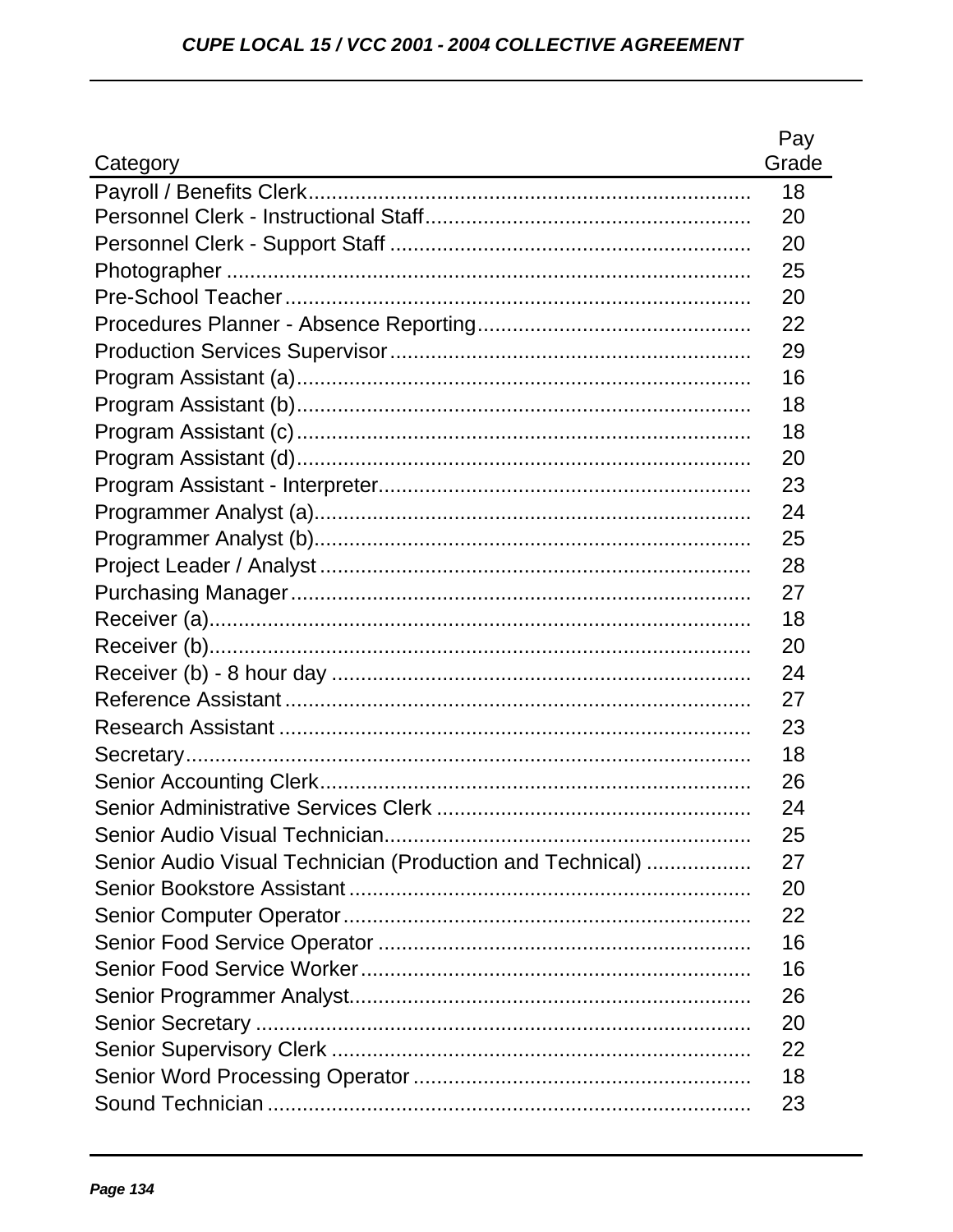| Category | Pay Grade |
|---|---|
| Payroll / Benefits Clerk | 18 |
| Personnel Clerk - Instructional Staff | 20 |
| Personnel Clerk - Support Staff | 20 |
| Photographer | 25 |
| Pre-School Teacher | 20 |
| Procedures Planner - Absence Reporting | 22 |
| Production Services Supervisor | 29 |
| Program Assistant (a) | 16 |
| Program Assistant (b) | 18 |
| Program Assistant (c) | 18 |
| Program Assistant (d) | 20 |
| Program Assistant - Interpreter | 23 |
| Programmer Analyst (a) | 24 |
| Programmer Analyst (b) | 25 |
| Project Leader / Analyst | 28 |
| Purchasing Manager | 27 |
| Receiver (a) | 18 |
| Receiver (b) | 20 |
| Receiver (b) - 8 hour day | 24 |
| Reference Assistant | 27 |
| Research Assistant | 23 |
| Secretary | 18 |
| Senior Accounting Clerk | 26 |
| Senior Administrative Services Clerk | 24 |
| Senior Audio Visual Technician | 25 |
| Senior Audio Visual Technician (Production and Technical) | 27 |
| Senior Bookstore Assistant | 20 |
| Senior Computer Operator | 22 |
| Senior Food Service Operator | 16 |
| Senior Food Service Worker | 16 |
| Senior Programmer Analyst | 26 |
| Senior Secretary | 20 |
| Senior Supervisory Clerk | 22 |
| Senior Word Processing Operator | 18 |
| Sound Technician | 23 |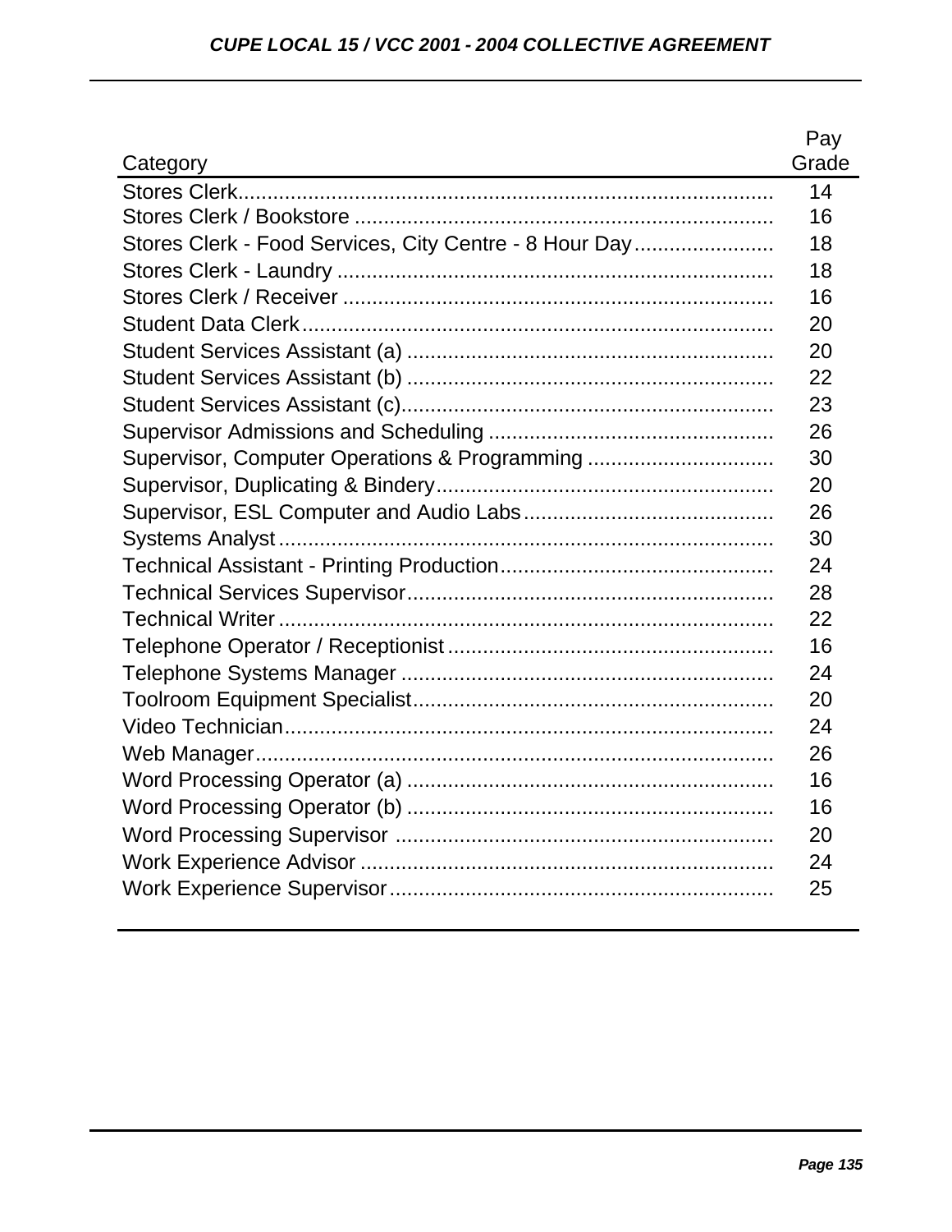| Category | Pay Grade |
|---|---|
| Stores Clerk | 14 |
| Stores Clerk / Bookstore | 16 |
| Stores Clerk - Food Services, City Centre - 8 Hour Day | 18 |
| Stores Clerk - Laundry | 18 |
| Stores Clerk / Receiver | 16 |
| Student Data Clerk | 20 |
| Student Services Assistant (a) | 20 |
| Student Services Assistant (b) | 22 |
| Student Services Assistant (c) | 23 |
| Supervisor Admissions and Scheduling | 26 |
| Supervisor, Computer Operations & Programming | 30 |
| Supervisor, Duplicating & Bindery | 20 |
| Supervisor, ESL Computer and Audio Labs | 26 |
| Systems Analyst | 30 |
| Technical Assistant - Printing Production | 24 |
| Technical Services Supervisor | 28 |
| Technical Writer | 22 |
| Telephone Operator / Receptionist | 16 |
| Telephone Systems Manager | 24 |
| Toolroom Equipment Specialist | 20 |
| Video Technician | 24 |
| Web Manager | 26 |
| Word Processing Operator (a) | 16 |
| Word Processing Operator (b) | 16 |
| Word Processing Supervisor | 20 |
| Work Experience Advisor | 24 |
| Work Experience Supervisor | 25 |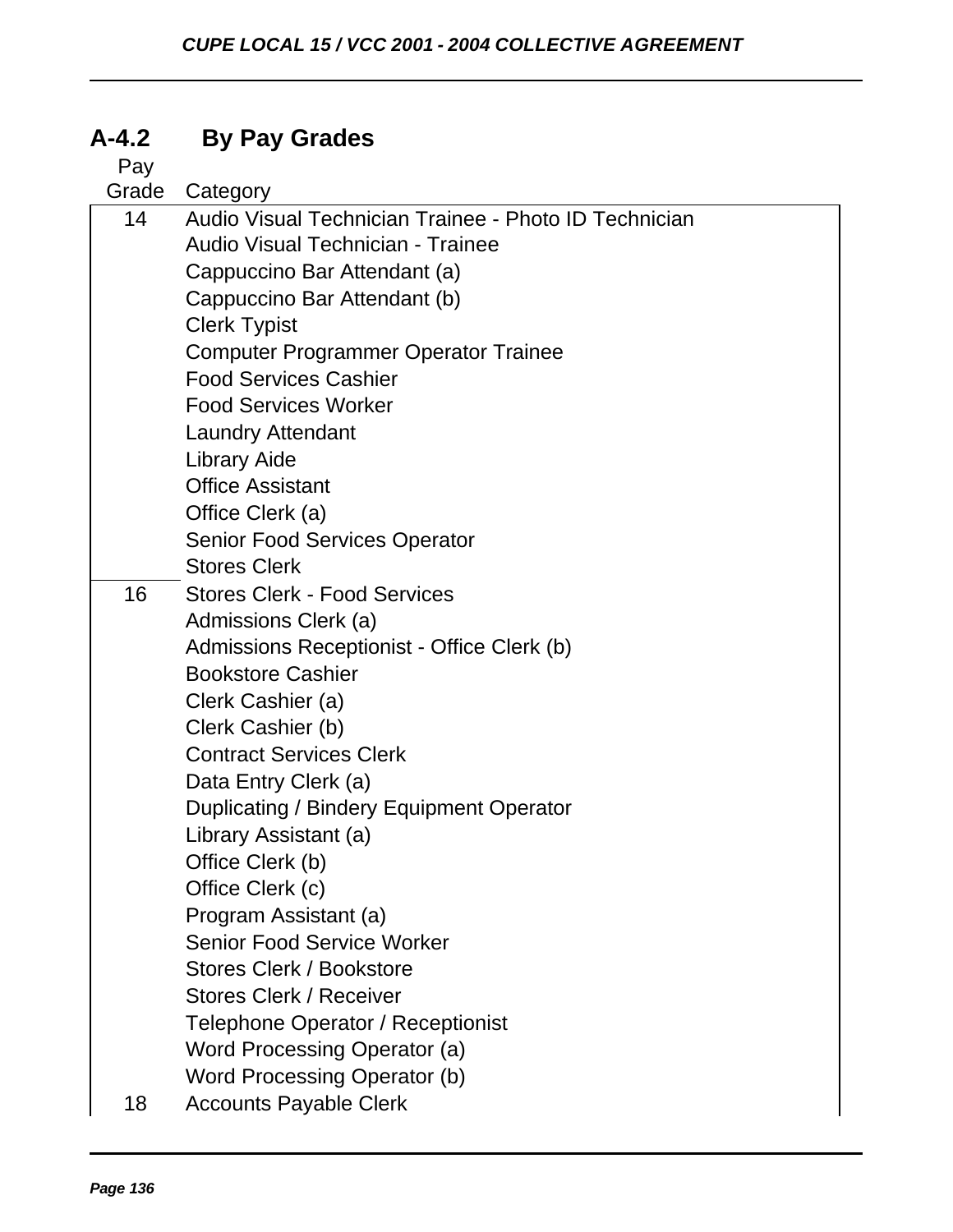## A-4.2 By Pay Grades

| Pay Grade | Category |
|---|---|
| 14 | Audio Visual Technician Trainee - Photo ID Technician |
| | Audio Visual Technician - Trainee |
| | Cappuccino Bar Attendant (a) |
| | Cappuccino Bar Attendant (b) |
| | Clerk Typist |
| | Computer Programmer Operator Trainee |
| | Food Services Cashier |
| | Food Services Worker |
| | Laundry Attendant |
| | Library Aide |
| | Office Assistant |
| | Office Clerk (a) |
| | Senior Food Services Operator |
| | Stores Clerk |
| 16 | Stores Clerk - Food Services |
| | Admissions Clerk (a) |
| | Admissions Receptionist - Office Clerk (b) |
| | Bookstore Cashier |
| | Clerk Cashier (a) |
| | Clerk Cashier (b) |
| | Contract Services Clerk |
| | Data Entry Clerk (a) |
| | Duplicating / Bindery Equipment Operator |
| | Library Assistant (a) |
| | Office Clerk (b) |
| | Office Clerk (c) |
| | Program Assistant (a) |
| | Senior Food Service Worker |
| | Stores Clerk / Bookstore |
| | Stores Clerk / Receiver |
| | Telephone Operator / Receptionist |
| | Word Processing Operator (a) |
| | Word Processing Operator (b) |
| 18 | Accounts Payable Clerk |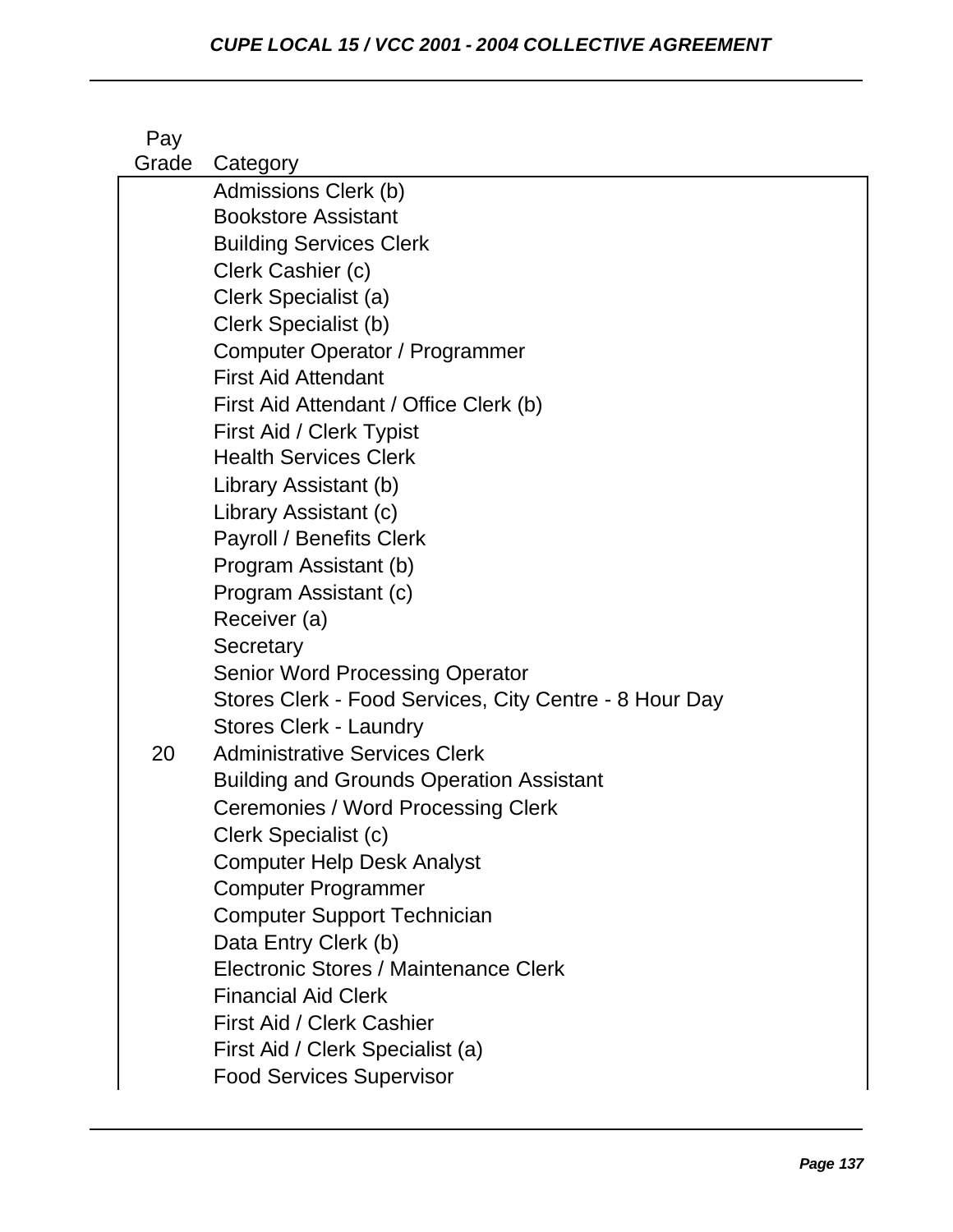| Pay Grade | Category |
|---|---|
| | Admissions Clerk (b) |
| | Bookstore Assistant |
| | Building Services Clerk |
| | Clerk Cashier (c) |
| | Clerk Specialist (a) |
| | Clerk Specialist (b) |
| | Computer Operator / Programmer |
| | First Aid Attendant |
| | First Aid Attendant / Office Clerk (b) |
| | First Aid / Clerk Typist |
| | Health Services Clerk |
| | Library Assistant (b) |
| | Library Assistant (c) |
| | Payroll / Benefits Clerk |
| | Program Assistant (b) |
| | Program Assistant (c) |
| | Receiver (a) |
| | Secretary |
| | Senior Word Processing Operator |
| | Stores Clerk - Food Services, City Centre - 8 Hour Day |
| | Stores Clerk - Laundry |
| 20 | Administrative Services Clerk |
| | Building and Grounds Operation Assistant |
| | Ceremonies / Word Processing Clerk |
| | Clerk Specialist (c) |
| | Computer Help Desk Analyst |
| | Computer Programmer |
| | Computer Support Technician |
| | Data Entry Clerk (b) |
| | Electronic Stores / Maintenance Clerk |
| | Financial Aid Clerk |
| | First Aid / Clerk Cashier |
| | First Aid / Clerk Specialist (a) |
| | Food Services Supervisor |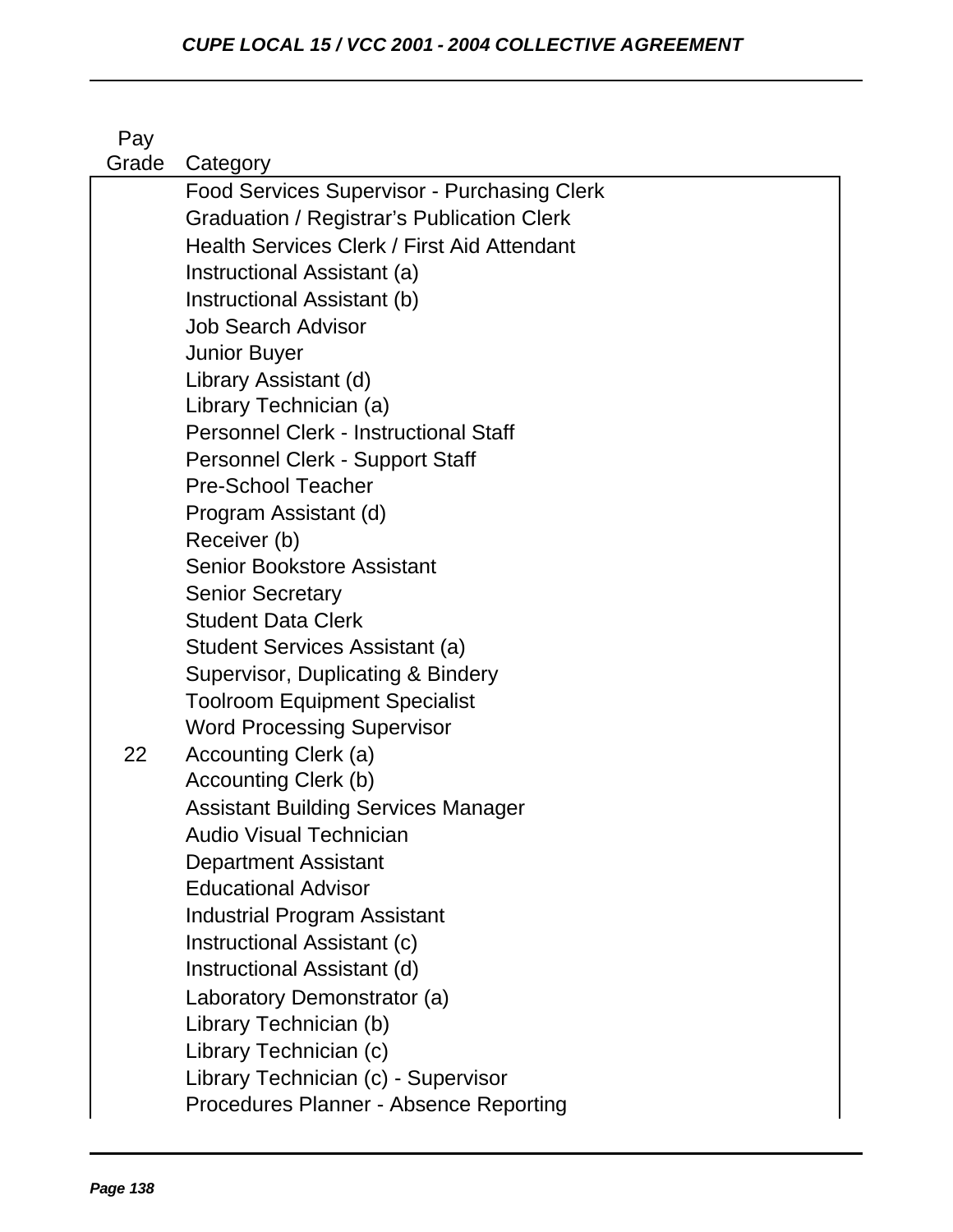| Pay Grade | Category |
|---|---|
| | Food Services Supervisor - Purchasing Clerk |
| | Graduation / Registrar's Publication Clerk |
| | Health Services Clerk / First Aid Attendant |
| | Instructional Assistant (a) |
| | Instructional Assistant (b) |
| | Job Search Advisor |
| | Junior Buyer |
| | Library Assistant (d) |
| | Library Technician (a) |
| | Personnel Clerk - Instructional Staff |
| | Personnel Clerk - Support Staff |
| | Pre-School Teacher |
| | Program Assistant (d) |
| | Receiver (b) |
| | Senior Bookstore Assistant |
| | Senior Secretary |
| | Student Data Clerk |
| | Student Services Assistant (a) |
| | Supervisor, Duplicating & Bindery |
| | Toolroom Equipment Specialist |
| | Word Processing Supervisor |
| 22 | Accounting Clerk (a) |
| | Accounting Clerk (b) |
| | Assistant Building Services Manager |
| | Audio Visual Technician |
| | Department Assistant |
| | Educational Advisor |
| | Industrial Program Assistant |
| | Instructional Assistant (c) |
| | Instructional Assistant (d) |
| | Laboratory Demonstrator (a) |
| | Library Technician (b) |
| | Library Technician (c) |
| | Library Technician (c) - Supervisor |
| | Procedures Planner - Absence Reporting |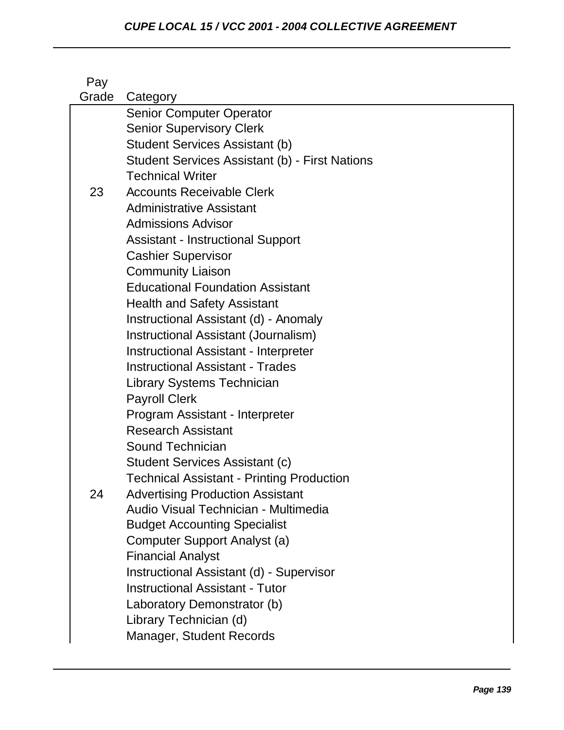| Pay Grade | Category |
|---|---|
| | Senior Computer Operator |
| | Senior Supervisory Clerk |
| | Student Services Assistant (b) |
| | Student Services Assistant (b) - First Nations |
| | Technical Writer |
| 23 | Accounts Receivable Clerk |
| | Administrative Assistant |
| | Admissions Advisor |
| | Assistant - Instructional Support |
| | Cashier Supervisor |
| | Community Liaison |
| | Educational Foundation Assistant |
| | Health and Safety Assistant |
| | Instructional Assistant (d) - Anomaly |
| | Instructional Assistant (Journalism) |
| | Instructional Assistant - Interpreter |
| | Instructional Assistant - Trades |
| | Library Systems Technician |
| | Payroll Clerk |
| | Program Assistant - Interpreter |
| | Research Assistant |
| | Sound Technician |
| | Student Services Assistant (c) |
| | Technical Assistant - Printing Production |
| 24 | Advertising Production Assistant |
| | Audio Visual Technician - Multimedia |
| | Budget Accounting Specialist |
| | Computer Support Analyst (a) |
| | Financial Analyst |
| | Instructional Assistant (d) - Supervisor |
| | Instructional Assistant - Tutor |
| | Laboratory Demonstrator (b) |
| | Library Technician (d) |
| | Manager, Student Records |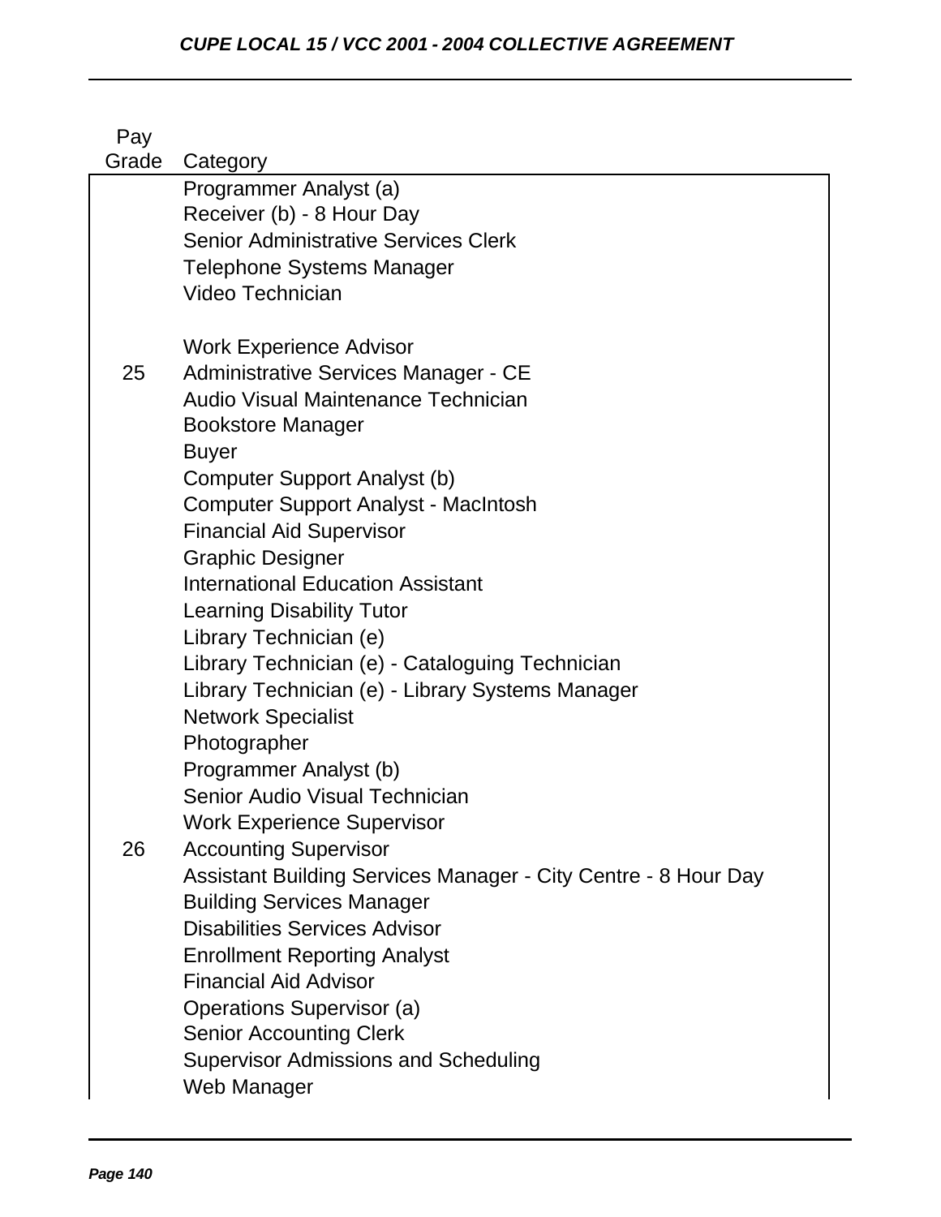| Pay Grade | Category |
|---|---|
| | Programmer Analyst (a) |
| | Receiver (b) - 8 Hour Day |
| | Senior Administrative Services Clerk |
| | Telephone Systems Manager |
| | Video Technician |
| | Work Experience Advisor |
| 25 | Administrative Services Manager - CE |
| | Audio Visual Maintenance Technician |
| | Bookstore Manager |
| | Buyer |
| | Computer Support Analyst (b) |
| | Computer Support Analyst - MacIntosh |
| | Financial Aid Supervisor |
| | Graphic Designer |
| | International Education Assistant |
| | Learning Disability Tutor |
| | Library Technician (e) |
| | Library Technician (e) - Cataloguing Technician |
| | Library Technician (e) - Library Systems Manager |
| | Network Specialist |
| | Photographer |
| | Programmer Analyst (b) |
| | Senior Audio Visual Technician |
| | Work Experience Supervisor |
| 26 | Accounting Supervisor |
| | Assistant Building Services Manager - City Centre - 8 Hour Day |
| | Building Services Manager |
| | Disabilities Services Advisor |
| | Enrollment Reporting Analyst |
| | Financial Aid Advisor |
| | Operations Supervisor (a) |
| | Senior Accounting Clerk |
| | Supervisor Admissions and Scheduling |
| | Web Manager |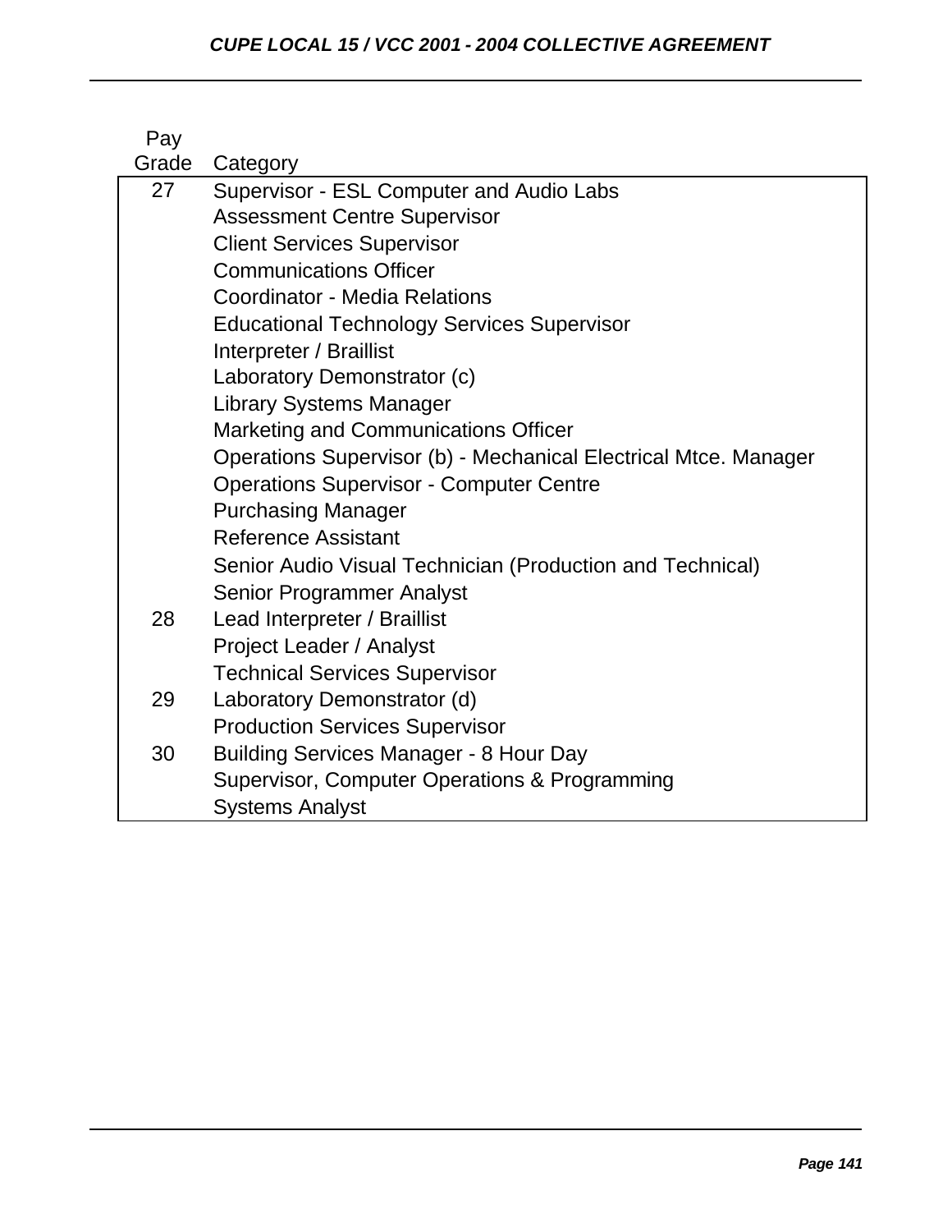| Pay Grade | Category |
|---|---|
| 27 | Supervisor - ESL Computer and Audio Labs |
| | Assessment Centre Supervisor |
| | Client Services Supervisor |
| | Communications Officer |
| | Coordinator - Media Relations |
| | Educational Technology Services Supervisor |
| | Interpreter / Braillist |
| | Laboratory Demonstrator (c) |
| | Library Systems Manager |
| | Marketing and Communications Officer |
| | Operations Supervisor (b) - Mechanical Electrical Mtce. Manager |
| | Operations Supervisor - Computer Centre |
| | Purchasing Manager |
| | Reference Assistant |
| | Senior Audio Visual Technician (Production and Technical) |
| | Senior Programmer Analyst |
| 28 | Lead Interpreter / Braillist |
| | Project Leader / Analyst |
| | Technical Services Supervisor |
| 29 | Laboratory Demonstrator (d) |
| | Production Services Supervisor |
| 30 | Building Services Manager - 8 Hour Day |
| | Supervisor, Computer Operations & Programming |
| | Systems Analyst |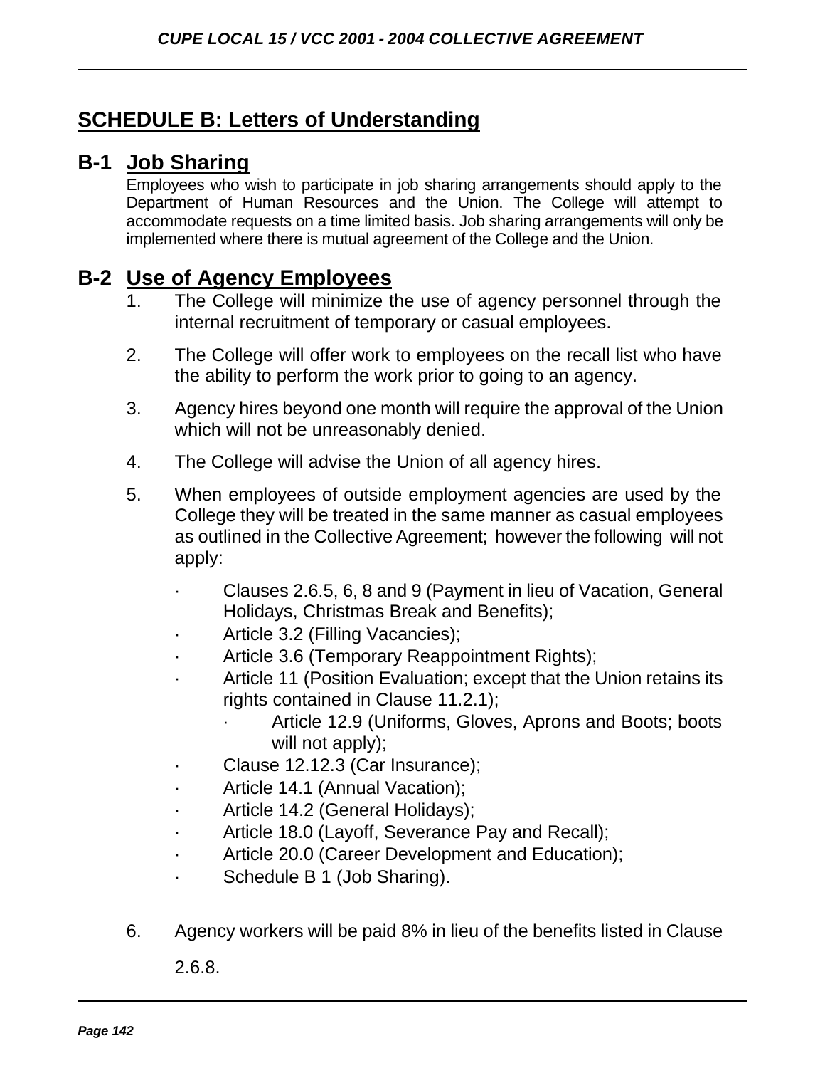## SCHEDULE B: Letters of Understanding

### B-1 Job Sharing

Employees who wish to participate in job sharing arrangements should apply to the Department of Human Resources and the Union. The College will attempt to accommodate requests on a time limited basis. Job sharing arrangements will only be implemented where there is mutual agreement of the College and the Union.

### B-2 Use of Agency Employees

1. The College will minimize the use of agency personnel through the internal recruitment of temporary or casual employees.

2. The College will offer work to employees on the recall list who have the ability to perform the work prior to going to an agency.

3. Agency hires beyond one month will require the approval of the Union which will not be unreasonably denied.

4. The College will advise the Union of all agency hires.

5. When employees of outside employment agencies are used by the College they will be treated in the same manner as casual employees as outlined in the Collective Agreement; however the following will not apply:

   - Clauses 2.6.5, 6, 8 and 9 (Payment in lieu of Vacation, General Holidays, Christmas Break and Benefits);
   - Article 3.2 (Filling Vacancies);
   - Article 3.6 (Temporary Reappointment Rights);
   - Article 11 (Position Evaluation; except that the Union retains its rights contained in Clause 11.2.1);
     - Article 12.9 (Uniforms, Gloves, Aprons and Boots; boots will not apply);
   - Clause 12.12.3 (Car Insurance);
   - Article 14.1 (Annual Vacation);
   - Article 14.2 (General Holidays);
   - Article 18.0 (Layoff, Severance Pay and Recall);
   - Article 20.0 (Career Development and Education);
   - Schedule B 1 (Job Sharing).

6. Agency workers will be paid 8% in lieu of the benefits listed in Clause 2.6.8.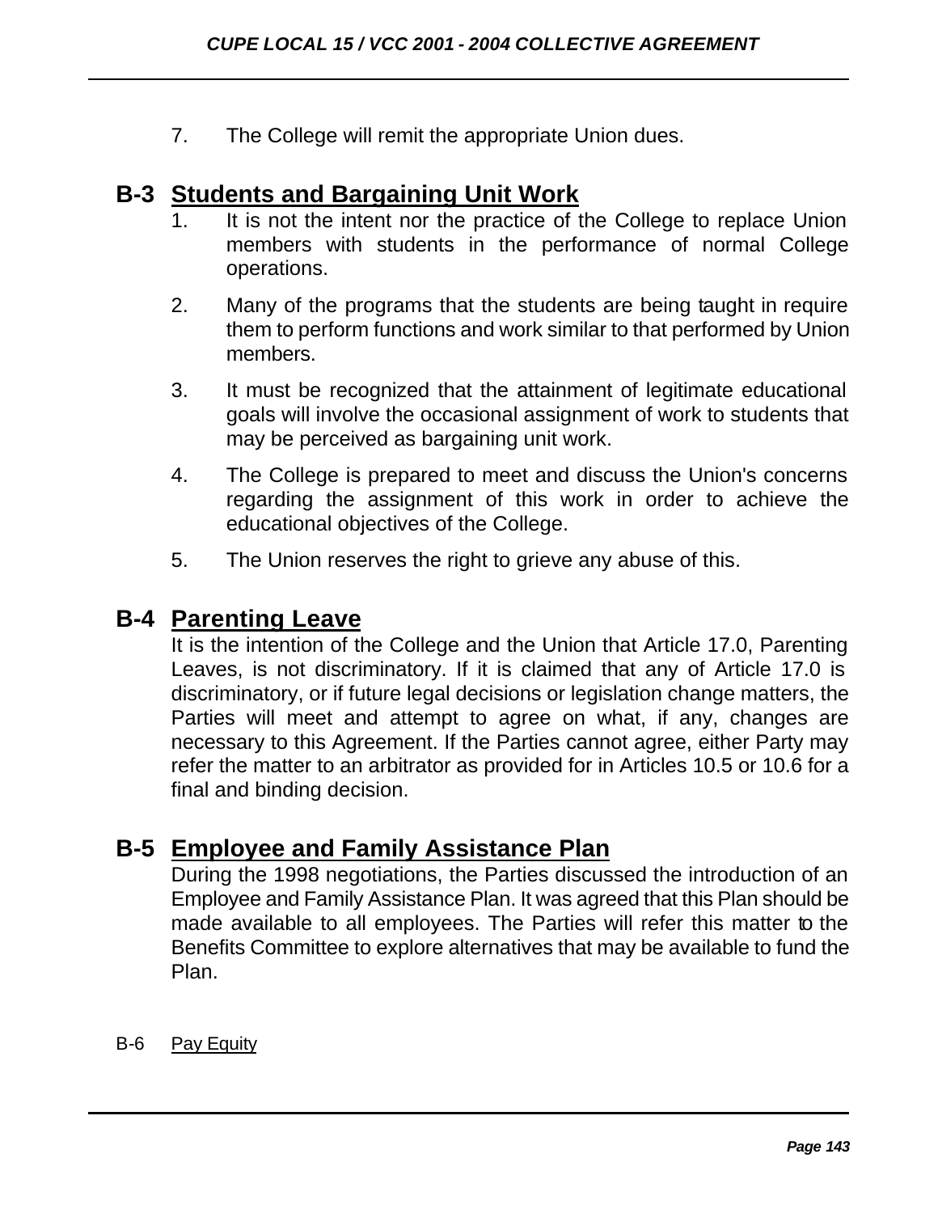7. The College will remit the appropriate Union dues.

## B-3 Students and Bargaining Unit Work

1. It is not the intent nor the practice of the College to replace Union members with students in the performance of normal College operations.

2. Many of the programs that the students are being taught in require them to perform functions and work similar to that performed by Union members.

3. It must be recognized that the attainment of legitimate educational goals will involve the occasional assignment of work to students that may be perceived as bargaining unit work.

4. The College is prepared to meet and discuss the Union's concerns regarding the assignment of this work in order to achieve the educational objectives of the College.

5. The Union reserves the right to grieve any abuse of this.

## B-4 Parenting Leave

It is the intention of the College and the Union that Article 17.0, Parenting Leaves, is not discriminatory. If it is claimed that any of Article 17.0 is discriminatory, or if future legal decisions or legislation change matters, the Parties will meet and attempt to agree on what, if any, changes are necessary to this Agreement. If the Parties cannot agree, either Party may refer the matter to an arbitrator as provided for in Articles 10.5 or 10.6 for a final and binding decision.

## B-5 Employee and Family Assistance Plan

During the 1998 negotiations, the Parties discussed the introduction of an Employee and Family Assistance Plan. It was agreed that this Plan should be made available to all employees. The Parties will refer this matter to the Benefits Committee to explore alternatives that may be available to fund the Plan.

B-6 Pay Equity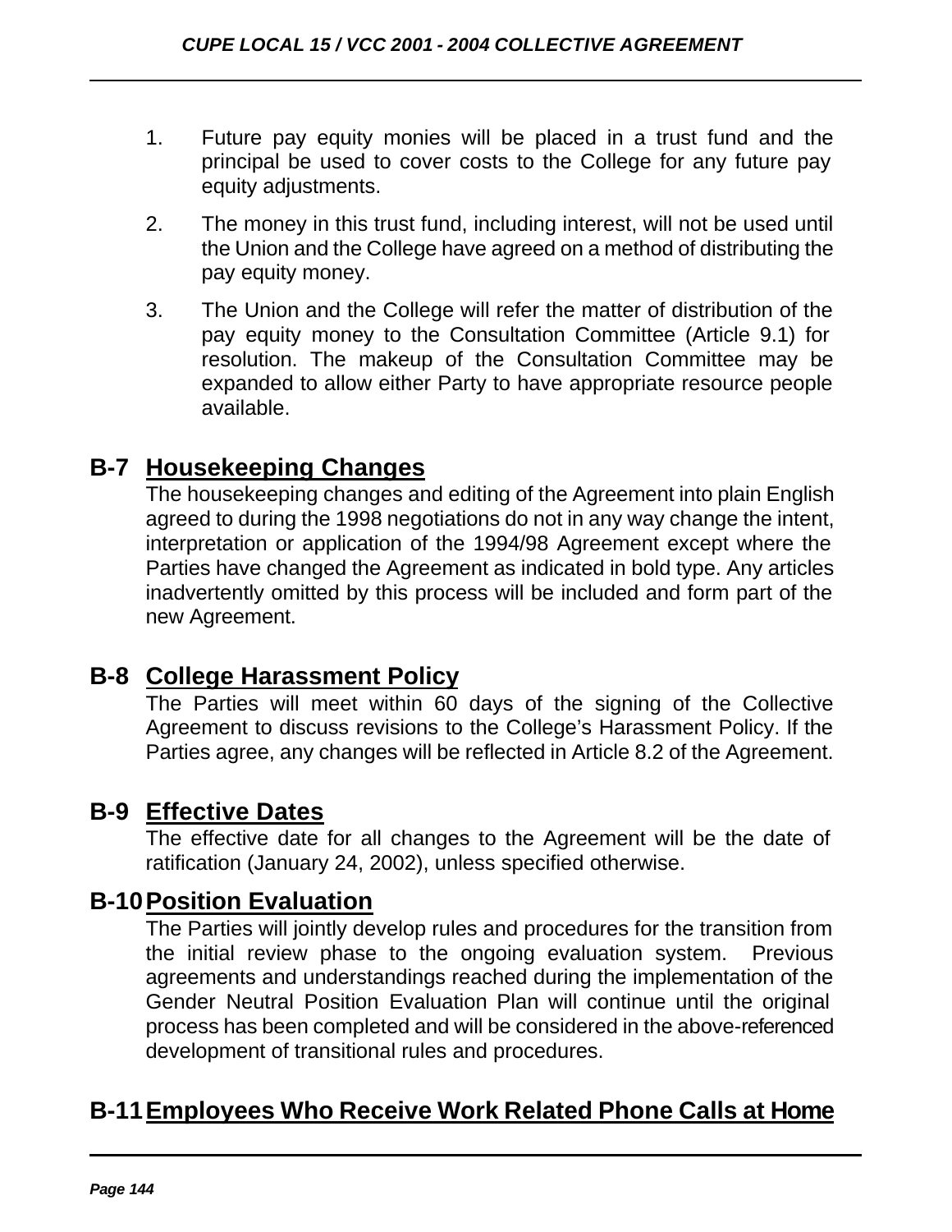1. Future pay equity monies will be placed in a trust fund and the principal be used to cover costs to the College for any future pay equity adjustments.
2. The money in this trust fund, including interest, will not be used until the Union and the College have agreed on a method of distributing the pay equity money.
3. The Union and the College will refer the matter of distribution of the pay equity money to the Consultation Committee (Article 9.1) for resolution. The makeup of the Consultation Committee may be expanded to allow either Party to have appropriate resource people available.

## B-7 Housekeeping Changes

The housekeeping changes and editing of the Agreement into plain English agreed to during the 1998 negotiations do not in any way change the intent, interpretation or application of the 1994/98 Agreement except where the Parties have changed the Agreement as indicated in bold type. Any articles inadvertently omitted by this process will be included and form part of the new Agreement.

## B-8 College Harassment Policy

The Parties will meet within 60 days of the signing of the Collective Agreement to discuss revisions to the College's Harassment Policy. If the Parties agree, any changes will be reflected in Article 8.2 of the Agreement.

## B-9 Effective Dates

The effective date for all changes to the Agreement will be the date of ratification (January 24, 2002), unless specified otherwise.

## B-10 Position Evaluation

The Parties will jointly develop rules and procedures for the transition from the initial review phase to the ongoing evaluation system. Previous agreements and understandings reached during the implementation of the Gender Neutral Position Evaluation Plan will continue until the original process has been completed and will be considered in the above-referenced development of transitional rules and procedures.

## B-11 Employees Who Receive Work Related Phone Calls at Home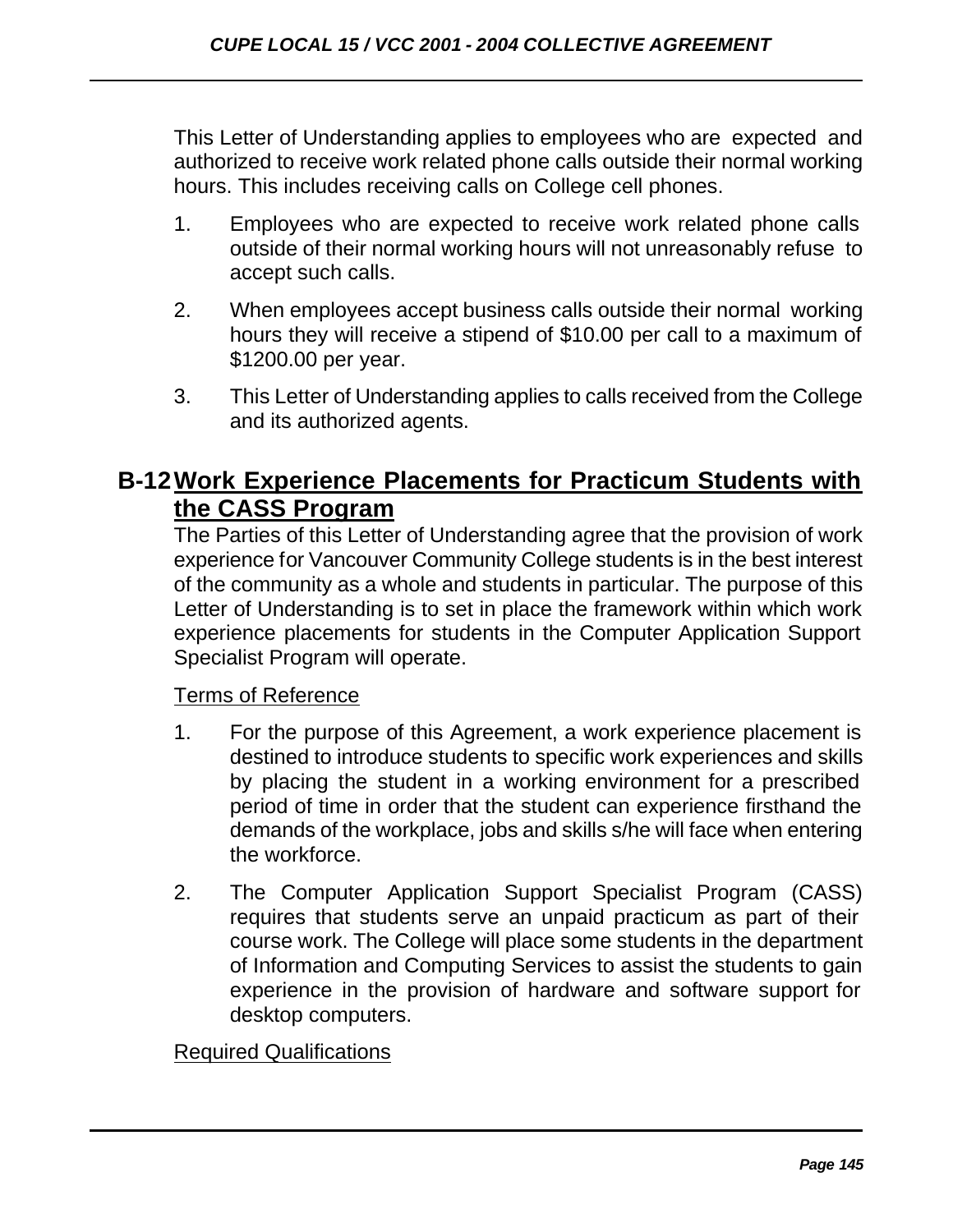This Letter of Understanding applies to employees who are expected and authorized to receive work related phone calls outside their normal working hours. This includes receiving calls on College cell phones.

1. Employees who are expected to receive work related phone calls outside of their normal working hours will not unreasonably refuse to accept such calls.

2. When employees accept business calls outside their normal working hours they will receive a stipend of $10.00 per call to a maximum of $1200.00 per year.

3. This Letter of Understanding applies to calls received from the College and its authorized agents.

## B-12 Work Experience Placements for Practicum Students with the CASS Program

The Parties of this Letter of Understanding agree that the provision of work experience for Vancouver Community College students is in the best interest of the community as a whole and students in particular. The purpose of this Letter of Understanding is to set in place the framework within which work experience placements for students in the Computer Application Support Specialist Program will operate.

Terms of Reference

1. For the purpose of this Agreement, a work experience placement is destined to introduce students to specific work experiences and skills by placing the student in a working environment for a prescribed period of time in order that the student can experience firsthand the demands of the workplace, jobs and skills s/he will face when entering the workforce.

2. The Computer Application Support Specialist Program (CASS) requires that students serve an unpaid practicum as part of their course work. The College will place some students in the department of Information and Computing Services to assist the students to gain experience in the provision of hardware and software support for desktop computers.

Required Qualifications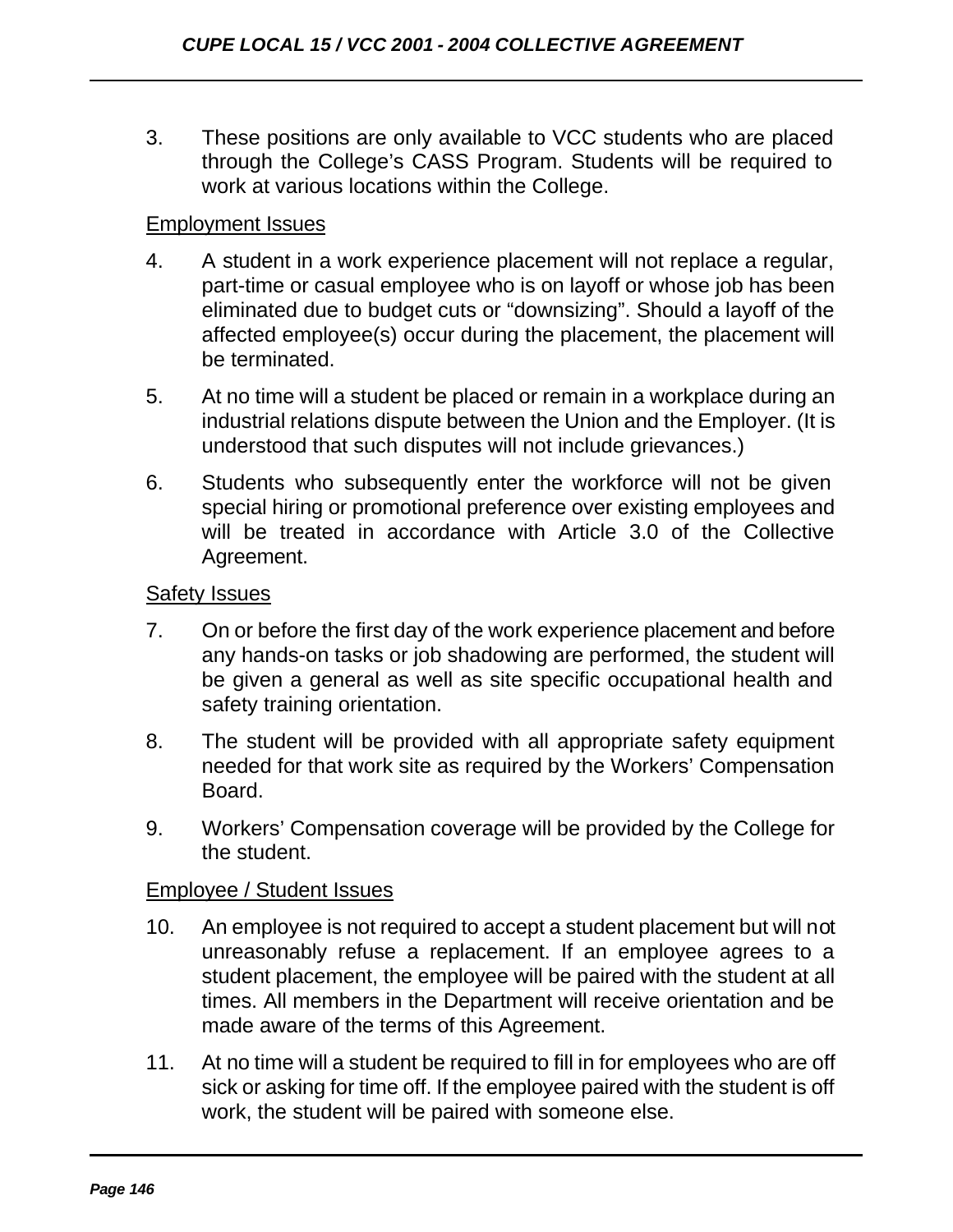3. These positions are only available to VCC students who are placed through the College's CASS Program. Students will be required to work at various locations within the College.

Employment Issues

4. A student in a work experience placement will not replace a regular, part-time or casual employee who is on layoff or whose job has been eliminated due to budget cuts or "downsizing". Should a layoff of the affected employee(s) occur during the placement, the placement will be terminated.

5. At no time will a student be placed or remain in a workplace during an industrial relations dispute between the Union and the Employer. (It is understood that such disputes will not include grievances.)

6. Students who subsequently enter the workforce will not be given special hiring or promotional preference over existing employees and will be treated in accordance with Article 3.0 of the Collective Agreement.

Safety Issues

7. On or before the first day of the work experience placement and before any hands-on tasks or job shadowing are performed, the student will be given a general as well as site specific occupational health and safety training orientation.

8. The student will be provided with all appropriate safety equipment needed for that work site as required by the Workers' Compensation Board.

9. Workers' Compensation coverage will be provided by the College for the student.

Employee / Student Issues

10. An employee is not required to accept a student placement but will not unreasonably refuse a replacement. If an employee agrees to a student placement, the employee will be paired with the student at all times. All members in the Department will receive orientation and be made aware of the terms of this Agreement.

11. At no time will a student be required to fill in for employees who are off sick or asking for time off. If the employee paired with the student is off work, the student will be paired with someone else.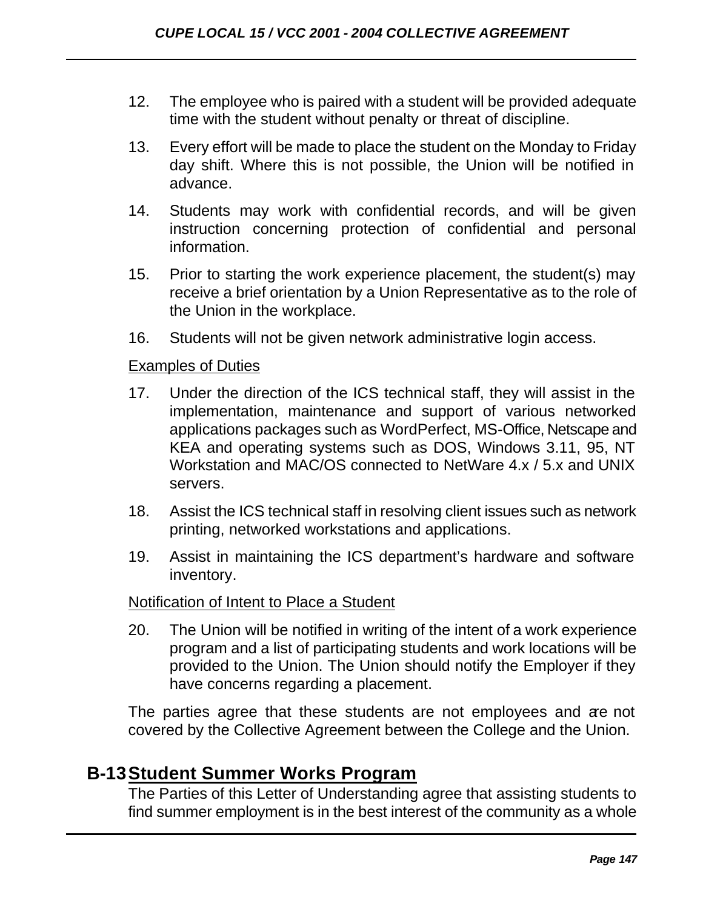12. The employee who is paired with a student will be provided adequate time with the student without penalty or threat of discipline.

13. Every effort will be made to place the student on the Monday to Friday day shift. Where this is not possible, the Union will be notified in advance.

14. Students may work with confidential records, and will be given instruction concerning protection of confidential and personal information.

15. Prior to starting the work experience placement, the student(s) may receive a brief orientation by a Union Representative as to the role of the Union in the workplace.

16. Students will not be given network administrative login access.

<u>Examples of Duties</u>

17. Under the direction of the ICS technical staff, they will assist in the implementation, maintenance and support of various networked applications packages such as WordPerfect, MS-Office, Netscape and KEA and operating systems such as DOS, Windows 3.11, 95, NT Workstation and MAC/OS connected to NetWare 4.x / 5.x and UNIX servers.

18. Assist the ICS technical staff in resolving client issues such as network printing, networked workstations and applications.

19. Assist in maintaining the ICS department's hardware and software inventory.

<u>Notification of Intent to Place a Student</u>

20. The Union will be notified in writing of the intent of a work experience program and a list of participating students and work locations will be provided to the Union. The Union should notify the Employer if they have concerns regarding a placement.

The parties agree that these students are not employees and are not covered by the Collective Agreement between the College and the Union.

## B-13 Student Summer Works Program

The Parties of this Letter of Understanding agree that assisting students to find summer employment is in the best interest of the community as a whole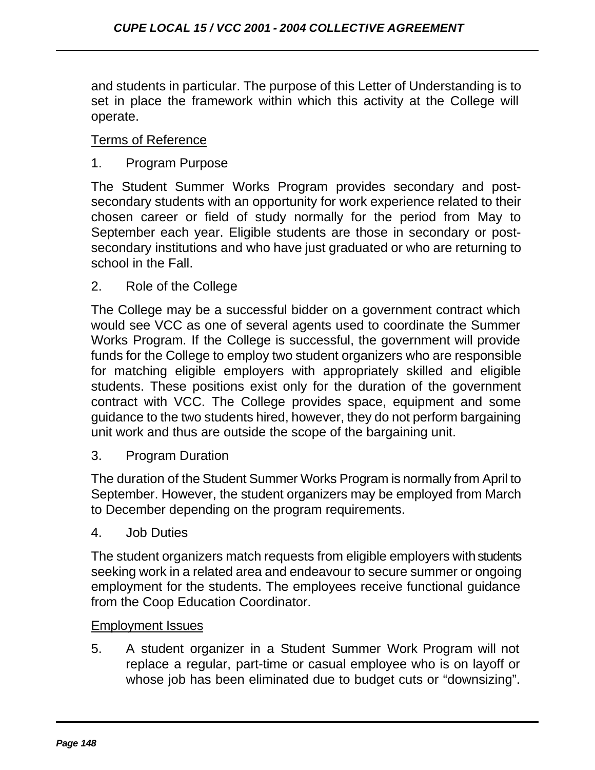and students in particular. The purpose of this Letter of Understanding is to set in place the framework within which this activity at the College will operate.

Terms of Reference

1. Program Purpose

The Student Summer Works Program provides secondary and post-secondary students with an opportunity for work experience related to their chosen career or field of study normally for the period from May to September each year. Eligible students are those in secondary or post-secondary institutions and who have just graduated or who are returning to school in the Fall.

2. Role of the College

The College may be a successful bidder on a government contract which would see VCC as one of several agents used to coordinate the Summer Works Program. If the College is successful, the government will provide funds for the College to employ two student organizers who are responsible for matching eligible employers with appropriately skilled and eligible students. These positions exist only for the duration of the government contract with VCC. The College provides space, equipment and some guidance to the two students hired, however, they do not perform bargaining unit work and thus are outside the scope of the bargaining unit.

3. Program Duration

The duration of the Student Summer Works Program is normally from April to September. However, the student organizers may be employed from March to December depending on the program requirements.

4. Job Duties

The student organizers match requests from eligible employers with students seeking work in a related area and endeavour to secure summer or ongoing employment for the students. The employees receive functional guidance from the Coop Education Coordinator.

Employment Issues

5. A student organizer in a Student Summer Work Program will not replace a regular, part-time or casual employee who is on layoff or whose job has been eliminated due to budget cuts or “downsizing”.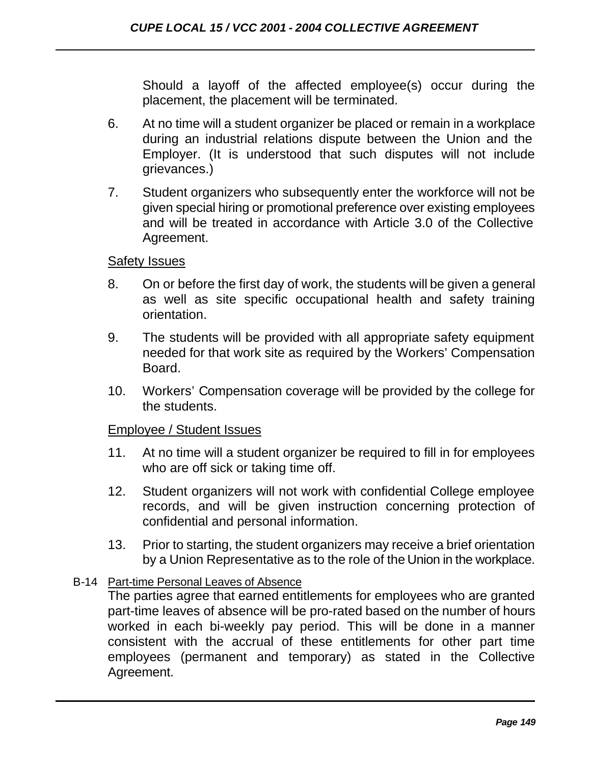Should a layoff of the affected employee(s) occur during the placement, the placement will be terminated.

6. At no time will a student organizer be placed or remain in a workplace during an industrial relations dispute between the Union and the Employer. (It is understood that such disputes will not include grievances.)

7. Student organizers who subsequently enter the workforce will not be given special hiring or promotional preference over existing employees and will be treated in accordance with Article 3.0 of the Collective Agreement.

Safety Issues

8. On or before the first day of work, the students will be given a general as well as site specific occupational health and safety training orientation.

9. The students will be provided with all appropriate safety equipment needed for that work site as required by the Workers' Compensation Board.

10. Workers' Compensation coverage will be provided by the college for the students.

Employee / Student Issues

11. At no time will a student organizer be required to fill in for employees who are off sick or taking time off.

12. Student organizers will not work with confidential College employee records, and will be given instruction concerning protection of confidential and personal information.

13. Prior to starting, the student organizers may receive a brief orientation by a Union Representative as to the role of the Union in the workplace.

B-14 Part-time Personal Leaves of Absence

The parties agree that earned entitlements for employees who are granted part-time leaves of absence will be pro-rated based on the number of hours worked in each bi-weekly pay period. This will be done in a manner consistent with the accrual of these entitlements for other part time employees (permanent and temporary) as stated in the Collective Agreement.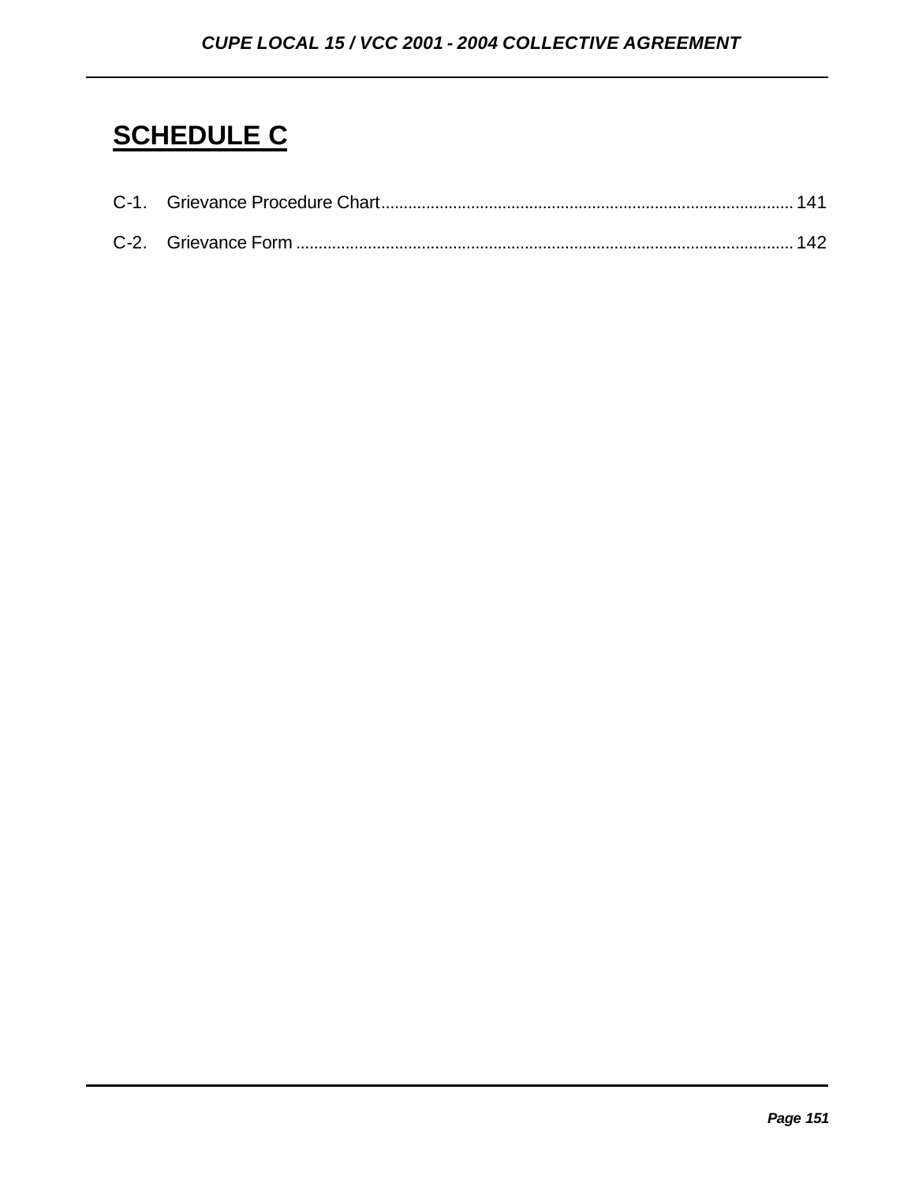# SCHEDULE C

C-1. Grievance Procedure Chart .......... 141

C-2. Grievance Form .......... 142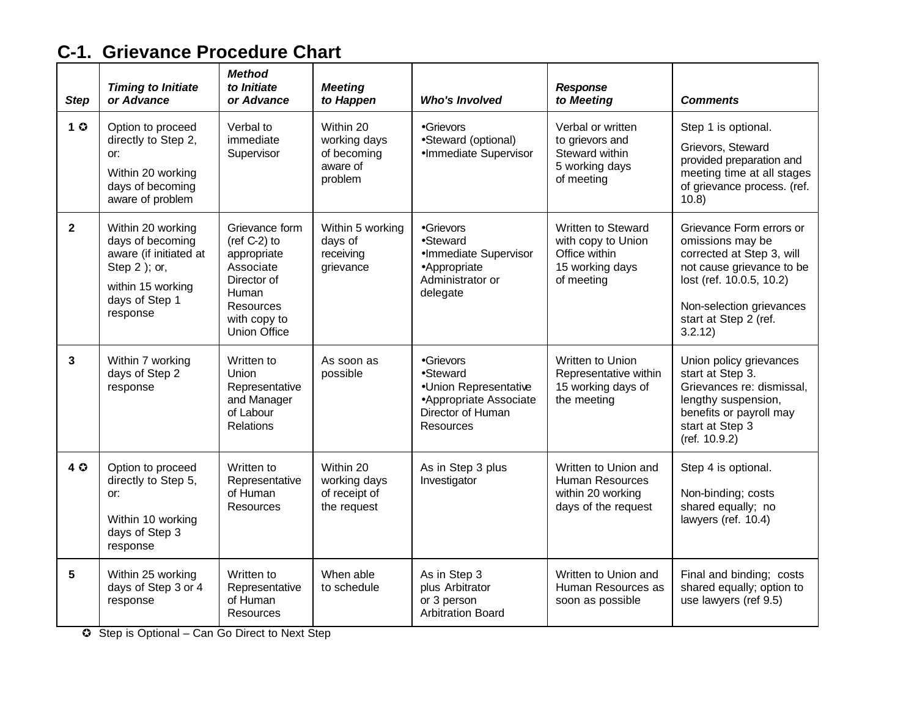## C-1. Grievance Procedure Chart

| *Step* | *Timing to Initiate or Advance* | *Method to Initiate or Advance* | *Meeting to Happen* | *Who's Involved* | *Response to Meeting* | *Comments* |
|---|---|---|---|---|---|---|
| **1** ✪ | Option to proceed directly to Step 2, or:<br>Within 20 working days of becoming aware of problem | Verbal to immediate Supervisor | Within 20 working days of becoming aware of problem | •Grievors<br>•Steward (optional)<br>•Immediate Supervisor | Verbal or written to grievors and Steward within 5 working days of meeting | Step 1 is optional.<br>Grievors, Steward provided preparation and meeting time at all stages of grievance process. (ref. 10.8) |
| **2** | Within 20 working days of becoming aware (if initiated at Step 2 ); or,<br>within 15 working days of Step 1 response | Grievance form (ref C-2) to appropriate Associate Director of Human Resources with copy to Union Office | Within 5 working days of receiving grievance | •Grievors<br>•Steward<br>•Immediate Supervisor<br>•Appropriate Administrator or delegate | Written to Steward with copy to Union Office within 15 working days of meeting | Grievance Form errors or omissions may be corrected at Step 3, will not cause grievance to be lost (ref. 10.0.5, 10.2)<br>Non-selection grievances start at Step 2 (ref. 3.2.12) |
| **3** | Within 7 working days of Step 2 response | Written to Union Representative and Manager of Labour Relations | As soon as possible | •Grievors<br>•Steward<br>•Union Representative<br>•Appropriate Associate Director of Human Resources | Written to Union Representative within 15 working days of the meeting | Union policy grievances start at Step 3. Grievances re: dismissal, lengthy suspension, benefits or payroll may start at Step 3 (ref. 10.9.2) |
| **4** ✪ | Option to proceed directly to Step 5, or:<br>Within 10 working days of Step 3 response | Written to Representative of Human Resources | Within 20 working days of receipt of the request | As in Step 3 plus Investigator | Written to Union and Human Resources within 20 working days of the request | Step 4 is optional.<br>Non-binding; costs shared equally; no lawyers (ref. 10.4) |
| **5** | Within 25 working days of Step 3 or 4 response | Written to Representative of Human Resources | When able to schedule | As in Step 3 plus Arbitrator or 3 person Arbitration Board | Written to Union and Human Resources as soon as possible | Final and binding; costs shared equally; option to use lawyers (ref 9.5) |

✪ Step is Optional – Can Go Direct to Next Step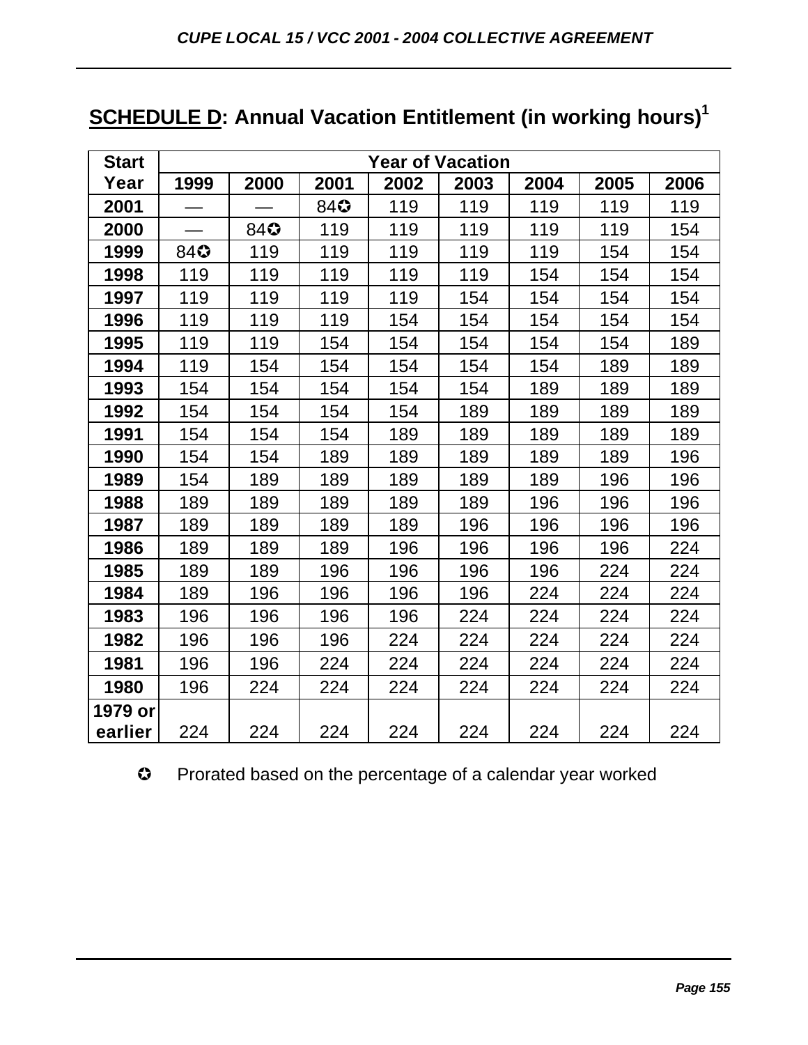## SCHEDULE D: Annual Vacation Entitlement (in working hours)[1]

| Start Year | Year of Vacation | | | | | | | |
|---|---|---|---|---|---|---|---|---|
| | 1999 | 2000 | 2001 | 2002 | 2003 | 2004 | 2005 | 2006 |
| 2001 | — | — | 84✪ | 119 | 119 | 119 | 119 | 119 |
| 2000 | — | 84✪ | 119 | 119 | 119 | 119 | 119 | 154 |
| 1999 | 84✪ | 119 | 119 | 119 | 119 | 119 | 154 | 154 |
| 1998 | 119 | 119 | 119 | 119 | 119 | 154 | 154 | 154 |
| 1997 | 119 | 119 | 119 | 119 | 154 | 154 | 154 | 154 |
| 1996 | 119 | 119 | 119 | 154 | 154 | 154 | 154 | 154 |
| 1995 | 119 | 119 | 154 | 154 | 154 | 154 | 154 | 189 |
| 1994 | 119 | 154 | 154 | 154 | 154 | 154 | 189 | 189 |
| 1993 | 154 | 154 | 154 | 154 | 154 | 189 | 189 | 189 |
| 1992 | 154 | 154 | 154 | 154 | 189 | 189 | 189 | 189 |
| 1991 | 154 | 154 | 154 | 189 | 189 | 189 | 189 | 189 |
| 1990 | 154 | 154 | 189 | 189 | 189 | 189 | 189 | 196 |
| 1989 | 154 | 189 | 189 | 189 | 189 | 189 | 196 | 196 |
| 1988 | 189 | 189 | 189 | 189 | 189 | 196 | 196 | 196 |
| 1987 | 189 | 189 | 189 | 189 | 196 | 196 | 196 | 196 |
| 1986 | 189 | 189 | 189 | 196 | 196 | 196 | 196 | 224 |
| 1985 | 189 | 189 | 196 | 196 | 196 | 196 | 224 | 224 |
| 1984 | 189 | 196 | 196 | 196 | 196 | 224 | 224 | 224 |
| 1983 | 196 | 196 | 196 | 196 | 224 | 224 | 224 | 224 |
| 1982 | 196 | 196 | 196 | 224 | 224 | 224 | 224 | 224 |
| 1981 | 196 | 196 | 224 | 224 | 224 | 224 | 224 | 224 |
| 1980 | 196 | 224 | 224 | 224 | 224 | 224 | 224 | 224 |
| 1979 or earlier | 224 | 224 | 224 | 224 | 224 | 224 | 224 | 224 |

✪ Prorated based on the percentage of a calendar year worked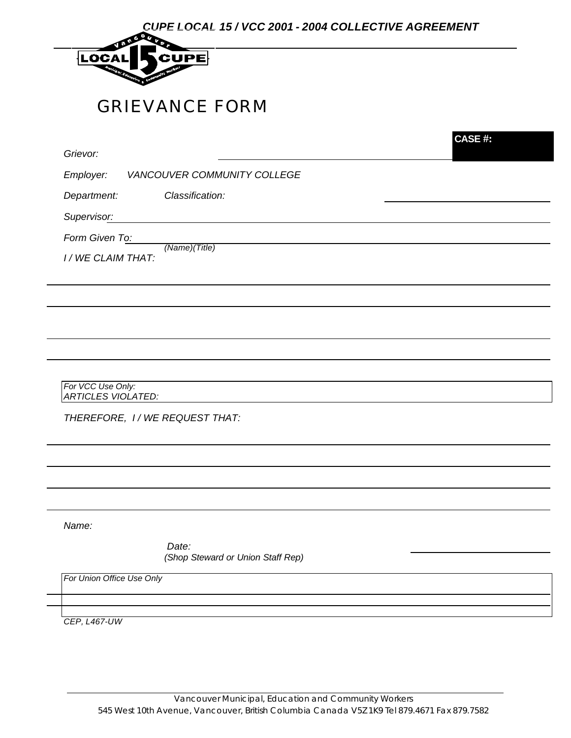# GRIEVANCE FORM

**CASE #:**

*Grievor:*

*Employer:* *VANCOUVER COMMUNITY COLLEGE*

*Department:* *Classification:*

*Supervisor:*

*Form Given To:*
*(Name)(Title)*

*I / WE CLAIM THAT:*

*For VCC Use Only:*
*ARTICLES VIOLATED:*

*THEREFORE, I / WE REQUEST THAT:*

*Name:*

*Date:*
*(Shop Steward or Union Staff Rep)*

*For Union Office Use Only*

*CEP, L467-UW*

Vancouver Municipal, Education and Community Workers
545 West 10th Avenue, Vancouver, British Columbia Canada V5Z 1K9 Tel 879.4671 Fax 879.7582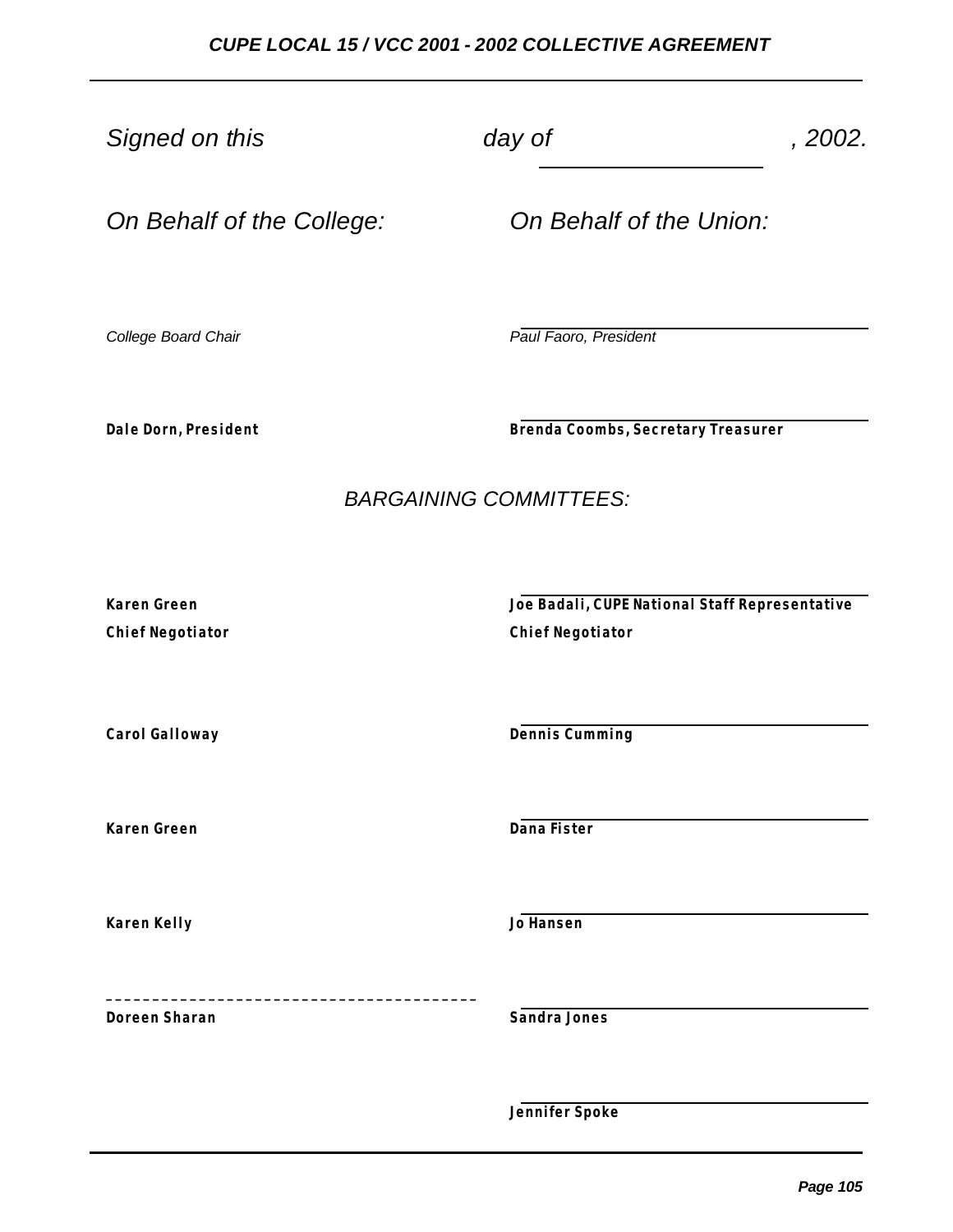*Signed on this day of \_\_\_\_\_\_\_\_\_\_\_\_\_\_\_\_\_\_\_\_, 2002.*

| *On Behalf of the College:* | *On Behalf of the Union:* |
|---|---|
| *College Board Chair* | *Paul Faoro, President* |
| **Dale Dorn, President** | **Brenda Coombs, Secretary Treasurer** |

*BARGAINING COMMITTEES:*

| | |
|---|---|
| **Karen Green**<br>**Chief Negotiator** | **Joe Badali, CUPE National Staff Representative**<br>**Chief Negotiator** |
| **Carol Galloway** | **Dennis Cumming** |
| **Karen Green** | **Dana Fister** |
| **Karen Kelly** | **Jo Hansen** |
| **Doreen Sharan** | **Sandra Jones** |
| | **Jennifer Spoke** |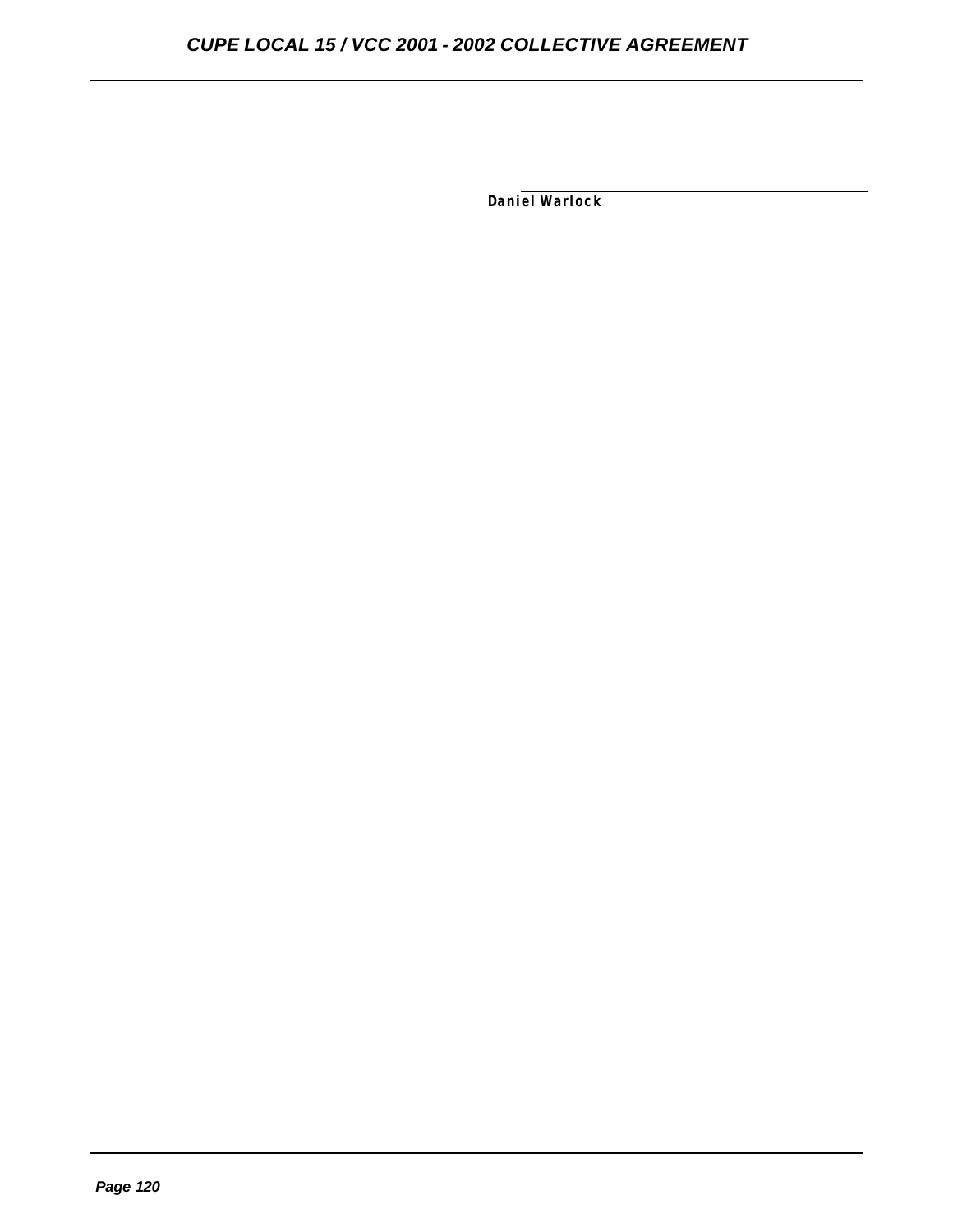Daniel Warlock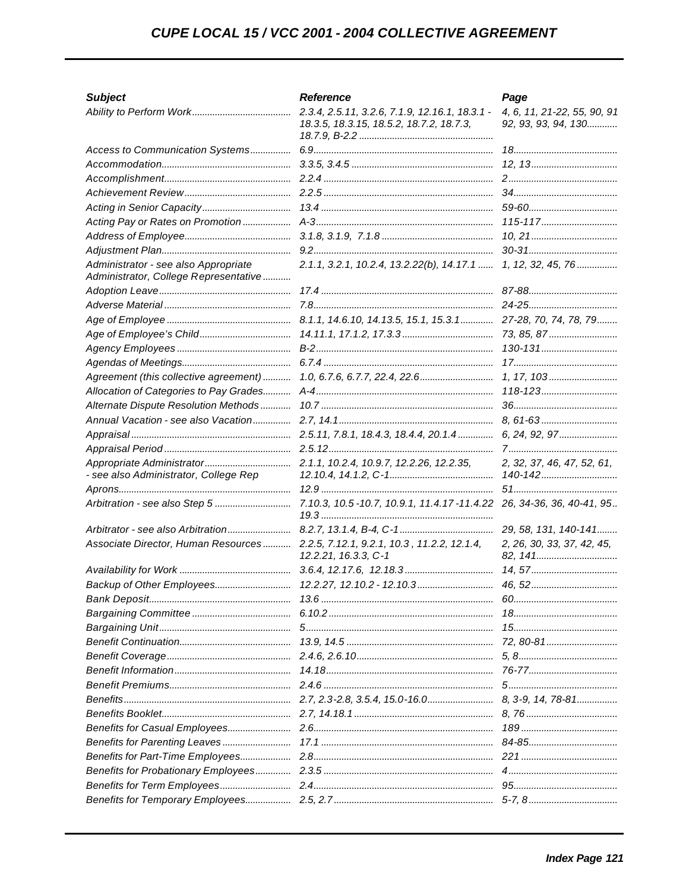| Subject | Reference | Page |
|---|---|---|
| Ability to Perform Work | 2.3.4, 2.5.11, 3.2.6, 7.1.9, 12.16.1, 18.3.1 - 18.3.5, 18.3.15, 18.5.2, 18.7.2, 18.7.3, 18.7.9, B-2.2 | 4, 6, 11, 21-22, 55, 90, 91 92, 93, 93, 94, 130 |
| Access to Communication Systems | 6.9 | 18 |
| Accommodation | 3.3.5, 3.4.5 | 12, 13 |
| Accomplishment | 2.2.4 | 2 |
| Achievement Review | 2.2.5 | 34 |
| Acting in Senior Capacity | 13.4 | 59-60 |
| Acting Pay or Rates on Promotion | A-3 | 115-117 |
| Address of Employee | 3.1.8, 3.1.9, 7.1.8 | 10, 21 |
| Adjustment Plan | 9.2 | 30-31 |
| Administrator - see also Appropriate Administrator, College Representative | 2.1.1, 3.2.1, 10.2.4, 13.2.22(b), 14.17.1 | 1, 12, 32, 45, 76 |
| Adoption Leave | 17.4 | 87-88 |
| Adverse Material | 7.8 | 24-25 |
| Age of Employee | 8.1.1, 14.6.10, 14.13.5, 15.1, 15.3.1 | 27-28, 70, 74, 78, 79 |
| Age of Employee's Child | 14.11.1, 17.1.2, 17.3.3 | 73, 85, 87 |
| Agency Employees | B-2 | 130-131 |
| Agendas of Meetings | 6.7.4 | 17 |
| Agreement (this collective agreement) | 1.0, 6.7.6, 6.7.7, 22.4, 22.6 | 1, 17, 103 |
| Allocation of Categories to Pay Grades | A-4 | 118-123 |
| Alternate Dispute Resolution Methods | 10.7 | 36 |
| Annual Vacation - see also Vacation | 2.7, 14.1 | 8, 61-63 |
| Appraisal | 2.5.11, 7.8.1, 18.4.3, 18.4.4, 20.1.4 | 6, 24, 92, 97 |
| Appraisal Period | 2.5.12 | 7 |
| Appropriate Administrator - see also Administrator, College Rep | 2.1.1, 10.2.4, 10.9.7, 12.2.26, 12.2.35, 12.10.4, 14.1.2, C-1 | 2, 32, 37, 46, 47, 52, 61, 140-142 |
| Aprons | 12.9 | 51 |
| Arbitration - see also Step 5 | 7.10.3, 10.5 -10.7, 10.9.1, 11.4.17 -11.4.22 19.3 | 26, 34-36, 36, 40-41, 95 |
| Arbitrator - see also Arbitration | 8.2.7, 13.1.4, B-4, C-1 | 29, 58, 131, 140-141 |
| Associate Director, Human Resources | 2.2.5, 7.12.1, 9.2.1, 10.3 , 11.2.2, 12.1.4, 12.2.21, 16.3.3, C-1 | 2, 26, 30, 33, 37, 42, 45, 82, 141 |
| Availability for Work | 3.6.4, 12.17.6, 12.18.3 | 14, 57 |
| Backup of Other Employees | 12.2.27, 12.10.2 - 12.10.3 | 46, 52 |
| Bank Deposit | 13.6 | 60 |
| Bargaining Committee | 6.10.2 | 18 |
| Bargaining Unit | 5 | 15 |
| Benefit Continuation | 13.9, 14.5 | 72, 80-81 |
| Benefit Coverage | 2.4.6, 2.6.10 | 5, 8 |
| Benefit Information | 14.18 | 76-77 |
| Benefit Premiums | 2.4.6 | 5 |
| Benefits | 2.7, 2.3-2.8, 3.5.4, 15.0-16.0 | 8, 3-9, 14, 78-81 |
| Benefits Booklet | 2.7, 14.18.1 | 8, 76 |
| Benefits for Casual Employees | 2.6 | 189 |
| Benefits for Parenting Leaves | 17.1 | 84-85 |
| Benefits for Part-Time Employees | 2.8 | 221 |
| Benefits for Probationary Employees | 2.3.5 | 4 |
| Benefits for Term Employees | 2.4 | 95 |
| Benefits for Temporary Employees | 2.5, 2.7 | 5-7, 8 |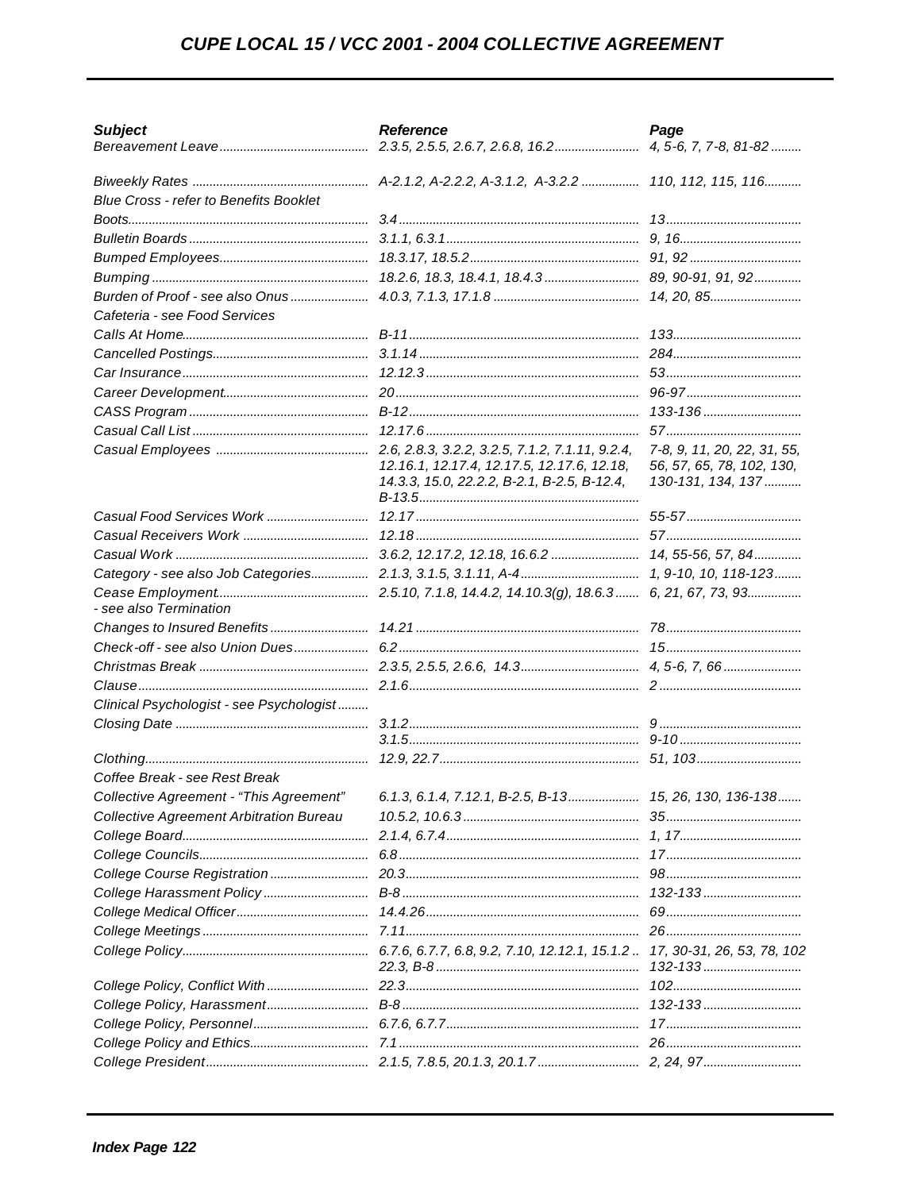| Subject | Reference | Page |
|---|---|---|
| Bereavement Leave | 2.3.5, 2.5.5, 2.6.7, 2.6.8, 16.2 | 4, 5-6, 7, 7-8, 81-82 |
| Biweekly Rates | A-2.1.2, A-2.2.2, A-3.1.2, A-3.2.2 | 110, 112, 115, 116 |
| Blue Cross - refer to Benefits Booklet | | |
| Boots | 3.4 | 13 |
| Bulletin Boards | 3.1.1, 6.3.1 | 9, 16 |
| Bumped Employees | 18.3.17, 18.5.2 | 91, 92 |
| Bumping | 18.2.6, 18.3, 18.4.1, 18.4.3 | 89, 90-91, 91, 92 |
| Burden of Proof - see also Onus | 4.0.3, 7.1.3, 17.1.8 | 14, 20, 85 |
| Cafeteria - see Food Services | | |
| Calls At Home | B-11 | 133 |
| Cancelled Postings | 3.1.14 | 284 |
| Car Insurance | 12.12.3 | 53 |
| Career Development | 20 | 96-97 |
| CASS Program | B-12 | 133-136 |
| Casual Call List | 12.17.6 | 57 |
| Casual Employees | 2.6, 2.8.3, 3.2.2, 3.2.5, 7.1.2, 7.1.11, 9.2.4, 12.16.1, 12.17.4, 12.17.5, 12.17.6, 12.18, 14.3.3, 15.0, 22.2.2, B-2.1, B-2.5, B-12.4, B-13.5 | 7-8, 9, 11, 20, 22, 31, 55, 56, 57, 65, 78, 102, 130, 130-131, 134, 137 |
| Casual Food Services Work | 12.17 | 55-57 |
| Casual Receivers Work | 12.18 | 57 |
| Casual Work | 3.6.2, 12.17.2, 12.18, 16.6.2 | 14, 55-56, 57, 84 |
| Category - see also Job Categories | 2.1.3, 3.1.5, 3.1.11, A-4 | 1, 9-10, 10, 118-123 |
| Cease Employment - see also Termination | 2.5.10, 7.1.8, 14.4.2, 14.10.3(g), 18.6.3 | 6, 21, 67, 73, 93 |
| Changes to Insured Benefits | 14.21 | 78 |
| Check-off - see also Union Dues | 6.2 | 15 |
| Christmas Break | 2.3.5, 2.5.5, 2.6.6, 14.3 | 4, 5-6, 7, 66 |
| Clause | 2.1.6 | 2 |
| Clinical Psychologist - see Psychologist | | |
| Closing Date | 3.1.2<br>3.1.5 | 9<br>9-10 |
| Clothing | 12.9, 22.7 | 51, 103 |
| Coffee Break - see Rest Break | | |
| Collective Agreement - “This Agreement” | 6.1.3, 6.1.4, 7.12.1, B-2.5, B-13 | 15, 26, 130, 136-138 |
| Collective Agreement Arbitration Bureau | 10.5.2, 10.6.3 | 35 |
| College Board | 2.1.4, 6.7.4 | 1, 17 |
| College Councils | 6.8 | 17 |
| College Course Registration | 20.3 | 98 |
| College Harassment Policy | B-8 | 132-133 |
| College Medical Officer | 14.4.26 | 69 |
| College Meetings | 7.11 | 26 |
| College Policy | 6.7.6, 6.7.7, 6.8, 9.2, 7.10, 12.12.1, 15.1.2 .. 22.3, B-8 | 17, 30-31, 26, 53, 78, 102 132-133 |
| College Policy, Conflict With | 22.3 | 102 |
| College Policy, Harassment | B-8 | 132-133 |
| College Policy, Personnel | 6.7.6, 6.7.7 | 17 |
| College Policy and Ethics | 7.1 | 26 |
| College President | 2.1.5, 7.8.5, 20.1.3, 20.1.7 | 2, 24, 97 |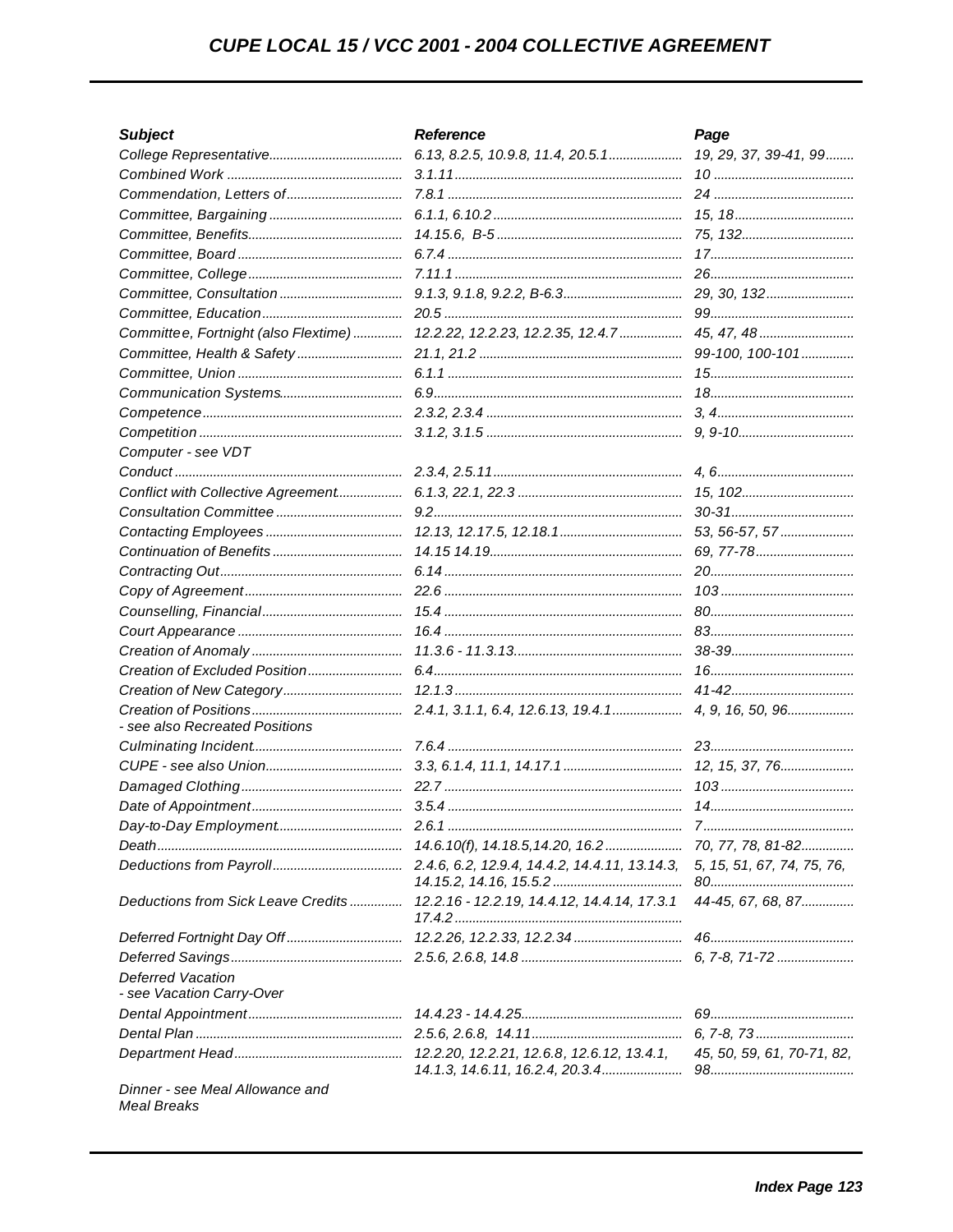| Subject | Reference | Page |
|---|---|---|
| College Representative | 6.13, 8.2.5, 10.9.8, 11.4, 20.5.1 | 19, 29, 37, 39-41, 99 |
| Combined Work | 3.1.11 | 10 |
| Commendation, Letters of | 7.8.1 | 24 |
| Committee, Bargaining | 6.1.1, 6.10.2 | 15, 18 |
| Committee, Benefits | 14.15.6, B-5 | 75, 132 |
| Committee, Board | 6.7.4 | 17 |
| Committee, College | 7.11.1 | 26 |
| Committee, Consultation | 9.1.3, 9.1.8, 9.2.2, B-6.3 | 29, 30, 132 |
| Committee, Education | 20.5 | 99 |
| Committee, Fortnight (also Flextime) | 12.2.22, 12.2.23, 12.2.35, 12.4.7 | 45, 47, 48 |
| Committee, Health & Safety | 21.1, 21.2 | 99-100, 100-101 |
| Committee, Union | 6.1.1 | 15 |
| Communication Systems | 6.9 | 18 |
| Competence | 2.3.2, 2.3.4 | 3, 4 |
| Competition | 3.1.2, 3.1.5 | 9, 9-10 |
| Computer - see VDT | | |
| Conduct | 2.3.4, 2.5.11 | 4, 6 |
| Conflict with Collective Agreement | 6.1.3, 22.1, 22.3 | 15, 102 |
| Consultation Committee | 9.2 | 30-31 |
| Contacting Employees | 12.13, 12.17.5, 12.18.1 | 53, 56-57, 57 |
| Continuation of Benefits | 14.15 14.19 | 69, 77-78 |
| Contracting Out | 6.14 | 20 |
| Copy of Agreement | 22.6 | 103 |
| Counselling, Financial | 15.4 | 80 |
| Court Appearance | 16.4 | 83 |
| Creation of Anomaly | 11.3.6 - 11.3.13 | 38-39 |
| Creation of Excluded Position | 6.4 | 16 |
| Creation of New Category | 12.1.3 | 41-42 |
| Creation of Positions<br>- see also Recreated Positions | 2.4.1, 3.1.1, 6.4, 12.6.13, 19.4.1 | 4, 9, 16, 50, 96 |
| Culminating Incident | 7.6.4 | 23 |
| CUPE - see also Union | 3.3, 6.1.4, 11.1, 14.17.1 | 12, 15, 37, 76 |
| Damaged Clothing | 22.7 | 103 |
| Date of Appointment | 3.5.4 | 14 |
| Day-to-Day Employment | 2.6.1 | 7 |
| Death | 14.6.10(f), 14.18.5,14.20, 16.2 | 70, 77, 78, 81-82 |
| Deductions from Payroll | 2.4.6, 6.2, 12.9.4, 14.4.2, 14.4.11, 13.14.3, 14.15.2, 14.16, 15.5.2 | 5, 15, 51, 67, 74, 75, 76, 80 |
| Deductions from Sick Leave Credits | 12.2.16 - 12.2.19, 14.4.12, 14.4.14, 17.3.1 17.4.2 | 44-45, 67, 68, 87 |
| Deferred Fortnight Day Off | 12.2.26, 12.2.33, 12.2.34 | 46 |
| Deferred Savings | 2.5.6, 2.6.8, 14.8 | 6, 7-8, 71-72 |
| Deferred Vacation<br>- see Vacation Carry-Over | | |
| Dental Appointment | 14.4.23 - 14.4.25 | 69 |
| Dental Plan | 2.5.6, 2.6.8, 14.11 | 6, 7-8, 73 |
| Department Head | 12.2.20, 12.2.21, 12.6.8, 12.6.12, 13.4.1, 14.1.3, 14.6.11, 16.2.4, 20.3.4 | 45, 50, 59, 61, 70-71, 82, 98 |
| Dinner - see Meal Allowance and Meal Breaks | | |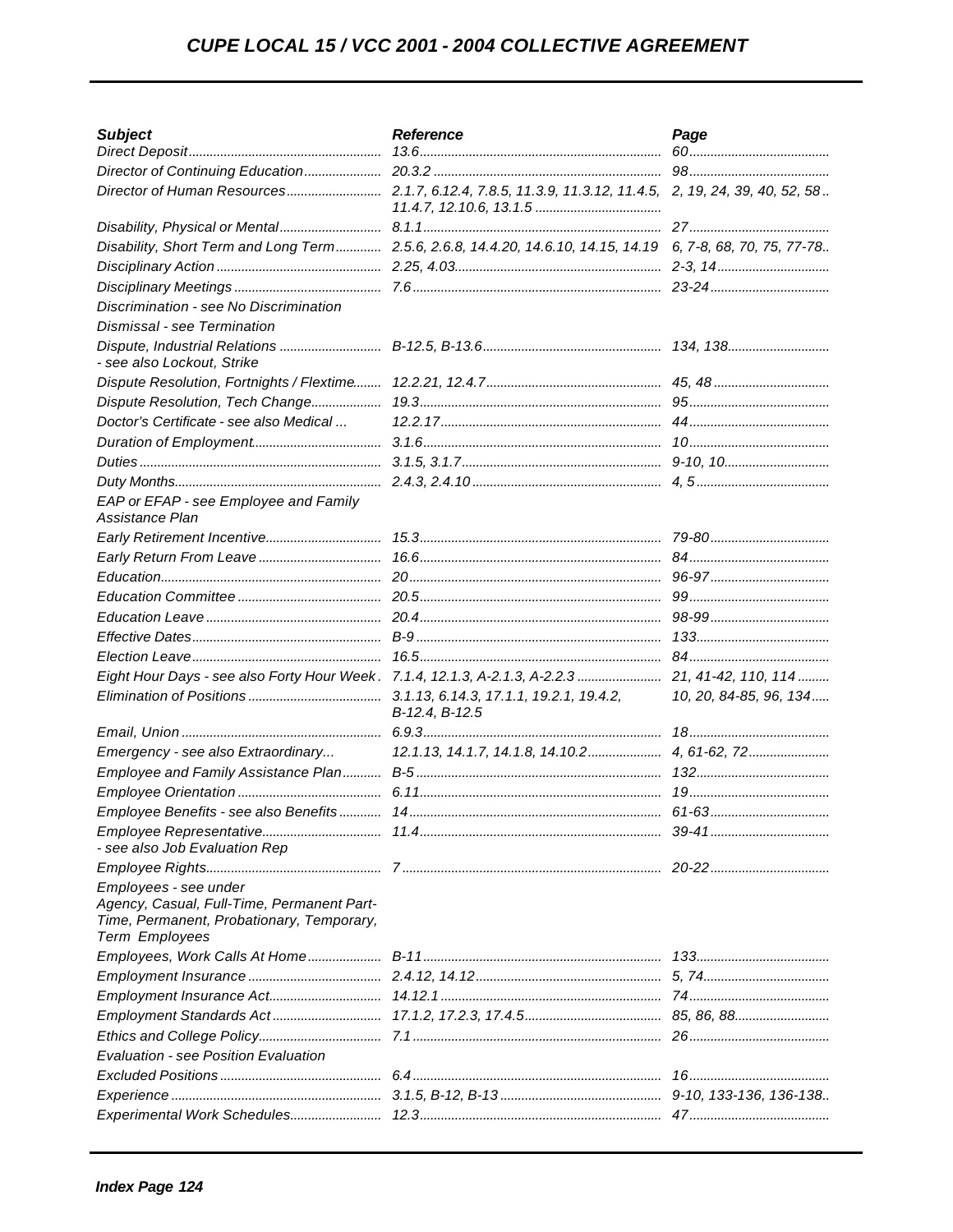| *Subject* | *Reference* | *Page* |
|---|---|---|
| *Direct Deposit* | *13.6* | *60* |
| *Director of Continuing Education* | *20.3.2* | *98* |
| *Director of Human Resources* | *2.1.7, 6.12.4, 7.8.5, 11.3.9, 11.3.12, 11.4.5, 11.4.7, 12.10.6, 13.1.5* | *2, 19, 24, 39, 40, 52, 58* |
| *Disability, Physical or Mental* | *8.1.1* | *27* |
| *Disability, Short Term and Long Term* | *2.5.6, 2.6.8, 14.4.20, 14.6.10, 14.15, 14.19* | *6, 7-8, 68, 70, 75, 77-78* |
| *Disciplinary Action* | *2.25, 4.03* | *2-3, 14* |
| *Disciplinary Meetings* | *7.6* | *23-24* |
| *Discrimination - see No Discrimination* | | |
| *Dismissal - see Termination* | | |
| *Dispute, Industrial Relations - see also Lockout, Strike* | *B-12.5, B-13.6* | *134, 138* |
| *Dispute Resolution, Fortnights / Flextime* | *12.2.21, 12.4.7* | *45, 48* |
| *Dispute Resolution, Tech Change* | *19.3* | *95* |
| *Doctor's Certificate - see also Medical ...* | *12.2.17* | *44* |
| *Duration of Employment* | *3.1.6* | *10* |
| *Duties* | *3.1.5, 3.1.7* | *9-10, 10* |
| *Duty Months* | *2.4.3, 2.4.10* | *4, 5* |
| *EAP or EFAP - see Employee and Family Assistance Plan* | | |
| *Early Retirement Incentive* | *15.3* | *79-80* |
| *Early Return From Leave* | *16.6* | *84* |
| *Education* | *20* | *96-97* |
| *Education Committee* | *20.5* | *99* |
| *Education Leave* | *20.4* | *98-99* |
| *Effective Dates* | *B-9* | *133* |
| *Election Leave* | *16.5* | *84* |
| *Eight Hour Days - see also Forty Hour Week* | *7.1.4, 12.1.3, A-2.1.3, A-2.2.3* | *21, 41-42, 110, 114* |
| *Elimination of Positions* | *3.1.13, 6.14.3, 17.1.1, 19.2.1, 19.4.2, B-12.4, B-12.5* | *10, 20, 84-85, 96, 134* |
| *Email, Union* | *6.9.3* | *18* |
| *Emergency - see also Extraordinary...* | *12.1.13, 14.1.7, 14.1.8, 14.10.2* | *4, 61-62, 72* |
| *Employee and Family Assistance Plan* | *B-5* | *132* |
| *Employee Orientation* | *6.11* | *19* |
| *Employee Benefits - see also Benefits* | *14* | *61-63* |
| *Employee Representative - see also Job Evaluation Rep* | *11.4* | *39-41* |
| *Employee Rights* | *7* | *20-22* |
| *Employees - see under Agency, Casual, Full-Time, Permanent Part-Time, Permanent, Probationary, Temporary, Term Employees* | | |
| *Employees, Work Calls At Home* | *B-11* | *133* |
| *Employment Insurance* | *2.4.12, 14.12* | *5, 74* |
| *Employment Insurance Act* | *14.12.1* | *74* |
| *Employment Standards Act* | *17.1.2, 17.2.3, 17.4.5* | *85, 86, 88* |
| *Ethics and College Policy* | *7.1* | *26* |
| *Evaluation - see Position Evaluation* | | |
| *Excluded Positions* | *6.4* | *16* |
| *Experience* | *3.1.5, B-12, B-13* | *9-10, 133-136, 136-138* |
| *Experimental Work Schedules* | *12.3* | *47* |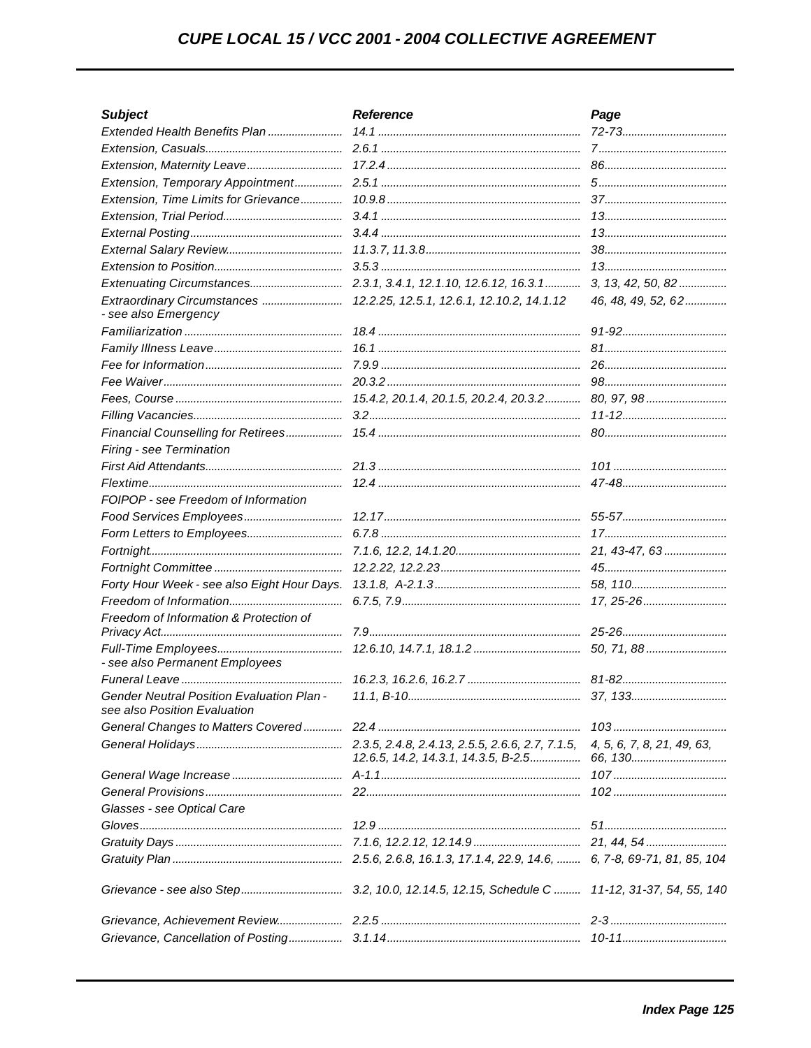| Subject | Reference | Page |
|---|---|---|
| Extended Health Benefits Plan | 14.1 | 72-73 |
| Extension, Casuals | 2.6.1 | 7 |
| Extension, Maternity Leave | 17.2.4 | 86 |
| Extension, Temporary Appointment | 2.5.1 | 5 |
| Extension, Time Limits for Grievance | 10.9.8 | 37 |
| Extension, Trial Period | 3.4.1 | 13 |
| External Posting | 3.4.4 | 13 |
| External Salary Review | 11.3.7, 11.3.8 | 38 |
| Extension to Position | 3.5.3 | 13 |
| Extenuating Circumstances | 2.3.1, 3.4.1, 12.1.10, 12.6.12, 16.3.1 | 3, 13, 42, 50, 82 |
| Extraordinary Circumstances - see also Emergency | 12.2.25, 12.5.1, 12.6.1, 12.10.2, 14.1.12 | 46, 48, 49, 52, 62 |
| Familiarization | 18.4 | 91-92 |
| Family Illness Leave | 16.1 | 81 |
| Fee for Information | 7.9.9 | 26 |
| Fee Waiver | 20.3.2 | 98 |
| Fees, Course | 15.4.2, 20.1.4, 20.1.5, 20.2.4, 20.3.2 | 80, 97, 98 |
| Filling Vacancies | 3.2 | 11-12 |
| Financial Counselling for Retirees | 15.4 | 80 |
| Firing - see Termination | | |
| First Aid Attendants | 21.3 | 101 |
| Flextime | 12.4 | 47-48 |
| FOIPOP - see Freedom of Information | | |
| Food Services Employees | 12.17 | 55-57 |
| Form Letters to Employees | 6.7.8 | 17 |
| Fortnight | 7.1.6, 12.2, 14.1.20 | 21, 43-47, 63 |
| Fortnight Committee | 12.2.22, 12.2.23 | 45 |
| Forty Hour Week - see also Eight Hour Days. | 13.1.8, A-2.1.3 | 58, 110 |
| Freedom of Information | 6.7.5, 7.9 | 17, 25-26 |
| Freedom of Information & Protection of Privacy Act | 7.9 | 25-26 |
| Full-Time Employees - see also Permanent Employees | 12.6.10, 14.7.1, 18.1.2 | 50, 71, 88 |
| Funeral Leave | 16.2.3, 16.2.6, 16.2.7 | 81-82 |
| Gender Neutral Position Evaluation Plan - see also Position Evaluation | 11.1, B-10 | 37, 133 |
| General Changes to Matters Covered | 22.4 | 103 |
| General Holidays | 2.3.5, 2.4.8, 2.4.13, 2.5.5, 2.6.6, 2.7, 7.1.5, 12.6.5, 14.2, 14.3.1, 14.3.5, B-2.5 | 4, 5, 6, 7, 8, 21, 49, 63, 66, 130 |
| General Wage Increase | A-1.1 | 107 |
| General Provisions | 22 | 102 |
| Glasses - see Optical Care | | |
| Gloves | 12.9 | 51 |
| Gratuity Days | 7.1.6, 12.2.12, 12.14.9 | 21, 44, 54 |
| Gratuity Plan | 2.5.6, 2.6.8, 16.1.3, 17.1.4, 22.9, 14.6, | 6, 7-8, 69-71, 81, 85, 104 |
| Grievance - see also Step | 3.2, 10.0, 12.14.5, 12.15, Schedule C | 11-12, 31-37, 54, 55, 140 |
| Grievance, Achievement Review | 2.2.5 | 2-3 |
| Grievance, Cancellation of Posting | 3.1.14 | 10-11 |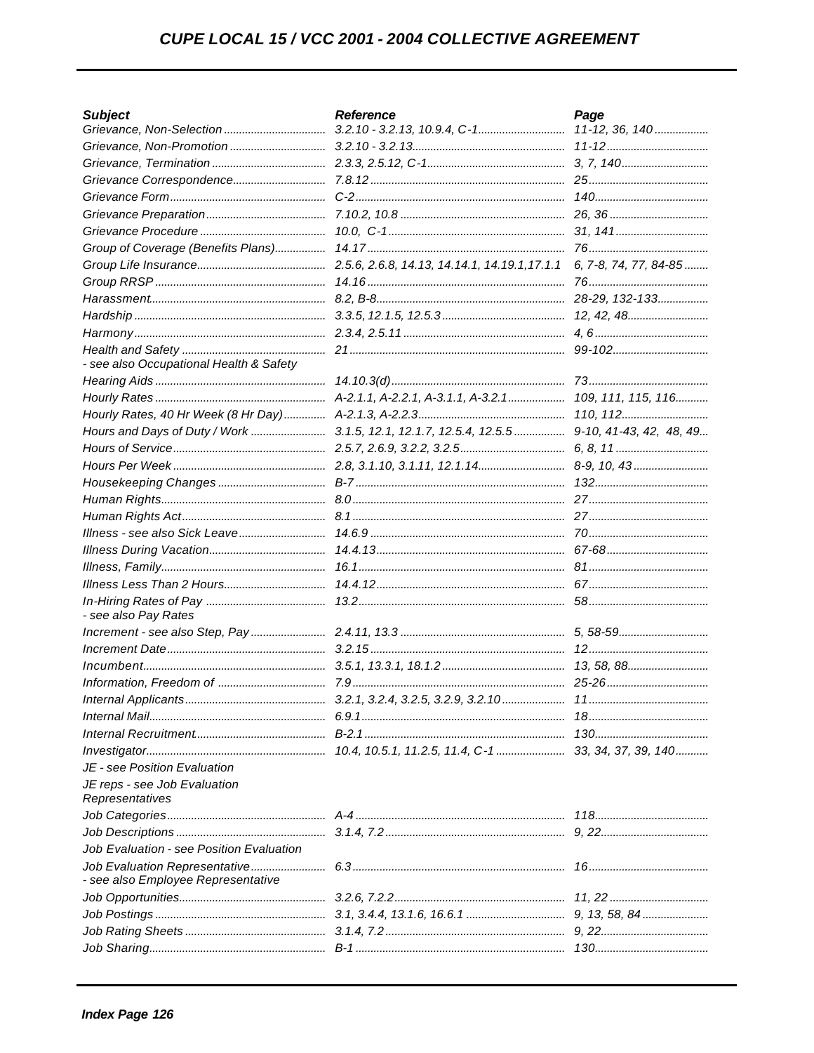| Subject | Reference | Page |
| --- | --- | --- |
| Grievance, Non-Selection | 3.2.10 - 3.2.13, 10.9.4, C-1 | 11-12, 36, 140 |
| Grievance, Non-Promotion | 3.2.10 - 3.2.13 | 11-12 |
| Grievance, Termination | 2.3.3, 2.5.12, C-1 | 3, 7, 140 |
| Grievance Correspondence | 7.8.12 | 25 |
| Grievance Form | C-2 | 140 |
| Grievance Preparation | 7.10.2, 10.8 | 26, 36 |
| Grievance Procedure | 10.0, C-1 | 31, 141 |
| Group of Coverage (Benefits Plans) | 14.17 | 76 |
| Group Life Insurance | 2.5.6, 2.6.8, 14.13, 14.14.1, 14.19.1,17.1.1 | 6, 7-8, 74, 77, 84-85 |
| Group RRSP | 14.16 | 76 |
| Harassment | 8.2, B-8 | 28-29, 132-133 |
| Hardship | 3.3.5, 12.1.5, 12.5.3 | 12, 42, 48 |
| Harmony | 2.3.4, 2.5.11 | 4, 6 |
| Health and Safety - see also Occupational Health & Safety | 21 | 99-102 |
| Hearing Aids | 14.10.3(d) | 73 |
| Hourly Rates | A-2.1.1, A-2.2.1, A-3.1.1, A-3.2.1 | 109, 111, 115, 116 |
| Hourly Rates, 40 Hr Week (8 Hr Day) | A-2.1.3, A-2.2.3 | 110, 112 |
| Hours and Days of Duty / Work | 3.1.5, 12.1, 12.1.7, 12.5.4, 12.5.5 | 9-10, 41-43, 42, 48, 49 |
| Hours of Service | 2.5.7, 2.6.9, 3.2.2, 3.2.5 | 6, 8, 11 |
| Hours Per Week | 2.8, 3.1.10, 3.1.11, 12.1.14 | 8-9, 10, 43 |
| Housekeeping Changes | B-7 | 132 |
| Human Rights | 8.0 | 27 |
| Human Rights Act | 8.1 | 27 |
| Illness - see also Sick Leave | 14.6.9 | 70 |
| Illness During Vacation | 14.4.13 | 67-68 |
| Illness, Family | 16.1 | 81 |
| Illness Less Than 2 Hours | 14.4.12 | 67 |
| In-Hiring Rates of Pay - see also Pay Rates | 13.2 | 58 |
| Increment - see also Step, Pay | 2.4.11, 13.3 | 5, 58-59 |
| Increment Date | 3.2.15 | 12 |
| Incumbent | 3.5.1, 13.3.1, 18.1.2 | 13, 58, 88 |
| Information, Freedom of | 7.9 | 25-26 |
| Internal Applicants | 3.2.1, 3.2.4, 3.2.5, 3.2.9, 3.2.10 | 11 |
| Internal Mail | 6.9.1 | 18 |
| Internal Recruitment | B-2.1 | 130 |
| Investigator | 10.4, 10.5.1, 11.2.5, 11.4, C-1 | 33, 34, 37, 39, 140 |
| JE - see Position Evaluation | | |
| JE reps - see Job Evaluation Representatives | | |
| Job Categories | A-4 | 118 |
| Job Descriptions | 3.1.4, 7.2 | 9, 22 |
| Job Evaluation - see Position Evaluation | | |
| Job Evaluation Representative - see also Employee Representative | 6.3 | 16 |
| Job Opportunities | 3.2.6, 7.2.2 | 11, 22 |
| Job Postings | 3.1, 3.4.4, 13.1.6, 16.6.1 | 9, 13, 58, 84 |
| Job Rating Sheets | 3.1.4, 7.2 | 9, 22 |
| Job Sharing | B-1 | 130 |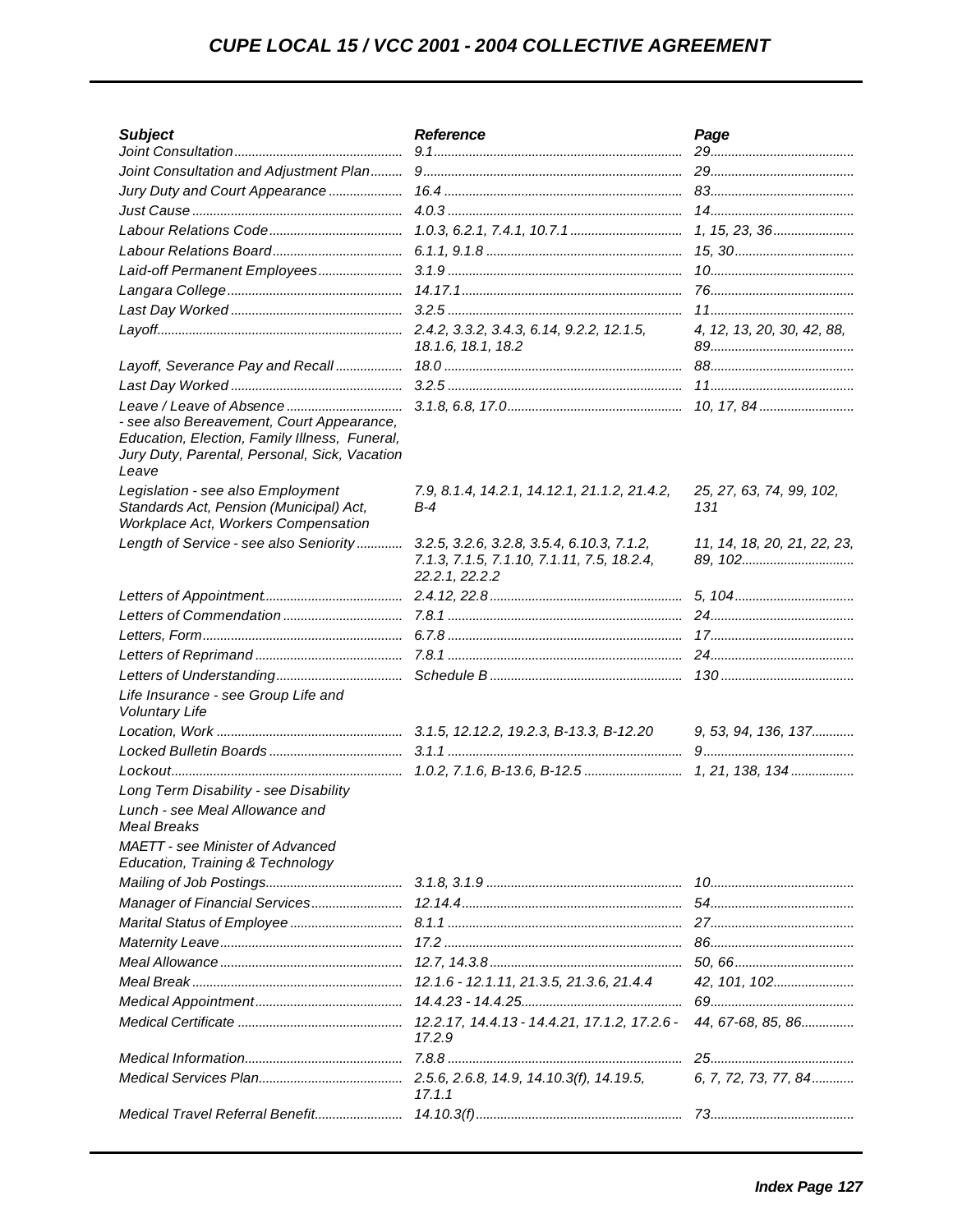| Subject | Reference | Page |
|---|---|---|
| Joint Consultation | 9.1 | 29 |
| Joint Consultation and Adjustment Plan | 9 | 29 |
| Jury Duty and Court Appearance | 16.4 | 83 |
| Just Cause | 4.0.3 | 14 |
| Labour Relations Code | 1.0.3, 6.2.1, 7.4.1, 10.7.1 | 1, 15, 23, 36 |
| Labour Relations Board | 6.1.1, 9.1.8 | 15, 30 |
| Laid-off Permanent Employees | 3.1.9 | 10 |
| Langara College | 14.17.1 | 76 |
| Last Day Worked | 3.2.5 | 11 |
| Layoff | 2.4.2, 3.3.2, 3.4.3, 6.14, 9.2.2, 12.1.5, 18.1.6, 18.1, 18.2 | 4, 12, 13, 20, 30, 42, 88, 89 |
| Layoff, Severance Pay and Recall | 18.0 | 88 |
| Last Day Worked | 3.2.5 | 11 |
| Leave / Leave of Absence - see also Bereavement, Court Appearance, Education, Election, Family Illness, Funeral, Jury Duty, Parental, Personal, Sick, Vacation Leave | 3.1.8, 6.8, 17.0 | 10, 17, 84 |
| Legislation - see also Employment Standards Act, Pension (Municipal) Act, Workplace Act, Workers Compensation | 7.9, 8.1.4, 14.2.1, 14.12.1, 21.1.2, 21.4.2, B-4 | 25, 27, 63, 74, 99, 102, 131 |
| Length of Service - see also Seniority | 3.2.5, 3.2.6, 3.2.8, 3.5.4, 6.10.3, 7.1.2, 7.1.3, 7.1.5, 7.1.10, 7.1.11, 7.5, 18.2.4, 22.2.1, 22.2.2 | 11, 14, 18, 20, 21, 22, 23, 89, 102 |
| Letters of Appointment | 2.4.12, 22.8 | 5, 104 |
| Letters of Commendation | 7.8.1 | 24 |
| Letters, Form | 6.7.8 | 17 |
| Letters of Reprimand | 7.8.1 | 24 |
| Letters of Understanding | Schedule B | 130 |
| Life Insurance - see Group Life and Voluntary Life | | |
| Location, Work | 3.1.5, 12.12.2, 19.2.3, B-13.3, B-12.20 | 9, 53, 94, 136, 137 |
| Locked Bulletin Boards | 3.1.1 | 9 |
| Lockout | 1.0.2, 7.1.6, B-13.6, B-12.5 | 1, 21, 138, 134 |
| Long Term Disability - see Disability | | |
| Lunch - see Meal Allowance and Meal Breaks | | |
| MAETT - see Minister of Advanced Education, Training & Technology | | |
| Mailing of Job Postings | 3.1.8, 3.1.9 | 10 |
| Manager of Financial Services | 12.14.4 | 54 |
| Marital Status of Employee | 8.1.1 | 27 |
| Maternity Leave | 17.2 | 86 |
| Meal Allowance | 12.7, 14.3.8 | 50, 66 |
| Meal Break | 12.1.6 - 12.1.11, 21.3.5, 21.3.6, 21.4.4 | 42, 101, 102 |
| Medical Appointment | 14.4.23 - 14.4.25 | 69 |
| Medical Certificate | 12.2.17, 14.4.13 - 14.4.21, 17.1.2, 17.2.6 - 17.2.9 | 44, 67-68, 85, 86 |
| Medical Information | 7.8.8 | 25 |
| Medical Services Plan | 2.5.6, 2.6.8, 14.9, 14.10.3(f), 14.19.5, 17.1.1 | 6, 7, 72, 73, 77, 84 |
| Medical Travel Referral Benefit | 14.10.3(f) | 73 |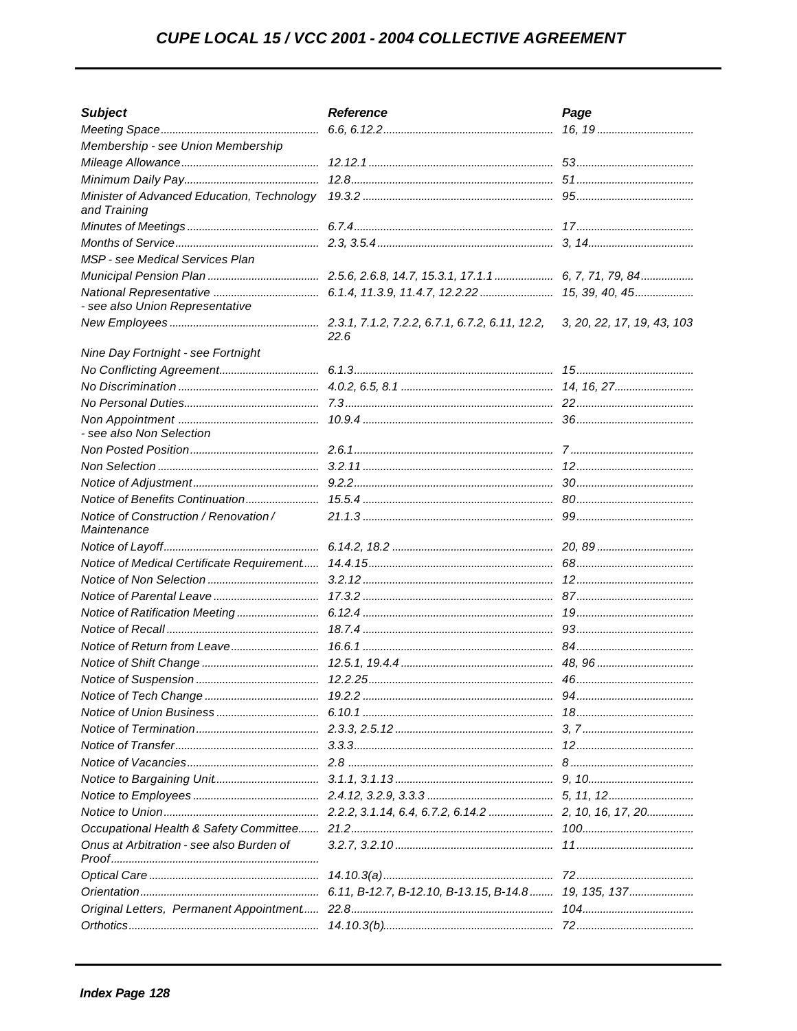| Subject | Reference | Page |
|---|---|---|
| Meeting Space | 6.6, 6.12.2 | 16, 19 |
| Membership - see Union Membership | | |
| Mileage Allowance | 12.12.1 | 53 |
| Minimum Daily Pay | 12.8 | 51 |
| Minister of Advanced Education, Technology and Training | 19.3.2 | 95 |
| Minutes of Meetings | 6.7.4 | 17 |
| Months of Service | 2.3, 3.5.4 | 3, 14 |
| MSP - see Medical Services Plan | | |
| Municipal Pension Plan | 2.5.6, 2.6.8, 14.7, 15.3.1, 17.1.1 | 6, 7, 71, 79, 84 |
| National Representative - see also Union Representative | 6.1.4, 11.3.9, 11.4.7, 12.2.22 | 15, 39, 40, 45 |
| New Employees | 2.3.1, 7.1.2, 7.2.2, 6.7.1, 6.7.2, 6.11, 12.2, 22.6 | 3, 20, 22, 17, 19, 43, 103 |
| Nine Day Fortnight - see Fortnight | | |
| No Conflicting Agreement | 6.1.3 | 15 |
| No Discrimination | 4.0.2, 6.5, 8.1 | 14, 16, 27 |
| No Personal Duties | 7.3 | 22 |
| Non Appointment - see also Non Selection | 10.9.4 | 36 |
| Non Posted Position | 2.6.1 | 7 |
| Non Selection | 3.2.11 | 12 |
| Notice of Adjustment | 9.2.2 | 30 |
| Notice of Benefits Continuation | 15.5.4 | 80 |
| Notice of Construction / Renovation / Maintenance | 21.1.3 | 99 |
| Notice of Layoff | 6.14.2, 18.2 | 20, 89 |
| Notice of Medical Certificate Requirement | 14.4.15 | 68 |
| Notice of Non Selection | 3.2.12 | 12 |
| Notice of Parental Leave | 17.3.2 | 87 |
| Notice of Ratification Meeting | 6.12.4 | 19 |
| Notice of Recall | 18.7.4 | 93 |
| Notice of Return from Leave | 16.6.1 | 84 |
| Notice of Shift Change | 12.5.1, 19.4.4 | 48, 96 |
| Notice of Suspension | 12.2.25 | 46 |
| Notice of Tech Change | 19.2.2 | 94 |
| Notice of Union Business | 6.10.1 | 18 |
| Notice of Termination | 2.3.3, 2.5.12 | 3, 7 |
| Notice of Transfer | 3.3.3 | 12 |
| Notice of Vacancies | 2.8 | 8 |
| Notice to Bargaining Unit | 3.1.1, 3.1.13 | 9, 10 |
| Notice to Employees | 2.4.12, 3.2.9, 3.3.3 | 5, 11, 12 |
| Notice to Union | 2.2.2, 3.1.14, 6.4, 6.7.2, 6.14.2 | 2, 10, 16, 17, 20 |
| Occupational Health & Safety Committee | 21.2 | 100 |
| Onus at Arbitration - see also Burden of Proof | 3.2.7, 3.2.10 | 11 |
| Optical Care | 14.10.3(a) | 72 |
| Orientation | 6.11, B-12.7, B-12.10, B-13.15, B-14.8 | 19, 135, 137 |
| Original Letters, Permanent Appointment | 22.8 | 104 |
| Orthotics | 14.10.3(b) | 72 |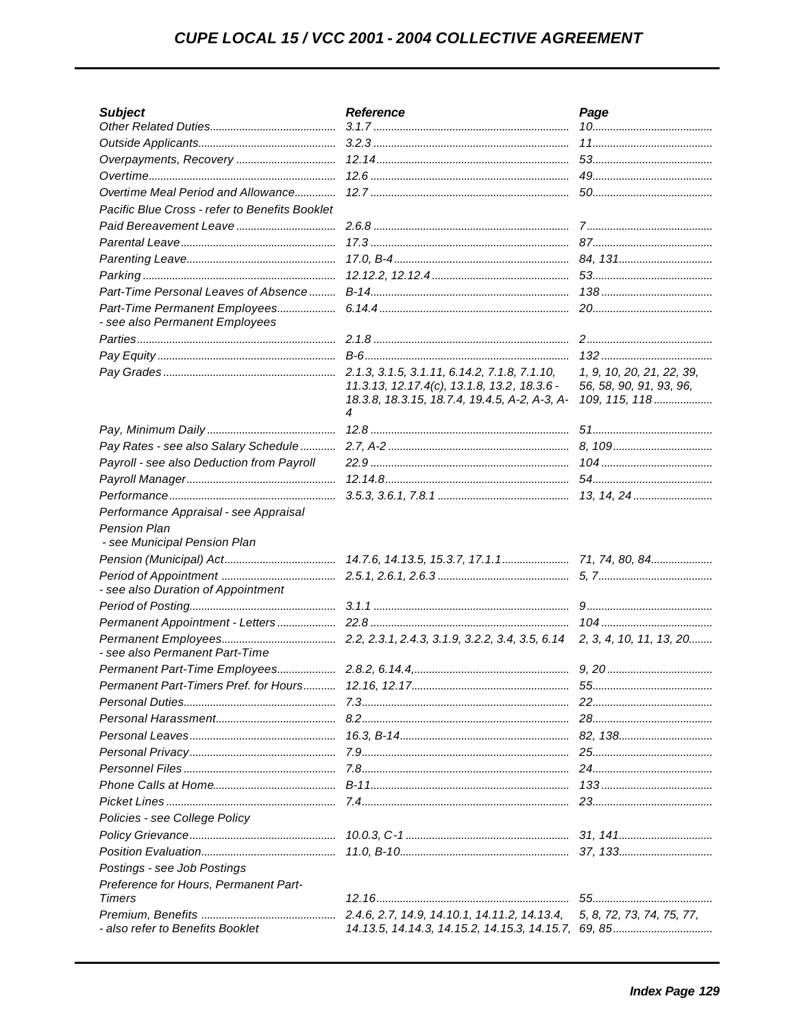| Subject | Reference | Page |
| --- | --- | --- |
| Other Related Duties | 3.1.7 | 10 |
| Outside Applicants | 3.2.3 | 11 |
| Overpayments, Recovery | 12.14 | 53 |
| Overtime | 12.6 | 49 |
| Overtime Meal Period and Allowance | 12.7 | 50 |
| Pacific Blue Cross - refer to Benefits Booklet | | |
| Paid Bereavement Leave | 2.6.8 | 7 |
| Parental Leave | 17.3 | 87 |
| Parenting Leave | 17.0, B-4 | 84, 131 |
| Parking | 12.12.2, 12.12.4 | 53 |
| Part-Time Personal Leaves of Absence | B-14 | 138 |
| Part-Time Permanent Employees - see also Permanent Employees | 6.14.4 | 20 |
| Parties | 2.1.8 | 2 |
| Pay Equity | B-6 | 132 |
| Pay Grades | 2.1.3, 3.1.5, 3.1.11, 6.14.2, 7.1.8, 7.1.10, 11.3.13, 12.17.4(c), 13.1.8, 13.2, 18.3.6 - 18.3.8, 18.3.15, 18.7.4, 19.4.5, A-2, A-3, A-4 | 1, 9, 10, 20, 21, 22, 39, 56, 58, 90, 91, 93, 96, 109, 115, 118 |
| Pay, Minimum Daily | 12.8 | 51 |
| Pay Rates - see also Salary Schedule | 2.7, A-2 | 8, 109 |
| Payroll - see also Deduction from Payroll | 22.9 | 104 |
| Payroll Manager | 12.14.8 | 54 |
| Performance | 3.5.3, 3.6.1, 7.8.1 | 13, 14, 24 |
| Performance Appraisal - see Appraisal | | |
| Pension Plan - see Municipal Pension Plan | | |
| Pension (Municipal) Act | 14.7.6, 14.13.5, 15.3.7, 17.1.1 | 71, 74, 80, 84 |
| Period of Appointment - see also Duration of Appointment | 2.5.1, 2.6.1, 2.6.3 | 5, 7 |
| Period of Posting | 3.1.1 | 9 |
| Permanent Appointment - Letters | 22.8 | 104 |
| Permanent Employees - see also Permanent Part-Time | 2.2, 2.3.1, 2.4.3, 3.1.9, 3.2.2, 3.4, 3.5, 6.14 | 2, 3, 4, 10, 11, 13, 20 |
| Permanent Part-Time Employees | 2.8.2, 6.14.4, | 9, 20 |
| Permanent Part-Timers Pref. for Hours | 12.16, 12.17 | 55 |
| Personal Duties | 7.3 | 22 |
| Personal Harassment | 8.2 | 28 |
| Personal Leaves | 16.3, B-14 | 82, 138 |
| Personal Privacy | 7.9 | 25 |
| Personnel Files | 7.8 | 24 |
| Phone Calls at Home | B-11 | 133 |
| Picket Lines | 7.4 | 23 |
| Policies - see College Policy | | |
| Policy Grievance | 10.0.3, C-1 | 31, 141 |
| Position Evaluation | 11.0, B-10 | 37, 133 |
| Postings - see Job Postings | | |
| Preference for Hours, Permanent Part-Timers | 12.16 | 55 |
| Premium, Benefits - also refer to Benefits Booklet | 2.4.6, 2.7, 14.9, 14.10.1, 14.11.2, 14.13.4, 14.13.5, 14.14.3, 14.15.2, 14.15.3, 14.15.7, | 5, 8, 72, 73, 74, 75, 77, 69, 85 |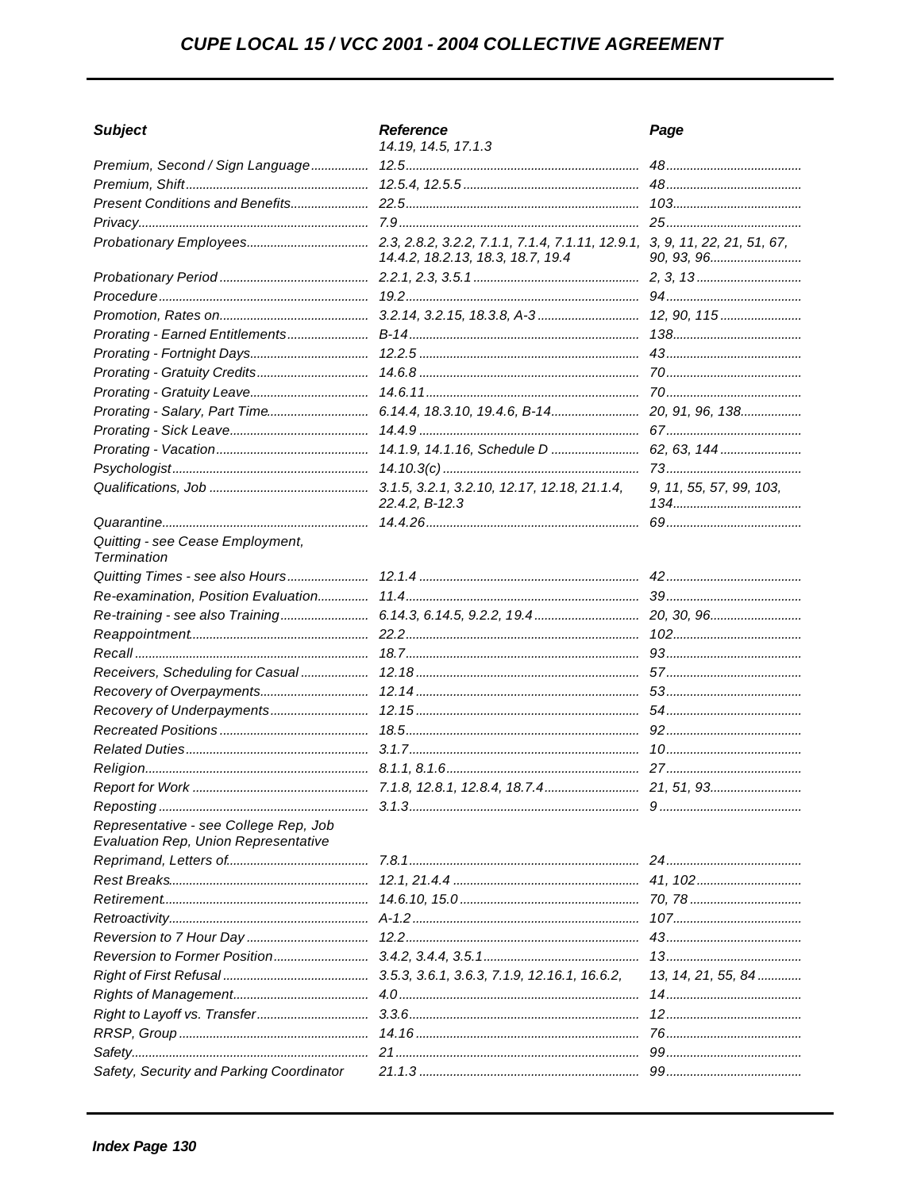| Subject | Reference | Page |
|---|---|---|
| | 14.19, 14.5, 17.1.3 | |
| Premium, Second / Sign Language | 12.5 | 48 |
| Premium, Shift | 12.5.4, 12.5.5 | 48 |
| Present Conditions and Benefits | 22.5 | 103 |
| Privacy | 7.9 | 25 |
| Probationary Employees | 2.3, 2.8.2, 3.2.2, 7.1.1, 7.1.4, 7.1.11, 12.9.1, 14.4.2, 18.2.13, 18.3, 18.7, 19.4 | 3, 9, 11, 22, 21, 51, 67, 90, 93, 96 |
| Probationary Period | 2.2.1, 2.3, 3.5.1 | 2, 3, 13 |
| Procedure | 19.2 | 94 |
| Promotion, Rates on | 3.2.14, 3.2.15, 18.3.8, A-3 | 12, 90, 115 |
| Prorating - Earned Entitlements | B-14 | 138 |
| Prorating - Fortnight Days | 12.2.5 | 43 |
| Prorating - Gratuity Credits | 14.6.8 | 70 |
| Prorating - Gratuity Leave | 14.6.11 | 70 |
| Prorating - Salary, Part Time | 6.14.4, 18.3.10, 19.4.6, B-14 | 20, 91, 96, 138 |
| Prorating - Sick Leave | 14.4.9 | 67 |
| Prorating - Vacation | 14.1.9, 14.1.16, Schedule D | 62, 63, 144 |
| Psychologist | 14.10.3(c) | 73 |
| Qualifications, Job | 3.1.5, 3.2.1, 3.2.10, 12.17, 12.18, 21.1.4, 22.4.2, B-12.3 | 9, 11, 55, 57, 99, 103, 134 |
| Quarantine | 14.4.26 | 69 |
| Quitting - see Cease Employment, Termination | | |
| Quitting Times - see also Hours | 12.1.4 | 42 |
| Re-examination, Position Evaluation | 11.4 | 39 |
| Re-training - see also Training | 6.14.3, 6.14.5, 9.2.2, 19.4 | 20, 30, 96 |
| Reappointment | 22.2 | 102 |
| Recall | 18.7 | 93 |
| Receivers, Scheduling for Casual | 12.18 | 57 |
| Recovery of Overpayments | 12.14 | 53 |
| Recovery of Underpayments | 12.15 | 54 |
| Recreated Positions | 18.5 | 92 |
| Related Duties | 3.1.7 | 10 |
| Religion | 8.1.1, 8.1.6 | 27 |
| Report for Work | 7.1.8, 12.8.1, 12.8.4, 18.7.4 | 21, 51, 93 |
| Reposting | 3.1.3 | 9 |
| Representative - see College Rep, Job Evaluation Rep, Union Representative | | |
| Reprimand, Letters of | 7.8.1 | 24 |
| Rest Breaks | 12.1, 21.4.4 | 41, 102 |
| Retirement | 14.6.10, 15.0 | 70, 78 |
| Retroactivity | A-1.2 | 107 |
| Reversion to 7 Hour Day | 12.2 | 43 |
| Reversion to Former Position | 3.4.2, 3.4.4, 3.5.1 | 13 |
| Right of First Refusal | 3.5.3, 3.6.1, 3.6.3, 7.1.9, 12.16.1, 16.6.2, | 13, 14, 21, 55, 84 |
| Rights of Management | 4.0 | 14 |
| Right to Layoff vs. Transfer | 3.3.6 | 12 |
| RRSP, Group | 14.16 | 76 |
| Safety | 21 | 99 |
| Safety, Security and Parking Coordinator | 21.1.3 | 99 |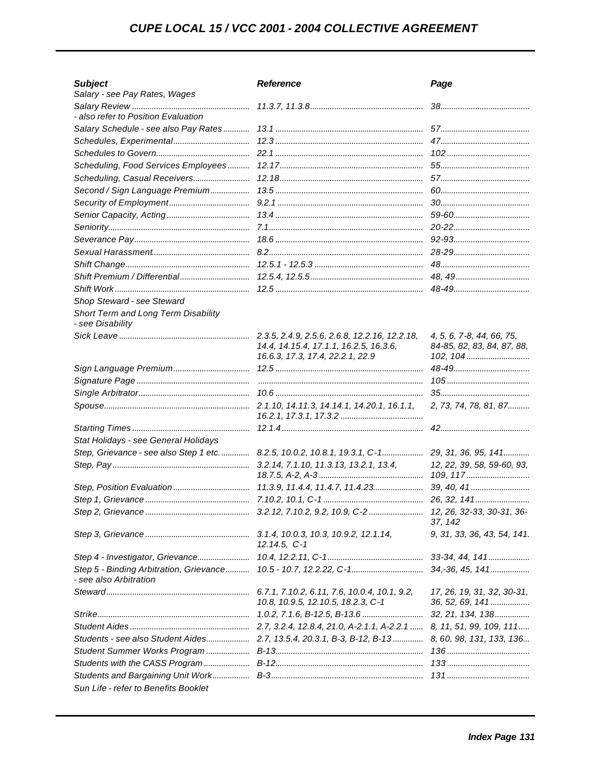| Subject | Reference | Page |
|---|---|---|
| Salary - see Pay Rates, Wages | | |
| Salary Review<br>- also refer to Position Evaluation | 11.3.7, 11.3.8 | 38 |
| Salary Schedule - see also Pay Rates | 13.1 | 57 |
| Schedules, Experimental | 12.3 | 47 |
| Schedules to Govern | 22.1 | 102 |
| Scheduling, Food Services Employees | 12.17 | 55 |
| Scheduling, Casual Receivers | 12.18 | 57 |
| Second / Sign Language Premium | 13.5 | 60 |
| Security of Employment | 9.2.1 | 30 |
| Senior Capacity, Acting | 13.4 | 59-60 |
| Seniority | 7.1 | 20-22 |
| Severance Pay | 18.6 | 92-93 |
| Sexual Harassment | 8.2 | 28-29 |
| Shift Change | 12.5.1 - 12.5.3 | 48 |
| Shift Premium / Differential | 12.5.4, 12.5.5 | 48, 49 |
| Shift Work | 12.5 | 48-49 |
| Shop Steward - see Steward | | |
| Short Term and Long Term Disability<br>- see Disability | | |
| Sick Leave | 2.3.5, 2.4.9, 2.5.6, 2.6.8, 12.2.16, 12.2.18, 14.4, 14.15.4, 17.1.1, 16.2.5, 16.3.6, 16.6.3, 17.3, 17.4, 22.2.1, 22.9 | 4, 5, 6, 7-8, 44, 66, 75, 84-85, 82, 83, 84, 87, 88, 102, 104 |
| Sign Language Premium | 12.5 | 48-49 |
| Signature Page | | 105 |
| Single Arbitrator | 10.6 | 35 |
| Spouse | 2.1.10, 14.11.3, 14.14.1, 14.20.1, 16.1.1, 16.2.1, 17.3.1, 17.3.2 | 2, 73, 74, 78, 81, 87 |
| Starting Times | 12.1.4 | 42 |
| Stat Holidays - see General Holidays | | |
| Step, Grievance - see also Step 1 etc. | 8.2.5, 10.0.2, 10.8.1, 19.3.1, C-1 | 29, 31, 36, 95, 141 |
| Step, Pay | 3.2.14, 7.1.10, 11.3.13, 13.2.1, 13.4, 18.7.5, A-2, A-3 | 12, 22, 39, 58, 59-60, 93, 109, 117 |
| Step, Position Evaluation | 11.3.9, 11.4.4, 11.4.7, 11.4.23 | 39, 40, 41 |
| Step 1, Grievance | 7.10.2, 10.1, C-1 | 26, 32, 141 |
| Step 2, Grievance | 3.2.12, 7.10.2, 9.2, 10.9, C-2 | 12, 26, 32-33, 30-31, 36-37, 142 |
| Step 3, Grievance | 3.1.4, 10.0.3, 10.3, 10.9.2, 12.1.14, 12.14.5, C-1 | 9, 31, 33, 36, 43, 54, 141. |
| Step 4 - Investigator, Grievance | 10.4, 12.2.11, C-1 | 33-34, 44, 141 |
| Step 5 - Binding Arbitration, Grievance<br>- see also Arbitration | 10.5 - 10.7, 12.2.22, C-1 | 34,-36, 45, 141 |
| Steward | 6.7.1, 7.10.2, 6.11, 7.6, 10.0.4, 10.1, 9.2, 10.8, 10.9.5, 12.10.5, 18.2.3, C-1 | 17, 26, 19, 31, 32, 30-31, 36, 52, 69, 141 |
| Strike | 1.0.2, 7.1.6, B-12.5, B-13.6 | 32, 21, 134, 138 |
| Student Aides | 2.7, 3.2.4, 12.8.4, 21.0, A-2.1.1, A-2.2.1 | 8, 11, 51, 99, 109, 111 |
| Students - see also Student Aides | 2.7, 13.5.4, 20.3.1, B-3, B-12, B-13 | 8, 60, 98, 131, 133, 136 |
| Student Summer Works Program | B-13 | 136 |
| Students with the CASS Program | B-12 | 133 |
| Students and Bargaining Unit Work | B-3 | 131 |
| Sun Life - refer to Benefits Booklet | | |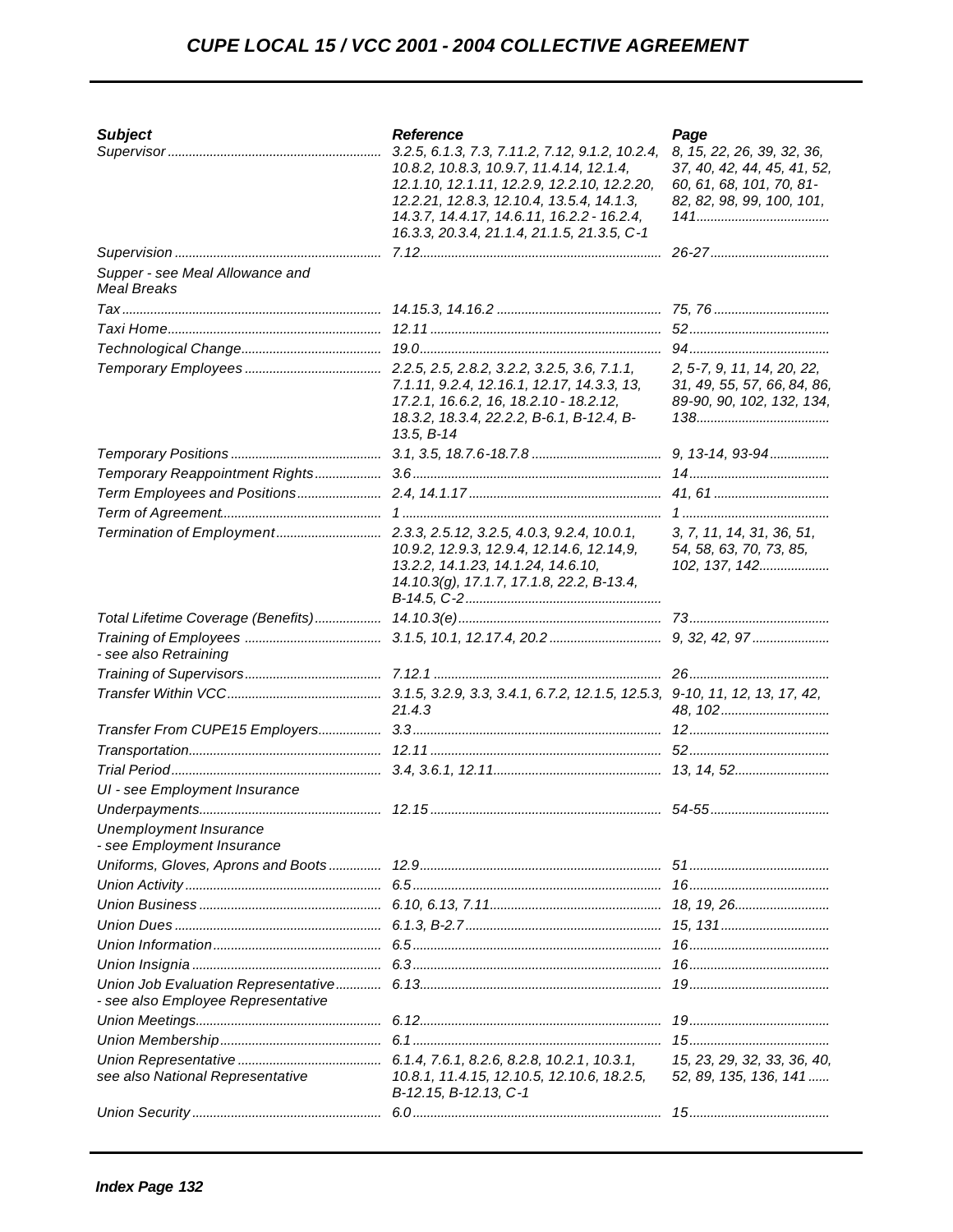| Subject | Reference | Page |
|---|---|---|
| Supervisor | 3.2.5, 6.1.3, 7.3, 7.11.2, 7.12, 9.1.2, 10.2.4, 10.8.2, 10.8.3, 10.9.7, 11.4.14, 12.1.4, 12.1.10, 12.1.11, 12.2.9, 12.2.10, 12.2.20, 12.2.21, 12.8.3, 12.10.4, 13.5.4, 14.1.3, 14.3.7, 14.4.17, 14.6.11, 16.2.2 - 16.2.4, 16.3.3, 20.3.4, 21.1.4, 21.1.5, 21.3.5, C-1 | 8, 15, 22, 26, 39, 32, 36, 37, 40, 42, 44, 45, 41, 52, 60, 61, 68, 101, 70, 81-82, 82, 98, 99, 100, 101, 141 |
| Supervision | 7.12 | 26-27 |
| Supper - see Meal Allowance and Meal Breaks | | |
| Tax | 14.15.3, 14.16.2 | 75, 76 |
| Taxi Home | 12.11 | 52 |
| Technological Change | 19.0 | 94 |
| Temporary Employees | 2.2.5, 2.5, 2.8.2, 3.2.2, 3.2.5, 3.6, 7.1.1, 7.1.11, 9.2.4, 12.16.1, 12.17, 14.3.3, 13, 17.2.1, 16.6.2, 16, 18.2.10 - 18.2.12, 18.3.2, 18.3.4, 22.2.2, B-6.1, B-12.4, B-13.5, B-14 | 2, 5-7, 9, 11, 14, 20, 22, 31, 49, 55, 57, 66, 84, 86, 89-90, 90, 102, 132, 134, 138 |
| Temporary Positions | 3.1, 3.5, 18.7.6-18.7.8 | 9, 13-14, 93-94 |
| Temporary Reappointment Rights | 3.6 | 14 |
| Term Employees and Positions | 2.4, 14.1.17 | 41, 61 |
| Term of Agreement | 1 | 1 |
| Termination of Employment | 2.3.3, 2.5.12, 3.2.5, 4.0.3, 9.2.4, 10.0.1, 10.9.2, 12.9.3, 12.9.4, 12.14.6, 12.14,9, 13.2.2, 14.1.23, 14.1.24, 14.6.10, 14.10.3(g), 17.1.7, 17.1.8, 22.2, B-13.4, B-14.5, C-2 | 3, 7, 11, 14, 31, 36, 51, 54, 58, 63, 70, 73, 85, 102, 137, 142 |
| Total Lifetime Coverage (Benefits) | 14.10.3(e) | 73 |
| Training of Employees - see also Retraining | 3.1.5, 10.1, 12.17.4, 20.2 | 9, 32, 42, 97 |
| Training of Supervisors | 7.12.1 | 26 |
| Transfer Within VCC | 3.1.5, 3.2.9, 3.3, 3.4.1, 6.7.2, 12.1.5, 12.5.3, 21.4.3 | 9-10, 11, 12, 13, 17, 42, 48, 102 |
| Transfer From CUPE15 Employers | 3.3 | 12 |
| Transportation | 12.11 | 52 |
| Trial Period | 3.4, 3.6.1, 12.11 | 13, 14, 52 |
| UI - see Employment Insurance | | |
| Underpayments | 12.15 | 54-55 |
| Unemployment Insurance - see Employment Insurance | | |
| Uniforms, Gloves, Aprons and Boots | 12.9 | 51 |
| Union Activity | 6.5 | 16 |
| Union Business | 6.10, 6.13, 7.11 | 18, 19, 26 |
| Union Dues | 6.1.3, B-2.7 | 15, 131 |
| Union Information | 6.5 | 16 |
| Union Insignia | 6.3 | 16 |
| Union Job Evaluation Representative - see also Employee Representative | 6.13 | 19 |
| Union Meetings | 6.12 | 19 |
| Union Membership | 6.1 | 15 |
| Union Representative see also National Representative | 6.1.4, 7.6.1, 8.2.6, 8.2.8, 10.2.1, 10.3.1, 10.8.1, 11.4.15, 12.10.5, 12.10.6, 18.2.5, B-12.15, B-12.13, C-1 | 15, 23, 29, 32, 33, 36, 40, 52, 89, 135, 136, 141 |
| Union Security | 6.0 | 15 |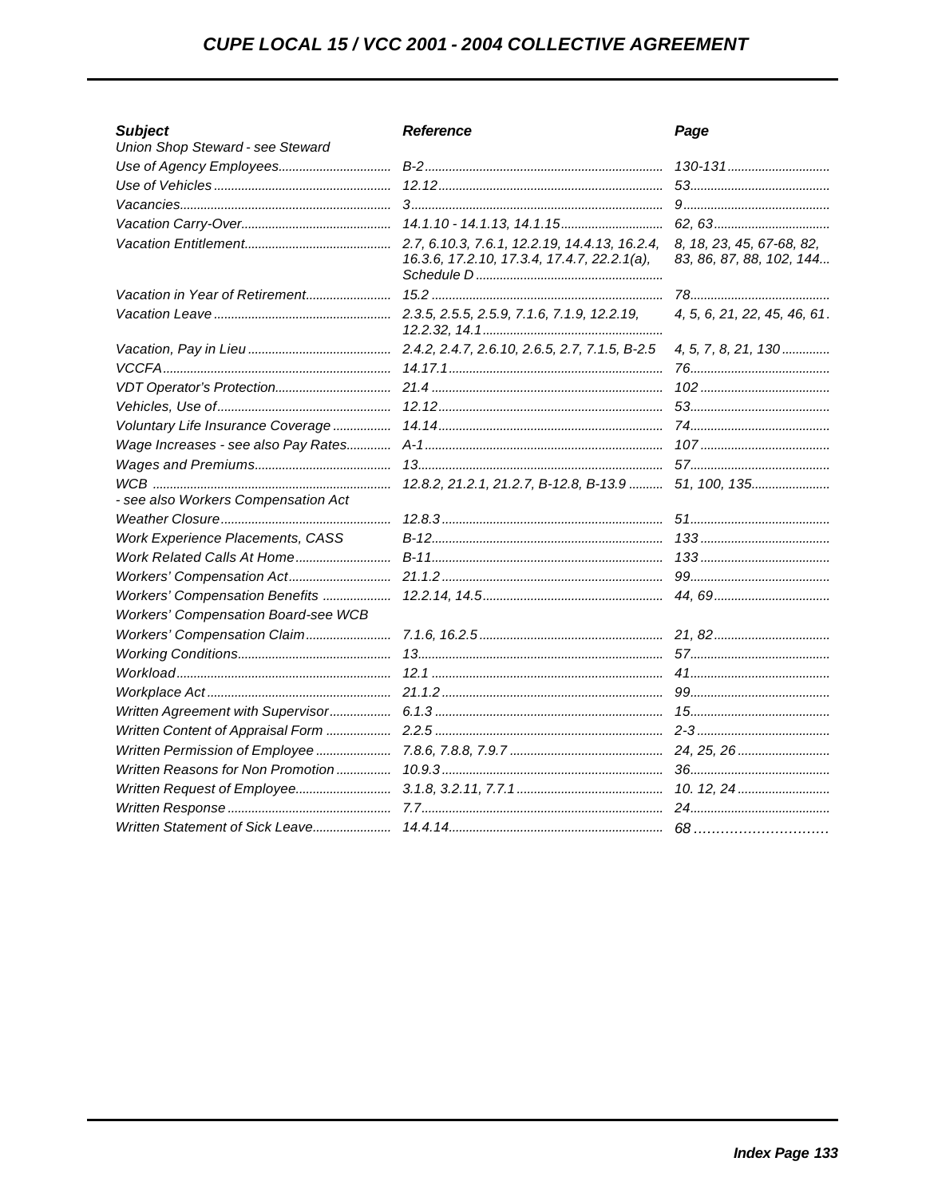| Subject | Reference | Page |
|---|---|---|
| Union Shop Steward - see Steward | | |
| Use of Agency Employees | B-2 | 130-131 |
| Use of Vehicles | 12.12 | 53 |
| Vacancies | 3 | 9 |
| Vacation Carry-Over | 14.1.10 - 14.1.13, 14.1.15 | 62, 63 |
| Vacation Entitlement | 2.7, 6.10.3, 7.6.1, 12.2.19, 14.4.13, 16.2.4, 16.3.6, 17.2.10, 17.3.4, 17.4.7, 22.2.1(a), Schedule D | 8, 18, 23, 45, 67-68, 82, 83, 86, 87, 88, 102, 144 |
| Vacation in Year of Retirement | 15.2 | 78 |
| Vacation Leave | 2.3.5, 2.5.5, 2.5.9, 7.1.6, 7.1.9, 12.2.19, 12.2.32, 14.1 | 4, 5, 6, 21, 22, 45, 46, 61 |
| Vacation, Pay in Lieu | 2.4.2, 2.4.7, 2.6.10, 2.6.5, 2.7, 7.1.5, B-2.5 | 4, 5, 7, 8, 21, 130 |
| VCCFA | 14.17.1 | 76 |
| VDT Operator's Protection | 21.4 | 102 |
| Vehicles, Use of | 12.12 | 53 |
| Voluntary Life Insurance Coverage | 14.14 | 74 |
| Wage Increases - see also Pay Rates | A-1 | 107 |
| Wages and Premiums | 13 | 57 |
| WCB - see also Workers Compensation Act | 12.8.2, 21.2.1, 21.2.7, B-12.8, B-13.9 | 51, 100, 135 |
| Weather Closure | 12.8.3 | 51 |
| Work Experience Placements, CASS | B-12 | 133 |
| Work Related Calls At Home | B-11 | 133 |
| Workers' Compensation Act | 21.1.2 | 99 |
| Workers' Compensation Benefits | 12.2.14, 14.5 | 44, 69 |
| Workers' Compensation Board-see WCB | | |
| Workers' Compensation Claim | 7.1.6, 16.2.5 | 21, 82 |
| Working Conditions | 13 | 57 |
| Workload | 12.1 | 41 |
| Workplace Act | 21.1.2 | 99 |
| Written Agreement with Supervisor | 6.1.3 | 15 |
| Written Content of Appraisal Form | 2.2.5 | 2-3 |
| Written Permission of Employee | 7.8.6, 7.8.8, 7.9.7 | 24, 25, 26 |
| Written Reasons for Non Promotion | 10.9.3 | 36 |
| Written Request of Employee | 3.1.8, 3.2.11, 7.7.1 | 10. 12, 24 |
| Written Response | 7.7 | 24 |
| Written Statement of Sick Leave | 14.4.14 | 68 |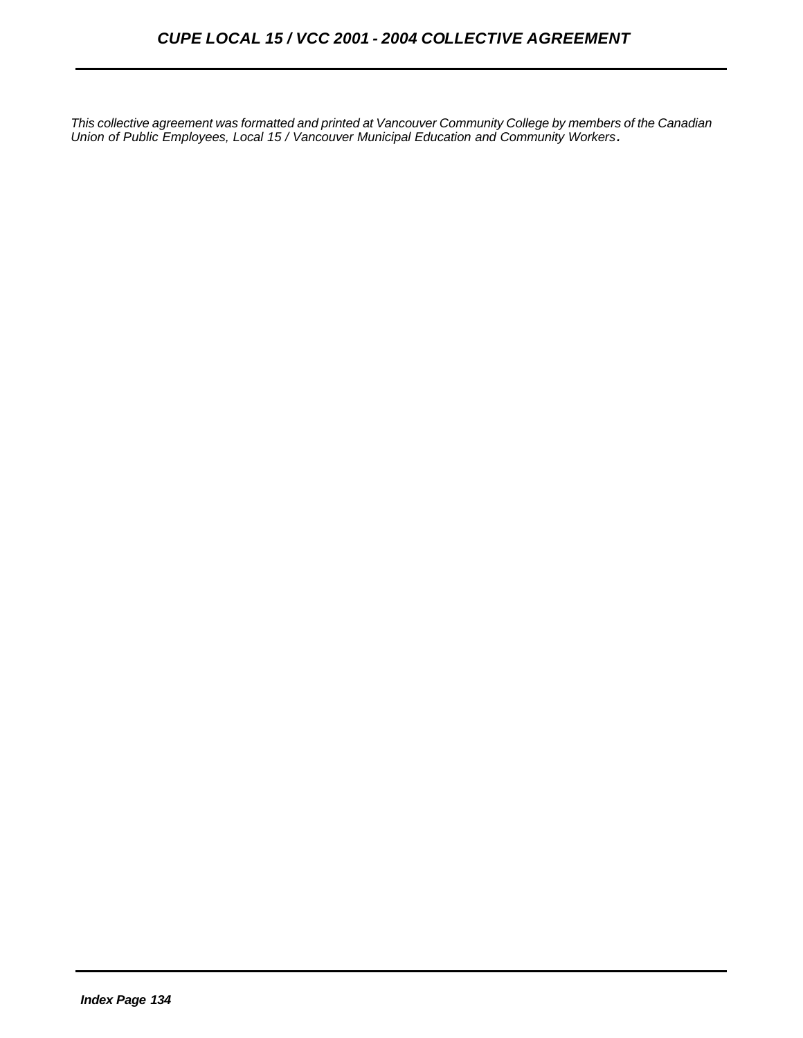*This collective agreement was formatted and printed at Vancouver Community College by members of the Canadian Union of Public Employees, Local 15 / Vancouver Municipal Education and Community Workers.*